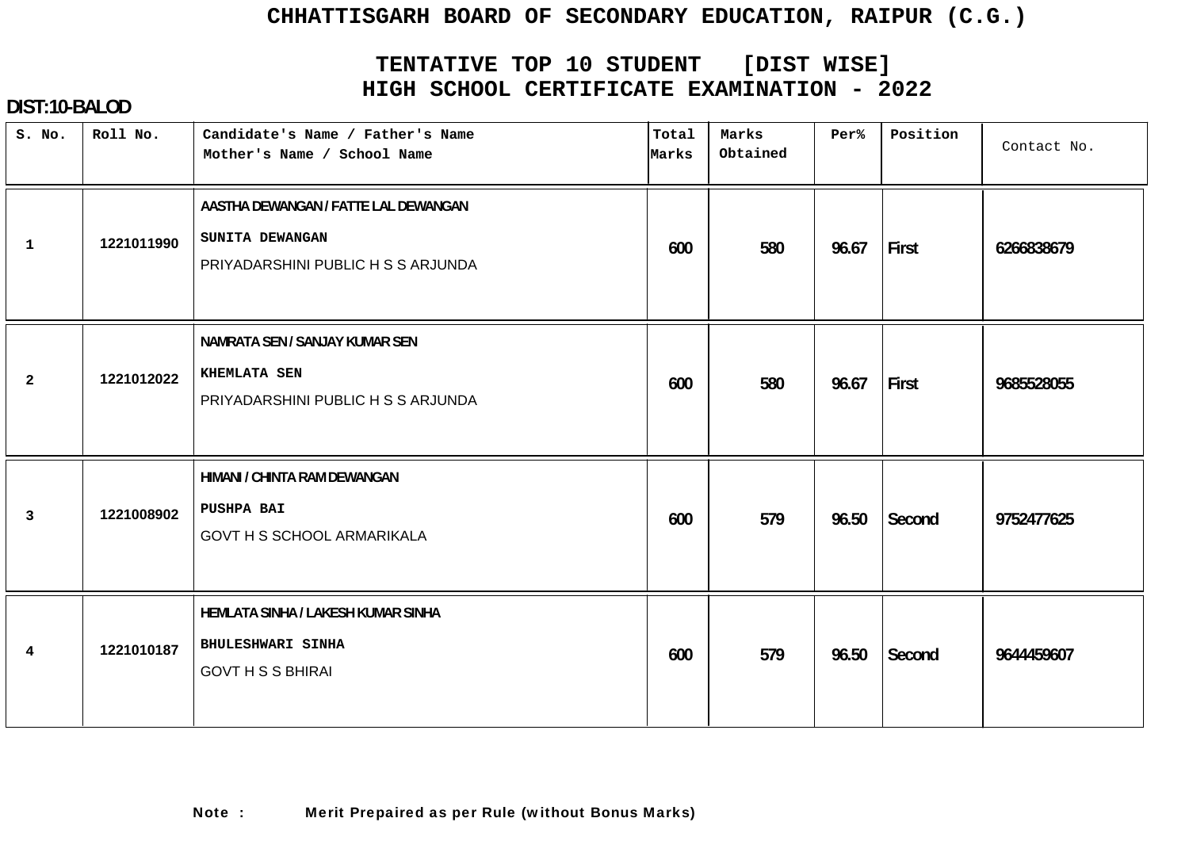# CHHATTISGARH BOARD OF SECONDARY EDUCATION, RAIPUR (C.G.)

## TENTATIVE TOP 10 STUDENT [DIST WISE]
## HIGH SCHOOL CERTIFICATE EXAMINATION - 2022

**DIST:10-BALOD**

| S. No. | Roll No. | Candidate's Name / Father's Name<br>Mother's Name / School Name | Total Marks | Marks Obtained | Per% | Position | Contact No. |
|---|---|---|---|---|---|---|---|
| 1 | 1221011990 | AASTHA DEWANGAN / FATTE LAL DEWANGAN<br>SUNITA DEWANGAN<br>PRIYADARSHINI PUBLIC H S S ARJUNDA | 600 | 580 | 96.67 | First | 6266838679 |
| 2 | 1221012022 | NAMRATA SEN / SANJAY KUMAR SEN<br>KHEMLATA SEN<br>PRIYADARSHINI PUBLIC H S S ARJUNDA | 600 | 580 | 96.67 | First | 9685528055 |
| 3 | 1221008902 | HIMANI / CHINTA RAM DEWANGAN<br>PUSHPA BAI<br>GOVT H S SCHOOL ARMARIKALA | 600 | 579 | 96.50 | Second | 9752477625 |
| 4 | 1221010187 | HEMLATA SINHA / LAKESH KUMAR SINHA<br>BHULESHWARI SINHA<br>GOVT H S S BHIRAI | 600 | 579 | 96.50 | Second | 9644459607 |

**Note :** **Merit Prepaired as per Rule (without Bonus Marks)**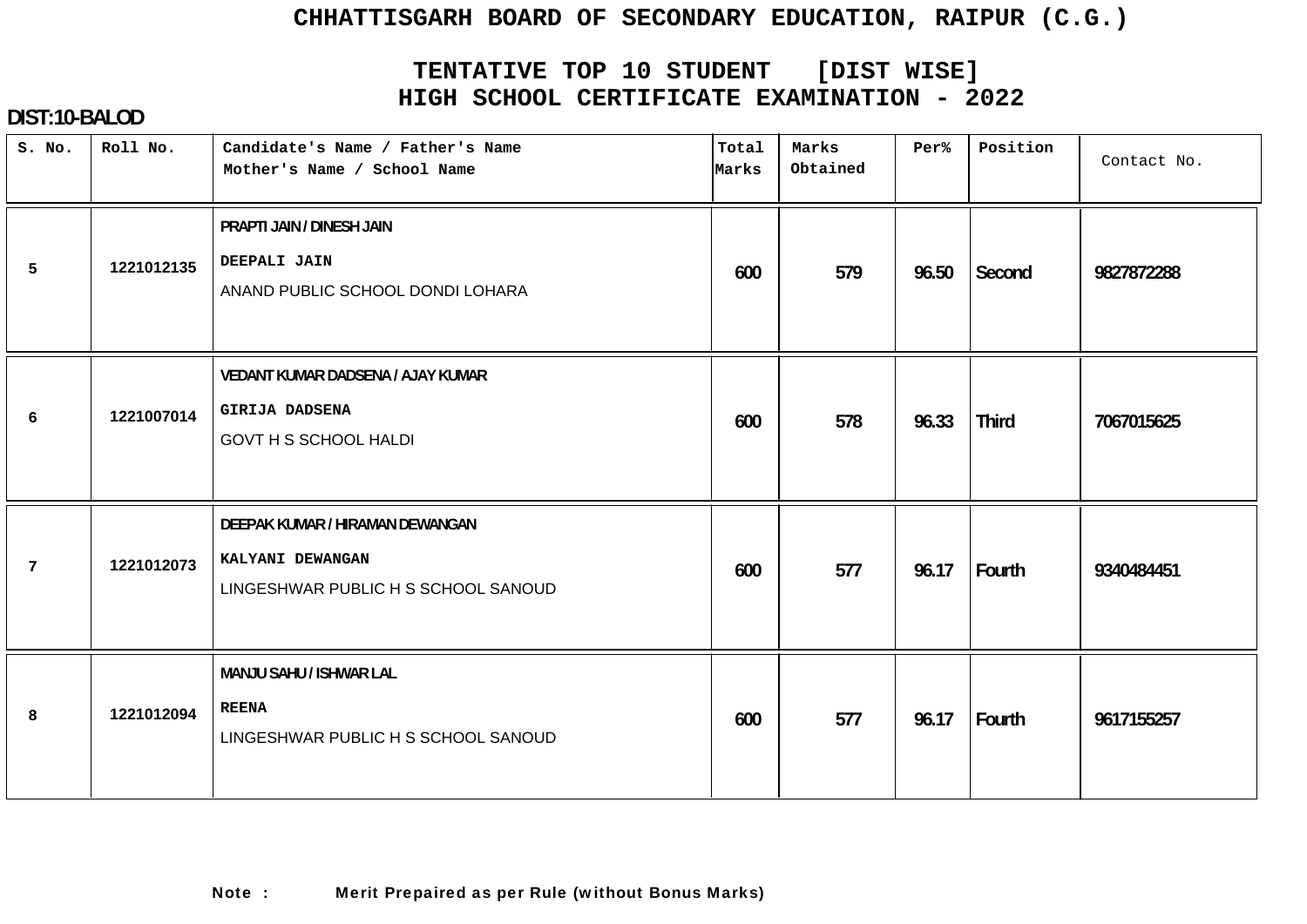# CHHATTISGARH BOARD OF SECONDARY EDUCATION, RAIPUR (C.G.)

## TENTATIVE TOP 10 STUDENT [DIST WISE]
## HIGH SCHOOL CERTIFICATE EXAMINATION - 2022

**DIST:10-BALOD**

| S. No. | Roll No. | Candidate's Name / Father's Name<br>Mother's Name / School Name | Total Marks | Marks Obtained | Per% | Position | Contact No. |
|---|---|---|---|---|---|---|---|
| 5 | 1221012135 | PRAPTI JAIN / DINESH JAIN<br>DEEPALI JAIN<br>ANAND PUBLIC SCHOOL DONDI LOHARA | 600 | 579 | 96.50 | Second | 9827872288 |
| 6 | 1221007014 | VEDANT KUMAR DADSENA / AJAY KUMAR<br>GIRIJA DADSENA<br>GOVT H S SCHOOL HALDI | 600 | 578 | 96.33 | Third | 7067015625 |
| 7 | 1221012073 | DEEPAK KUMAR / HIRAMAN DEWANGAN<br>KALYANI DEWANGAN<br>LINGESHWAR PUBLIC H S SCHOOL SANOUD | 600 | 577 | 96.17 | Fourth | 9340484451 |
| 8 | 1221012094 | MANJU SAHU / ISHWAR LAL<br>REENA<br>LINGESHWAR PUBLIC H S SCHOOL SANOUD | 600 | 577 | 96.17 | Fourth | 9617155257 |

**Note : Merit Prepaired as per Rule (without Bonus Marks)**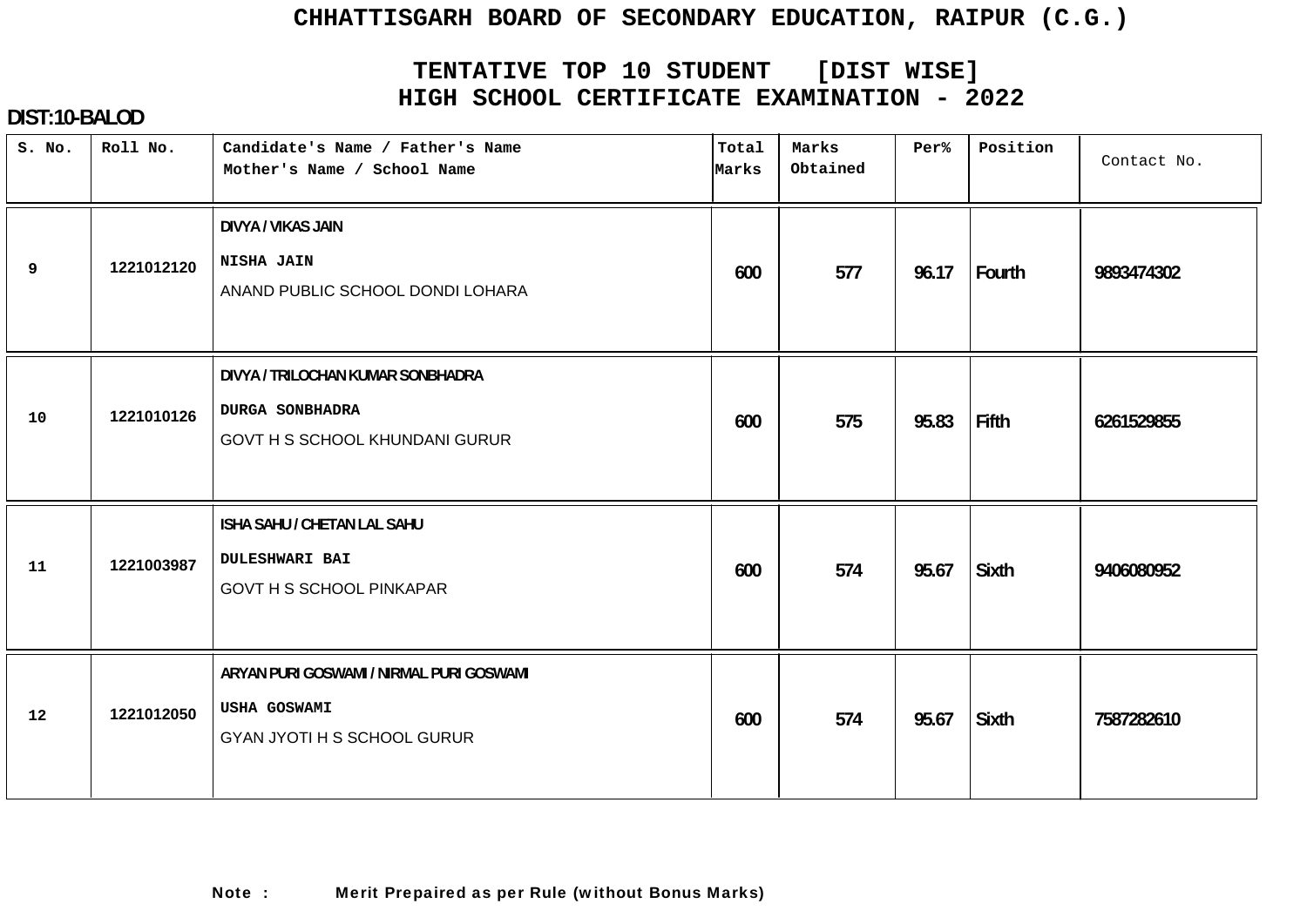# CHHATTISGARH BOARD OF SECONDARY EDUCATION, RAIPUR (C.G.)

## TENTATIVE TOP 10 STUDENT [DIST WISE]
## HIGH SCHOOL CERTIFICATE EXAMINATION - 2022

**DIST:10-BALOD**

| S. No. | Roll No. | Candidate's Name / Father's Name<br>Mother's Name / School Name | Total Marks | Marks Obtained | Per% | Position | Contact No. |
|---|---|---|---|---|---|---|---|
| 9 | 1221012120 | DIVYA / VIKAS JAIN<br>NISHA JAIN<br>ANAND PUBLIC SCHOOL DONDI LOHARA | 600 | 577 | 96.17 | Fourth | 9893474302 |
| 10 | 1221010126 | DIVYA / TRILOCHAN KUMAR SONBHADRA<br>DURGA SONBHADRA<br>GOVT H S SCHOOL KHUNDANI GURUR | 600 | 575 | 95.83 | Fifth | 6261529855 |
| 11 | 1221003987 | ISHA SAHU / CHETAN LAL SAHU<br>DULESHWARI BAI<br>GOVT H S SCHOOL PINKAPAR | 600 | 574 | 95.67 | Sixth | 9406080952 |
| 12 | 1221012050 | ARYAN PURI GOSWAMI / NIRMAL PURI GOSWAMI<br>USHA GOSWAMI<br>GYAN JYOTI H S SCHOOL GURUR | 600 | 574 | 95.67 | Sixth | 7587282610 |

**Note : Merit Prepaired as per Rule (without Bonus Marks)**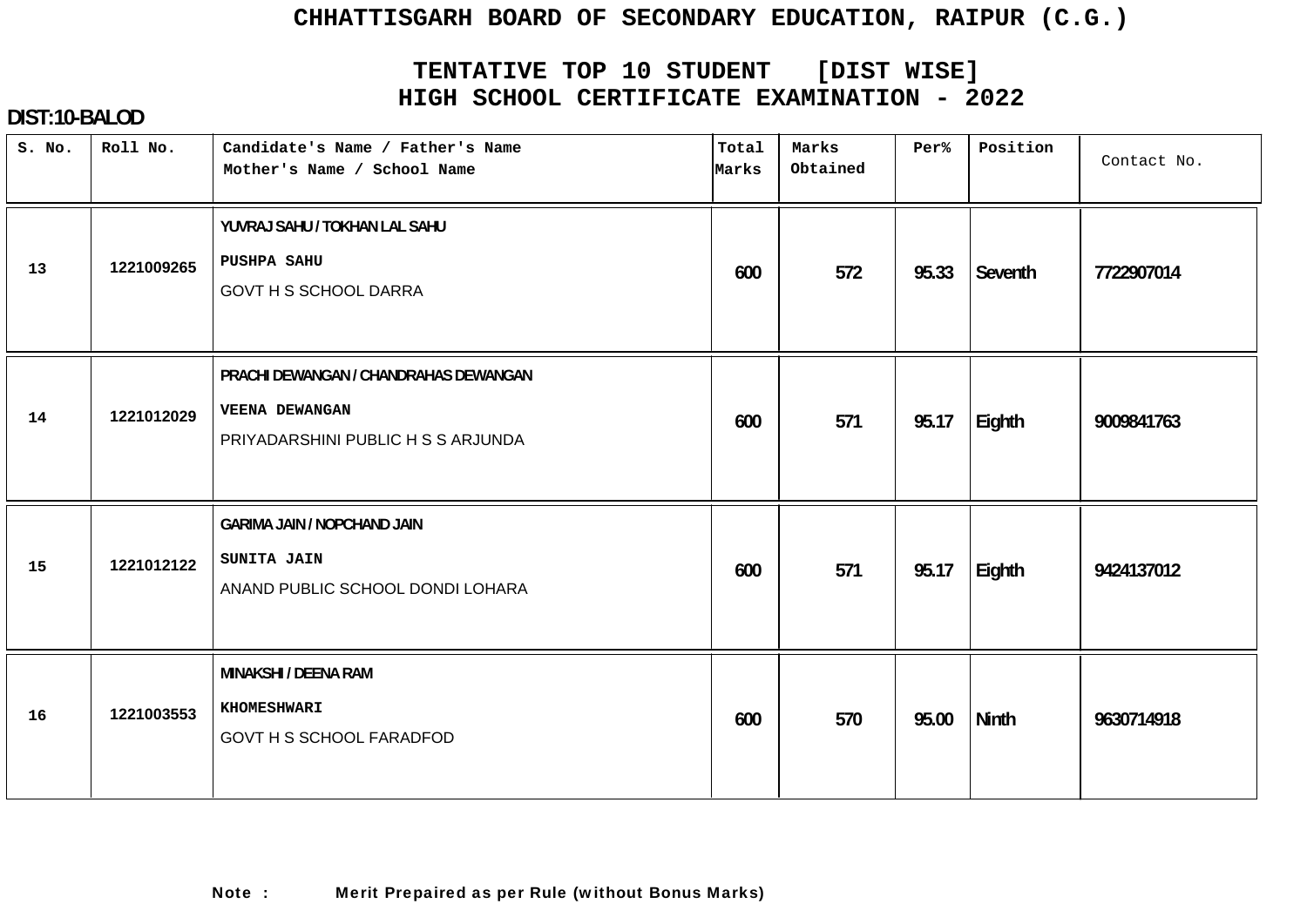# CHHATTISGARH BOARD OF SECONDARY EDUCATION, RAIPUR (C.G.)

## TENTATIVE TOP 10 STUDENT [DIST WISE]
## HIGH SCHOOL CERTIFICATE EXAMINATION - 2022

**DIST:10-BALOD**

| S. No. | Roll No. | Candidate's Name / Father's Name<br>Mother's Name / School Name | Total Marks | Marks Obtained | Per% | Position | Contact No. |
|---|---|---|---|---|---|---|---|
| 13 | 1221009265 | YUVRAJ SAHU / TOKHAN LAL SAHU<br>PUSHPA SAHU<br>GOVT H S SCHOOL DARRA | 600 | 572 | 95.33 | Seventh | 7722907014 |
| 14 | 1221012029 | PRACHI DEWANGAN / CHANDRAHAS DEWANGAN<br>VEENA DEWANGAN<br>PRIYADARSHINI PUBLIC H S S ARJUNDA | 600 | 571 | 95.17 | Eighth | 9009841763 |
| 15 | 1221012122 | GARIMA JAIN / NOPCHAND JAIN<br>SUNITA JAIN<br>ANAND PUBLIC SCHOOL DONDI LOHARA | 600 | 571 | 95.17 | Eighth | 9424137012 |
| 16 | 1221003553 | MINAKSHI / DEENA RAM<br>KHOMESHWARI<br>GOVT H S SCHOOL FARADFOD | 600 | 570 | 95.00 | Ninth | 9630714918 |

**Note :** **Merit Prepaired as per Rule (without Bonus Marks)**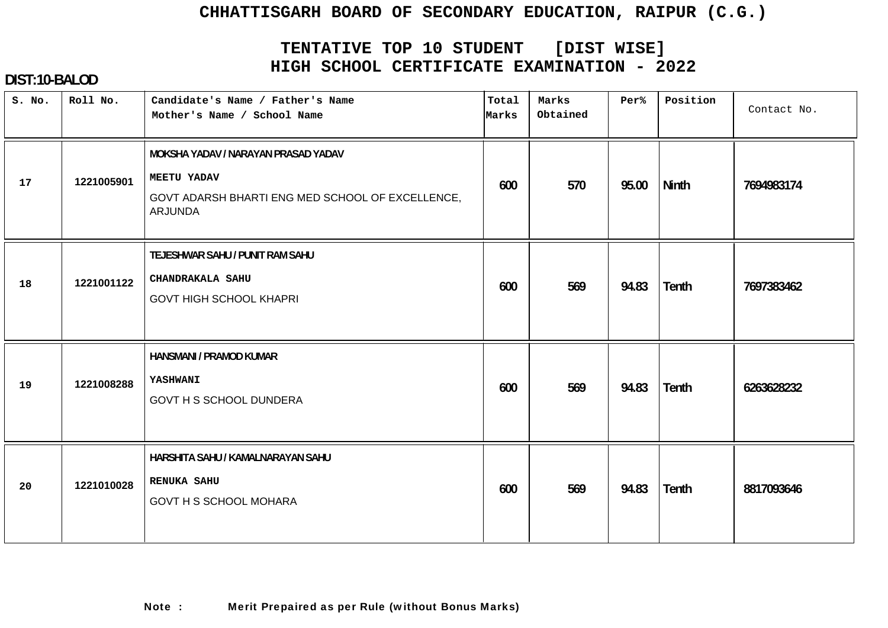# CHHATTISGARH BOARD OF SECONDARY EDUCATION, RAIPUR (C.G.)

## TENTATIVE TOP 10 STUDENT [DIST WISE]
## HIGH SCHOOL CERTIFICATE EXAMINATION - 2022

**DIST:10-BALOD**

| S. No. | Roll No. | Candidate's Name / Father's Name<br>Mother's Name / School Name | Total Marks | Marks Obtained | Per% | Position | Contact No. |
|---|---|---|---|---|---|---|---|
| 17 | 1221005901 | MOKSHA YADAV / NARAYAN PRASAD YADAV<br>MEETU YADAV<br>GOVT ADARSH BHARTI ENG MED SCHOOL OF EXCELLENCE, ARJUNDA | 600 | 570 | 95.00 | Ninth | 7694983174 |
| 18 | 1221001122 | TEJESHWAR SAHU / PUNIT RAM SAHU<br>CHANDRAKALA SAHU<br>GOVT HIGH SCHOOL KHAPRI | 600 | 569 | 94.83 | Tenth | 7697383462 |
| 19 | 1221008288 | HANSMANI / PRAMOD KUMAR<br>YASHWANI<br>GOVT H S SCHOOL DUNDERA | 600 | 569 | 94.83 | Tenth | 6263628232 |
| 20 | 1221010028 | HARSHITA SAHU / KAMALNARAYAN SAHU<br>RENUKA SAHU<br>GOVT H S SCHOOL MOHARA | 600 | 569 | 94.83 | Tenth | 8817093646 |

**Note : Merit Prepaired as per Rule (without Bonus Marks)**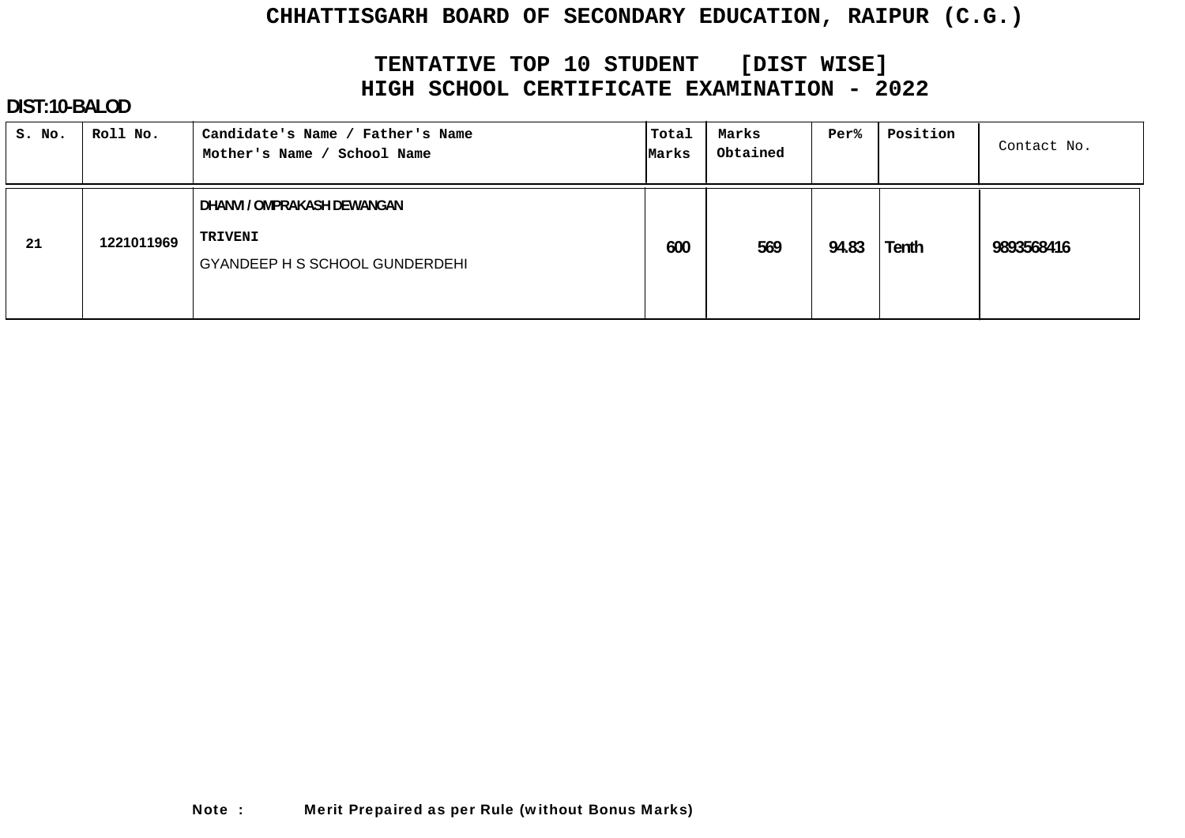# CHHATTISGARH BOARD OF SECONDARY EDUCATION, RAIPUR (C.G.)

## TENTATIVE TOP 10 STUDENT [DIST WISE]
## HIGH SCHOOL CERTIFICATE EXAMINATION - 2022

**DIST:10-BALOD**

| S. No. | Roll No. | Candidate's Name / Father's Name<br>Mother's Name / School Name | Total Marks | Marks Obtained | Per% | Position | Contact No. |
|---|---|---|---|---|---|---|---|
| 21 | 1221011969 | DHANVI / OMPRAKASH DEWANGAN<br>TRIVENI<br>GYANDEEP H S SCHOOL GUNDERDEHI | 600 | 569 | 94.83 | Tenth | 9893568416 |

**Note :** **Merit Prepaired as per Rule (without Bonus Marks)**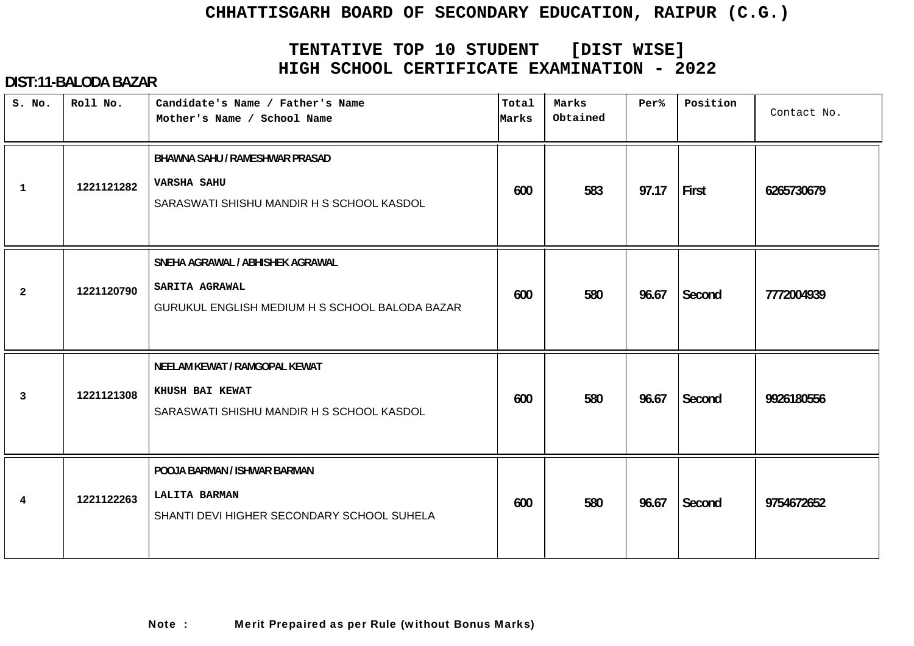# CHHATTISGARH BOARD OF SECONDARY EDUCATION, RAIPUR (C.G.)

## TENTATIVE TOP 10 STUDENT [DIST WISE]
## HIGH SCHOOL CERTIFICATE EXAMINATION - 2022

**DIST:11-BALODA BAZAR**

| S. No. | Roll No. | Candidate's Name / Father's Name<br>Mother's Name / School Name | Total Marks | Marks Obtained | Per% | Position | Contact No. |
|---|---|---|---|---|---|---|---|
| 1 | 1221121282 | BHAWNA SAHU / RAMESHWAR PRASAD<br>VARSHA SAHU<br>SARASWATI SHISHU MANDIR H S SCHOOL KASDOL | 600 | 583 | 97.17 | First | 6265730679 |
| 2 | 1221120790 | SNEHA AGRAWAL / ABHISHEK AGRAWAL<br>SARITA AGRAWAL<br>GURUKUL ENGLISH MEDIUM H S SCHOOL BALODA BAZAR | 600 | 580 | 96.67 | Second | 7772004939 |
| 3 | 1221121308 | NEELAM KEWAT / RAMGOPAL KEWAT<br>KHUSH BAI KEWAT<br>SARASWATI SHISHU MANDIR H S SCHOOL KASDOL | 600 | 580 | 96.67 | Second | 9926180556 |
| 4 | 1221122263 | POOJA BARMAN / ISHWAR BARMAN<br>LALITA BARMAN<br>SHANTI DEVI HIGHER SECONDARY SCHOOL SUHELA | 600 | 580 | 96.67 | Second | 9754672652 |

**Note : Merit Prepaired as per Rule (without Bonus Marks)**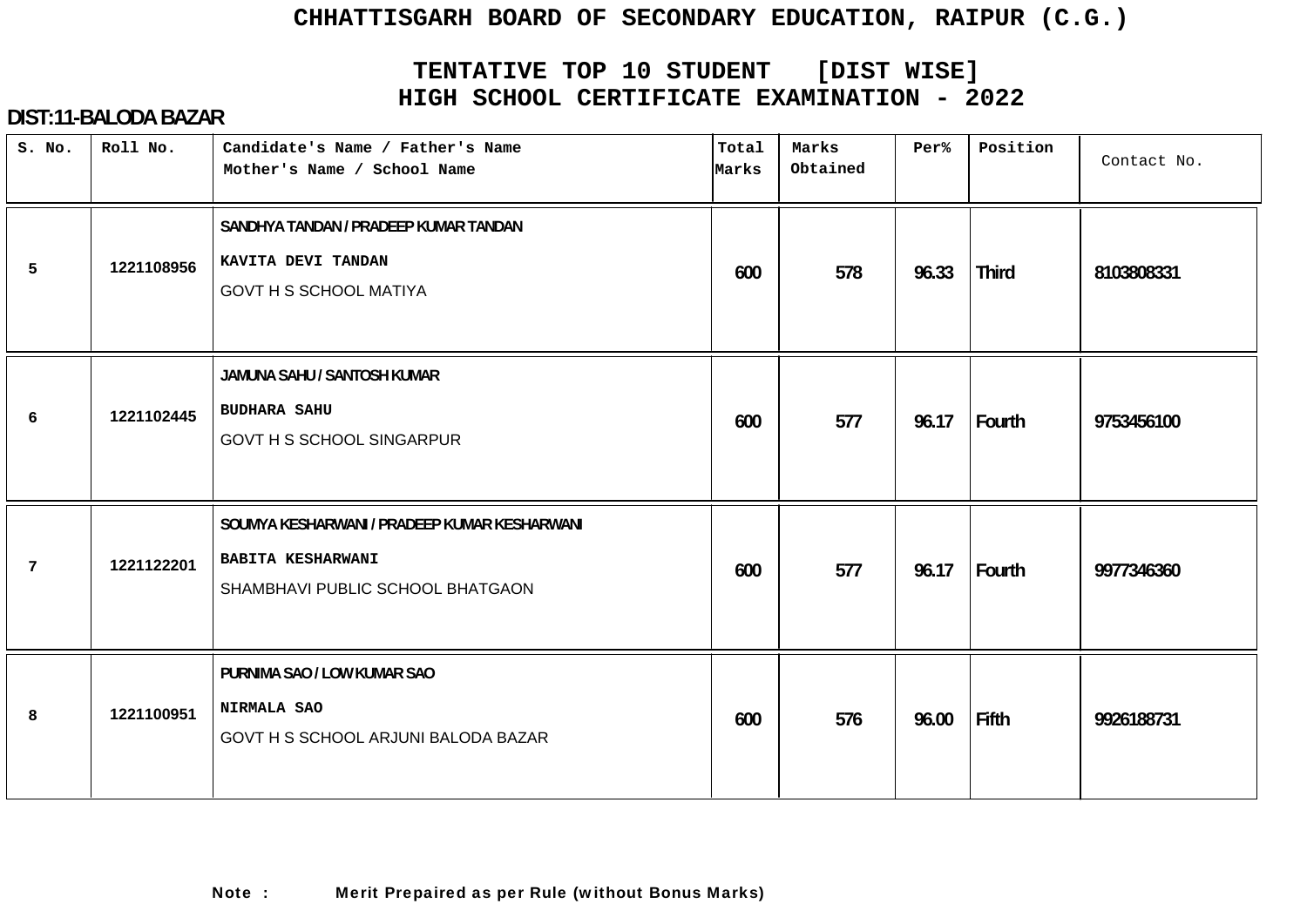# CHHATTISGARH BOARD OF SECONDARY EDUCATION, RAIPUR (C.G.)

## TENTATIVE TOP 10 STUDENT [DIST WISE]
## HIGH SCHOOL CERTIFICATE EXAMINATION - 2022

**DIST:11-BALODA BAZAR**

| S. No. | Roll No. | Candidate's Name / Father's Name<br>Mother's Name / School Name | Total Marks | Marks Obtained | Per% | Position | Contact No. |
|---|---|---|---|---|---|---|---|
| 5 | 1221108956 | SANDHYA TANDAN / PRADEEP KUMAR TANDAN<br>KAVITA DEVI TANDAN<br>GOVT H S SCHOOL MATIYA | 600 | 578 | 96.33 | Third | 8103808331 |
| 6 | 1221102445 | JAMUNA SAHU / SANTOSH KUMAR<br>BUDHARA SAHU<br>GOVT H S SCHOOL SINGARPUR | 600 | 577 | 96.17 | Fourth | 9753456100 |
| 7 | 1221122201 | SOUMYA KESHARWANI / PRADEEP KUMAR KESHARWANI<br>BABITA KESHARWANI<br>SHAMBHAVI PUBLIC SCHOOL BHATGAON | 600 | 577 | 96.17 | Fourth | 9977346360 |
| 8 | 1221100951 | PURNIMA SAO / LOW KUMAR SAO<br>NIRMALA SAO<br>GOVT H S SCHOOL ARJUNI BALODA BAZAR | 600 | 576 | 96.00 | Fifth | 9926188731 |

**Note : Merit Prepaired as per Rule (without Bonus Marks)**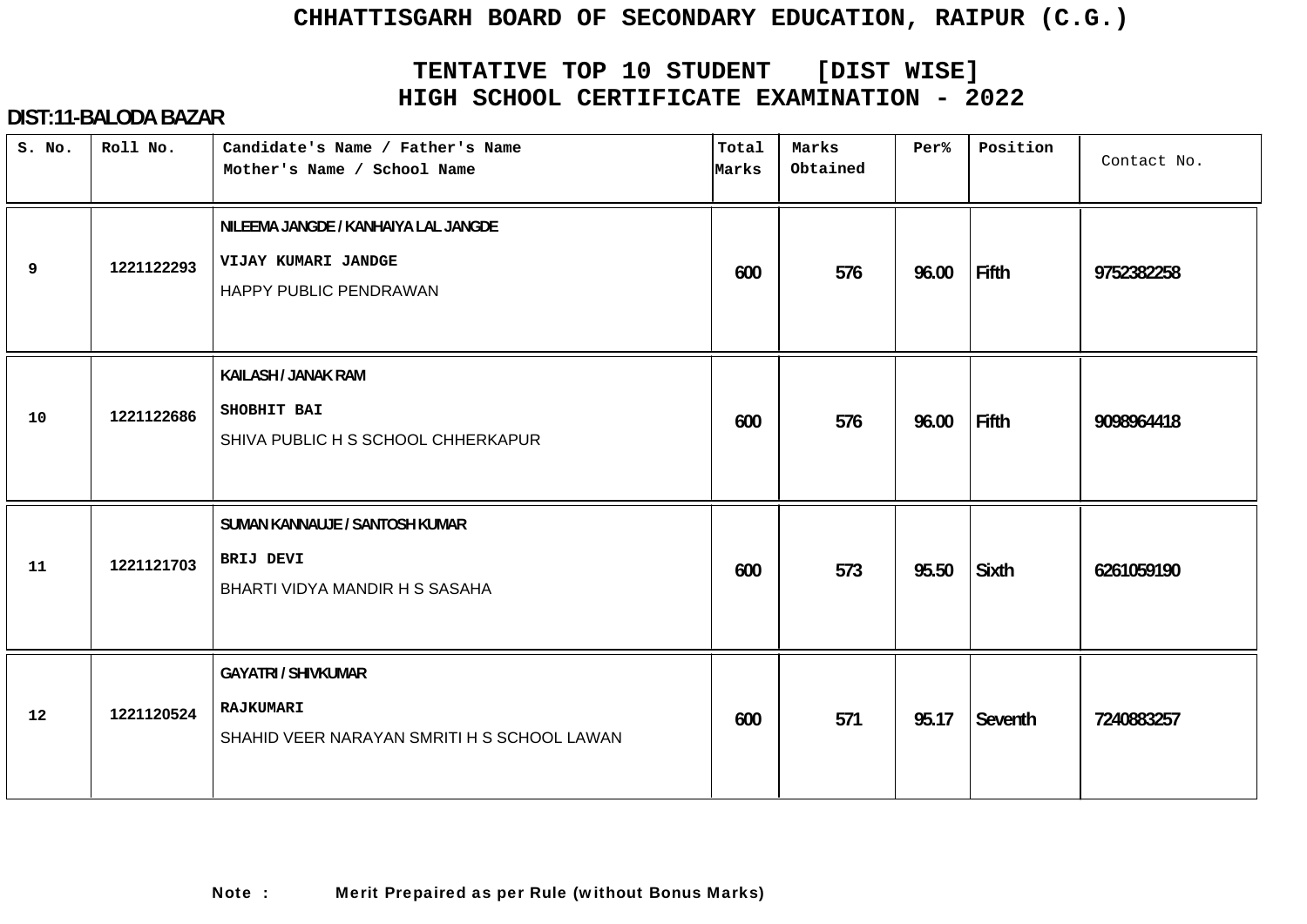# CHHATTISGARH BOARD OF SECONDARY EDUCATION, RAIPUR (C.G.)

## TENTATIVE TOP 10 STUDENT [DIST WISE]
## HIGH SCHOOL CERTIFICATE EXAMINATION - 2022

**DIST:11-BALODA BAZAR**

| S. No. | Roll No. | Candidate's Name / Father's Name<br>Mother's Name / School Name | Total Marks | Marks Obtained | Per% | Position | Contact No. |
|---|---|---|---|---|---|---|---|
| 9 | 1221122293 | NILEEMA JANGDE / KANHAIYA LAL JANGDE<br>VIJAY KUMARI JANDGE<br>HAPPY PUBLIC PENDRAWAN | 600 | 576 | 96.00 | Fifth | 9752382258 |
| 10 | 1221122686 | KAILASH / JANAK RAM<br>SHOBHIT BAI<br>SHIVA PUBLIC H S SCHOOL CHHERKAPUR | 600 | 576 | 96.00 | Fifth | 9098964418 |
| 11 | 1221121703 | SUMAN KANNAUJE / SANTOSH KUMAR<br>BRIJ DEVI<br>BHARTI VIDYA MANDIR H S SASAHA | 600 | 573 | 95.50 | Sixth | 6261059190 |
| 12 | 1221120524 | GAYATRI / SHIVKUMAR<br>RAJKUMARI<br>SHAHID VEER NARAYAN SMRITI H S SCHOOL LAWAN | 600 | 571 | 95.17 | Seventh | 7240883257 |

**Note : Merit Prepaired as per Rule (without Bonus Marks)**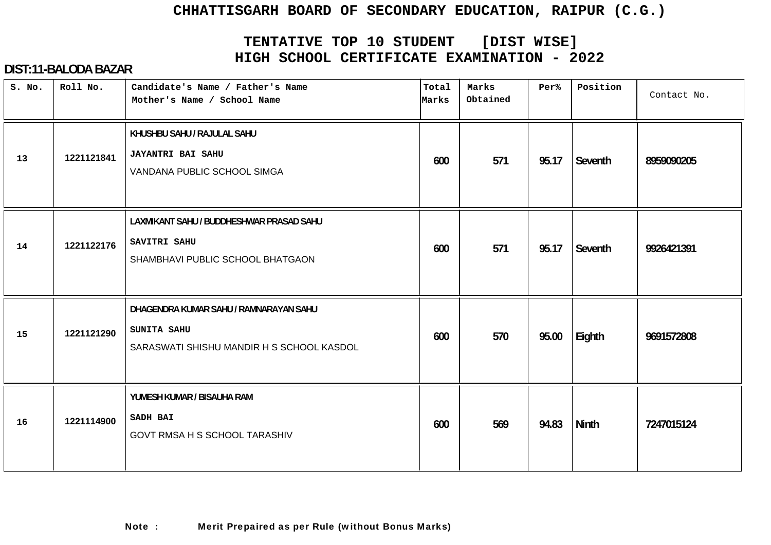# CHHATTISGARH BOARD OF SECONDARY EDUCATION, RAIPUR (C.G.)

## TENTATIVE TOP 10 STUDENT [DIST WISE]
## HIGH SCHOOL CERTIFICATE EXAMINATION - 2022

**DIST:11-BALODA BAZAR**

| S. No. | Roll No. | Candidate's Name / Father's Name<br>Mother's Name / School Name | Total Marks | Marks Obtained | Per% | Position | Contact No. |
|---|---|---|---|---|---|---|---|
| 13 | 1221121841 | KHUSHBU SAHU / RAJULAL SAHU<br>JAYANTRI BAI SAHU<br>VANDANA PUBLIC SCHOOL SIMGA | 600 | 571 | 95.17 | Seventh | 8959090205 |
| 14 | 1221122176 | LAXMIKANT SAHU / BUDDHESHWAR PRASAD SAHU<br>SAVITRI SAHU<br>SHAMBHAVI PUBLIC SCHOOL BHATGAON | 600 | 571 | 95.17 | Seventh | 9926421391 |
| 15 | 1221121290 | DHAGENDRA KUMAR SAHU / RAMNARAYAN SAHU<br>SUNITA SAHU<br>SARASWATI SHISHU MANDIR H S SCHOOL KASDOL | 600 | 570 | 95.00 | Eighth | 9691572808 |
| 16 | 1221114900 | YUMESH KUMAR / BISAUHA RAM<br>SADH BAI<br>GOVT RMSA H S SCHOOL TARASHIV | 600 | 569 | 94.83 | Ninth | 7247015124 |

**Note :** Merit Prepaired as per Rule (without Bonus Marks)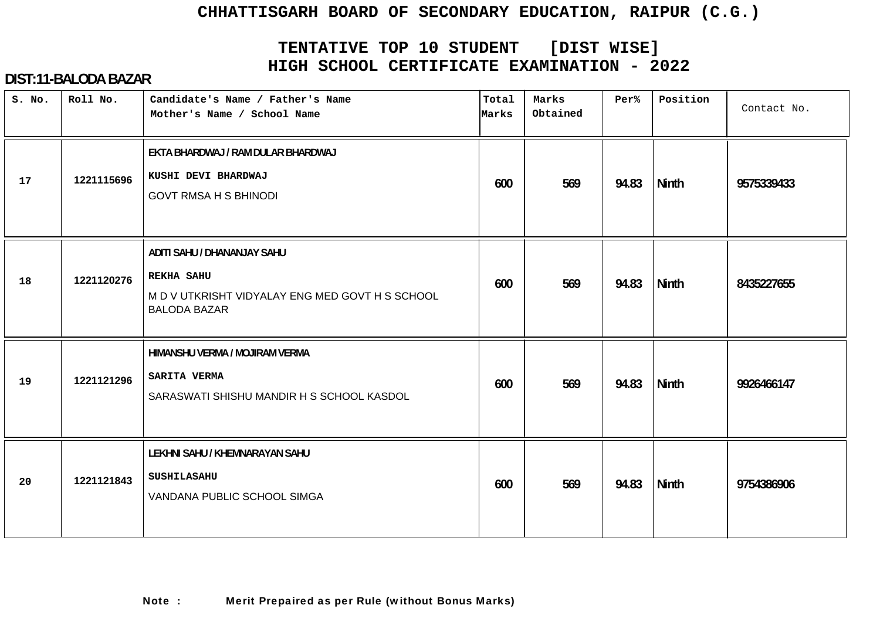# CHHATTISGARH BOARD OF SECONDARY EDUCATION, RAIPUR (C.G.)

## TENTATIVE TOP 10 STUDENT [DIST WISE]
## HIGH SCHOOL CERTIFICATE EXAMINATION - 2022

**DIST:11-BALODA BAZAR**

| S. No. | Roll No. | Candidate's Name / Father's Name<br>Mother's Name / School Name | Total Marks | Marks Obtained | Per% | Position | Contact No. |
|---|---|---|---|---|---|---|---|
| 17 | 1221115696 | EKTA BHARDWAJ / RAM DULAR BHARDWAJ<br>KUSHI DEVI BHARDWAJ<br>GOVT RMSA H S BHINODI | 600 | 569 | 94.83 | Ninth | 9575339433 |
| 18 | 1221120276 | ADITI SAHU / DHANANJAY SAHU<br>REKHA SAHU<br>M D V UTKRISHT VIDYALAY ENG MED GOVT H S SCHOOL BALODA BAZAR | 600 | 569 | 94.83 | Ninth | 8435227655 |
| 19 | 1221121296 | HIMANSHU VERMA / MOJIRAM VERMA<br>SARITA VERMA<br>SARASWATI SHISHU MANDIR H S SCHOOL KASDOL | 600 | 569 | 94.83 | Ninth | 9926466147 |
| 20 | 1221121843 | LEKHNI SAHU / KHEMNARAYAN SAHU<br>SUSHILASAHU<br>VANDANA PUBLIC SCHOOL SIMGA | 600 | 569 | 94.83 | Ninth | 9754386906 |

**Note : Merit Prepaired as per Rule (without Bonus Marks)**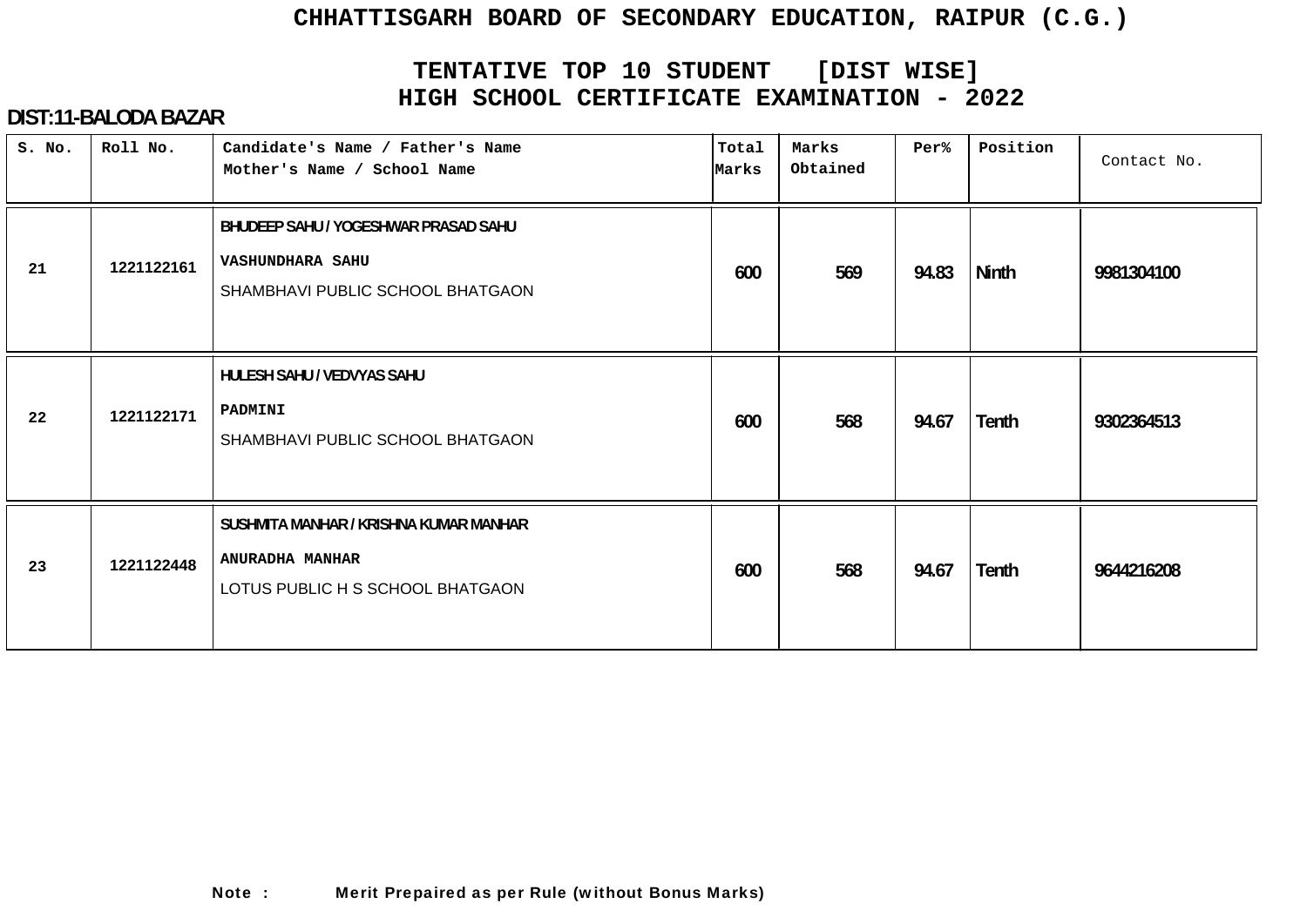# CHHATTISGARH BOARD OF SECONDARY EDUCATION, RAIPUR (C.G.)

## TENTATIVE TOP 10 STUDENT [DIST WISE]
## HIGH SCHOOL CERTIFICATE EXAMINATION - 2022

**DIST:11-BALODA BAZAR**

| S. No. | Roll No. | Candidate's Name / Father's Name<br>Mother's Name / School Name | Total Marks | Marks Obtained | Per% | Position | Contact No. |
|---|---|---|---|---|---|---|---|
| 21 | 1221122161 | BHUDEEP SAHU / YOGESHWAR PRASAD SAHU<br>VASHUNDHARA SAHU<br>SHAMBHAVI PUBLIC SCHOOL BHATGAON | 600 | 569 | 94.83 | Ninth | 9981304100 |
| 22 | 1221122171 | HULESH SAHU / VEDVYAS SAHU<br>PADMINI<br>SHAMBHAVI PUBLIC SCHOOL BHATGAON | 600 | 568 | 94.67 | Tenth | 9302364513 |
| 23 | 1221122448 | SUSHMITA MANHAR / KRISHNA KUMAR MANHAR<br>ANURADHA MANHAR<br>LOTUS PUBLIC H S SCHOOL BHATGAON | 600 | 568 | 94.67 | Tenth | 9644216208 |

**Note : Merit Prepaired as per Rule (without Bonus Marks)**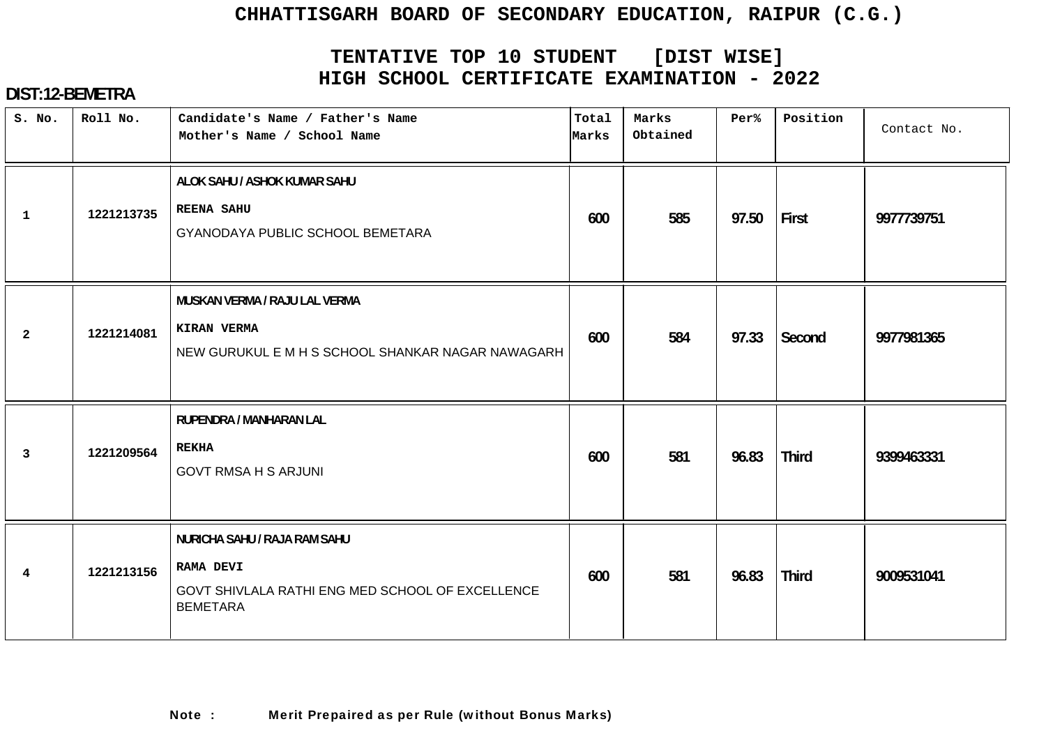# CHHATTISGARH BOARD OF SECONDARY EDUCATION, RAIPUR (C.G.)

## TENTATIVE TOP 10 STUDENT [DIST WISE]
## HIGH SCHOOL CERTIFICATE EXAMINATION - 2022

**DIST:12-BEMETRA**

| S. No. | Roll No. | Candidate's Name / Father's Name<br>Mother's Name / School Name | Total Marks | Marks Obtained | Per% | Position | Contact No. |
|---|---|---|---|---|---|---|---|
| 1 | 1221213735 | ALOK SAHU / ASHOK KUMAR SAHU<br>REENA SAHU<br>GYANODAYA PUBLIC SCHOOL BEMETARA | 600 | 585 | 97.50 | First | 9977739751 |
| 2 | 1221214081 | MUSKAN VERMA / RAJU LAL VERMA<br>KIRAN VERMA<br>NEW GURUKUL E M H S SCHOOL SHANKAR NAGAR NAWAGARH | 600 | 584 | 97.33 | Second | 9977981365 |
| 3 | 1221209564 | RUPENDRA / MANHARAN LAL<br>REKHA<br>GOVT RMSA H S ARJUNI | 600 | 581 | 96.83 | Third | 9399463331 |
| 4 | 1221213156 | NURICHA SAHU / RAJA RAM SAHU<br>RAMA DEVI<br>GOVT SHIVLALA RATHI ENG MED SCHOOL OF EXCELLENCE BEMETARA | 600 | 581 | 96.83 | Third | 9009531041 |

**Note : Merit Prepaired as per Rule (without Bonus Marks)**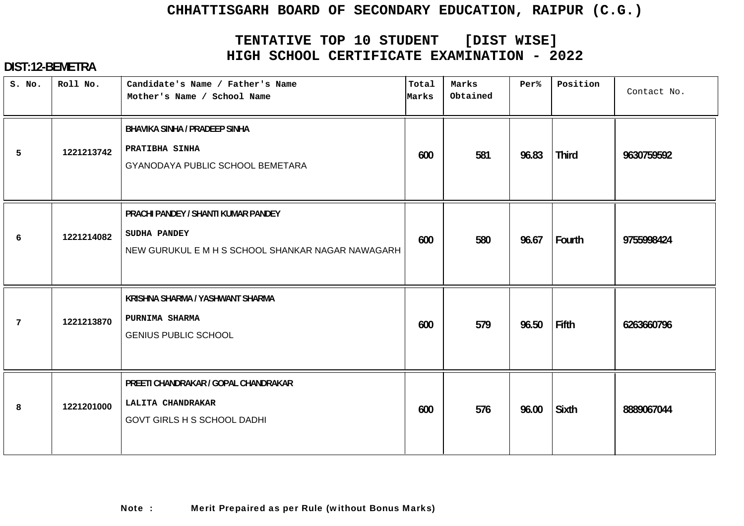# CHHATTISGARH BOARD OF SECONDARY EDUCATION, RAIPUR (C.G.)

## TENTATIVE TOP 10 STUDENT [DIST WISE]
## HIGH SCHOOL CERTIFICATE EXAMINATION - 2022

**DIST:12-BEMETRA**

| S. No. | Roll No. | Candidate's Name / Father's Name<br>Mother's Name / School Name | Total Marks | Marks Obtained | Per% | Position | Contact No. |
|---|---|---|---|---|---|---|---|
| 5 | 1221213742 | BHAVIKA SINHA / PRADEEP SINHA<br>PRATIBHA SINHA<br>GYANODAYA PUBLIC SCHOOL BEMETARA | 600 | 581 | 96.83 | Third | 9630759592 |
| 6 | 1221214082 | PRACHI PANDEY / SHANTI KUMAR PANDEY<br>SUDHA PANDEY<br>NEW GURUKUL E M H S SCHOOL SHANKAR NAGAR NAWAGARH | 600 | 580 | 96.67 | Fourth | 9755998424 |
| 7 | 1221213870 | KRISHNA SHARMA / YASHWANT SHARMA<br>PURNIMA SHARMA<br>GENIUS PUBLIC SCHOOL | 600 | 579 | 96.50 | Fifth | 6263660796 |
| 8 | 1221201000 | PREETI CHANDRAKAR / GOPAL CHANDRAKAR<br>LALITA CHANDRAKAR<br>GOVT GIRLS H S SCHOOL DADHI | 600 | 576 | 96.00 | Sixth | 8889067044 |

**Note :** **Merit Prepaired as per Rule (without Bonus Marks)**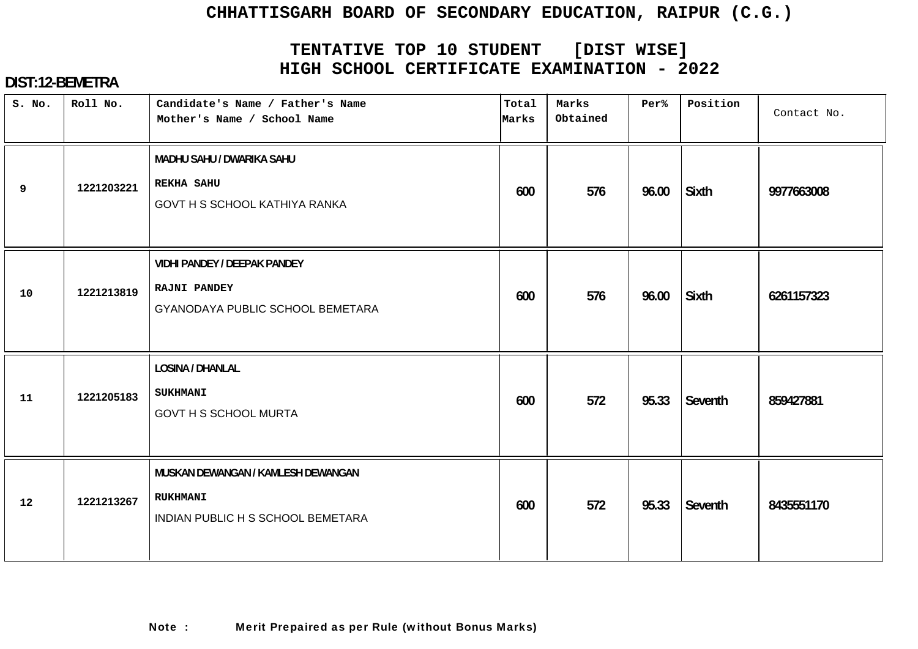# CHHATTISGARH BOARD OF SECONDARY EDUCATION, RAIPUR (C.G.)

## TENTATIVE TOP 10 STUDENT [DIST WISE]
## HIGH SCHOOL CERTIFICATE EXAMINATION - 2022

**DIST:12-BEMETRA**

| S. No. | Roll No. | Candidate's Name / Father's Name<br>Mother's Name / School Name | Total Marks | Marks Obtained | Per% | Position | Contact No. |
|---|---|---|---|---|---|---|---|
| 9 | 1221203221 | MADHU SAHU / DWARIKA SAHU<br>REKHA SAHU<br>GOVT H S SCHOOL KATHIYA RANKA | 600 | 576 | 96.00 | Sixth | 9977663008 |
| 10 | 1221213819 | VIDHI PANDEY / DEEPAK PANDEY<br>RAJNI PANDEY<br>GYANODAYA PUBLIC SCHOOL BEMETARA | 600 | 576 | 96.00 | Sixth | 6261157323 |
| 11 | 1221205183 | LOSINA / DHANLAL<br>SUKHMANI<br>GOVT H S SCHOOL MURTA | 600 | 572 | 95.33 | Seventh | 859427881 |
| 12 | 1221213267 | MUSKAN DEWANGAN / KAMLESH DEWANGAN<br>RUKHMANI<br>INDIAN PUBLIC H S SCHOOL BEMETARA | 600 | 572 | 95.33 | Seventh | 8435551170 |

**Note : Merit Prepaired as per Rule (without Bonus Marks)**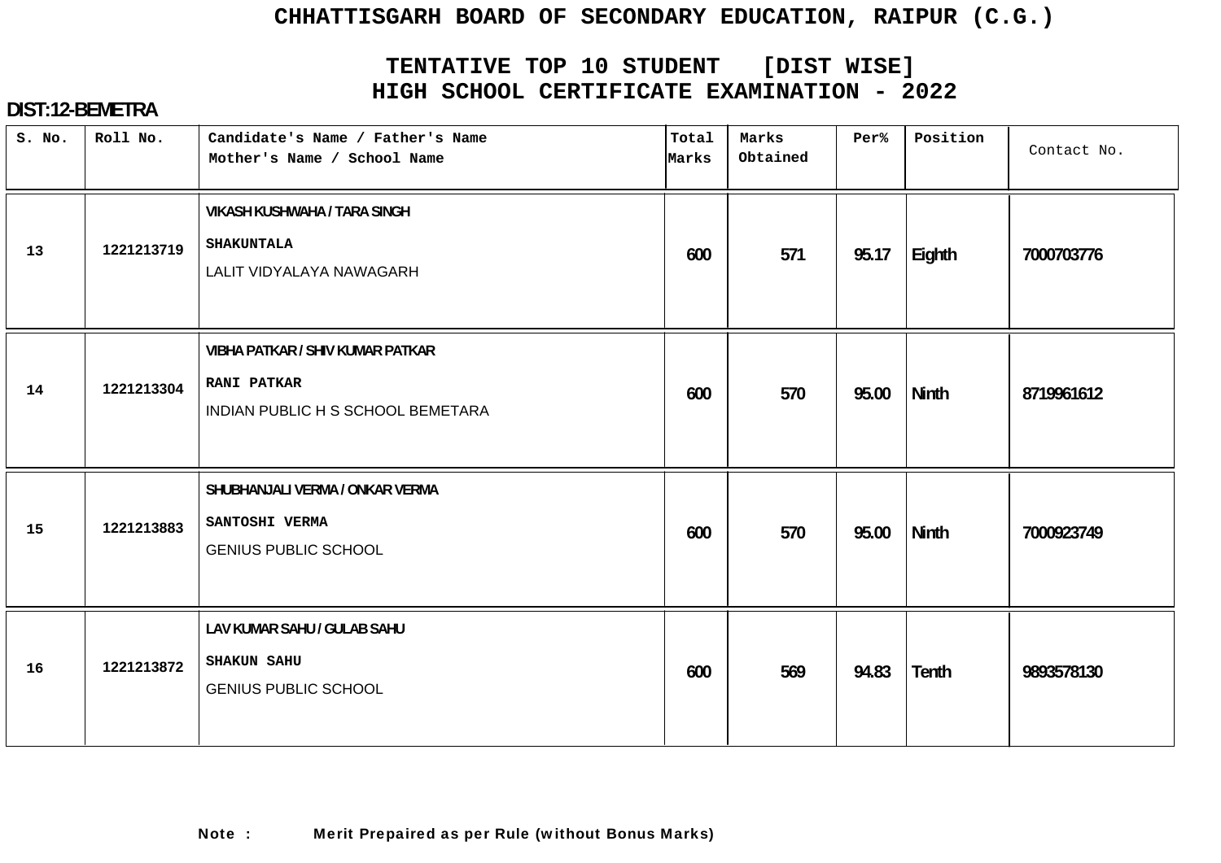# CHHATTISGARH BOARD OF SECONDARY EDUCATION, RAIPUR (C.G.)

## TENTATIVE TOP 10 STUDENT [DIST WISE]
## HIGH SCHOOL CERTIFICATE EXAMINATION - 2022

**DIST:12-BEMETRA**

| S. No. | Roll No. | Candidate's Name / Father's Name<br>Mother's Name / School Name | Total Marks | Marks Obtained | Per% | Position | Contact No. |
|---|---|---|---|---|---|---|---|
| 13 | 1221213719 | VIKASH KUSHWAHA / TARA SINGH<br>SHAKUNTALA<br>LALIT VIDYALAYA NAWAGARH | 600 | 571 | 95.17 | Eighth | 7000703776 |
| 14 | 1221213304 | VIBHA PATKAR / SHIV KUMAR PATKAR<br>RANI PATKAR<br>INDIAN PUBLIC H S SCHOOL BEMETARA | 600 | 570 | 95.00 | Ninth | 8719961612 |
| 15 | 1221213883 | SHUBHANJALI VERMA / ONKAR VERMA<br>SANTOSHI VERMA<br>GENIUS PUBLIC SCHOOL | 600 | 570 | 95.00 | Ninth | 7000923749 |
| 16 | 1221213872 | LAV KUMAR SAHU / GULAB SAHU<br>SHAKUN SAHU<br>GENIUS PUBLIC SCHOOL | 600 | 569 | 94.83 | Tenth | 9893578130 |

**Note :** **Merit Prepaired as per Rule (without Bonus Marks)**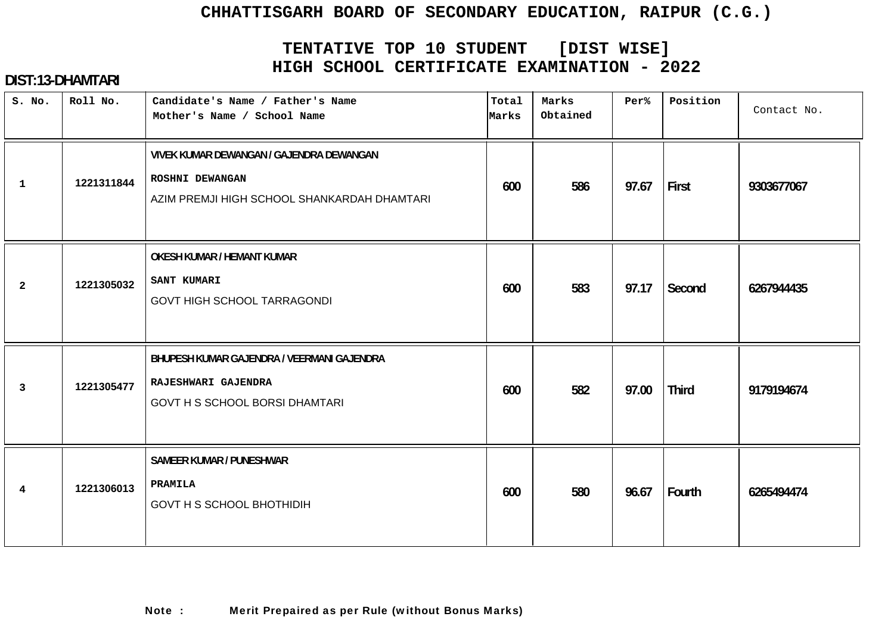# CHHATTISGARH BOARD OF SECONDARY EDUCATION, RAIPUR (C.G.)

## TENTATIVE TOP 10 STUDENT [DIST WISE]
## HIGH SCHOOL CERTIFICATE EXAMINATION - 2022

**DIST:13-DHAMTARI**

| S. No. | Roll No. | Candidate's Name / Father's Name<br>Mother's Name / School Name | Total Marks | Marks Obtained | Per% | Position | Contact No. |
|---|---|---|---|---|---|---|---|
| 1 | 1221311844 | VIVEK KUMAR DEWANGAN / GAJENDRA DEWANGAN<br>ROSHNI DEWANGAN<br>AZIM PREMJI HIGH SCHOOL SHANKARDAH DHAMTARI | 600 | 586 | 97.67 | First | 9303677067 |
| 2 | 1221305032 | OKESH KUMAR / HEMANT KUMAR<br>SANT KUMARI<br>GOVT HIGH SCHOOL TARRAGONDI | 600 | 583 | 97.17 | Second | 6267944435 |
| 3 | 1221305477 | BHUPESH KUMAR GAJENDRA / VEERMANI GAJENDRA<br>RAJESHWARI GAJENDRA<br>GOVT H S SCHOOL BORSI DHAMTARI | 600 | 582 | 97.00 | Third | 9179194674 |
| 4 | 1221306013 | SAMEER KUMAR / PUNESHWAR<br>PRAMILA<br>GOVT H S SCHOOL BHOTHIDIH | 600 | 580 | 96.67 | Fourth | 6265494474 |

**Note :** Merit Prepaired as per Rule (without Bonus Marks)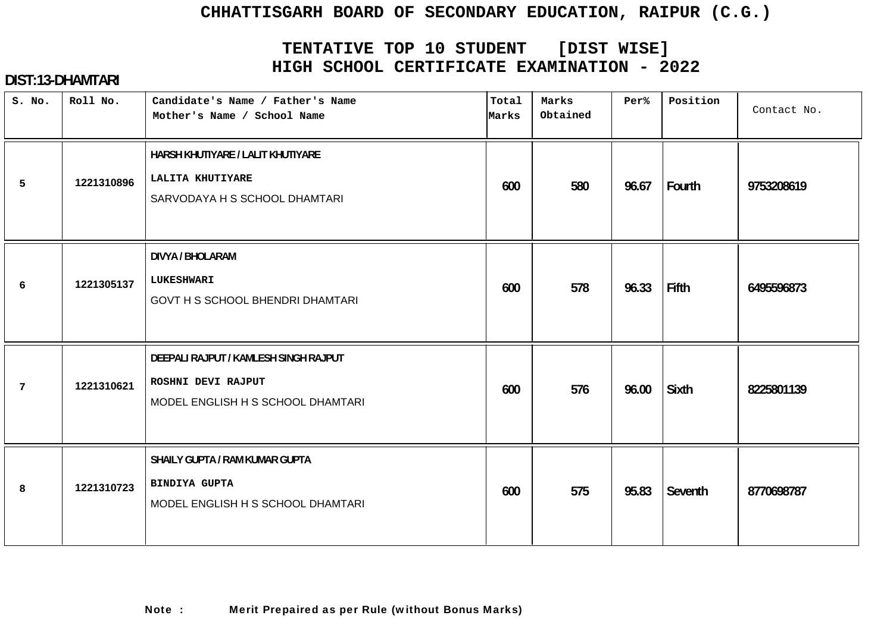# CHHATTISGARH BOARD OF SECONDARY EDUCATION, RAIPUR (C.G.)

## TENTATIVE TOP 10 STUDENT [DIST WISE]
## HIGH SCHOOL CERTIFICATE EXAMINATION - 2022

**DIST:13-DHAMTARI**

| S. No. | Roll No. | Candidate's Name / Father's Name<br>Mother's Name / School Name | Total Marks | Marks Obtained | Per% | Position | Contact No. |
|---|---|---|---|---|---|---|---|
| 5 | 1221310896 | HARSH KHUTIYARE / LALIT KHUTIYARE<br>LALITA KHUTIYARE<br>SARVODAYA H S SCHOOL DHAMTARI | 600 | 580 | 96.67 | Fourth | 9753208619 |
| 6 | 1221305137 | DIVYA / BHOLARAM<br>LUKESHWARI<br>GOVT H S SCHOOL BHENDRI DHAMTARI | 600 | 578 | 96.33 | Fifth | 6495596873 |
| 7 | 1221310621 | DEEPALI RAJPUT / KAMLESH SINGH RAJPUT<br>ROSHNI DEVI RAJPUT<br>MODEL ENGLISH H S SCHOOL DHAMTARI | 600 | 576 | 96.00 | Sixth | 8225801139 |
| 8 | 1221310723 | SHAILY GUPTA / RAM KUMAR GUPTA<br>BINDIYA GUPTA<br>MODEL ENGLISH H S SCHOOL DHAMTARI | 600 | 575 | 95.83 | Seventh | 8770698787 |

**Note : Merit Prepaired as per Rule (without Bonus Marks)**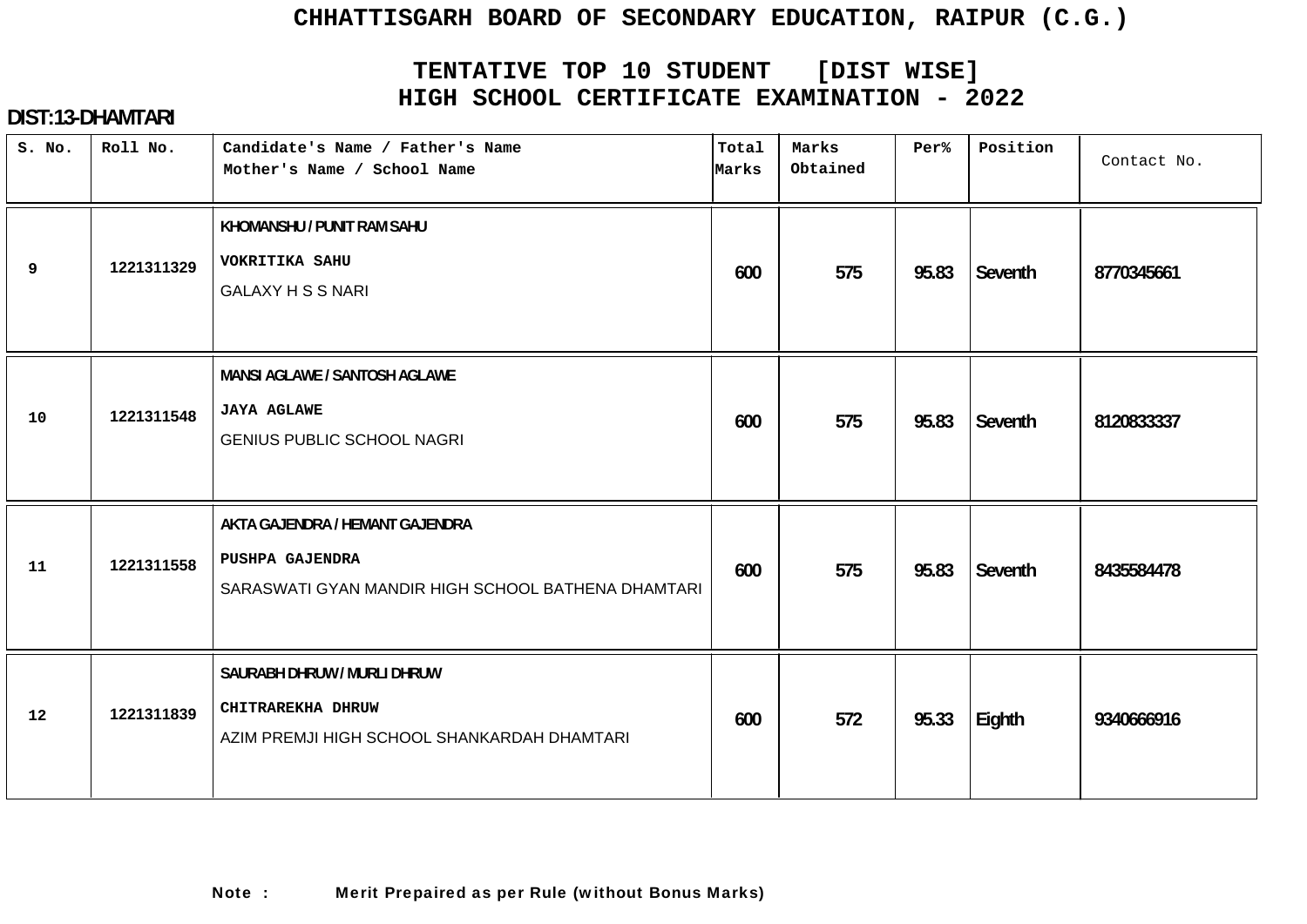# CHHATTISGARH BOARD OF SECONDARY EDUCATION, RAIPUR (C.G.)

## TENTATIVE TOP 10 STUDENT [DIST WISE]
## HIGH SCHOOL CERTIFICATE EXAMINATION - 2022

**DIST:13-DHAMTARI**

| S. No. | Roll No. | Candidate's Name / Father's Name<br>Mother's Name / School Name | Total Marks | Marks Obtained | Per% | Position | Contact No. |
|---|---|---|---|---|---|---|---|
| 9 | 1221311329 | KHOMANSHU / PUNIT RAM SAHU<br>VOKRITIKA SAHU<br>GALAXY H S S NARI | 600 | 575 | 95.83 | Seventh | 8770345661 |
| 10 | 1221311548 | MANSI AGLAWE / SANTOSH AGLAWE<br>JAYA AGLAWE<br>GENIUS PUBLIC SCHOOL NAGRI | 600 | 575 | 95.83 | Seventh | 8120833337 |
| 11 | 1221311558 | AKTA GAJENDRA / HEMANT GAJENDRA<br>PUSHPA GAJENDRA<br>SARASWATI GYAN MANDIR HIGH SCHOOL BATHENA DHAMTARI | 600 | 575 | 95.83 | Seventh | 8435584478 |
| 12 | 1221311839 | SAURABH DHRUW / MURLI DHRUW<br>CHITRAREKHA DHRUW<br>AZIM PREMJI HIGH SCHOOL SHANKARDAH DHAMTARI | 600 | 572 | 95.33 | Eighth | 9340666916 |

**Note : Merit Prepaired as per Rule (without Bonus Marks)**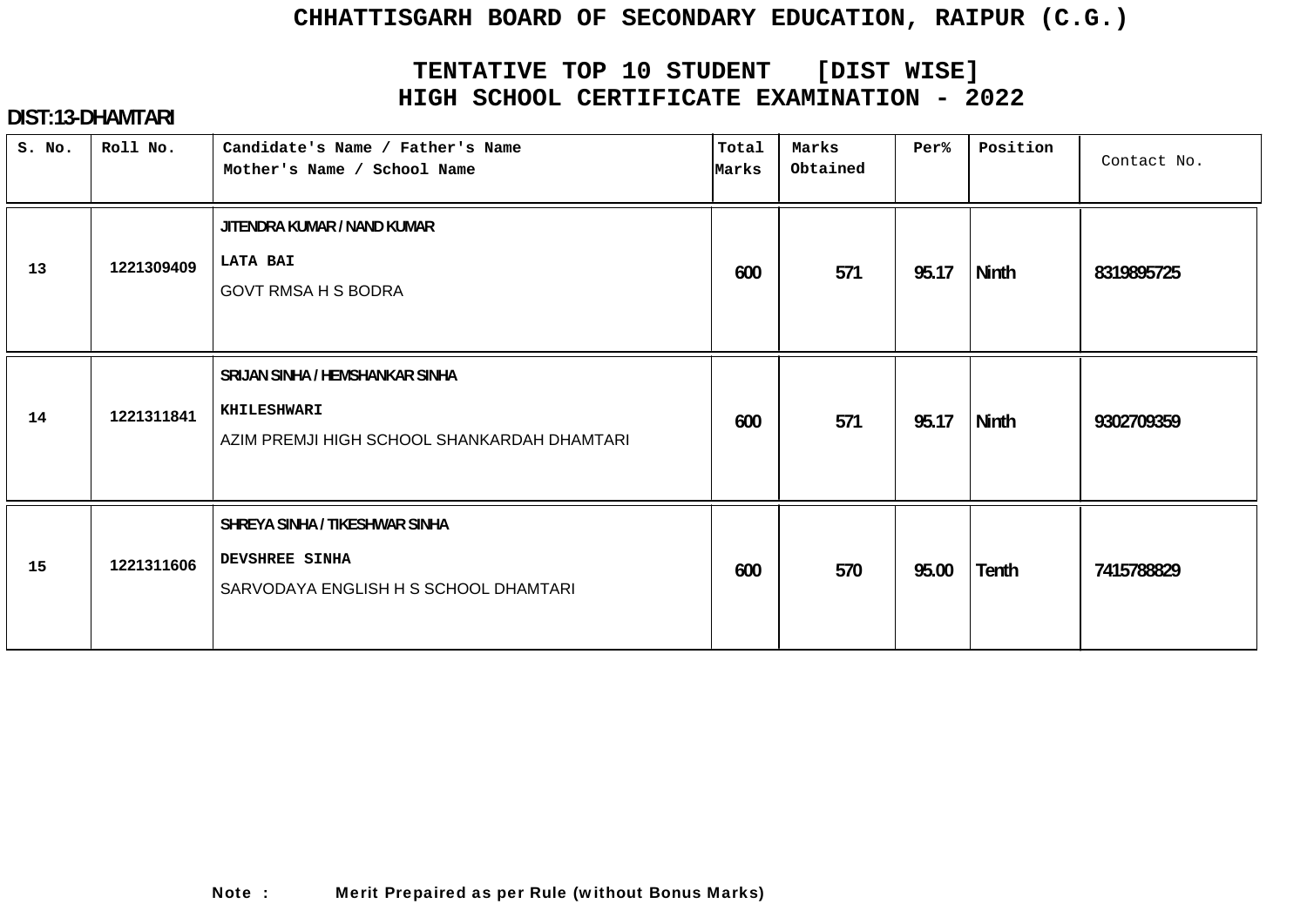# CHHATTISGARH BOARD OF SECONDARY EDUCATION, RAIPUR (C.G.)

## TENTATIVE TOP 10 STUDENT [DIST WISE]
## HIGH SCHOOL CERTIFICATE EXAMINATION - 2022

**DIST:13-DHAMTARI**

| S. No. | Roll No. | Candidate's Name / Father's Name<br>Mother's Name / School Name | Total Marks | Marks Obtained | Per% | Position | Contact No. |
|---|---|---|---|---|---|---|---|
| 13 | 1221309409 | JITENDRA KUMAR / NAND KUMAR<br>LATA BAI<br>GOVT RMSA H S BODRA | 600 | 571 | 95.17 | Ninth | 8319895725 |
| 14 | 1221311841 | SRIJAN SINHA / HEMSHANKAR SINHA<br>KHILESHWARI<br>AZIM PREMJI HIGH SCHOOL SHANKARDAH DHAMTARI | 600 | 571 | 95.17 | Ninth | 9302709359 |
| 15 | 1221311606 | SHREYA SINHA / TIKESHWAR SINHA<br>DEVSHREE SINHA<br>SARVODAYA ENGLISH H S SCHOOL DHAMTARI | 600 | 570 | 95.00 | Tenth | 7415788829 |

**Note : Merit Prepaired as per Rule (without Bonus Marks)**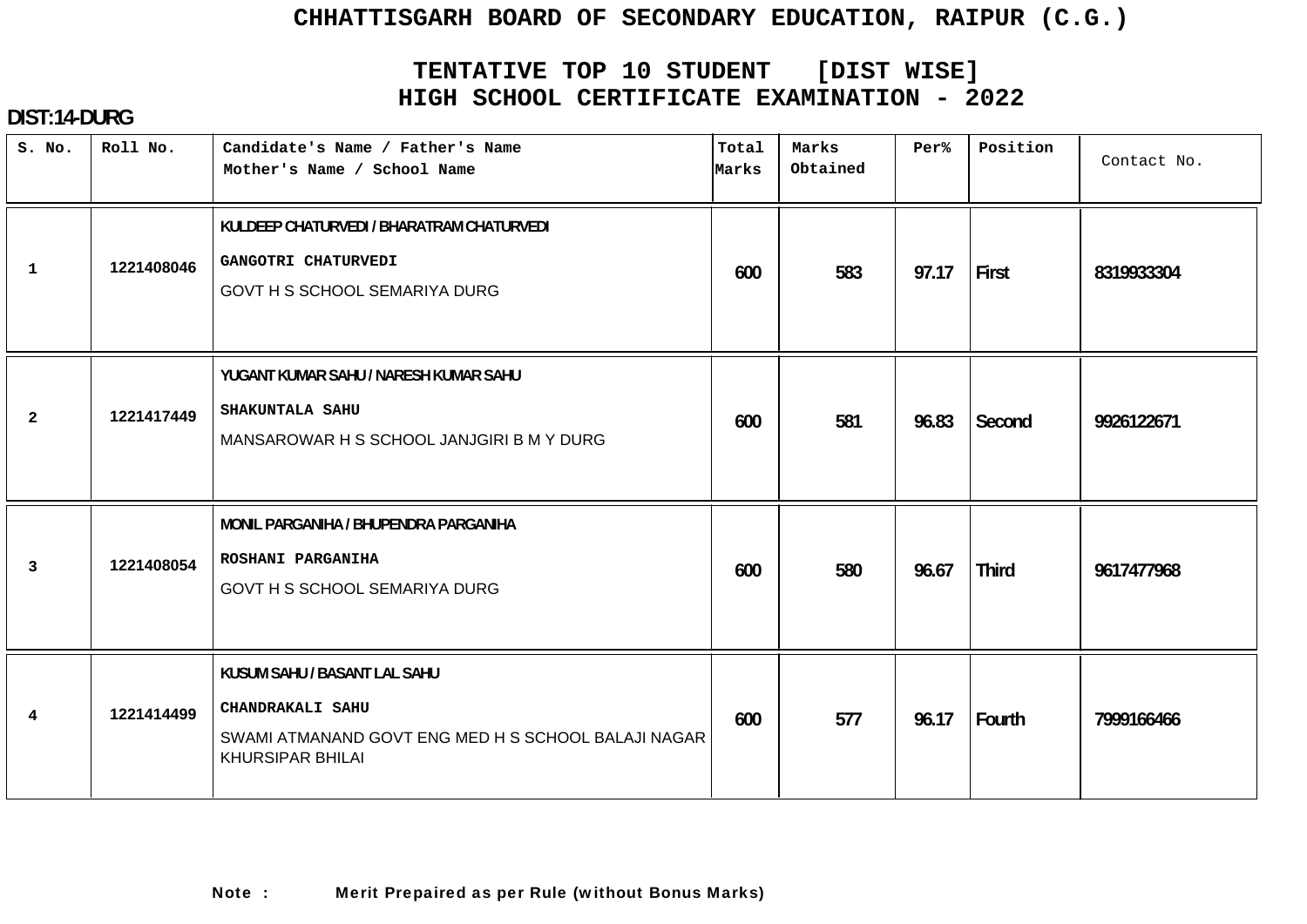# CHHATTISGARH BOARD OF SECONDARY EDUCATION, RAIPUR (C.G.)

## TENTATIVE TOP 10 STUDENT [DIST WISE]
## HIGH SCHOOL CERTIFICATE EXAMINATION - 2022

**DIST:14-DURG**

| S. No. | Roll No. | Candidate's Name / Father's Name<br>Mother's Name / School Name | Total Marks | Marks Obtained | Per% | Position | Contact No. |
|---|---|---|---|---|---|---|---|
| 1 | 1221408046 | KULDEEP CHATURVEDI / BHARATRAM CHATURVEDI<br>GANGOTRI CHATURVEDI<br>GOVT H S SCHOOL SEMARIYA DURG | 600 | 583 | 97.17 | First | 8319933304 |
| 2 | 1221417449 | YUGANT KUMAR SAHU / NARESH KUMAR SAHU<br>SHAKUNTALA SAHU<br>MANSAROWAR H S SCHOOL JANJGIRI B M Y DURG | 600 | 581 | 96.83 | Second | 9926122671 |
| 3 | 1221408054 | MONIL PARGANIHA / BHUPENDRA PARGANIHA<br>ROSHANI PARGANIHA<br>GOVT H S SCHOOL SEMARIYA DURG | 600 | 580 | 96.67 | Third | 9617477968 |
| 4 | 1221414499 | KUSUM SAHU / BASANT LAL SAHU<br>CHANDRAKALI SAHU<br>SWAMI ATMANAND GOVT ENG MED H S SCHOOL BALAJI NAGAR KHURSIPAR BHILAI | 600 | 577 | 96.17 | Fourth | 7999166466 |

**Note :** Merit Prepaired as per Rule (without Bonus Marks)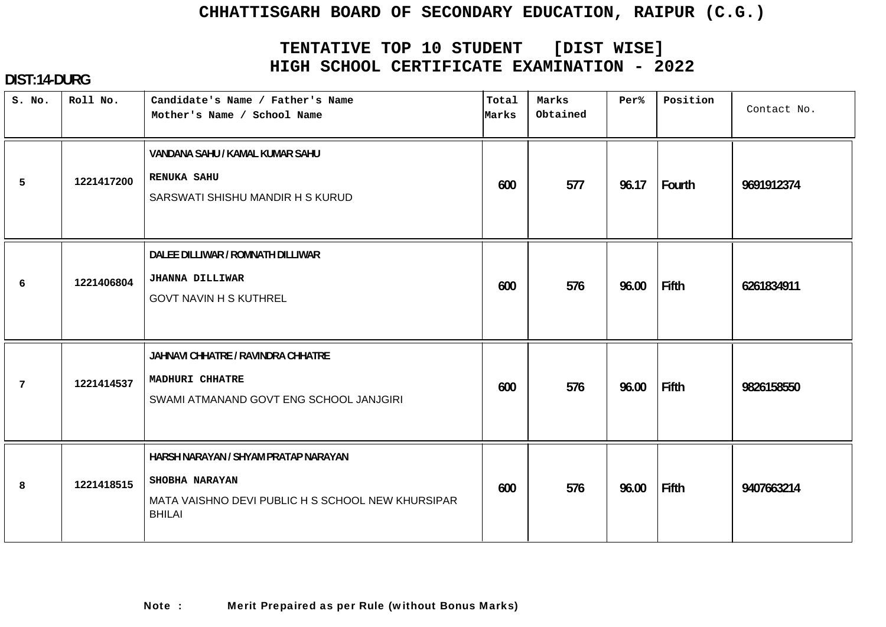# CHHATTISGARH BOARD OF SECONDARY EDUCATION, RAIPUR (C.G.)

## TENTATIVE TOP 10 STUDENT [DIST WISE]
## HIGH SCHOOL CERTIFICATE EXAMINATION - 2022

**DIST:14-DURG**

| S. No. | Roll No. | Candidate's Name / Father's Name<br>Mother's Name / School Name | Total Marks | Marks Obtained | Per% | Position | Contact No. |
|---|---|---|---|---|---|---|---|
| 5 | 1221417200 | VANDANA SAHU / KAMAL KUMAR SAHU<br>RENUKA SAHU<br>SARSWATI SHISHU MANDIR H S KURUD | 600 | 577 | 96.17 | Fourth | 9691912374 |
| 6 | 1221406804 | DALEE DILLIWAR / ROMNATH DILLIWAR<br>JHANNA DILLIWAR<br>GOVT NAVIN H S KUTHREL | 600 | 576 | 96.00 | Fifth | 6261834911 |
| 7 | 1221414537 | JAHNAVI CHHATRE / RAVINDRA CHHATRE<br>MADHURI CHHATRE<br>SWAMI ATMANAND GOVT ENG SCHOOL JANJGIRI | 600 | 576 | 96.00 | Fifth | 9826158550 |
| 8 | 1221418515 | HARSH NARAYAN / SHYAM PRATAP NARAYAN<br>SHOBHA NARAYAN<br>MATA VAISHNO DEVI PUBLIC H S SCHOOL NEW KHURSIPAR BHILAI | 600 | 576 | 96.00 | Fifth | 9407663214 |

**Note : Merit Prepaired as per Rule (without Bonus Marks)**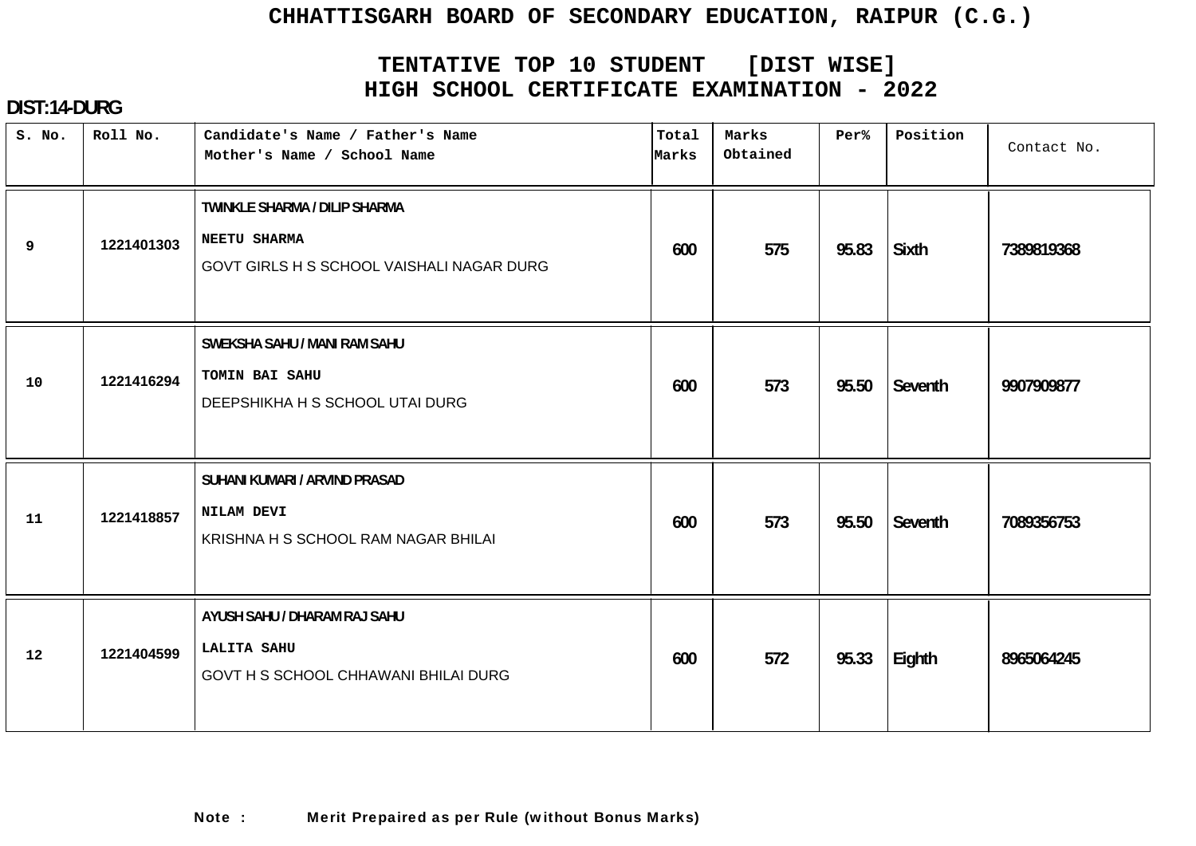# CHHATTISGARH BOARD OF SECONDARY EDUCATION, RAIPUR (C.G.)

## TENTATIVE TOP 10 STUDENT [DIST WISE]
## HIGH SCHOOL CERTIFICATE EXAMINATION - 2022

**DIST:14-DURG**

| S. No. | Roll No. | Candidate's Name / Father's Name<br>Mother's Name / School Name | Total Marks | Marks Obtained | Per% | Position | Contact No. |
|---|---|---|---|---|---|---|---|
| 9 | 1221401303 | TWINKLE SHARMA / DILIP SHARMA<br>NEETU SHARMA<br>GOVT GIRLS H S SCHOOL VAISHALI NAGAR DURG | 600 | 575 | 95.83 | Sixth | 7389819368 |
| 10 | 1221416294 | SWEKSHA SAHU / MANI RAM SAHU<br>TOMIN BAI SAHU<br>DEEPSHIKHA H S SCHOOL UTAI DURG | 600 | 573 | 95.50 | Seventh | 9907909877 |
| 11 | 1221418857 | SUHANI KUMARI / ARVIND PRASAD<br>NILAM DEVI<br>KRISHNA H S SCHOOL RAM NAGAR BHILAI | 600 | 573 | 95.50 | Seventh | 7089356753 |
| 12 | 1221404599 | AYUSH SAHU / DHARAM RAJ SAHU<br>LALITA SAHU<br>GOVT H S SCHOOL CHHAWANI BHILAI DURG | 600 | 572 | 95.33 | Eighth | 8965064245 |

**Note : Merit Prepaired as per Rule (without Bonus Marks)**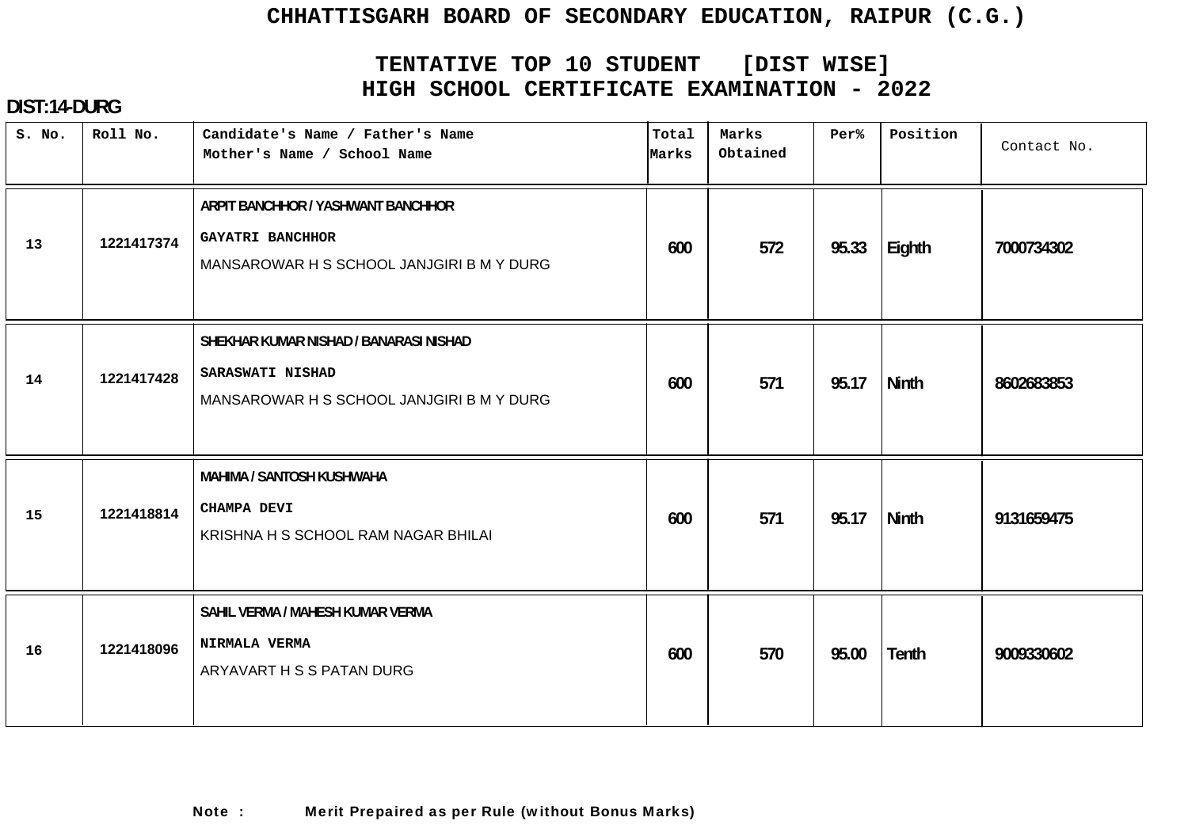# CHHATTISGARH BOARD OF SECONDARY EDUCATION, RAIPUR (C.G.)

## TENTATIVE TOP 10 STUDENT [DIST WISE]
## HIGH SCHOOL CERTIFICATE EXAMINATION - 2022

**DIST:14-DURG**

| S. No. | Roll No. | Candidate's Name / Father's Name<br>Mother's Name / School Name | Total Marks | Marks Obtained | Per% | Position | Contact No. |
|---|---|---|---|---|---|---|---|
| 13 | 1221417374 | ARPIT BANCHHOR / YASHWANT BANCHHOR<br>GAYATRI BANCHHOR<br>MANSAROWAR H S SCHOOL JANJGIRI B M Y DURG | 600 | 572 | 95.33 | Eighth | 7000734302 |
| 14 | 1221417428 | SHEKHAR KUMAR NISHAD / BANARASI NISHAD<br>SARASWATI NISHAD<br>MANSAROWAR H S SCHOOL JANJGIRI B M Y DURG | 600 | 571 | 95.17 | Ninth | 8602683853 |
| 15 | 1221418814 | MAHIMA / SANTOSH KUSHWAHA<br>CHAMPA DEVI<br>KRISHNA H S SCHOOL RAM NAGAR BHILAI | 600 | 571 | 95.17 | Ninth | 9131659475 |
| 16 | 1221418096 | SAHIL VERMA / MAHESH KUMAR VERMA<br>NIRMALA VERMA<br>ARYAVART H S S PATAN DURG | 600 | 570 | 95.00 | Tenth | 9009330602 |

**Note : Merit Prepaired as per Rule (without Bonus Marks)**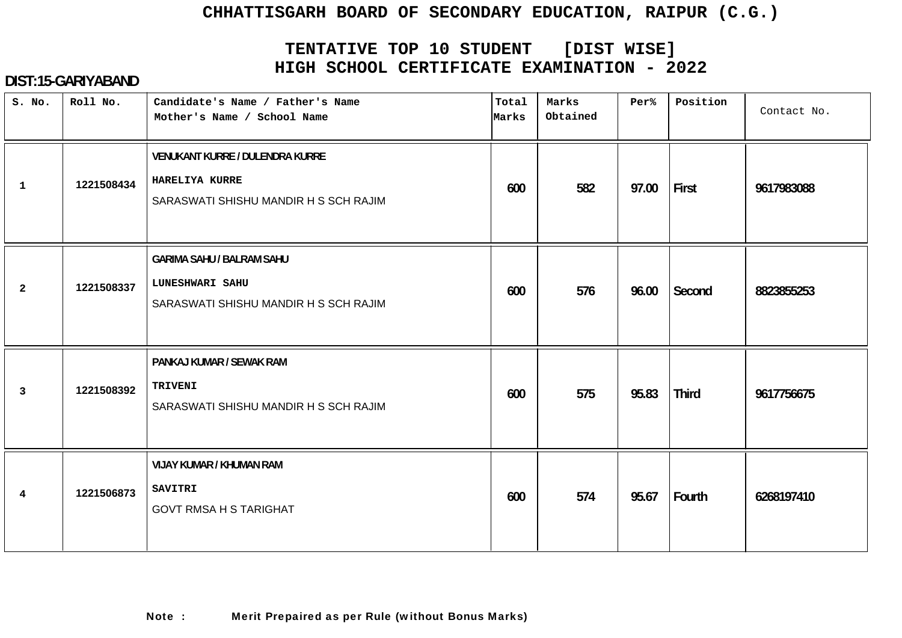# CHHATTISGARH BOARD OF SECONDARY EDUCATION, RAIPUR (C.G.)

## TENTATIVE TOP 10 STUDENT [DIST WISE]
## HIGH SCHOOL CERTIFICATE EXAMINATION - 2022

**DIST:15-GARIYABAND**

| S. No. | Roll No. | Candidate's Name / Father's Name<br>Mother's Name / School Name | Total Marks | Marks Obtained | Per% | Position | Contact No. |
|---|---|---|---|---|---|---|---|
| 1 | 1221508434 | VENUKANT KURRE / DULENDRA KURRE<br>HARELIYA KURRE<br>SARASWATI SHISHU MANDIR H S SCH RAJIM | 600 | 582 | 97.00 | First | 9617983088 |
| 2 | 1221508337 | GARIMA SAHU / BALRAM SAHU<br>LUNESHWARI SAHU<br>SARASWATI SHISHU MANDIR H S SCH RAJIM | 600 | 576 | 96.00 | Second | 8823855253 |
| 3 | 1221508392 | PANKAJ KUMAR / SEWAK RAM<br>TRIVENI<br>SARASWATI SHISHU MANDIR H S SCH RAJIM | 600 | 575 | 95.83 | Third | 9617756675 |
| 4 | 1221506873 | VIJAY KUMAR / KHUMAN RAM<br>SAVITRI<br>GOVT RMSA H S TARIGHAT | 600 | 574 | 95.67 | Fourth | 6268197410 |

**Note : Merit Prepaired as per Rule (without Bonus Marks)**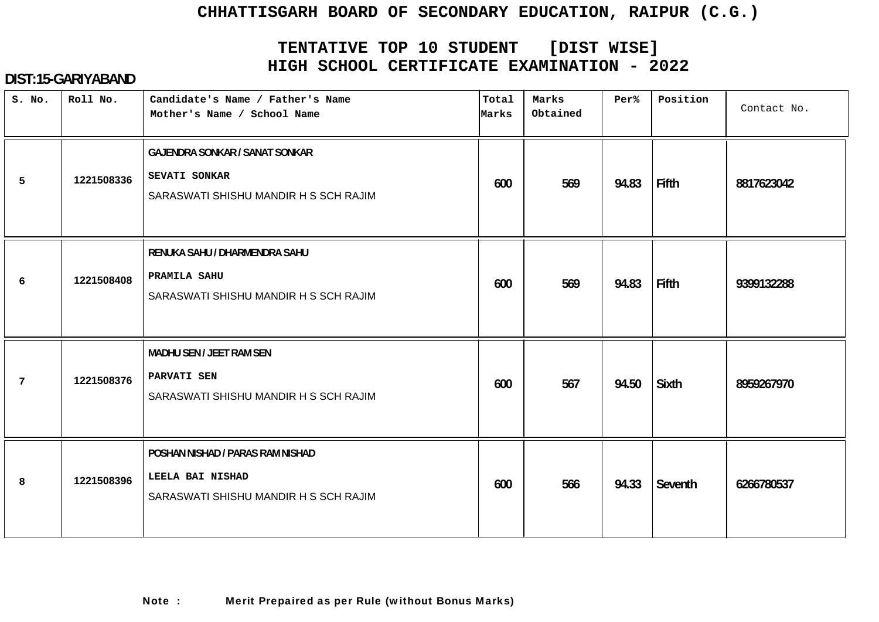# CHHATTISGARH BOARD OF SECONDARY EDUCATION, RAIPUR (C.G.)

## TENTATIVE TOP 10 STUDENT [DIST WISE]
## HIGH SCHOOL CERTIFICATE EXAMINATION - 2022

**DIST:15-GARIYABAND**

| S. No. | Roll No. | Candidate's Name / Father's Name<br>Mother's Name / School Name | Total Marks | Marks Obtained | Per% | Position | Contact No. |
|---|---|---|---|---|---|---|---|
| 5 | 1221508336 | GAJENDRA SONKAR / SANAT SONKAR<br>SEVATI SONKAR<br>SARASWATI SHISHU MANDIR H S SCH RAJIM | 600 | 569 | 94.83 | Fifth | 8817623042 |
| 6 | 1221508408 | RENUKA SAHU / DHARMENDRA SAHU<br>PRAMILA SAHU<br>SARASWATI SHISHU MANDIR H S SCH RAJIM | 600 | 569 | 94.83 | Fifth | 9399132288 |
| 7 | 1221508376 | MADHU SEN / JEET RAM SEN<br>PARVATI SEN<br>SARASWATI SHISHU MANDIR H S SCH RAJIM | 600 | 567 | 94.50 | Sixth | 8959267970 |
| 8 | 1221508396 | POSHAN NISHAD / PARAS RAM NISHAD<br>LEELA BAI NISHAD<br>SARASWATI SHISHU MANDIR H S SCH RAJIM | 600 | 566 | 94.33 | Seventh | 6266780537 |

**Note : Merit Prepaired as per Rule (without Bonus Marks)**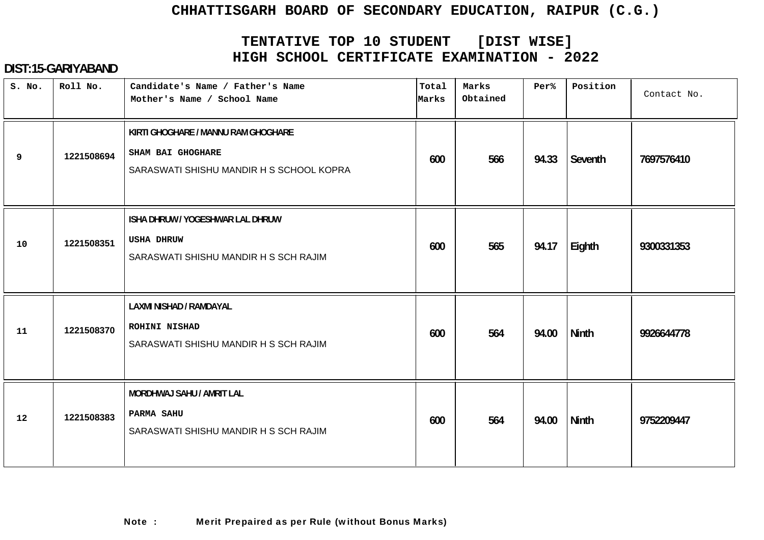# CHHATTISGARH BOARD OF SECONDARY EDUCATION, RAIPUR (C.G.)

## TENTATIVE TOP 10 STUDENT [DIST WISE]
## HIGH SCHOOL CERTIFICATE EXAMINATION - 2022

**DIST:15-GARIYABAND**

| S. No. | Roll No. | Candidate's Name / Father's Name<br>Mother's Name / School Name | Total Marks | Marks Obtained | Per% | Position | Contact No. |
|---|---|---|---|---|---|---|---|
| 9 | 1221508694 | KIRTI GHOGHARE / MANNU RAM GHOGHARE<br>SHAM BAI GHOGHARE<br>SARASWATI SHISHU MANDIR H S SCHOOL KOPRA | 600 | 566 | 94.33 | Seventh | 7697576410 |
| 10 | 1221508351 | ISHA DHRUW / YOGESHWAR LAL DHRUW<br>USHA DHRUW<br>SARASWATI SHISHU MANDIR H S SCH RAJIM | 600 | 565 | 94.17 | Eighth | 9300331353 |
| 11 | 1221508370 | LAXMI NISHAD / RAMDAYAL<br>ROHINI NISHAD<br>SARASWATI SHISHU MANDIR H S SCH RAJIM | 600 | 564 | 94.00 | Ninth | 9926644778 |
| 12 | 1221508383 | MORDHWAJ SAHU / AMRIT LAL<br>PARMA SAHU<br>SARASWATI SHISHU MANDIR H S SCH RAJIM | 600 | 564 | 94.00 | Ninth | 9752209447 |

**Note : Merit Prepaired as per Rule (without Bonus Marks)**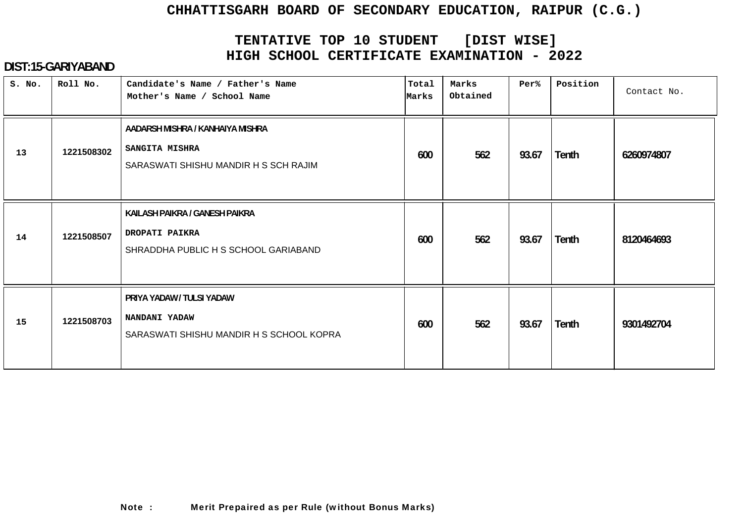# CHHATTISGARH BOARD OF SECONDARY EDUCATION, RAIPUR (C.G.)

## TENTATIVE TOP 10 STUDENT [DIST WISE]
## HIGH SCHOOL CERTIFICATE EXAMINATION - 2022

**DIST:15-GARIYABAND**

| S. No. | Roll No. | Candidate's Name / Father's Name<br>Mother's Name / School Name | Total Marks | Marks Obtained | Per% | Position | Contact No. |
|---|---|---|---|---|---|---|---|
| 13 | 1221508302 | AADARSH MISHRA / KANHAIYA MISHRA<br>SANGITA MISHRA<br>SARASWATI SHISHU MANDIR H S SCH RAJIM | 600 | 562 | 93.67 | Tenth | 6260974807 |
| 14 | 1221508507 | KAILASH PAIKRA / GANESH PAIKRA<br>DROPATI PAIKRA<br>SHRADDHA PUBLIC H S SCHOOL GARIABAND | 600 | 562 | 93.67 | Tenth | 8120464693 |
| 15 | 1221508703 | PRIYA YADAW / TULSI YADAW<br>NANDANI YADAW<br>SARASWATI SHISHU MANDIR H S SCHOOL KOPRA | 600 | 562 | 93.67 | Tenth | 9301492704 |

**Note :** **Merit Prepaired as per Rule (without Bonus Marks)**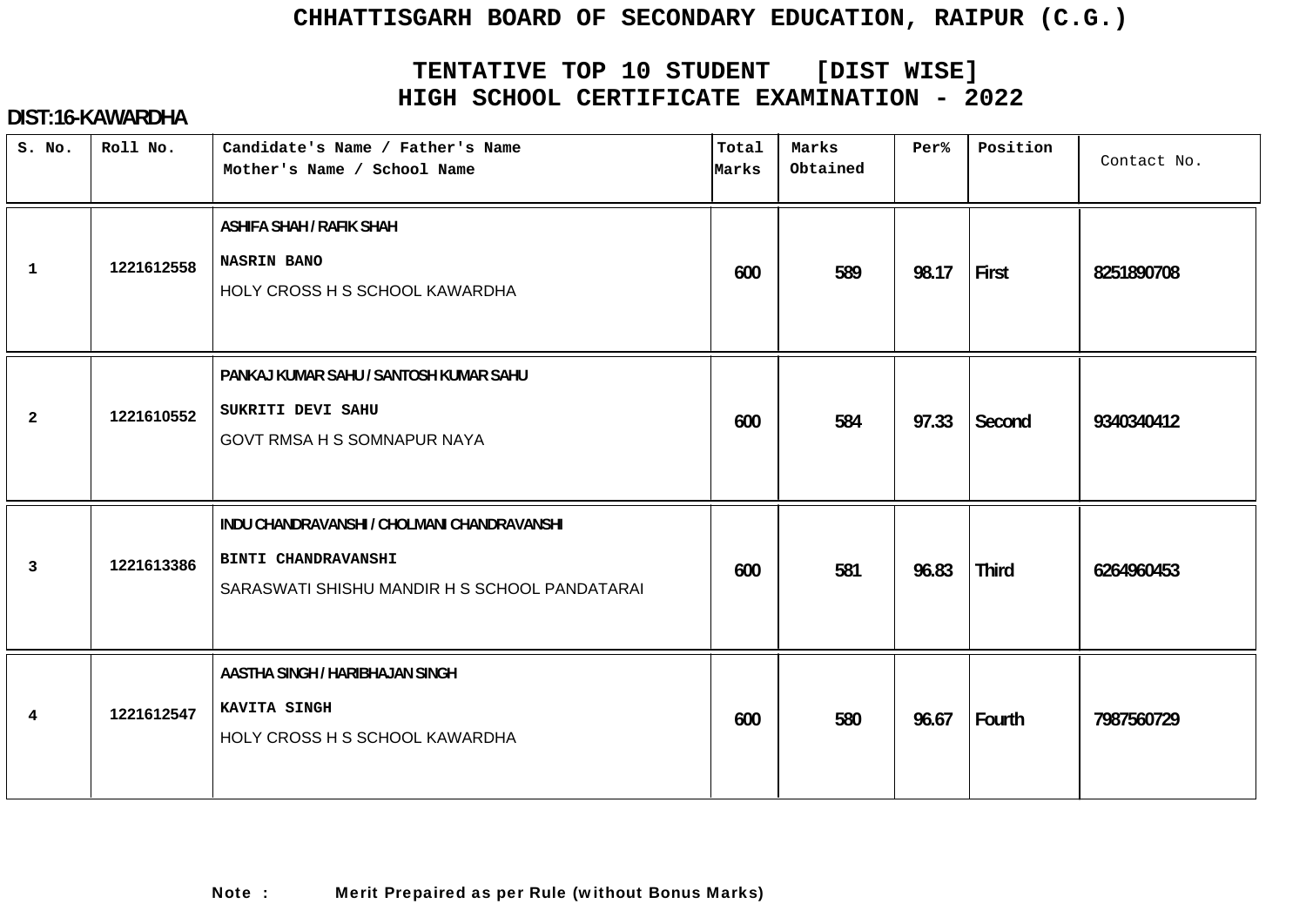# CHHATTISGARH BOARD OF SECONDARY EDUCATION, RAIPUR (C.G.)

## TENTATIVE TOP 10 STUDENT [DIST WISE]
## HIGH SCHOOL CERTIFICATE EXAMINATION - 2022

**DIST:16-KAWARDHA**

| S. No. | Roll No. | Candidate's Name / Father's Name<br>Mother's Name / School Name | Total Marks | Marks Obtained | Per% | Position | Contact No. |
|---|---|---|---|---|---|---|---|
| 1 | 1221612558 | ASHIFA SHAH / RAFIK SHAH<br>NASRIN BANO<br>HOLY CROSS H S SCHOOL KAWARDHA | 600 | 589 | 98.17 | First | 8251890708 |
| 2 | 1221610552 | PANKAJ KUMAR SAHU / SANTOSH KUMAR SAHU<br>SUKRITI DEVI SAHU<br>GOVT RMSA H S SOMNAPUR NAYA | 600 | 584 | 97.33 | Second | 9340340412 |
| 3 | 1221613386 | INDU CHANDRAVANSHI / CHOLMANI CHANDRAVANSHI<br>BINTI CHANDRAVANSHI<br>SARASWATI SHISHU MANDIR H S SCHOOL PANDATARAI | 600 | 581 | 96.83 | Third | 6264960453 |
| 4 | 1221612547 | AASTHA SINGH / HARIBHAJAN SINGH<br>KAVITA SINGH<br>HOLY CROSS H S SCHOOL KAWARDHA | 600 | 580 | 96.67 | Fourth | 7987560729 |

**Note : Merit Prepaired as per Rule (without Bonus Marks)**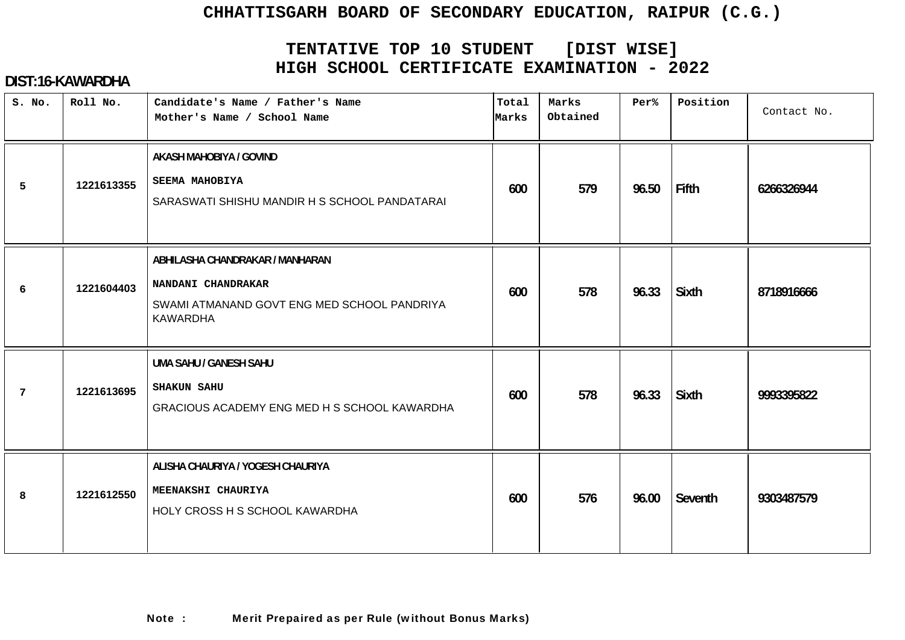# CHHATTISGARH BOARD OF SECONDARY EDUCATION, RAIPUR (C.G.)

## TENTATIVE TOP 10 STUDENT [DIST WISE]
## HIGH SCHOOL CERTIFICATE EXAMINATION - 2022

**DIST:16-KAWARDHA**

| S. No. | Roll No. | Candidate's Name / Father's Name<br>Mother's Name / School Name | Total Marks | Marks Obtained | Per% | Position | Contact No. |
|---|---|---|---|---|---|---|---|
| 5 | 1221613355 | AKASH MAHOBIYA / GOVIND<br>SEEMA MAHOBIYA<br>SARASWATI SHISHU MANDIR H S SCHOOL PANDATARAI | 600 | 579 | 96.50 | Fifth | 6266326944 |
| 6 | 1221604403 | ABHILASHA CHANDRAKAR / MANHARAN<br>NANDANI CHANDRAKAR<br>SWAMI ATMANAND GOVT ENG MED SCHOOL PANDRIYA KAWARDHA | 600 | 578 | 96.33 | Sixth | 8718916666 |
| 7 | 1221613695 | UMA SAHU / GANESH SAHU<br>SHAKUN SAHU<br>GRACIOUS ACADEMY ENG MED H S SCHOOL KAWARDHA | 600 | 578 | 96.33 | Sixth | 9993395822 |
| 8 | 1221612550 | ALISHA CHAURIYA / YOGESH CHAURIYA<br>MEENAKSHI CHAURIYA<br>HOLY CROSS H S SCHOOL KAWARDHA | 600 | 576 | 96.00 | Seventh | 9303487579 |

**Note : Merit Prepaired as per Rule (without Bonus Marks)**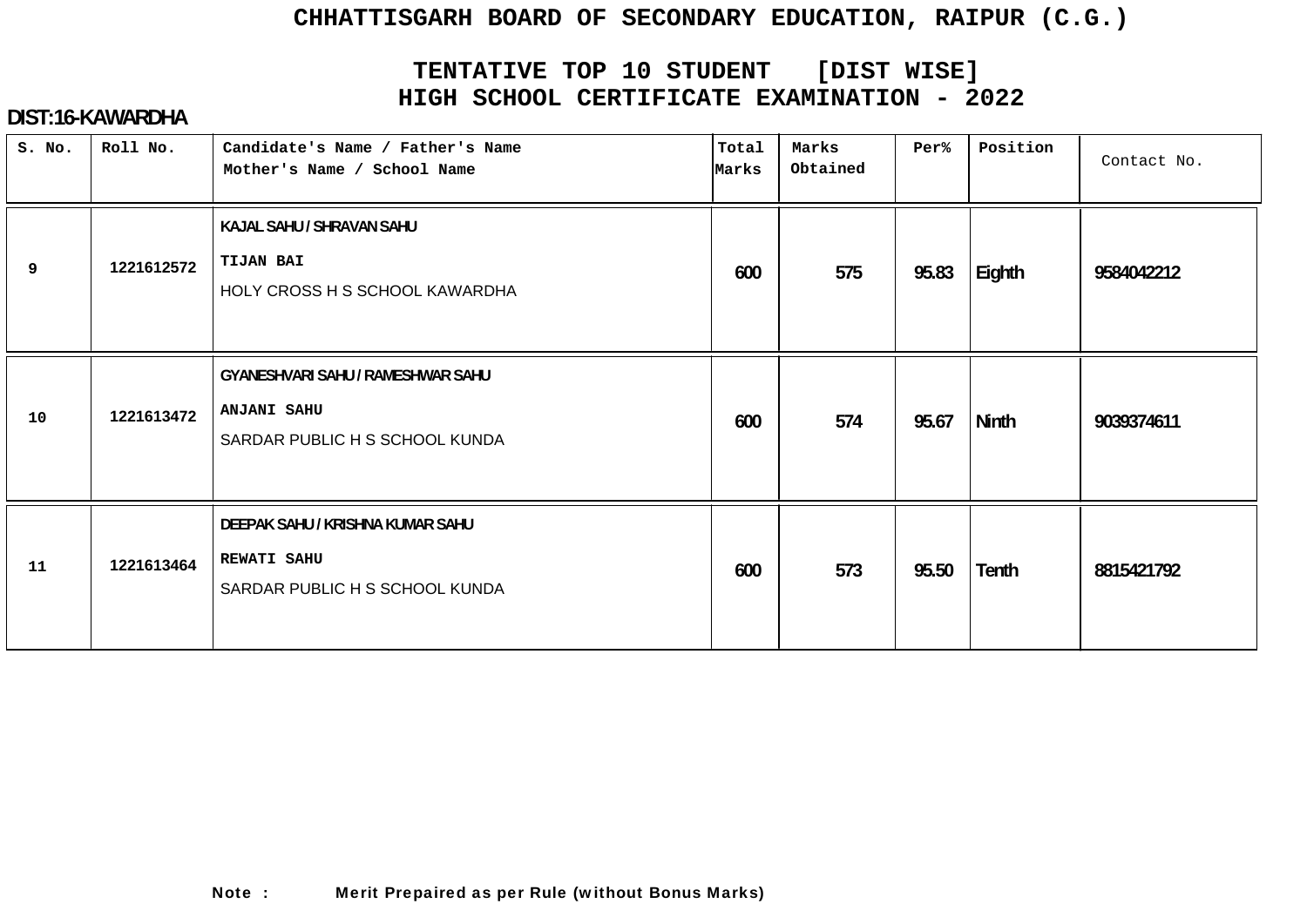# CHHATTISGARH BOARD OF SECONDARY EDUCATION, RAIPUR (C.G.)

## TENTATIVE TOP 10 STUDENT [DIST WISE]
## HIGH SCHOOL CERTIFICATE EXAMINATION - 2022

**DIST:16-KAWARDHA**

| S. No. | Roll No. | Candidate's Name / Father's Name<br>Mother's Name / School Name | Total Marks | Marks Obtained | Per% | Position | Contact No. |
|---|---|---|---|---|---|---|---|
| 9 | 1221612572 | KAJAL SAHU / SHRAVAN SAHU<br>TIJAN BAI<br>HOLY CROSS H S SCHOOL KAWARDHA | 600 | 575 | 95.83 | Eighth | 9584042212 |
| 10 | 1221613472 | GYANESHVARI SAHU / RAMESHWAR SAHU<br>ANJANI SAHU<br>SARDAR PUBLIC H S SCHOOL KUNDA | 600 | 574 | 95.67 | Ninth | 9039374611 |
| 11 | 1221613464 | DEEPAK SAHU / KRISHNA KUMAR SAHU<br>REWATI SAHU<br>SARDAR PUBLIC H S SCHOOL KUNDA | 600 | 573 | 95.50 | Tenth | 8815421792 |

**Note :** Merit Prepaired as per Rule (without Bonus Marks)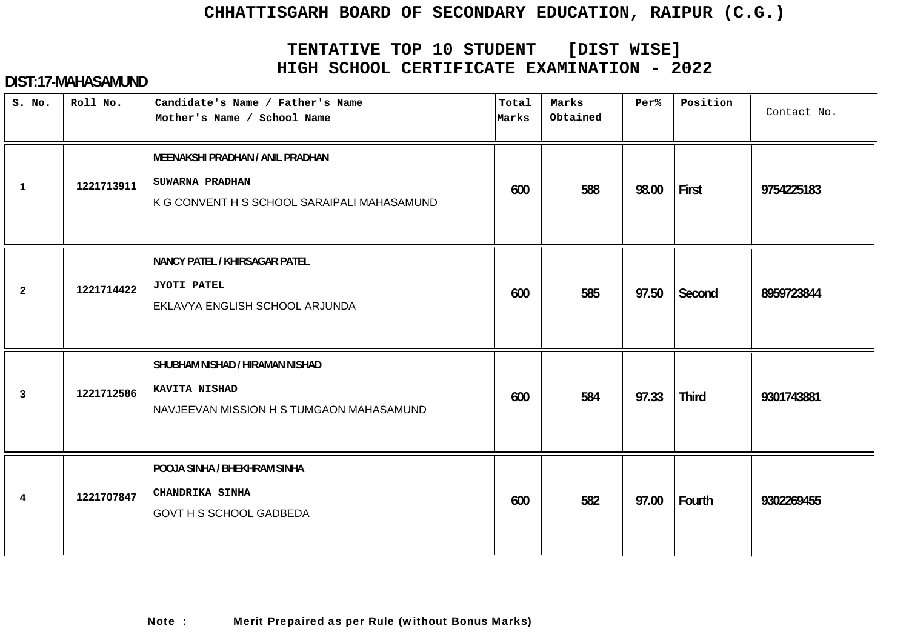# CHHATTISGARH BOARD OF SECONDARY EDUCATION, RAIPUR (C.G.)

## TENTATIVE TOP 10 STUDENT [DIST WISE]
## HIGH SCHOOL CERTIFICATE EXAMINATION - 2022

**DIST:17-MAHASAMUND**

| S. No. | Roll No. | Candidate's Name / Father's Name<br>Mother's Name / School Name | Total Marks | Marks Obtained | Per% | Position | Contact No. |
|---|---|---|---|---|---|---|---|
| 1 | 1221713911 | MEENAKSHI PRADHAN / ANIL PRADHAN<br>SUWARNA PRADHAN<br>K G CONVENT H S SCHOOL SARAIPALI MAHASAMUND | 600 | 588 | 98.00 | First | 9754225183 |
| 2 | 1221714422 | NANCY PATEL / KHIRSAGAR PATEL<br>JYOTI PATEL<br>EKLAVYA ENGLISH SCHOOL ARJUNDA | 600 | 585 | 97.50 | Second | 8959723844 |
| 3 | 1221712586 | SHUBHAM NISHAD / HIRAMAN NISHAD<br>KAVITA NISHAD<br>NAVJEEVAN MISSION H S TUMGAON MAHASAMUND | 600 | 584 | 97.33 | Third | 9301743881 |
| 4 | 1221707847 | POOJA SINHA / BHEKHRAM SINHA<br>CHANDRIKA SINHA<br>GOVT H S SCHOOL GADBEDA | 600 | 582 | 97.00 | Fourth | 9302269455 |

**Note :** **Merit Prepaired as per Rule (without Bonus Marks)**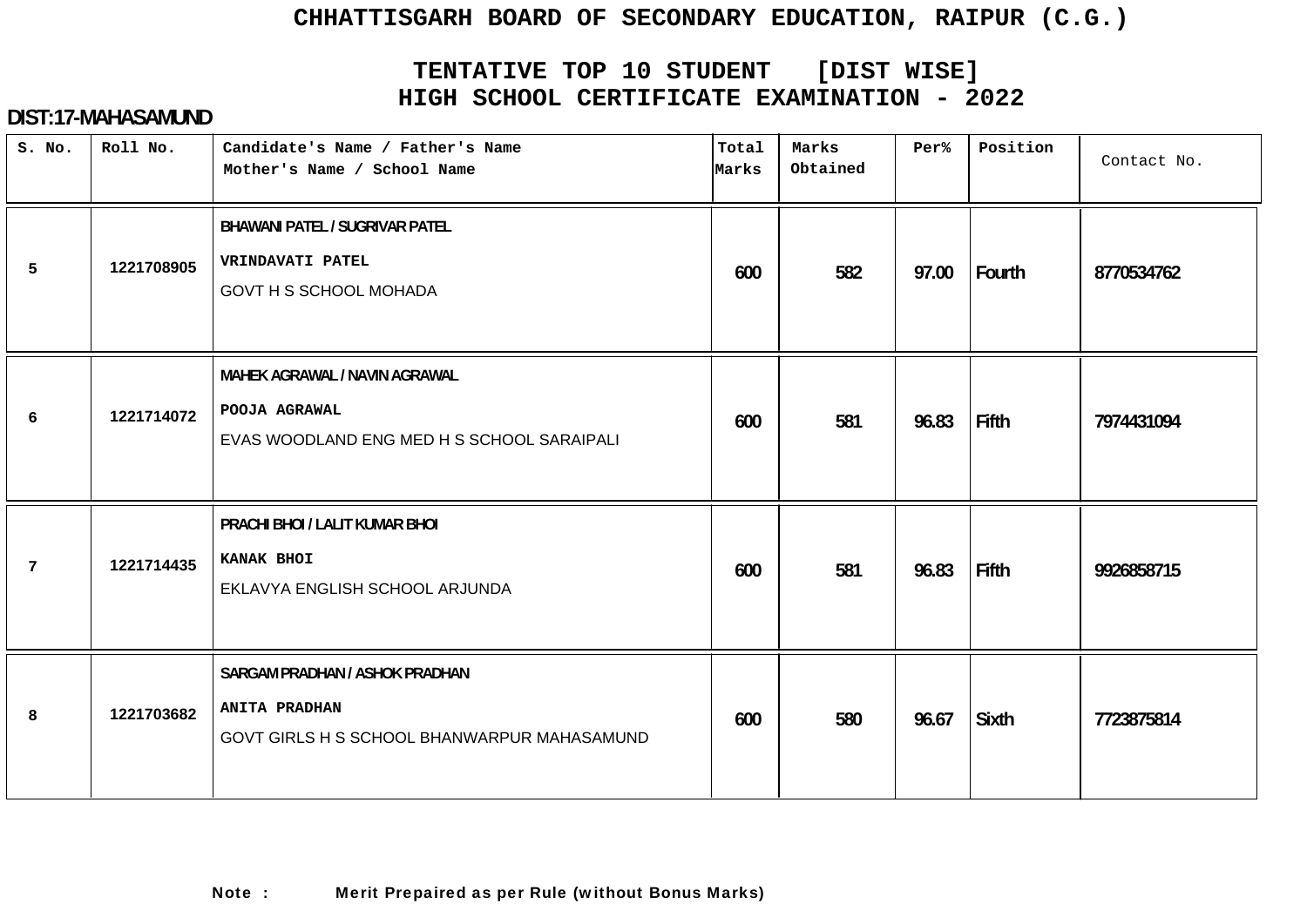# CHHATTISGARH BOARD OF SECONDARY EDUCATION, RAIPUR (C.G.)

## TENTATIVE TOP 10 STUDENT [DIST WISE]
## HIGH SCHOOL CERTIFICATE EXAMINATION - 2022

**DIST:17-MAHASAMUND**

| S. No. | Roll No. | Candidate's Name / Father's Name<br>Mother's Name / School Name | Total Marks | Marks Obtained | Per% | Position | Contact No. |
|---|---|---|---|---|---|---|---|
| 5 | 1221708905 | BHAWANI PATEL / SUGRIVAR PATEL<br>VRINDAVATI PATEL<br>GOVT H S SCHOOL MOHADA | 600 | 582 | 97.00 | Fourth | 8770534762 |
| 6 | 1221714072 | MAHEK AGRAWAL / NAVIN AGRAWAL<br>POOJA AGRAWAL<br>EVAS WOODLAND ENG MED H S SCHOOL SARAIPALI | 600 | 581 | 96.83 | Fifth | 7974431094 |
| 7 | 1221714435 | PRACHI BHOI / LALIT KUMAR BHOI<br>KANAK BHOI<br>EKLAVYA ENGLISH SCHOOL ARJUNDA | 600 | 581 | 96.83 | Fifth | 9926858715 |
| 8 | 1221703682 | SARGAM PRADHAN / ASHOK PRADHAN<br>ANITA PRADHAN<br>GOVT GIRLS H S SCHOOL BHANWARPUR MAHASAMUND | 600 | 580 | 96.67 | Sixth | 7723875814 |

**Note : Merit Prepaired as per Rule (without Bonus Marks)**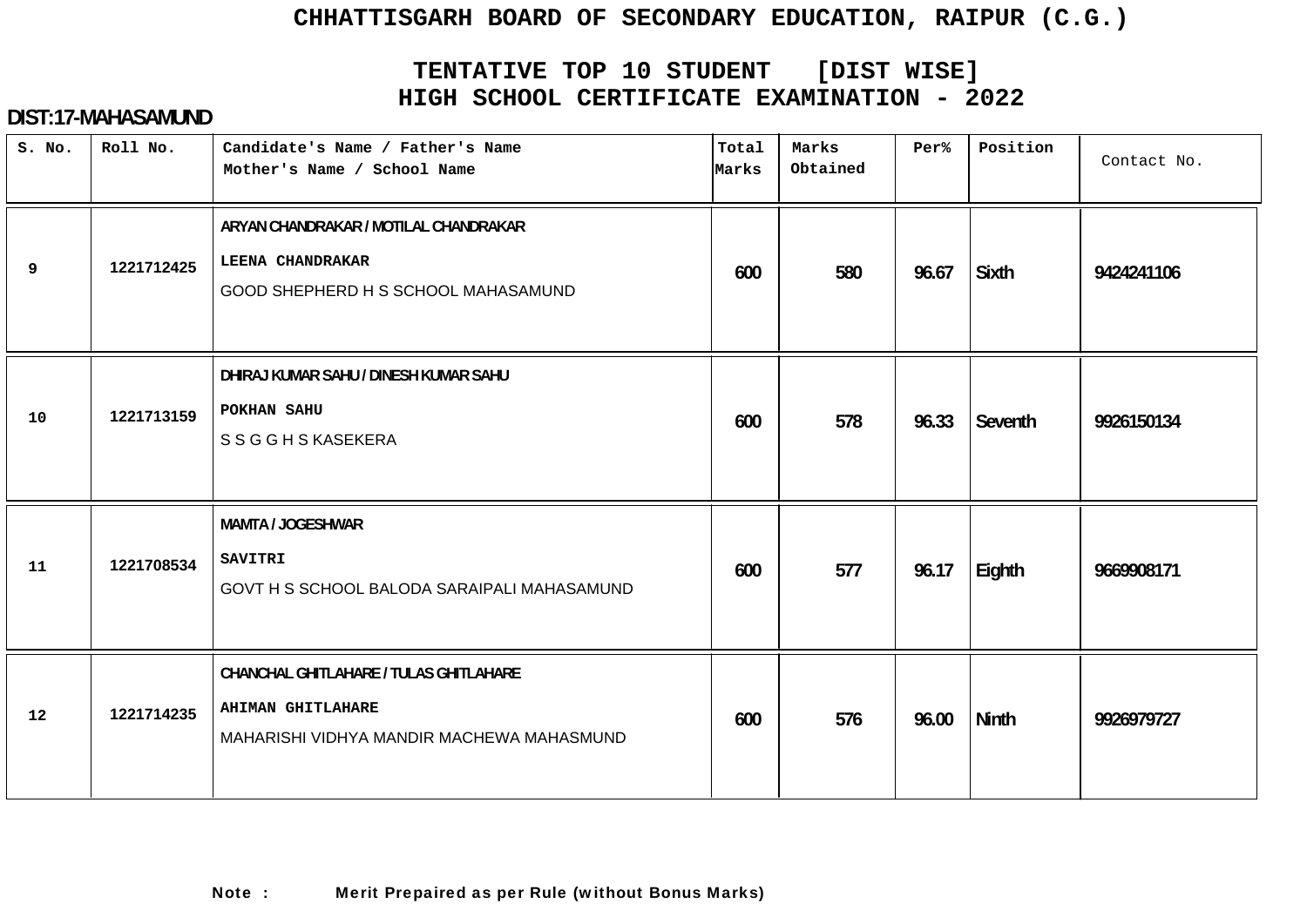# CHHATTISGARH BOARD OF SECONDARY EDUCATION, RAIPUR (C.G.)

## TENTATIVE TOP 10 STUDENT [DIST WISE]
## HIGH SCHOOL CERTIFICATE EXAMINATION - 2022

**DIST:17-MAHASAMUND**

| S. No. | Roll No. | Candidate's Name / Father's Name<br>Mother's Name / School Name | Total Marks | Marks Obtained | Per% | Position | Contact No. |
|---|---|---|---|---|---|---|---|
| 9 | 1221712425 | ARYAN CHANDRAKAR / MOTILAL CHANDRAKAR<br>LEENA CHANDRAKAR<br>GOOD SHEPHERD H S SCHOOL MAHASAMUND | 600 | 580 | 96.67 | Sixth | 9424241106 |
| 10 | 1221713159 | DHIRAJ KUMAR SAHU / DINESH KUMAR SAHU<br>POKHAN SAHU<br>S S G G H S KASEKERA | 600 | 578 | 96.33 | Seventh | 9926150134 |
| 11 | 1221708534 | MAMTA / JOGESHWAR<br>SAVITRI<br>GOVT H S SCHOOL BALODA SARAIPALI MAHASAMUND | 600 | 577 | 96.17 | Eighth | 9669908171 |
| 12 | 1221714235 | CHANCHAL GHITLAHARE / TULAS GHITLAHARE<br>AHIMAN GHITLAHARE<br>MAHARISHI VIDHYA MANDIR MACHEWA MAHASMUND | 600 | 576 | 96.00 | Ninth | 9926979727 |

**Note :** **Merit Prepaired as per Rule (without Bonus Marks)**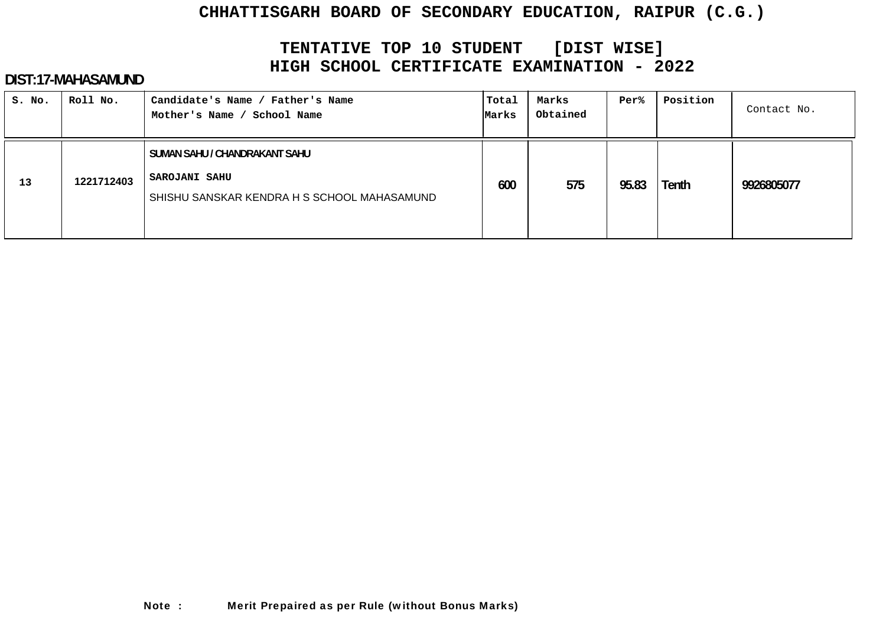# CHHATTISGARH BOARD OF SECONDARY EDUCATION, RAIPUR (C.G.)

## TENTATIVE TOP 10 STUDENT [DIST WISE]
## HIGH SCHOOL CERTIFICATE EXAMINATION - 2022

**DIST:17-MAHASAMUND**

| S. No. | Roll No. | Candidate's Name / Father's Name<br>Mother's Name / School Name | Total Marks | Marks Obtained | Per% | Position | Contact No. |
|---|---|---|---|---|---|---|---|
| 13 | 1221712403 | SUMAN SAHU / CHANDRAKANT SAHU<br>SAROJANI SAHU<br>SHISHU SANSKAR KENDRA H S SCHOOL MAHASAMUND | 600 | 575 | 95.83 | Tenth | 9926805077 |

**Note :** Merit Prepaired as per Rule (without Bonus Marks)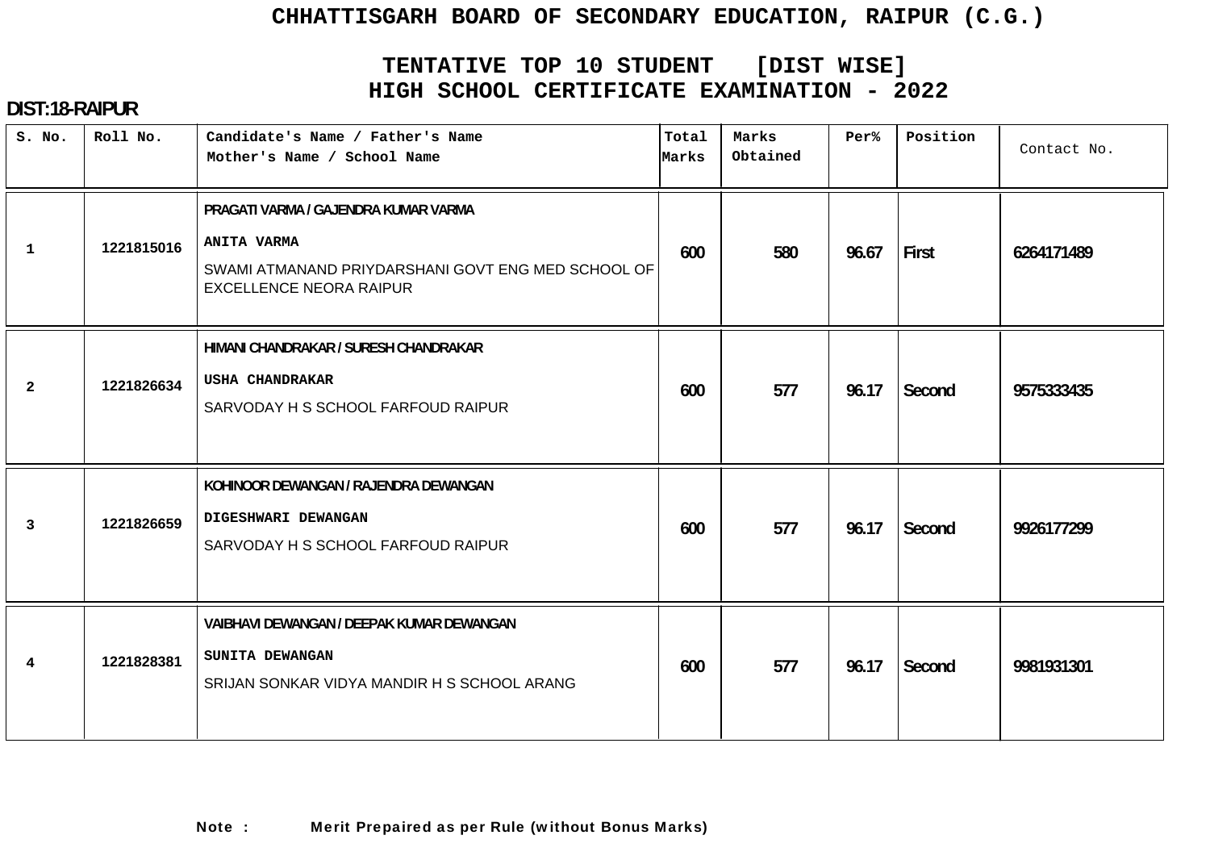# CHHATTISGARH BOARD OF SECONDARY EDUCATION, RAIPUR (C.G.)

## TENTATIVE TOP 10 STUDENT [DIST WISE]
## HIGH SCHOOL CERTIFICATE EXAMINATION - 2022

**DIST:18-RAIPUR**

| S. No. | Roll No. | Candidate's Name / Father's Name<br>Mother's Name / School Name | Total Marks | Marks Obtained | Per% | Position | Contact No. |
|---|---|---|---|---|---|---|---|
| 1 | 1221815016 | PRAGATI VARMA / GAJENDRA KUMAR VARMA<br>ANITA VARMA<br>SWAMI ATMANAND PRIYDARSHANI GOVT ENG MED SCHOOL OF EXCELLENCE NEORA RAIPUR | 600 | 580 | 96.67 | First | 6264171489 |
| 2 | 1221826634 | HIMANI CHANDRAKAR / SURESH CHANDRAKAR<br>USHA CHANDRAKAR<br>SARVODAY H S SCHOOL FARFOUD RAIPUR | 600 | 577 | 96.17 | Second | 9575333435 |
| 3 | 1221826659 | KOHINOOR DEWANGAN / RAJENDRA DEWANGAN<br>DIGESHWARI DEWANGAN<br>SARVODAY H S SCHOOL FARFOUD RAIPUR | 600 | 577 | 96.17 | Second | 9926177299 |
| 4 | 1221828381 | VAIBHAVI DEWANGAN / DEEPAK KUMAR DEWANGAN<br>SUNITA DEWANGAN<br>SRIJAN SONKAR VIDYA MANDIR H S SCHOOL ARANG | 600 | 577 | 96.17 | Second | 9981931301 |

**Note :** **Merit Prepaired as per Rule (without Bonus Marks)**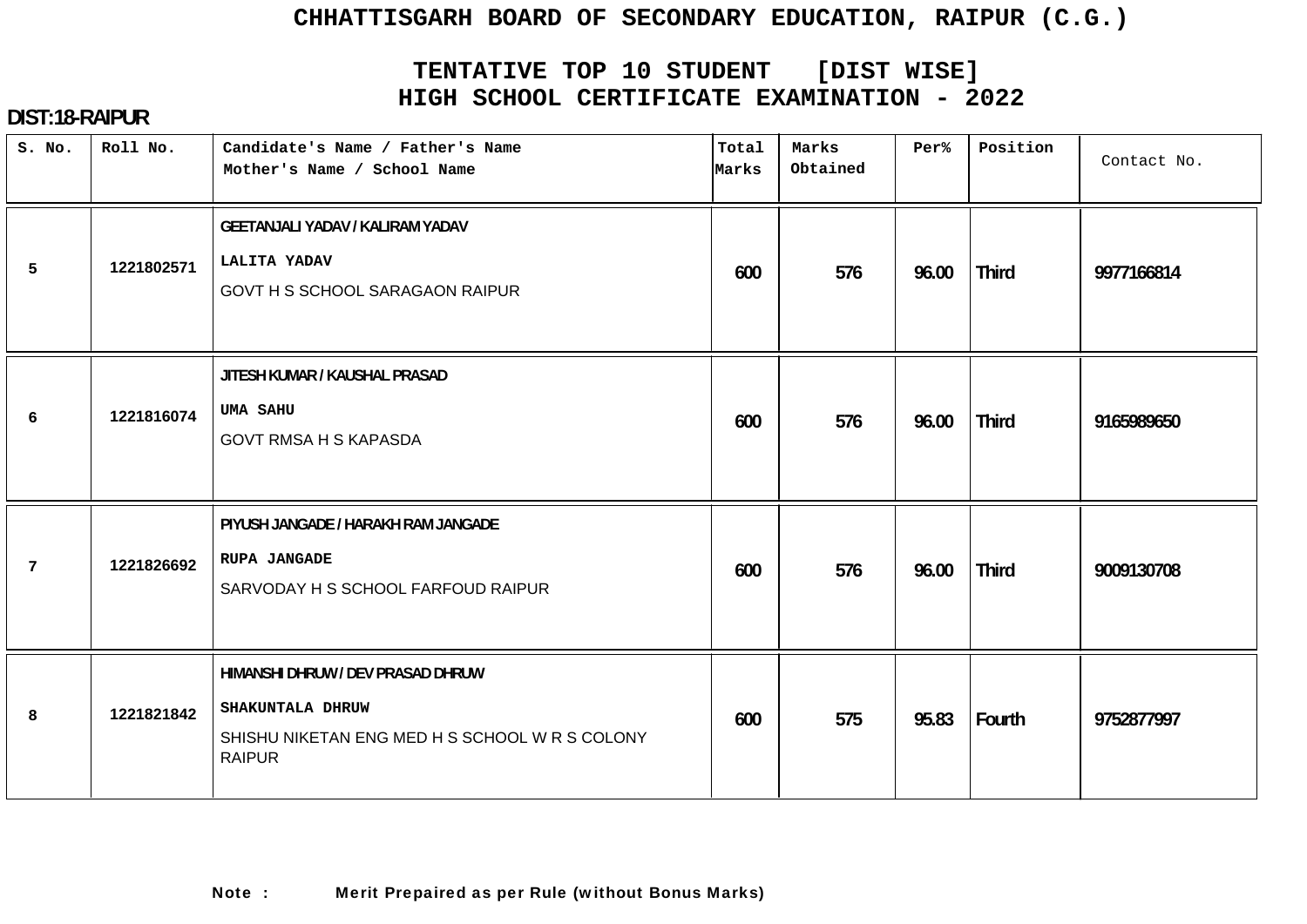# CHHATTISGARH BOARD OF SECONDARY EDUCATION, RAIPUR (C.G.)

## TENTATIVE TOP 10 STUDENT [DIST WISE]
## HIGH SCHOOL CERTIFICATE EXAMINATION - 2022

**DIST:18-RAIPUR**

| S. No. | Roll No. | Candidate's Name / Father's Name<br>Mother's Name / School Name | Total Marks | Marks Obtained | Per% | Position | Contact No. |
|---|---|---|---|---|---|---|---|
| 5 | 1221802571 | GEETANJALI YADAV / KALIRAM YADAV<br>LALITA YADAV<br>GOVT H S SCHOOL SARAGAON RAIPUR | 600 | 576 | 96.00 | Third | 9977166814 |
| 6 | 1221816074 | JITESH KUMAR / KAUSHAL PRASAD<br>UMA SAHU<br>GOVT RMSA H S KAPASDA | 600 | 576 | 96.00 | Third | 9165989650 |
| 7 | 1221826692 | PIYUSH JANGADE / HARAKH RAM JANGADE<br>RUPA JANGADE<br>SARVODAY H S SCHOOL FARFOUD RAIPUR | 600 | 576 | 96.00 | Third | 9009130708 |
| 8 | 1221821842 | HIMANSHI DHRUW / DEV PRASAD DHRUW<br>SHAKUNTALA DHRUW<br>SHISHU NIKETAN ENG MED H S SCHOOL W R S COLONY RAIPUR | 600 | 575 | 95.83 | Fourth | 9752877997 |

**Note : Merit Prepaired as per Rule (without Bonus Marks)**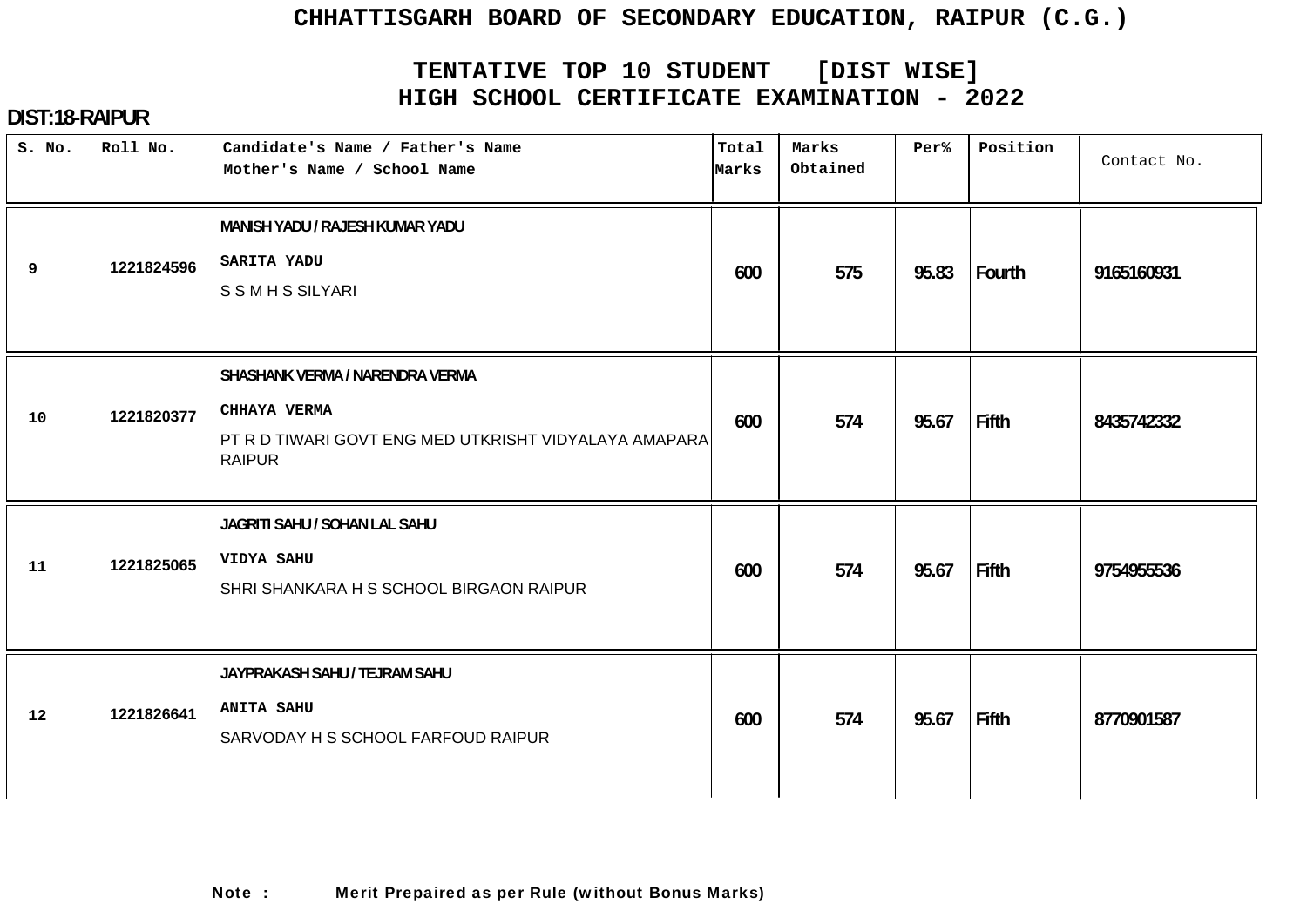# CHHATTISGARH BOARD OF SECONDARY EDUCATION, RAIPUR (C.G.)

## TENTATIVE TOP 10 STUDENT [DIST WISE]
## HIGH SCHOOL CERTIFICATE EXAMINATION - 2022

**DIST:18-RAIPUR**

| S. No. | Roll No. | Candidate's Name / Father's Name<br>Mother's Name / School Name | Total Marks | Marks Obtained | Per% | Position | Contact No. |
|---|---|---|---|---|---|---|---|
| 9 | 1221824596 | MANISH YADU / RAJESH KUMAR YADU<br>SARITA YADU<br>S S M H S SILYARI | 600 | 575 | 95.83 | Fourth | 9165160931 |
| 10 | 1221820377 | SHASHANK VERMA / NARENDRA VERMA<br>CHHAYA VERMA<br>PT R D TIWARI GOVT ENG MED UTKRISHT VIDYALAYA AMAPARA RAIPUR | 600 | 574 | 95.67 | Fifth | 8435742332 |
| 11 | 1221825065 | JAGRITI SAHU / SOHAN LAL SAHU<br>VIDYA SAHU<br>SHRI SHANKARA H S SCHOOL BIRGAON RAIPUR | 600 | 574 | 95.67 | Fifth | 9754955536 |
| 12 | 1221826641 | JAYPRAKASH SAHU / TEJRAM SAHU<br>ANITA SAHU<br>SARVODAY H S SCHOOL FARFOUD RAIPUR | 600 | 574 | 95.67 | Fifth | 8770901587 |

**Note : Merit Prepaired as per Rule (without Bonus Marks)**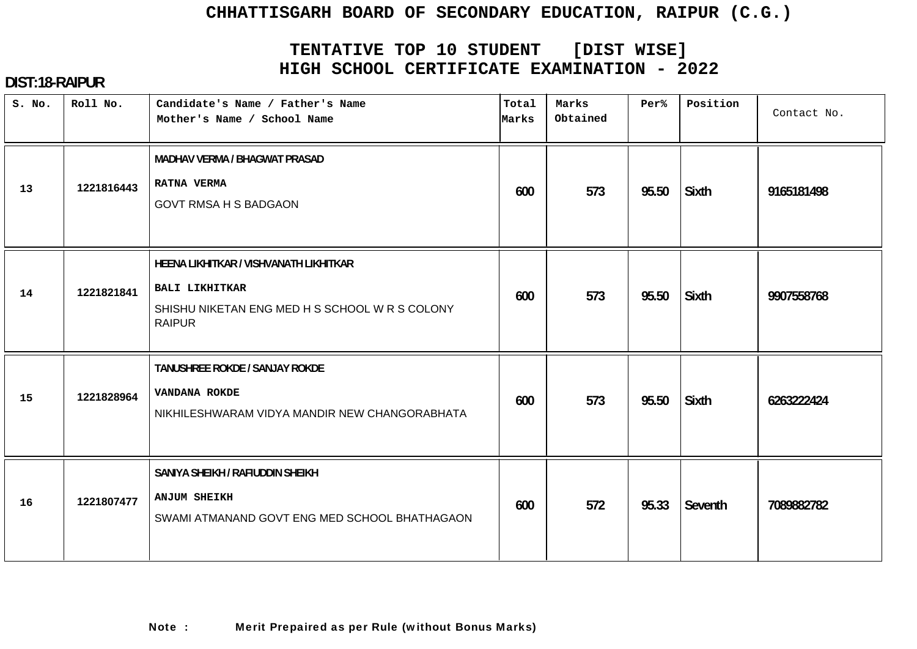# CHHATTISGARH BOARD OF SECONDARY EDUCATION, RAIPUR (C.G.)

## TENTATIVE TOP 10 STUDENT [DIST WISE]
## HIGH SCHOOL CERTIFICATE EXAMINATION - 2022

**DIST:18-RAIPUR**

| S. No. | Roll No. | Candidate's Name / Father's Name<br>Mother's Name / School Name | Total Marks | Marks Obtained | Per% | Position | Contact No. |
|---|---|---|---|---|---|---|---|
| 13 | 1221816443 | MADHAV VERMA / BHAGWAT PRASAD<br>RATNA VERMA<br>GOVT RMSA H S BADGAON | 600 | 573 | 95.50 | Sixth | 9165181498 |
| 14 | 1221821841 | HEENA LIKHITKAR / VISHVANATH LIKHITKAR<br>BALI LIKHITKAR<br>SHISHU NIKETAN ENG MED H S SCHOOL W R S COLONY RAIPUR | 600 | 573 | 95.50 | Sixth | 9907558768 |
| 15 | 1221828964 | TANUSHREE ROKDE / SANJAY ROKDE<br>VANDANA ROKDE<br>NIKHILESHWARAM VIDYA MANDIR NEW CHANGORABHATA | 600 | 573 | 95.50 | Sixth | 6263222424 |
| 16 | 1221807477 | SANIYA SHEIKH / RAFIUDDIN SHEIKH<br>ANJUM SHEIKH<br>SWAMI ATMANAND GOVT ENG MED SCHOOL BHATHAGAON | 600 | 572 | 95.33 | Seventh | 7089882782 |

**Note :** Merit Prepaired as per Rule (without Bonus Marks)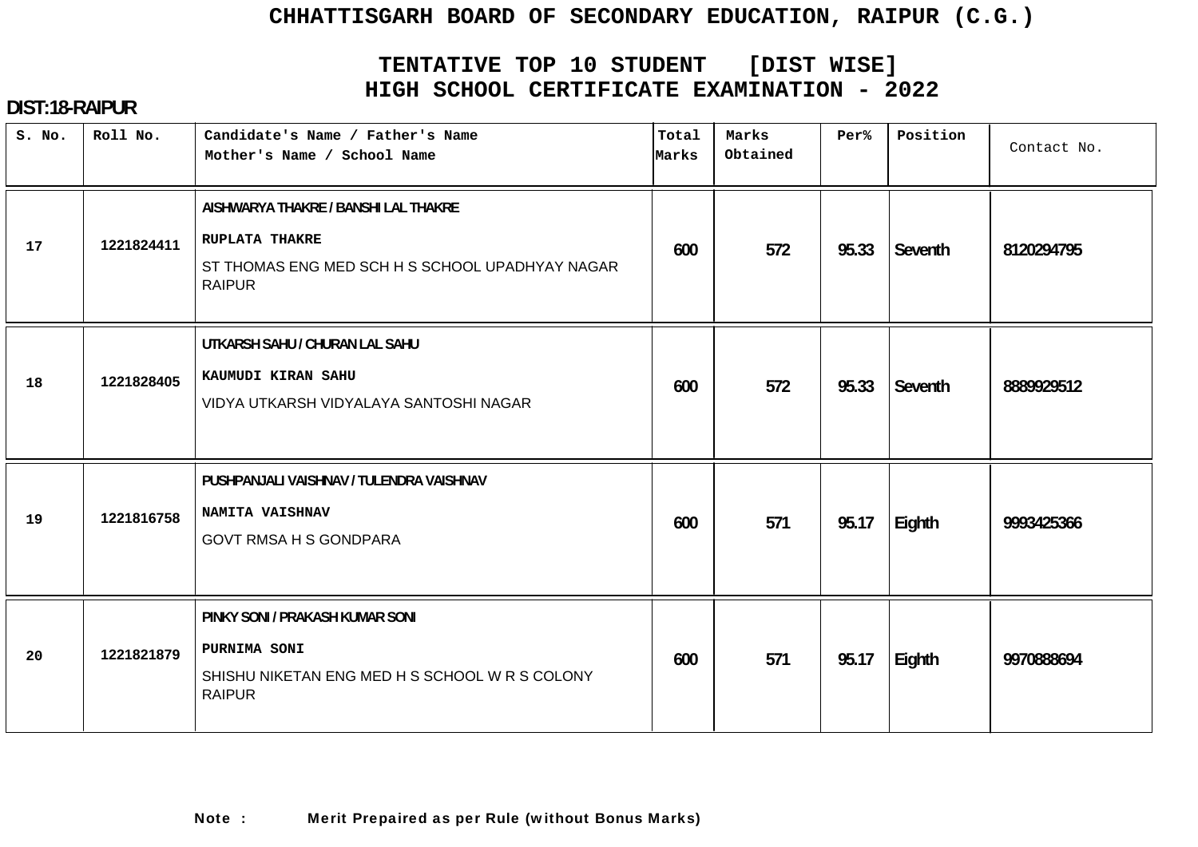# CHHATTISGARH BOARD OF SECONDARY EDUCATION, RAIPUR (C.G.)

## TENTATIVE TOP 10 STUDENT [DIST WISE]
## HIGH SCHOOL CERTIFICATE EXAMINATION - 2022

**DIST:18-RAIPUR**

| S. No. | Roll No. | Candidate's Name / Father's Name<br>Mother's Name / School Name | Total Marks | Marks Obtained | Per% | Position | Contact No. |
|---|---|---|---|---|---|---|---|
| 17 | 1221824411 | AISHWARYA THAKRE / BANSHI LAL THAKRE<br>RUPLATA THAKRE<br>ST THOMAS ENG MED SCH H S SCHOOL UPADHYAY NAGAR RAIPUR | 600 | 572 | 95.33 | Seventh | 8120294795 |
| 18 | 1221828405 | UTKARSH SAHU / CHURAN LAL SAHU<br>KAUMUDI KIRAN SAHU<br>VIDYA UTKARSH VIDYALAYA SANTOSHI NAGAR | 600 | 572 | 95.33 | Seventh | 8889929512 |
| 19 | 1221816758 | PUSHPANJALI VAISHNAV / TULENDRA VAISHNAV<br>NAMITA VAISHNAV<br>GOVT RMSA H S GONDPARA | 600 | 571 | 95.17 | Eighth | 9993425366 |
| 20 | 1221821879 | PINKY SONI / PRAKASH KUMAR SONI<br>PURNIMA SONI<br>SHISHU NIKETAN ENG MED H S SCHOOL W R S COLONY RAIPUR | 600 | 571 | 95.17 | Eighth | 9970888694 |

**Note : Merit Prepaired as per Rule (without Bonus Marks)**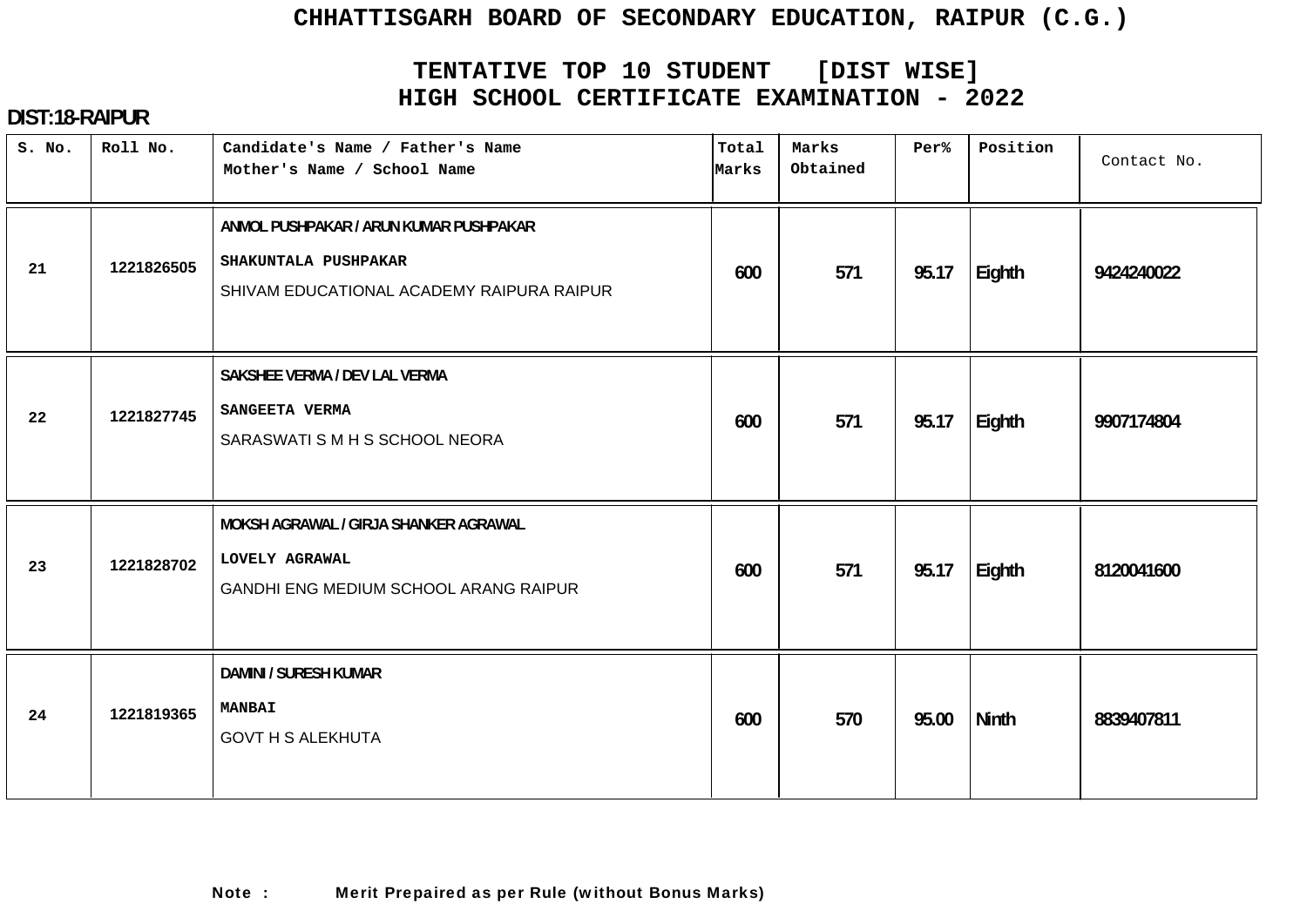# CHHATTISGARH BOARD OF SECONDARY EDUCATION, RAIPUR (C.G.)

## TENTATIVE TOP 10 STUDENT [DIST WISE]
## HIGH SCHOOL CERTIFICATE EXAMINATION - 2022

**DIST:18-RAIPUR**

| S. No. | Roll No. | Candidate's Name / Father's Name<br>Mother's Name / School Name | Total Marks | Marks Obtained | Per% | Position | Contact No. |
|---|---|---|---|---|---|---|---|
| 21 | 1221826505 | ANMOL PUSHPAKAR / ARUN KUMAR PUSHPAKAR<br>SHAKUNTALA PUSHPAKAR<br>SHIVAM EDUCATIONAL ACADEMY RAIPURA RAIPUR | 600 | 571 | 95.17 | Eighth | 9424240022 |
| 22 | 1221827745 | SAKSHEE VERMA / DEV LAL VERMA<br>SANGEETA VERMA<br>SARASWATI S M H S SCHOOL NEORA | 600 | 571 | 95.17 | Eighth | 9907174804 |
| 23 | 1221828702 | MOKSH AGRAWAL / GIRJA SHANKER AGRAWAL<br>LOVELY AGRAWAL<br>GANDHI ENG MEDIUM SCHOOL ARANG RAIPUR | 600 | 571 | 95.17 | Eighth | 8120041600 |
| 24 | 1221819365 | DAMINI / SURESH KUMAR<br>MANBAI<br>GOVT H S ALEKHUTA | 600 | 570 | 95.00 | Ninth | 8839407811 |

**Note :** Merit Prepaired as per Rule (without Bonus Marks)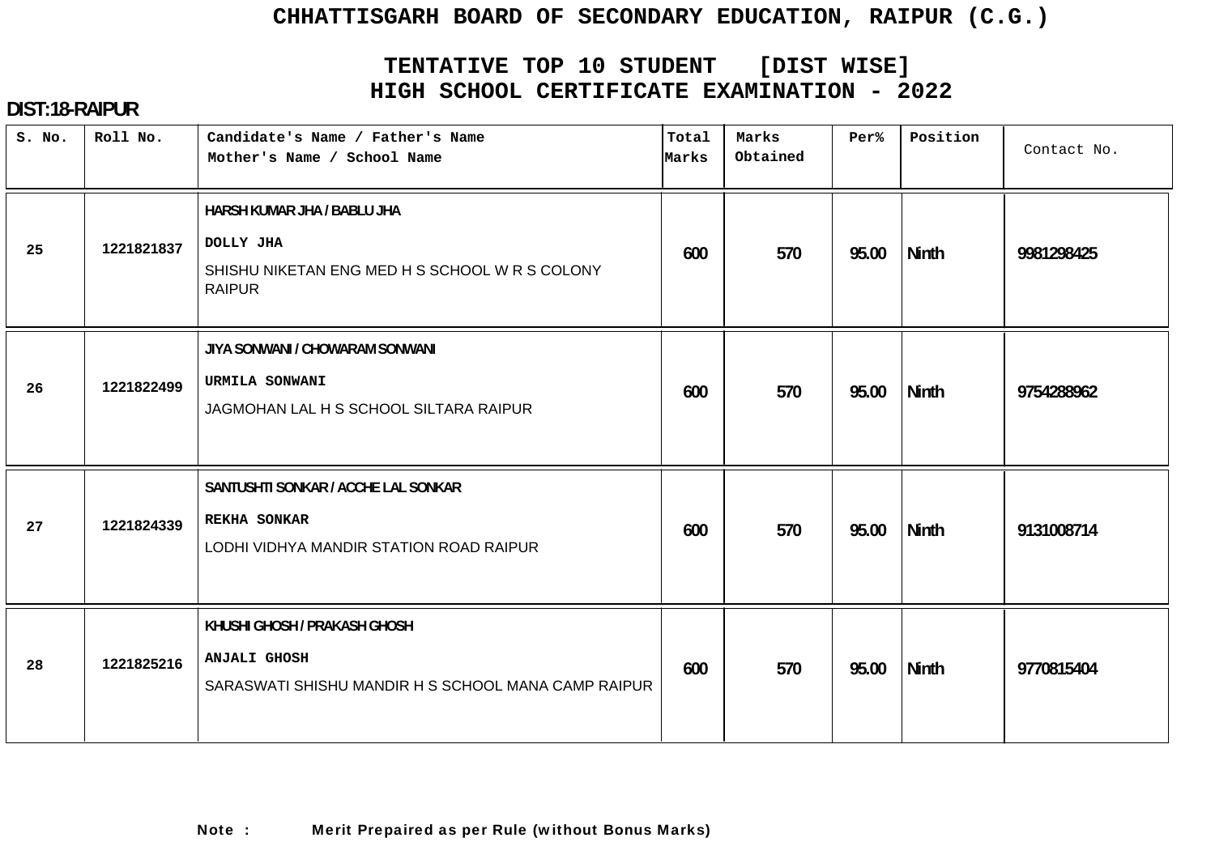# CHHATTISGARH BOARD OF SECONDARY EDUCATION, RAIPUR (C.G.)

## TENTATIVE TOP 10 STUDENT [DIST WISE]
## HIGH SCHOOL CERTIFICATE EXAMINATION - 2022

**DIST:18-RAIPUR**

| S. No. | Roll No. | Candidate's Name / Father's Name<br>Mother's Name / School Name | Total Marks | Marks Obtained | Per% | Position | Contact No. |
|---|---|---|---|---|---|---|---|
| 25 | 1221821837 | HARSH KUMAR JHA / BABLU JHA<br>DOLLY JHA<br>SHISHU NIKETAN ENG MED H S SCHOOL W R S COLONY RAIPUR | 600 | 570 | 95.00 | Ninth | 9981298425 |
| 26 | 1221822499 | JIYA SONWANI / CHOWARAM SONWANI<br>URMILA SONWANI<br>JAGMOHAN LAL H S SCHOOL SILTARA RAIPUR | 600 | 570 | 95.00 | Ninth | 9754288962 |
| 27 | 1221824339 | SANTUSHTI SONKAR / ACCHE LAL SONKAR<br>REKHA SONKAR<br>LODHI VIDHYA MANDIR STATION ROAD RAIPUR | 600 | 570 | 95.00 | Ninth | 9131008714 |
| 28 | 1221825216 | KHUSHI GHOSH / PRAKASH GHOSH<br>ANJALI GHOSH<br>SARASWATI SHISHU MANDIR H S SCHOOL MANA CAMP RAIPUR | 600 | 570 | 95.00 | Ninth | 9770815404 |

**Note : Merit Prepaired as per Rule (without Bonus Marks)**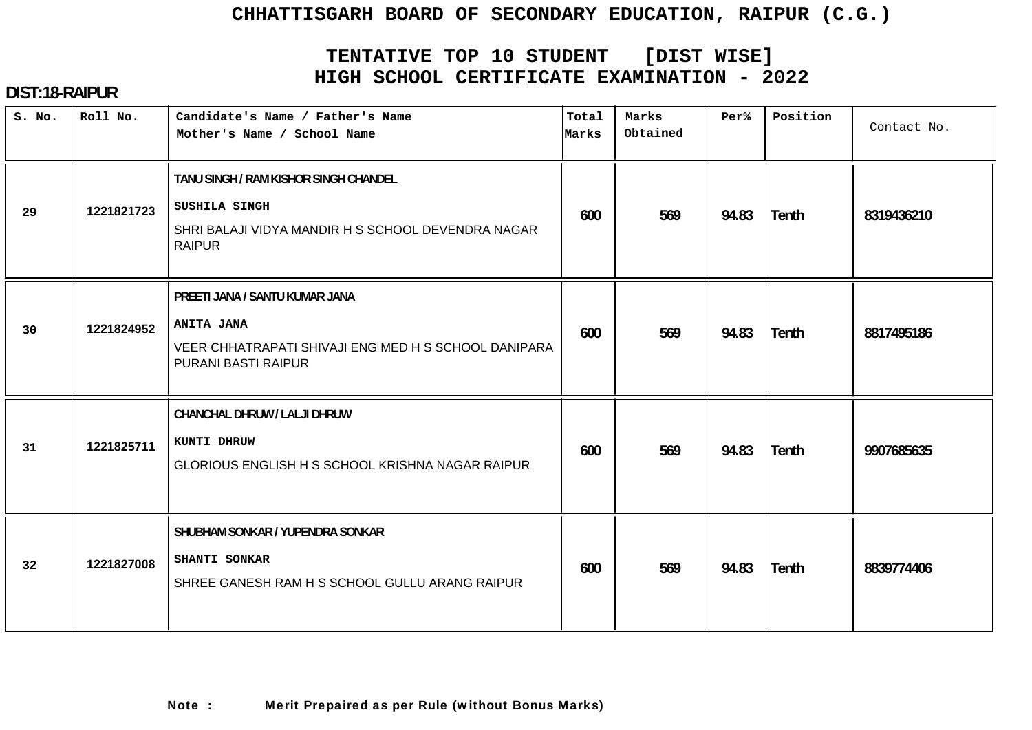# CHHATTISGARH BOARD OF SECONDARY EDUCATION, RAIPUR (C.G.)

## TENTATIVE TOP 10 STUDENT [DIST WISE]
## HIGH SCHOOL CERTIFICATE EXAMINATION - 2022

**DIST:18-RAIPUR**

| S. No. | Roll No. | Candidate's Name / Father's Name<br>Mother's Name / School Name | Total Marks | Marks Obtained | Per% | Position | Contact No. |
|---|---|---|---|---|---|---|---|
| 29 | 1221821723 | **TANU SINGH / RAM KISHOR SINGH CHANDEL**<br>**SUSHILA SINGH**<br>SHRI BALAJI VIDYA MANDIR H S SCHOOL DEVENDRA NAGAR RAIPUR | 600 | 569 | 94.83 | Tenth | 8319436210 |
| 30 | 1221824952 | **PREETI JANA / SANTU KUMAR JANA**<br>**ANITA JANA**<br>VEER CHHATRAPATI SHIVAJI ENG MED H S SCHOOL DANIPARA PURANI BASTI RAIPUR | 600 | 569 | 94.83 | Tenth | 8817495186 |
| 31 | 1221825711 | **CHANCHAL DHRUW / LALJI DHRUW**<br>**KUNTI DHRUW**<br>GLORIOUS ENGLISH H S SCHOOL KRISHNA NAGAR RAIPUR | 600 | 569 | 94.83 | Tenth | 9907685635 |
| 32 | 1221827008 | **SHUBHAM SONKAR / YUPENDRA SONKAR**<br>**SHANTI SONKAR**<br>SHREE GANESH RAM H S SCHOOL GULLU ARANG RAIPUR | 600 | 569 | 94.83 | Tenth | 8839774406 |

**Note : Merit Prepaired as per Rule (without Bonus Marks)**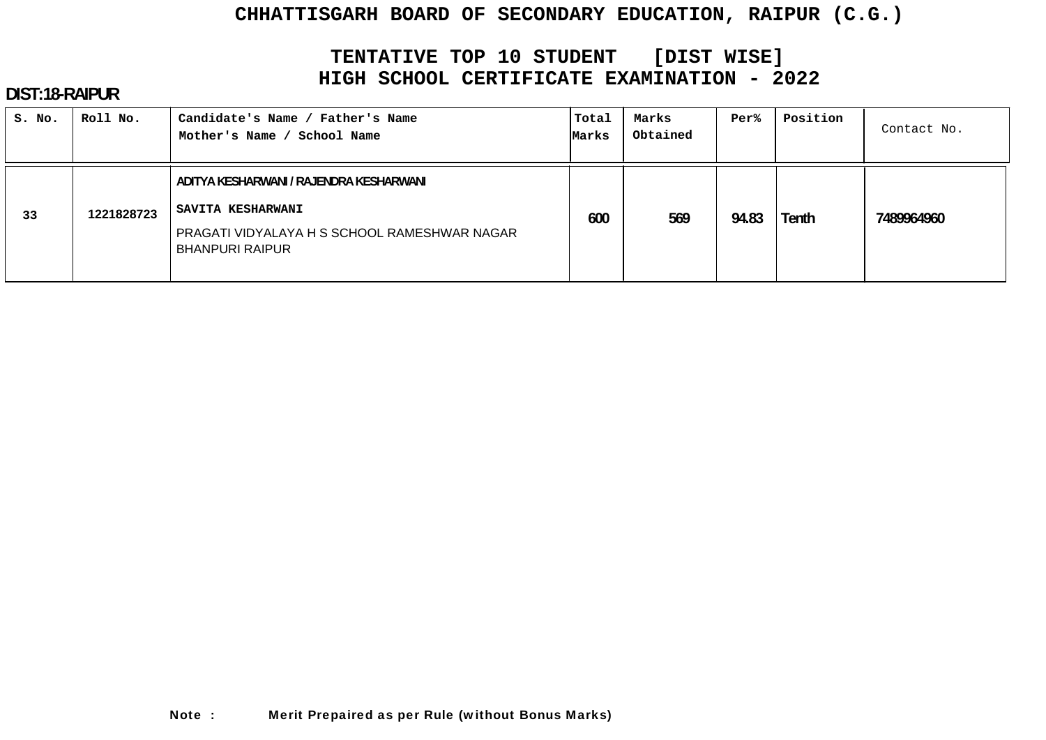# CHHATTISGARH BOARD OF SECONDARY EDUCATION, RAIPUR (C.G.)

## TENTATIVE TOP 10 STUDENT [DIST WISE]
## HIGH SCHOOL CERTIFICATE EXAMINATION - 2022

**DIST:18-RAIPUR**

| S. No. | Roll No. | Candidate's Name / Father's Name<br>Mother's Name / School Name | Total Marks | Marks Obtained | Per% | Position | Contact No. |
|---|---|---|---|---|---|---|---|
| 33 | 1221828723 | ADITYA KESHARWANI / RAJENDRA KESHARWANI<br>SAVITA KESHARWANI<br>PRAGATI VIDYALAYA H S SCHOOL RAMESHWAR NAGAR BHANPURI RAIPUR | 600 | 569 | 94.83 | Tenth | 7489964960 |

**Note : Merit Prepaired as per Rule (without Bonus Marks)**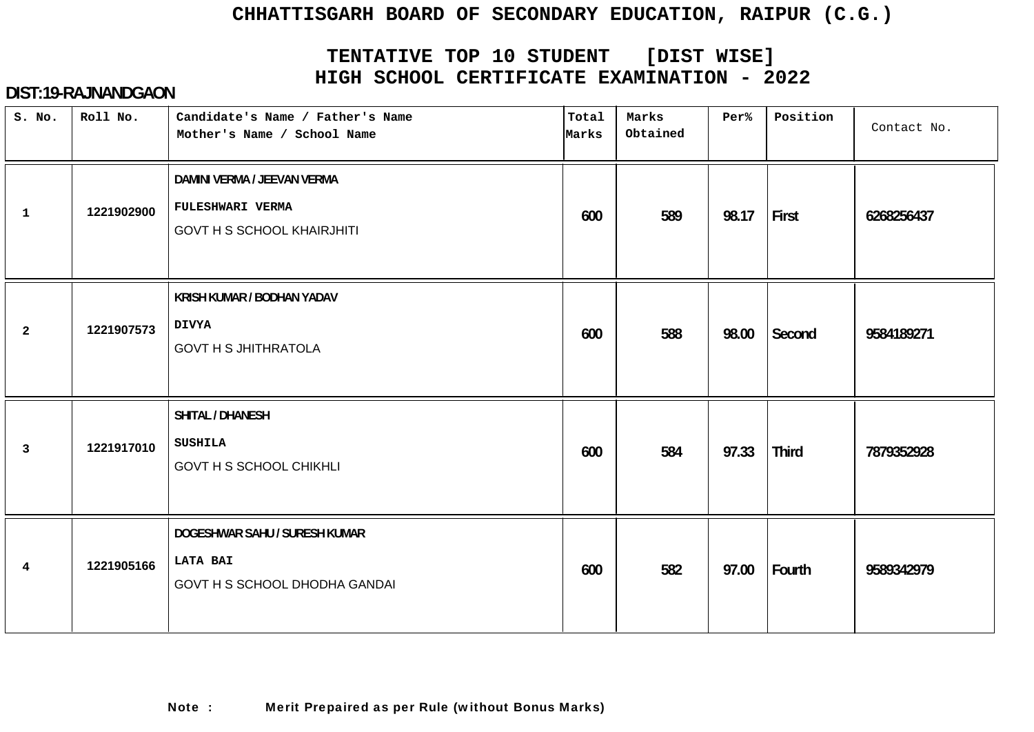# CHHATTISGARH BOARD OF SECONDARY EDUCATION, RAIPUR (C.G.)

## TENTATIVE TOP 10 STUDENT [DIST WISE]
## HIGH SCHOOL CERTIFICATE EXAMINATION - 2022

**DIST:19-RAJNANDGAON**

| S. No. | Roll No. | Candidate's Name / Father's Name<br>Mother's Name / School Name | Total Marks | Marks Obtained | Per% | Position | Contact No. |
|---|---|---|---|---|---|---|---|
| 1 | 1221902900 | DAMINI VERMA / JEEVAN VERMA<br>FULESHWARI VERMA<br>GOVT H S SCHOOL KHAIRJHITI | 600 | 589 | 98.17 | First | 6268256437 |
| 2 | 1221907573 | KRISH KUMAR / BODHAN YADAV<br>DIVYA<br>GOVT H S JHITHRATOLA | 600 | 588 | 98.00 | Second | 9584189271 |
| 3 | 1221917010 | SHITAL / DHANESH<br>SUSHILA<br>GOVT H S SCHOOL CHIKHLI | 600 | 584 | 97.33 | Third | 7879352928 |
| 4 | 1221905166 | DOGESHWAR SAHU / SURESH KUMAR<br>LATA BAI<br>GOVT H S SCHOOL DHODHA GANDAI | 600 | 582 | 97.00 | Fourth | 9589342979 |

**Note : Merit Prepaired as per Rule (without Bonus Marks)**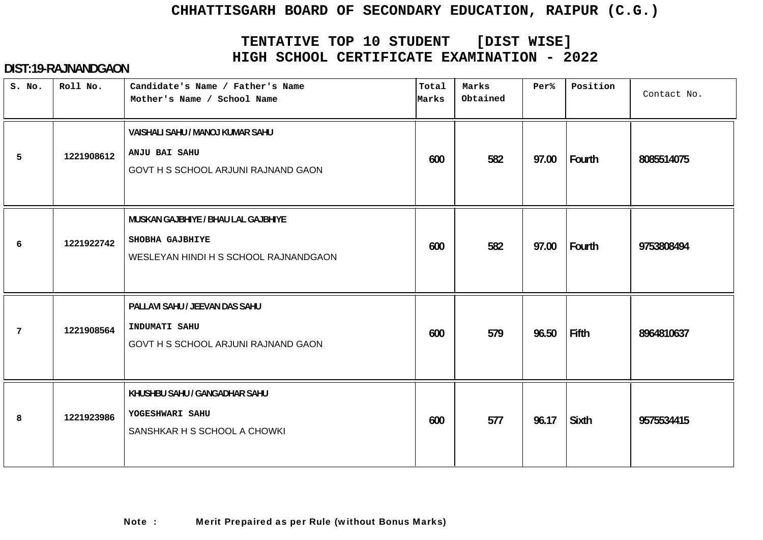# CHHATTISGARH BOARD OF SECONDARY EDUCATION, RAIPUR (C.G.)

## TENTATIVE TOP 10 STUDENT [DIST WISE]
## HIGH SCHOOL CERTIFICATE EXAMINATION - 2022

**DIST:19-RAJNANDGAON**

| S. No. | Roll No. | Candidate's Name / Father's Name<br>Mother's Name / School Name | Total Marks | Marks Obtained | Per% | Position | Contact No. |
|---|---|---|---|---|---|---|---|
| 5 | 1221908612 | VAISHALI SAHU / MANOJ KUMAR SAHU<br>ANJU BAI SAHU<br>GOVT H S SCHOOL ARJUNI RAJNAND GAON | 600 | 582 | 97.00 | Fourth | 8085514075 |
| 6 | 1221922742 | MUSKAN GAJBHIYE / BHAU LAL GAJBHIYE<br>SHOBHA GAJBHIYE<br>WESLEYAN HINDI H S SCHOOL RAJNANDGAON | 600 | 582 | 97.00 | Fourth | 9753808494 |
| 7 | 1221908564 | PALLAVI SAHU / JEEVAN DAS SAHU<br>INDUMATI SAHU<br>GOVT H S SCHOOL ARJUNI RAJNAND GAON | 600 | 579 | 96.50 | Fifth | 8964810637 |
| 8 | 1221923986 | KHUSHBU SAHU / GANGADHAR SAHU<br>YOGESHWARI SAHU<br>SANSHKAR H S SCHOOL A CHOWKI | 600 | 577 | 96.17 | Sixth | 9575534415 |

**Note : Merit Prepaired as per Rule (without Bonus Marks)**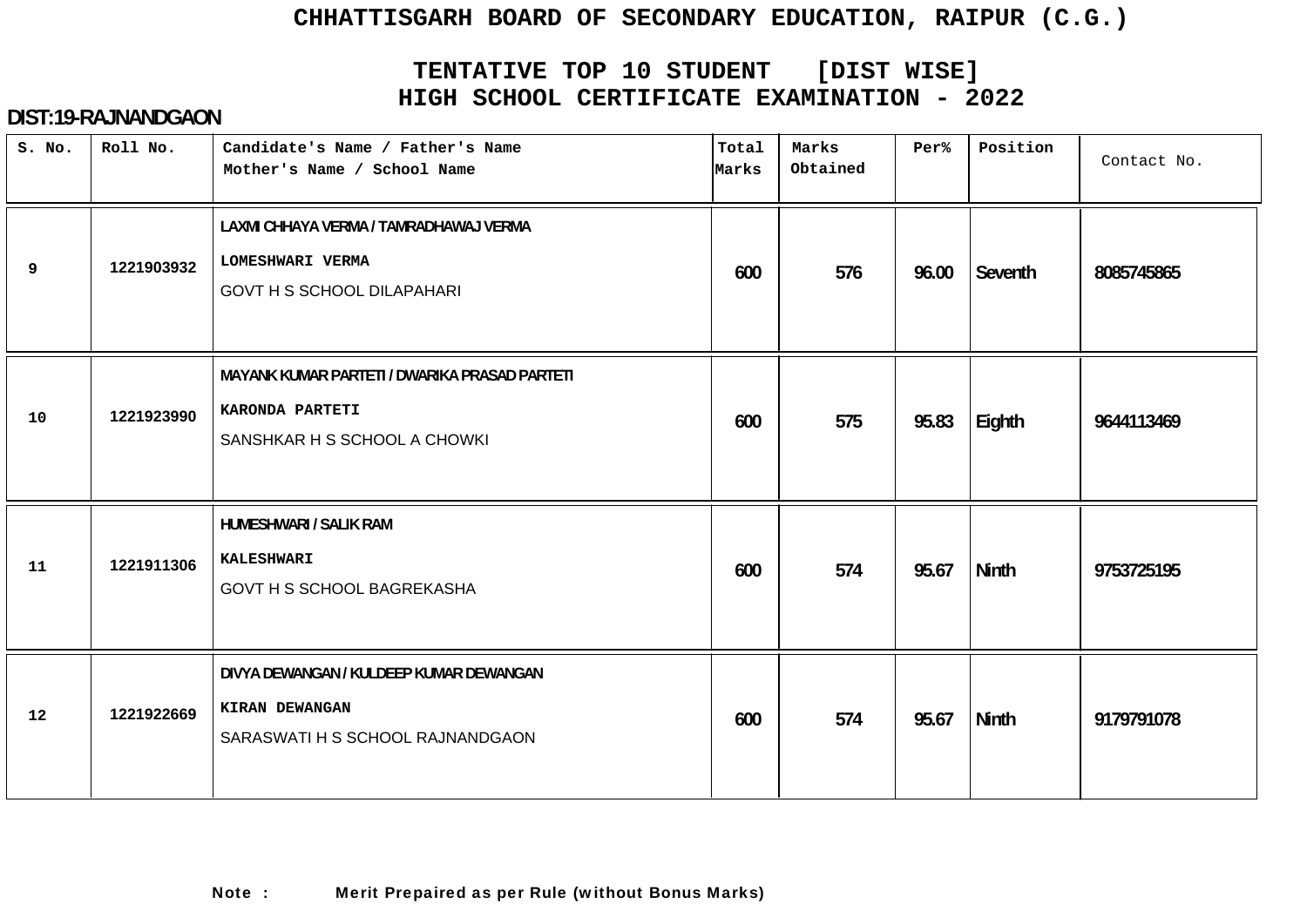# CHHATTISGARH BOARD OF SECONDARY EDUCATION, RAIPUR (C.G.)

## TENTATIVE TOP 10 STUDENT [DIST WISE]
## HIGH SCHOOL CERTIFICATE EXAMINATION - 2022

**DIST:19-RAJNANDGAON**

| S. No. | Roll No. | Candidate's Name / Father's Name<br>Mother's Name / School Name | Total Marks | Marks Obtained | Per% | Position | Contact No. |
|---|---|---|---|---|---|---|---|
| 9 | 1221903932 | LAXMI CHHAYA VERMA / TAMRADHAWAJ VERMA<br>LOMESHWARI VERMA<br>GOVT H S SCHOOL DILAPAHARI | 600 | 576 | 96.00 | Seventh | 8085745865 |
| 10 | 1221923990 | MAYANK KUMAR PARTETI / DWARIKA PRASAD PARTETI<br>KARONDA PARTETI<br>SANSHKAR H S SCHOOL A CHOWKI | 600 | 575 | 95.83 | Eighth | 9644113469 |
| 11 | 1221911306 | HUMESHWARI / SALIK RAM<br>KALESHWARI<br>GOVT H S SCHOOL BAGREKASHA | 600 | 574 | 95.67 | Ninth | 9753725195 |
| 12 | 1221922669 | DIVYA DEWANGAN / KULDEEP KUMAR DEWANGAN<br>KIRAN DEWANGAN<br>SARASWATI H S SCHOOL RAJNANDGAON | 600 | 574 | 95.67 | Ninth | 9179791078 |

**Note :** **Merit Prepaired as per Rule (without Bonus Marks)**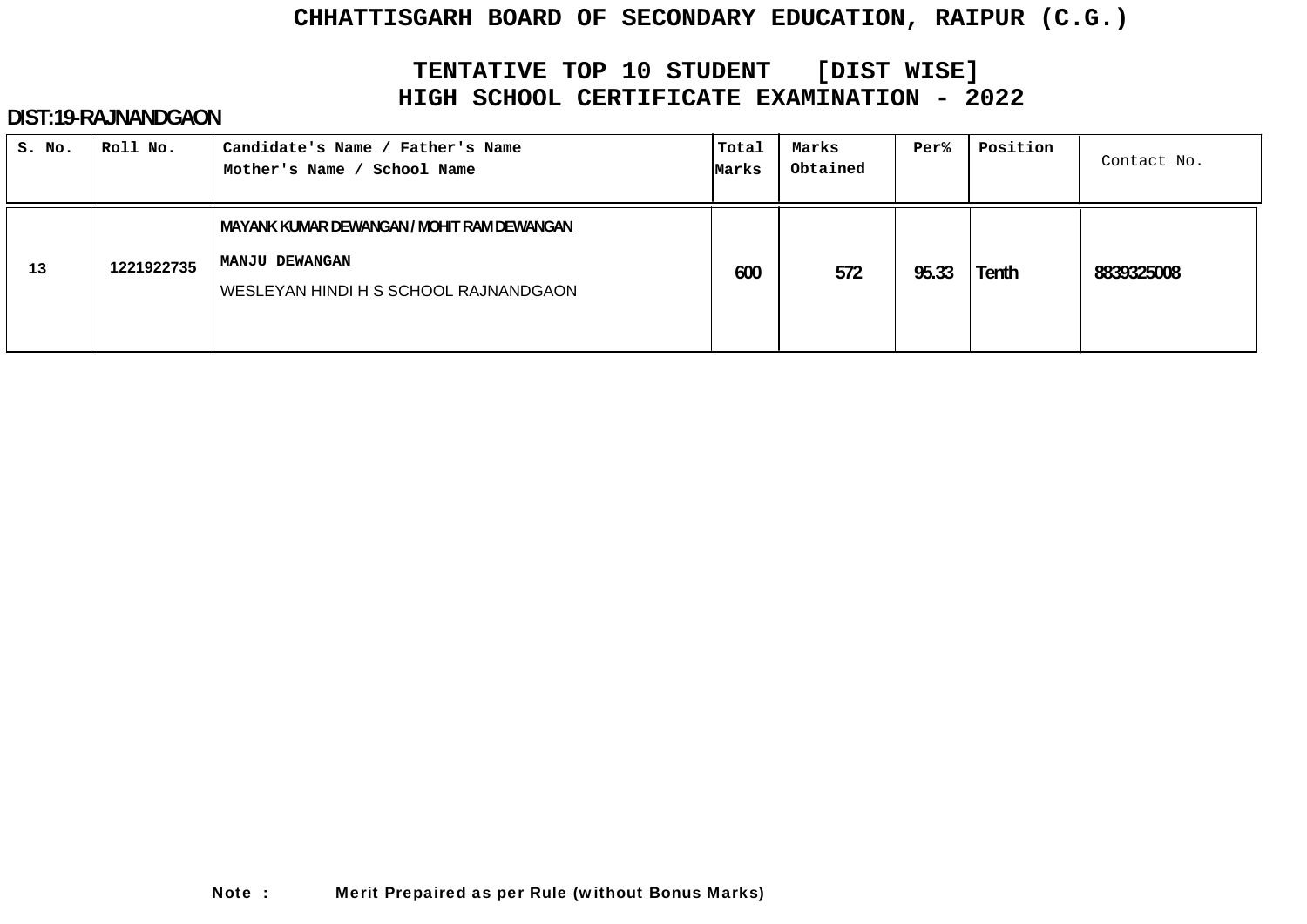# CHHATTISGARH BOARD OF SECONDARY EDUCATION, RAIPUR (C.G.)

## TENTATIVE TOP 10 STUDENT [DIST WISE]
## HIGH SCHOOL CERTIFICATE EXAMINATION - 2022

**DIST:19-RAJNANDGAON**

| S. No. | Roll No. | Candidate's Name / Father's Name<br>Mother's Name / School Name | Total Marks | Marks Obtained | Per% | Position | Contact No. |
|---|---|---|---|---|---|---|---|
| 13 | 1221922735 | MAYANK KUMAR DEWANGAN / MOHIT RAM DEWANGAN<br>MANJU DEWANGAN<br>WESLEYAN HINDI H S SCHOOL RAJNANDGAON | 600 | 572 | 95.33 | Tenth | 8839325008 |

**Note : Merit Prepaired as per Rule (without Bonus Marks)**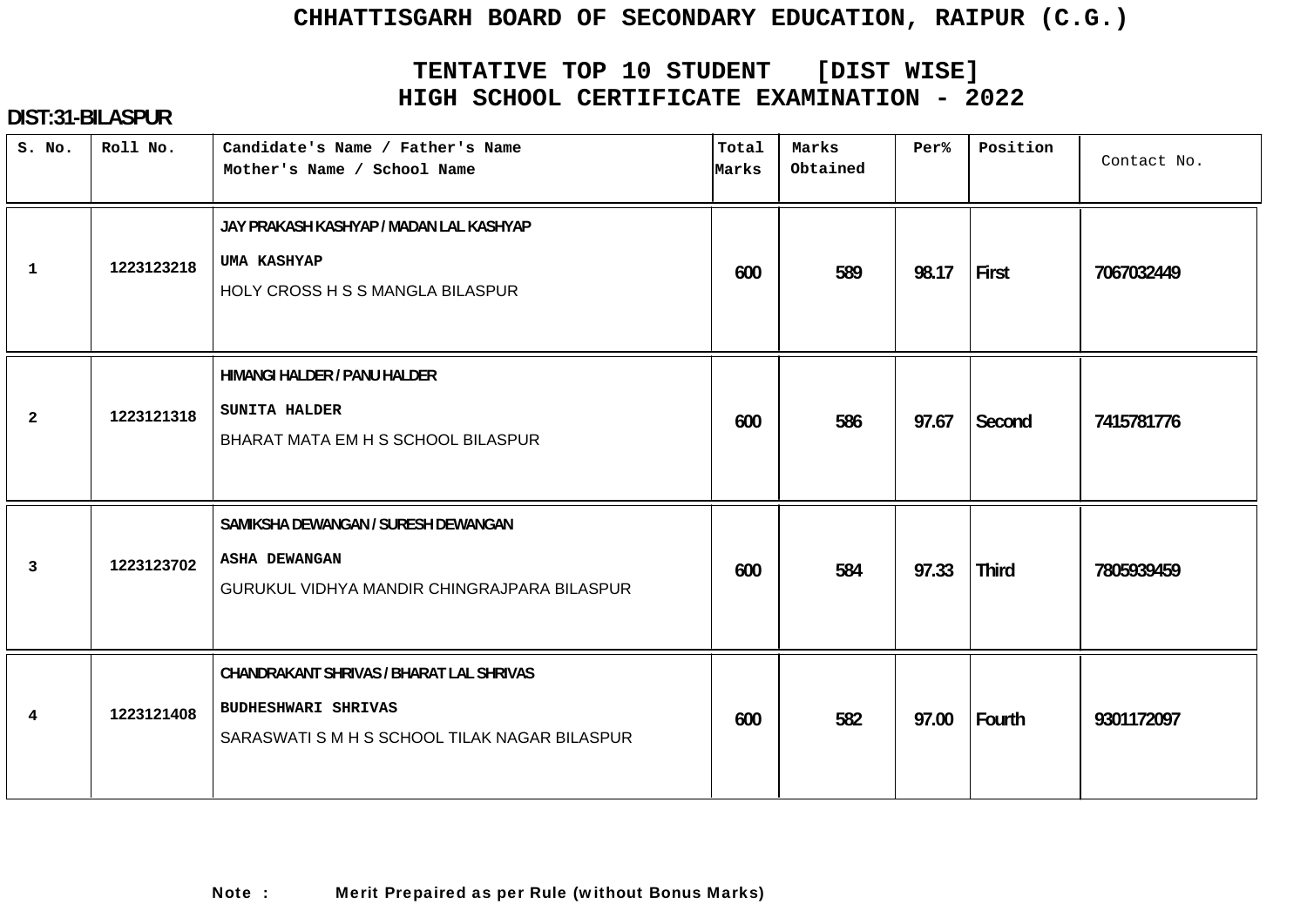# CHHATTISGARH BOARD OF SECONDARY EDUCATION, RAIPUR (C.G.)

## TENTATIVE TOP 10 STUDENT [DIST WISE]
## HIGH SCHOOL CERTIFICATE EXAMINATION - 2022

**DIST:31-BILASPUR**

| S. No. | Roll No. | Candidate's Name / Father's Name<br>Mother's Name / School Name | Total Marks | Marks Obtained | Per% | Position | Contact No. |
|---|---|---|---|---|---|---|---|
| 1 | 1223123218 | JAY PRAKASH KASHYAP / MADAN LAL KASHYAP<br>UMA KASHYAP<br>HOLY CROSS H S S MANGLA BILASPUR | 600 | 589 | 98.17 | First | 7067032449 |
| 2 | 1223121318 | HIMANGI HALDER / PANU HALDER<br>SUNITA HALDER<br>BHARAT MATA EM H S SCHOOL BILASPUR | 600 | 586 | 97.67 | Second | 7415781776 |
| 3 | 1223123702 | SAMIKSHA DEWANGAN / SURESH DEWANGAN<br>ASHA DEWANGAN<br>GURUKUL VIDHYA MANDIR CHINGRAJPARA BILASPUR | 600 | 584 | 97.33 | Third | 7805939459 |
| 4 | 1223121408 | CHANDRAKANT SHRIVAS / BHARAT LAL SHRIVAS<br>BUDHESHWARI SHRIVAS<br>SARASWATI S M H S SCHOOL TILAK NAGAR BILASPUR | 600 | 582 | 97.00 | Fourth | 9301172097 |

**Note : Merit Prepaired as per Rule (without Bonus Marks)**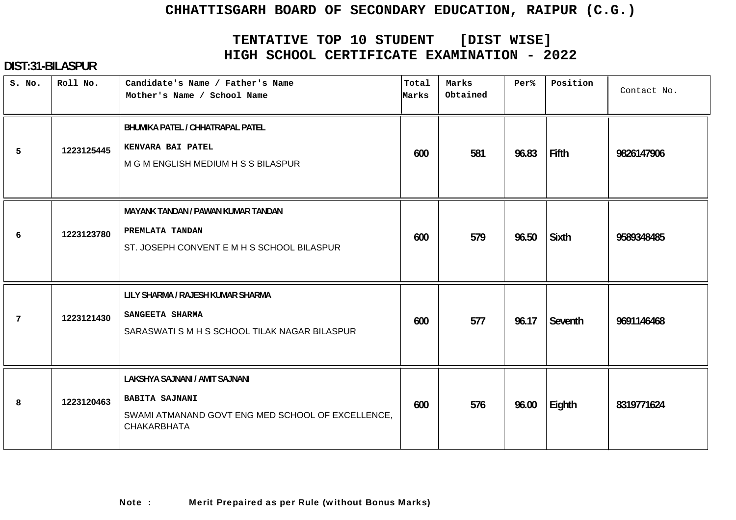# CHHATTISGARH BOARD OF SECONDARY EDUCATION, RAIPUR (C.G.)

## TENTATIVE TOP 10 STUDENT [DIST WISE]
## HIGH SCHOOL CERTIFICATE EXAMINATION - 2022

**DIST:31-BILASPUR**

| S. No. | Roll No. | Candidate's Name / Father's Name<br>Mother's Name / School Name | Total Marks | Marks Obtained | Per% | Position | Contact No. |
|---|---|---|---|---|---|---|---|
| 5 | 1223125445 | BHUMIKA PATEL / CHHATRAPAL PATEL<br>KENVARA BAI PATEL<br>M G M ENGLISH MEDIUM H S S BILASPUR | 600 | 581 | 96.83 | Fifth | 9826147906 |
| 6 | 1223123780 | MAYANK TANDAN / PAWAN KUMAR TANDAN<br>PREMLATA TANDAN<br>ST. JOSEPH CONVENT E M H S SCHOOL BILASPUR | 600 | 579 | 96.50 | Sixth | 9589348485 |
| 7 | 1223121430 | LILY SHARMA / RAJESH KUMAR SHARMA<br>SANGEETA SHARMA<br>SARASWATI S M H S SCHOOL TILAK NAGAR BILASPUR | 600 | 577 | 96.17 | Seventh | 9691146468 |
| 8 | 1223120463 | LAKSHYA SAJNANI / AMIT SAJNANI<br>BABITA SAJNANI<br>SWAMI ATMANAND GOVT ENG MED SCHOOL OF EXCELLENCE, CHAKARBHATA | 600 | 576 | 96.00 | Eighth | 8319771624 |

**Note :** **Merit Prepaired as per Rule (without Bonus Marks)**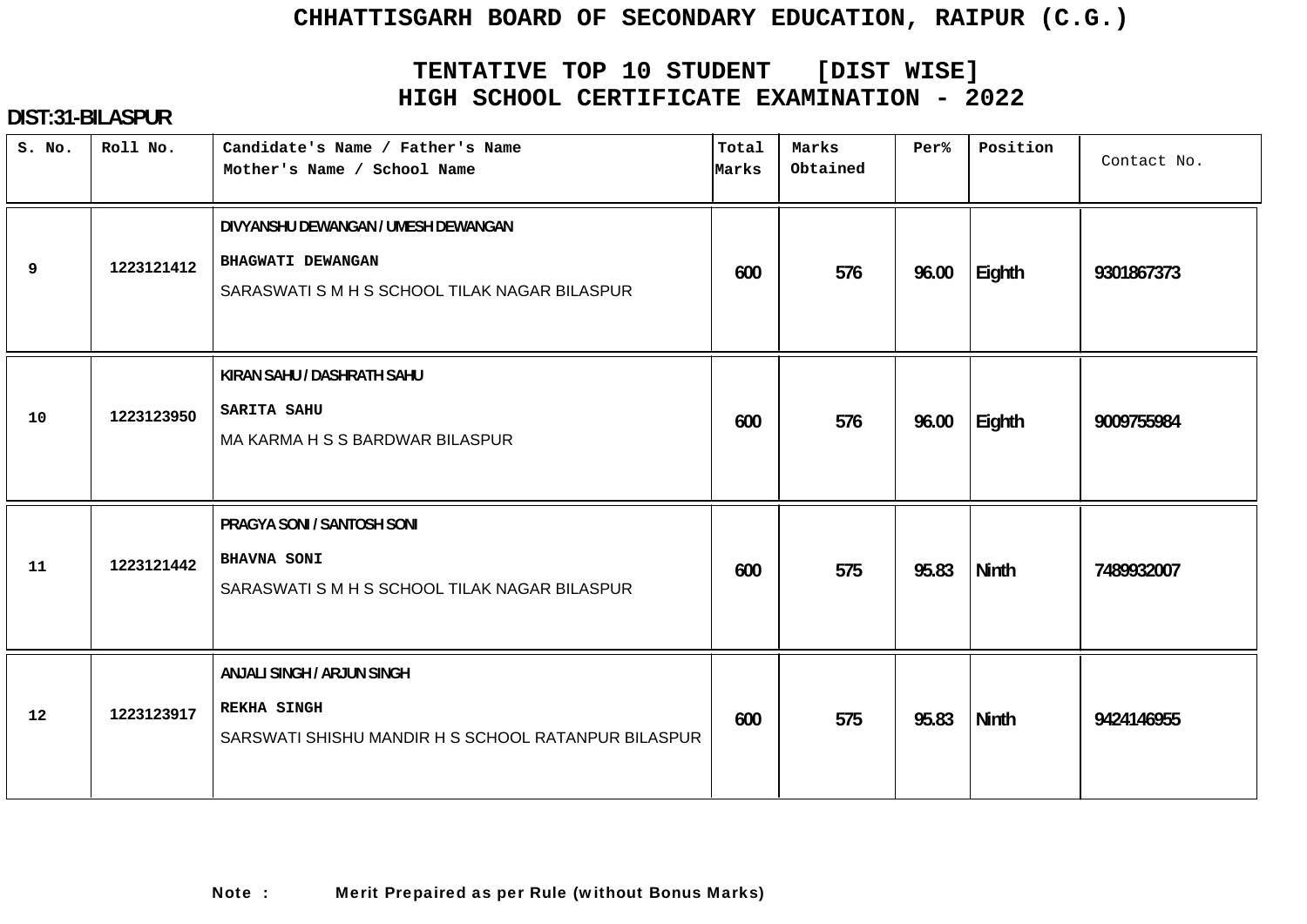# CHHATTISGARH BOARD OF SECONDARY EDUCATION, RAIPUR (C.G.)

## TENTATIVE TOP 10 STUDENT [DIST WISE]
## HIGH SCHOOL CERTIFICATE EXAMINATION - 2022

**DIST:31-BILASPUR**

| S. No. | Roll No. | Candidate's Name / Father's Name<br>Mother's Name / School Name | Total Marks | Marks Obtained | Per% | Position | Contact No. |
|---|---|---|---|---|---|---|---|
| 9 | 1223121412 | DIVYANSHU DEWANGAN / UMESH DEWANGAN<br>BHAGWATI DEWANGAN<br>SARASWATI S M H S SCHOOL TILAK NAGAR BILASPUR | 600 | 576 | 96.00 | Eighth | 9301867373 |
| 10 | 1223123950 | KIRAN SAHU / DASHRATH SAHU<br>SARITA SAHU<br>MA KARMA H S S BARDWAR BILASPUR | 600 | 576 | 96.00 | Eighth | 9009755984 |
| 11 | 1223121442 | PRAGYA SONI / SANTOSH SONI<br>BHAVNA SONI<br>SARASWATI S M H S SCHOOL TILAK NAGAR BILASPUR | 600 | 575 | 95.83 | Ninth | 7489932007 |
| 12 | 1223123917 | ANJALI SINGH / ARJUN SINGH<br>REKHA SINGH<br>SARSWATI SHISHU MANDIR H S SCHOOL RATANPUR BILASPUR | 600 | 575 | 95.83 | Ninth | 9424146955 |

**Note : Merit Prepaired as per Rule (without Bonus Marks)**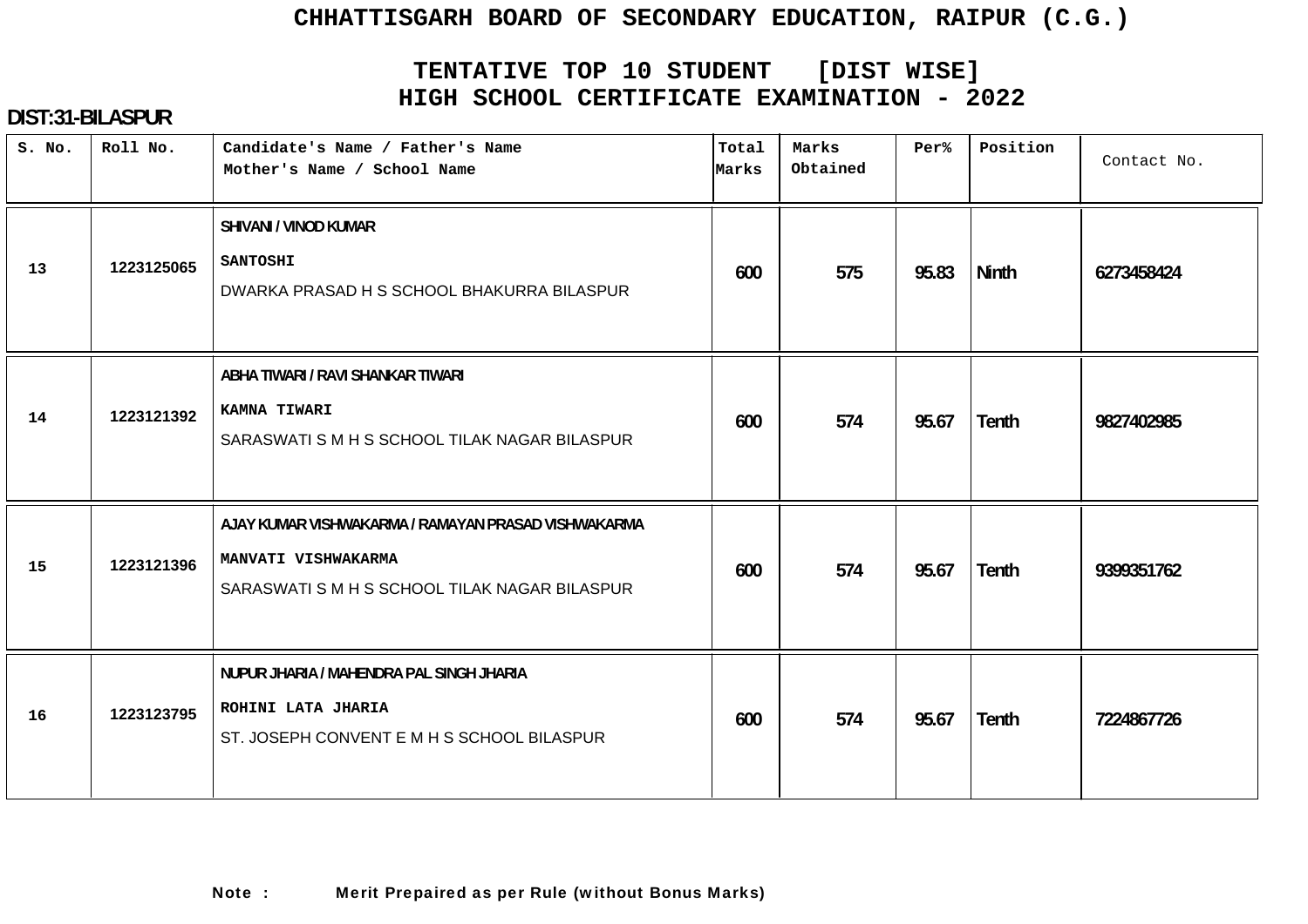# CHHATTISGARH BOARD OF SECONDARY EDUCATION, RAIPUR (C.G.)

## TENTATIVE TOP 10 STUDENT [DIST WISE]
## HIGH SCHOOL CERTIFICATE EXAMINATION - 2022

**DIST:31-BILASPUR**

| S. No. | Roll No. | Candidate's Name / Father's Name<br>Mother's Name / School Name | Total Marks | Marks Obtained | Per% | Position | Contact No. |
|---|---|---|---|---|---|---|---|
| 13 | 1223125065 | SHIVANI / VINOD KUMAR<br>SANTOSHI<br>DWARKA PRASAD H S SCHOOL BHAKURRA BILASPUR | 600 | 575 | 95.83 | Ninth | 6273458424 |
| 14 | 1223121392 | ABHA TIWARI / RAVI SHANKAR TIWARI<br>KAMNA TIWARI<br>SARASWATI S M H S SCHOOL TILAK NAGAR BILASPUR | 600 | 574 | 95.67 | Tenth | 9827402985 |
| 15 | 1223121396 | AJAY KUMAR VISHWAKARMA / RAMAYAN PRASAD VISHWAKARMA<br>MANVATI VISHWAKARMA<br>SARASWATI S M H S SCHOOL TILAK NAGAR BILASPUR | 600 | 574 | 95.67 | Tenth | 9399351762 |
| 16 | 1223123795 | NUPUR JHARIA / MAHENDRA PAL SINGH JHARIA<br>ROHINI LATA JHARIA<br>ST. JOSEPH CONVENT E M H S SCHOOL BILASPUR | 600 | 574 | 95.67 | Tenth | 7224867726 |

**Note :** Merit Prepaired as per Rule (without Bonus Marks)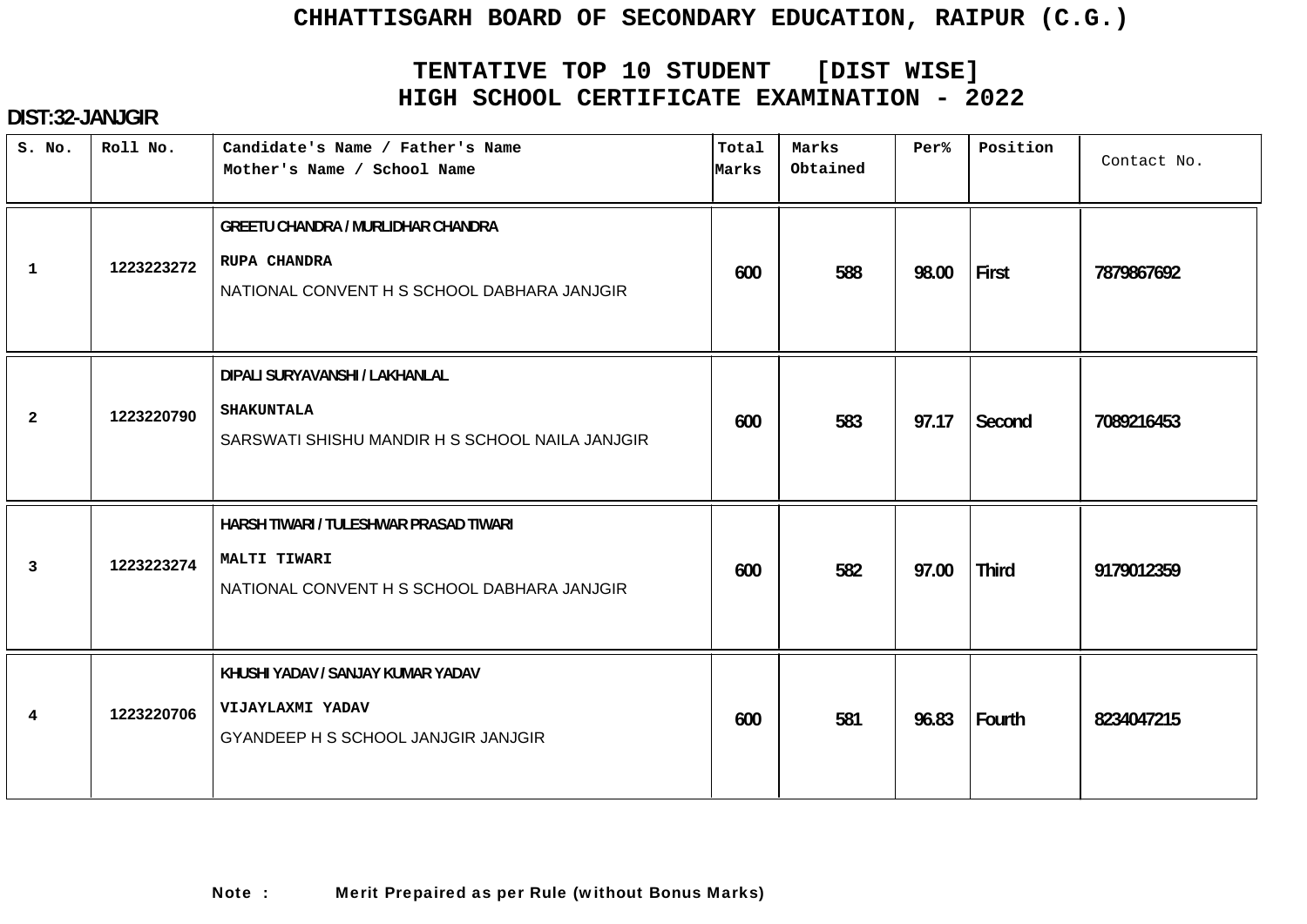# CHHATTISGARH BOARD OF SECONDARY EDUCATION, RAIPUR (C.G.)

## TENTATIVE TOP 10 STUDENT [DIST WISE]
## HIGH SCHOOL CERTIFICATE EXAMINATION - 2022

**DIST:32-JANJGIR**

| S. No. | Roll No. | Candidate's Name / Father's Name<br>Mother's Name / School Name | Total Marks | Marks Obtained | Per% | Position | Contact No. |
|---|---|---|---|---|---|---|---|
| 1 | 1223223272 | GREETU CHANDRA / MURLIDHAR CHANDRA<br>RUPA CHANDRA<br>NATIONAL CONVENT H S SCHOOL DABHARA JANJGIR | 600 | 588 | 98.00 | First | 7879867692 |
| 2 | 1223220790 | DIPALI SURYAVANSHI / LAKHANLAL<br>SHAKUNTALA<br>SARSWATI SHISHU MANDIR H S SCHOOL NAILA JANJGIR | 600 | 583 | 97.17 | Second | 7089216453 |
| 3 | 1223223274 | HARSH TIWARI / TULESHWAR PRASAD TIWARI<br>MALTI TIWARI<br>NATIONAL CONVENT H S SCHOOL DABHARA JANJGIR | 600 | 582 | 97.00 | Third | 9179012359 |
| 4 | 1223220706 | KHUSHI YADAV / SANJAY KUMAR YADAV<br>VIJAYLAXMI YADAV<br>GYANDEEP H S SCHOOL JANJGIR JANJGIR | 600 | 581 | 96.83 | Fourth | 8234047215 |

**Note :** **Merit Prepaired as per Rule (without Bonus Marks)**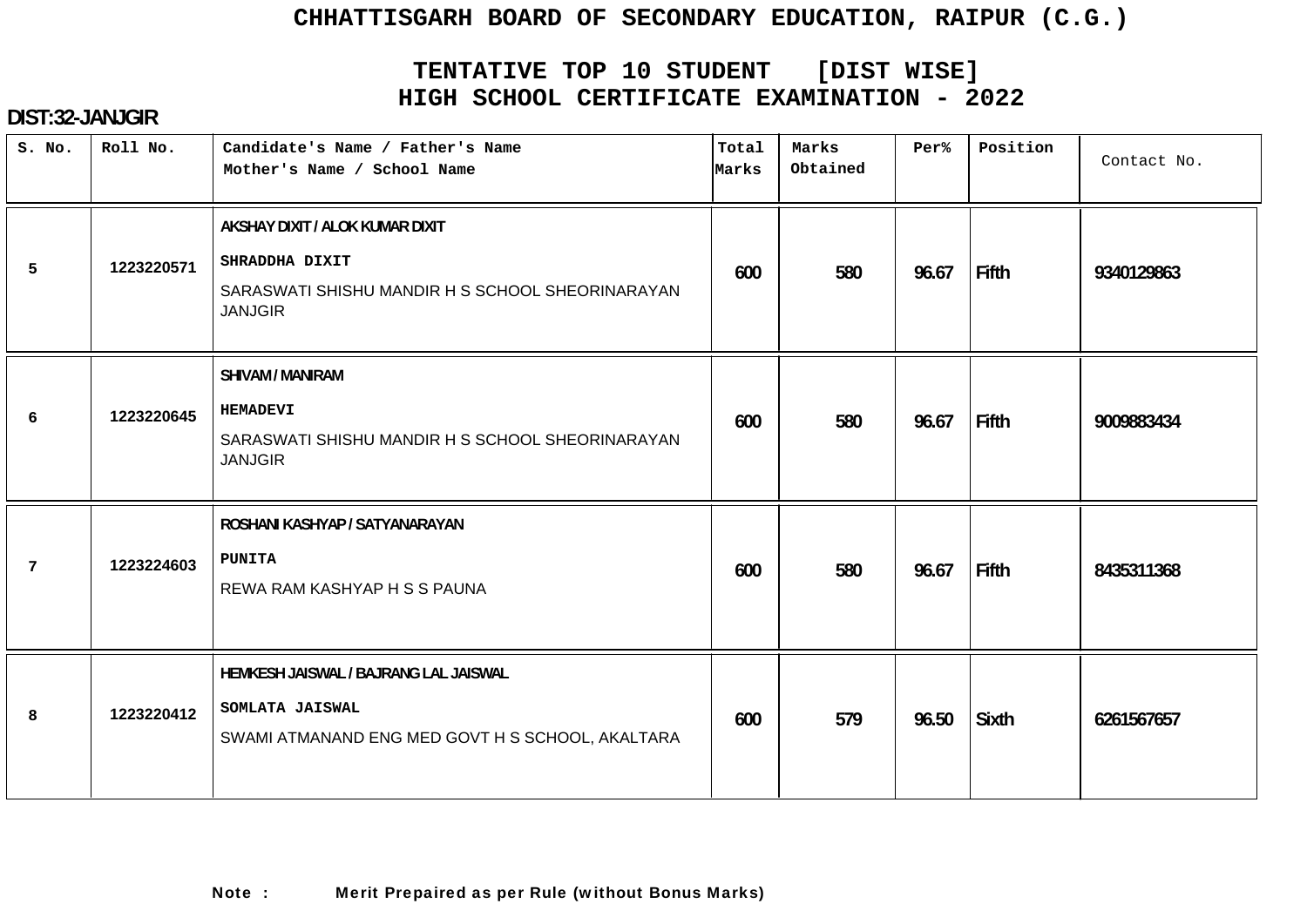# CHHATTISGARH BOARD OF SECONDARY EDUCATION, RAIPUR (C.G.)

## TENTATIVE TOP 10 STUDENT [DIST WISE]
## HIGH SCHOOL CERTIFICATE EXAMINATION - 2022

**DIST:32-JANJGIR**

| S. No. | Roll No. | Candidate's Name / Father's Name<br>Mother's Name / School Name | Total Marks | Marks Obtained | Per% | Position | Contact No. |
|---|---|---|---|---|---|---|---|
| 5 | 1223220571 | AKSHAY DIXIT / ALOK KUMAR DIXIT<br>SHRADDHA DIXIT<br>SARASWATI SHISHU MANDIR H S SCHOOL SHEORINARAYAN JANJGIR | 600 | 580 | 96.67 | Fifth | 9340129863 |
| 6 | 1223220645 | SHIVAM / MANIRAM<br>HEMADEVI<br>SARASWATI SHISHU MANDIR H S SCHOOL SHEORINARAYAN JANJGIR | 600 | 580 | 96.67 | Fifth | 9009883434 |
| 7 | 1223224603 | ROSHANI KASHYAP / SATYANARAYAN<br>PUNITA<br>REWA RAM KASHYAP H S S PAUNA | 600 | 580 | 96.67 | Fifth | 8435311368 |
| 8 | 1223220412 | HEMKESH JAISWAL / BAJRANG LAL JAISWAL<br>SOMLATA JAISWAL<br>SWAMI ATMANAND ENG MED GOVT H S SCHOOL, AKALTARA | 600 | 579 | 96.50 | Sixth | 6261567657 |

**Note : Merit Prepaired as per Rule (without Bonus Marks)**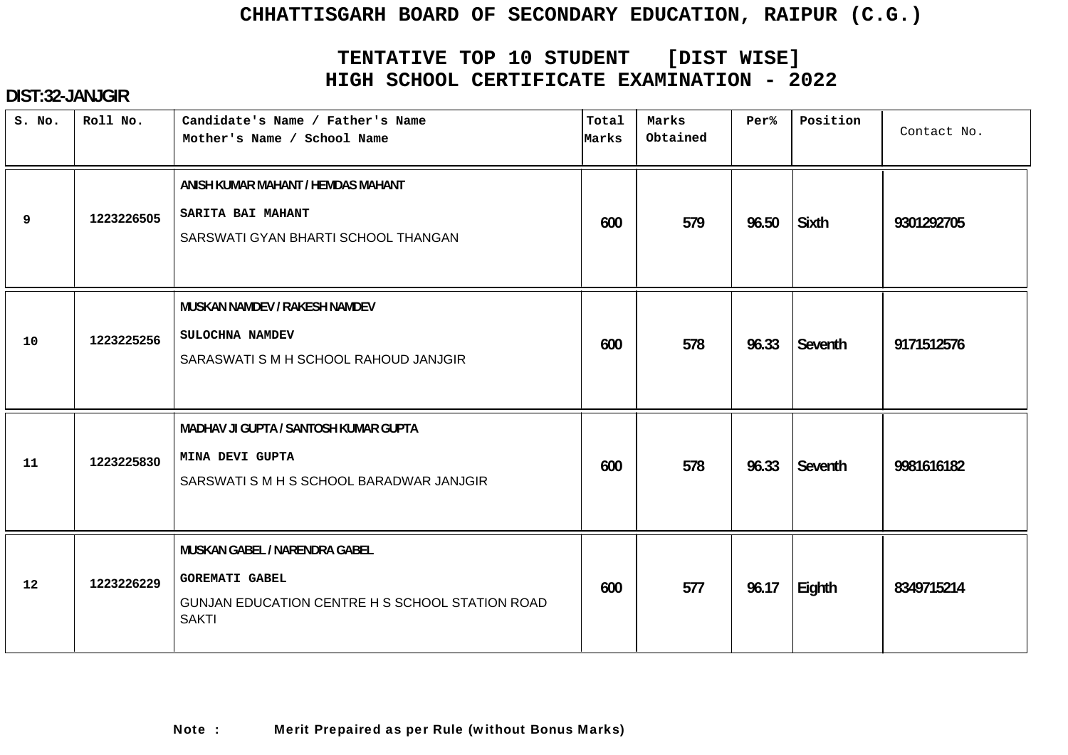# CHHATTISGARH BOARD OF SECONDARY EDUCATION, RAIPUR (C.G.)

## TENTATIVE TOP 10 STUDENT [DIST WISE]
## HIGH SCHOOL CERTIFICATE EXAMINATION - 2022

**DIST:32-JANJGIR**

| S. No. | Roll No. | Candidate's Name / Father's Name<br>Mother's Name / School Name | Total Marks | Marks Obtained | Per% | Position | Contact No. |
|---|---|---|---|---|---|---|---|
| 9 | 1223226505 | ANISH KUMAR MAHANT / HEMDAS MAHANT<br>SARITA BAI MAHANT<br>SARSWATI GYAN BHARTI SCHOOL THANGAN | 600 | 579 | 96.50 | Sixth | 9301292705 |
| 10 | 1223225256 | MUSKAN NAMDEV / RAKESH NAMDEV<br>SULOCHNA NAMDEV<br>SARASWATI S M H SCHOOL RAHOUD JANJGIR | 600 | 578 | 96.33 | Seventh | 9171512576 |
| 11 | 1223225830 | MADHAV JI GUPTA / SANTOSH KUMAR GUPTA<br>MINA DEVI GUPTA<br>SARSWATI S M H S SCHOOL BARADWAR JANJGIR | 600 | 578 | 96.33 | Seventh | 9981616182 |
| 12 | 1223226229 | MUSKAN GABEL / NARENDRA GABEL<br>GOREMATI GABEL<br>GUNJAN EDUCATION CENTRE H S SCHOOL STATION ROAD SAKTI | 600 | 577 | 96.17 | Eighth | 8349715214 |

**Note :** Merit Prepaired as per Rule (without Bonus Marks)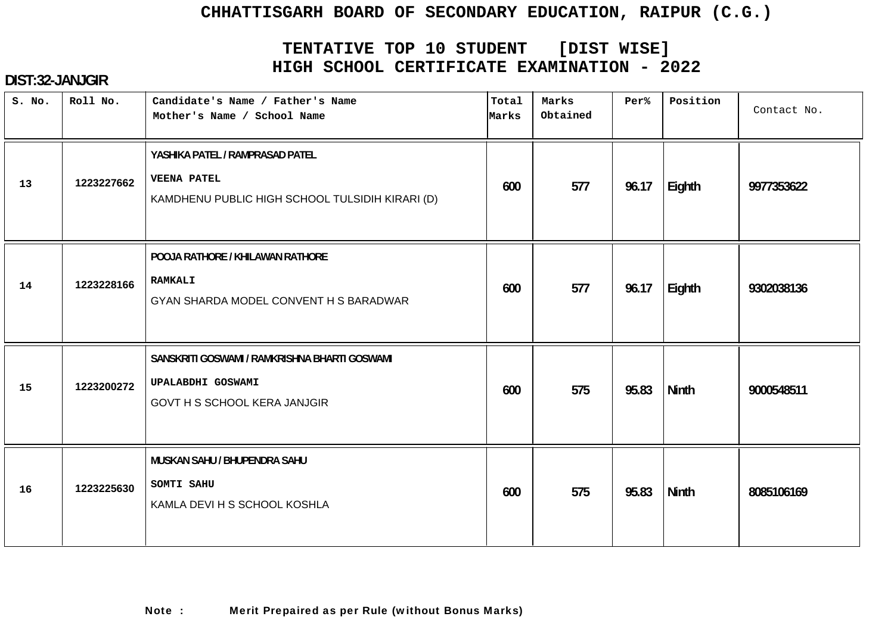# CHHATTISGARH BOARD OF SECONDARY EDUCATION, RAIPUR (C.G.)

## TENTATIVE TOP 10 STUDENT [DIST WISE]
## HIGH SCHOOL CERTIFICATE EXAMINATION - 2022

**DIST:32-JANJGIR**

| S. No. | Roll No. | Candidate's Name / Father's Name<br>Mother's Name / School Name | Total Marks | Marks Obtained | Per% | Position | Contact No. |
|---|---|---|---|---|---|---|---|
| 13 | 1223227662 | YASHIKA PATEL / RAMPRASAD PATEL<br>VEENA PATEL<br>KAMDHENU PUBLIC HIGH SCHOOL TULSIDIH KIRARI (D) | 600 | 577 | 96.17 | Eighth | 9977353622 |
| 14 | 1223228166 | POOJA RATHORE / KHILAWAN RATHORE<br>RAMKALI<br>GYAN SHARDA MODEL CONVENT H S BARADWAR | 600 | 577 | 96.17 | Eighth | 9302038136 |
| 15 | 1223200272 | SANSKRITI GOSWAMI / RAMKRISHNA BHARTI GOSWAMI<br>UPALABDHI GOSWAMI<br>GOVT H S SCHOOL KERA JANJGIR | 600 | 575 | 95.83 | Ninth | 9000548511 |
| 16 | 1223225630 | MUSKAN SAHU / BHUPENDRA SAHU<br>SOMTI SAHU<br>KAMLA DEVI H S SCHOOL KOSHLA | 600 | 575 | 95.83 | Ninth | 8085106169 |

**Note :** Merit Prepaired as per Rule (without Bonus Marks)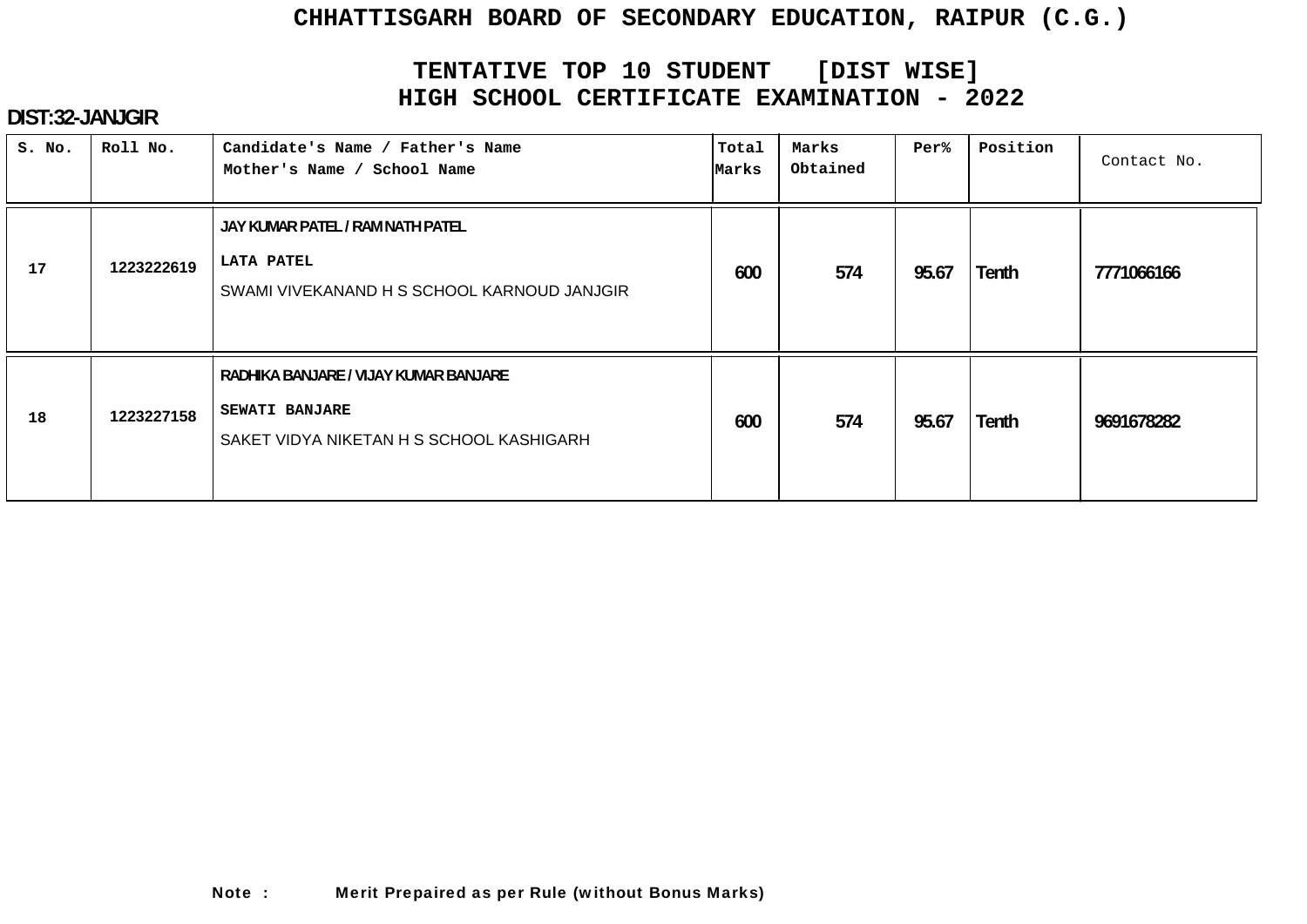# CHHATTISGARH BOARD OF SECONDARY EDUCATION, RAIPUR (C.G.)

## TENTATIVE TOP 10 STUDENT [DIST WISE]
## HIGH SCHOOL CERTIFICATE EXAMINATION - 2022

**DIST:32-JANJGIR**

| S. No. | Roll No. | Candidate's Name / Father's Name<br>Mother's Name / School Name | Total Marks | Marks Obtained | Per% | Position | Contact No. |
|---|---|---|---|---|---|---|---|
| 17 | 1223222619 | JAY KUMAR PATEL / RAM NATH PATEL<br>LATA PATEL<br>SWAMI VIVEKANAND H S SCHOOL KARNOUD JANJGIR | 600 | 574 | 95.67 | Tenth | 7771066166 |
| 18 | 1223227158 | RADHIKA BANJARE / VIJAY KUMAR BANJARE<br>SEWATI BANJARE<br>SAKET VIDYA NIKETAN H S SCHOOL KASHIGARH | 600 | 574 | 95.67 | Tenth | 9691678282 |

**Note :** **Merit Prepaired as per Rule (without Bonus Marks)**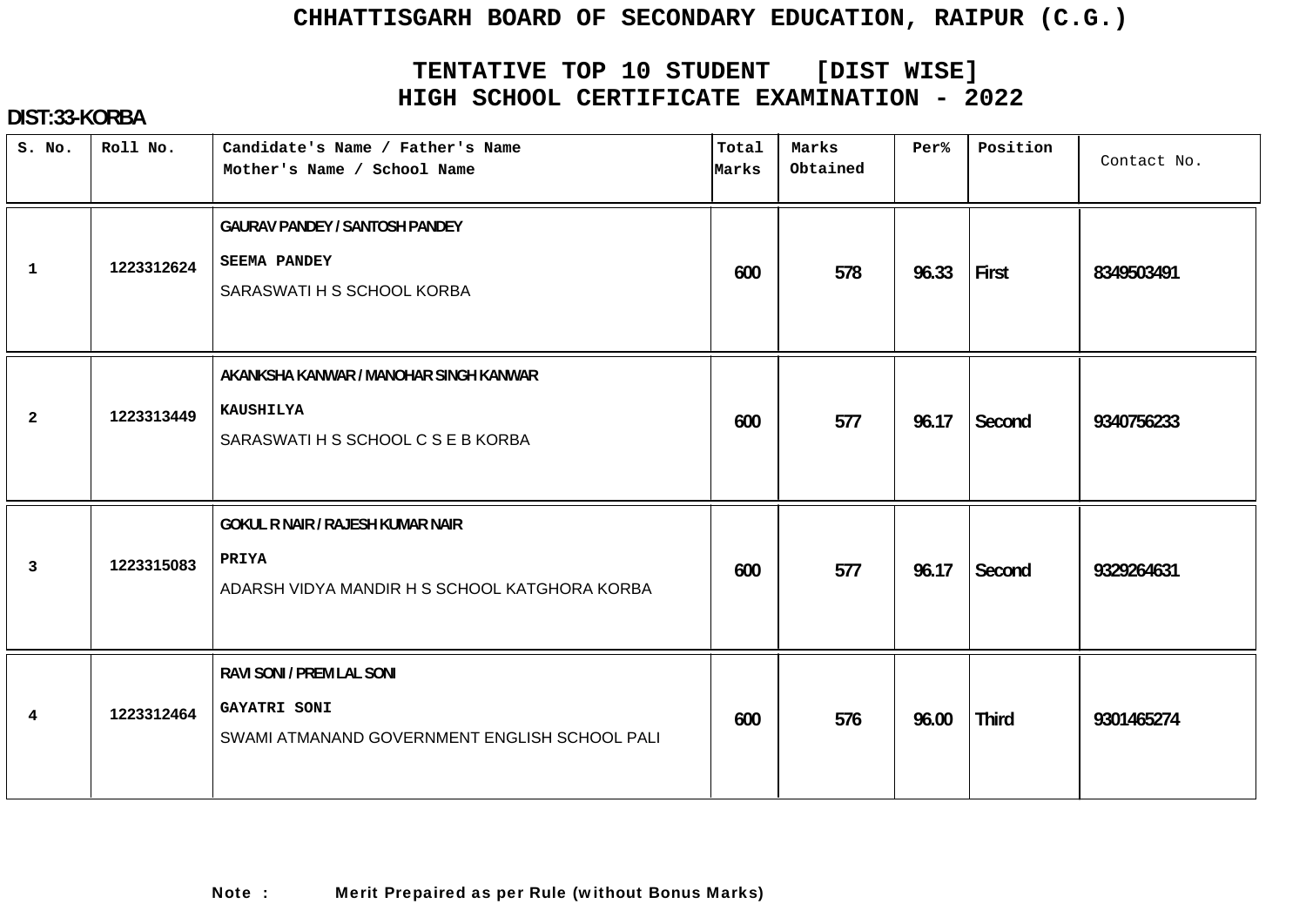# CHHATTISGARH BOARD OF SECONDARY EDUCATION, RAIPUR (C.G.)

## TENTATIVE TOP 10 STUDENT [DIST WISE]
## HIGH SCHOOL CERTIFICATE EXAMINATION - 2022

**DIST:33-KORBA**

| S. No. | Roll No. | Candidate's Name / Father's Name<br>Mother's Name / School Name | Total Marks | Marks Obtained | Per% | Position | Contact No. |
|---|---|---|---|---|---|---|---|
| 1 | 1223312624 | GAURAV PANDEY / SANTOSH PANDEY<br>SEEMA PANDEY<br>SARASWATI H S SCHOOL KORBA | 600 | 578 | 96.33 | First | 8349503491 |
| 2 | 1223313449 | AKANKSHA KANWAR / MANOHAR SINGH KANWAR<br>KAUSHILYA<br>SARASWATI H S SCHOOL C S E B KORBA | 600 | 577 | 96.17 | Second | 9340756233 |
| 3 | 1223315083 | GOKUL R NAIR / RAJESH KUMAR NAIR<br>PRIYA<br>ADARSH VIDYA MANDIR H S SCHOOL KATGHORA KORBA | 600 | 577 | 96.17 | Second | 9329264631 |
| 4 | 1223312464 | RAVI SONI / PREM LAL SONI<br>GAYATRI SONI<br>SWAMI ATMANAND GOVERNMENT ENGLISH SCHOOL PALI | 600 | 576 | 96.00 | Third | 9301465274 |

**Note :** **Merit Prepaired as per Rule (without Bonus Marks)**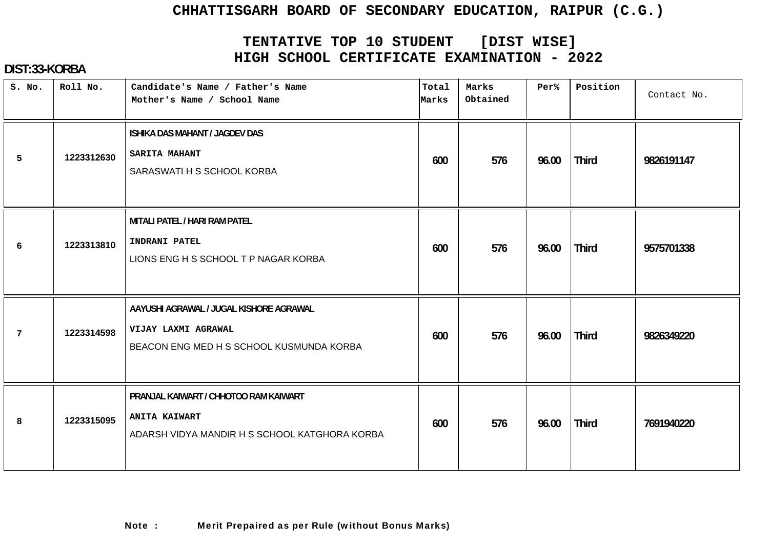# CHHATTISGARH BOARD OF SECONDARY EDUCATION, RAIPUR (C.G.)

## TENTATIVE TOP 10 STUDENT [DIST WISE]
## HIGH SCHOOL CERTIFICATE EXAMINATION - 2022

**DIST:33-KORBA**

| S. No. | Roll No. | Candidate's Name / Father's Name<br>Mother's Name / School Name | Total Marks | Marks Obtained | Per% | Position | Contact No. |
|---|---|---|---|---|---|---|---|
| 5 | 1223312630 | ISHIKA DAS MAHANT / JAGDEV DAS<br>SARITA MAHANT<br>SARASWATI H S SCHOOL KORBA | 600 | 576 | 96.00 | Third | 9826191147 |
| 6 | 1223313810 | MITALI PATEL / HARI RAM PATEL<br>INDRANI PATEL<br>LIONS ENG H S SCHOOL T P NAGAR KORBA | 600 | 576 | 96.00 | Third | 9575701338 |
| 7 | 1223314598 | AAYUSHI AGRAWAL / JUGAL KISHORE AGRAWAL<br>VIJAY LAXMI AGRAWAL<br>BEACON ENG MED H S SCHOOL KUSMUNDA KORBA | 600 | 576 | 96.00 | Third | 9826349220 |
| 8 | 1223315095 | PRANJAL KAIWART / CHHOTOO RAM KAIWART<br>ANITA KAIWART<br>ADARSH VIDYA MANDIR H S SCHOOL KATGHORA KORBA | 600 | 576 | 96.00 | Third | 7691940220 |

**Note : Merit Prepaired as per Rule (without Bonus Marks)**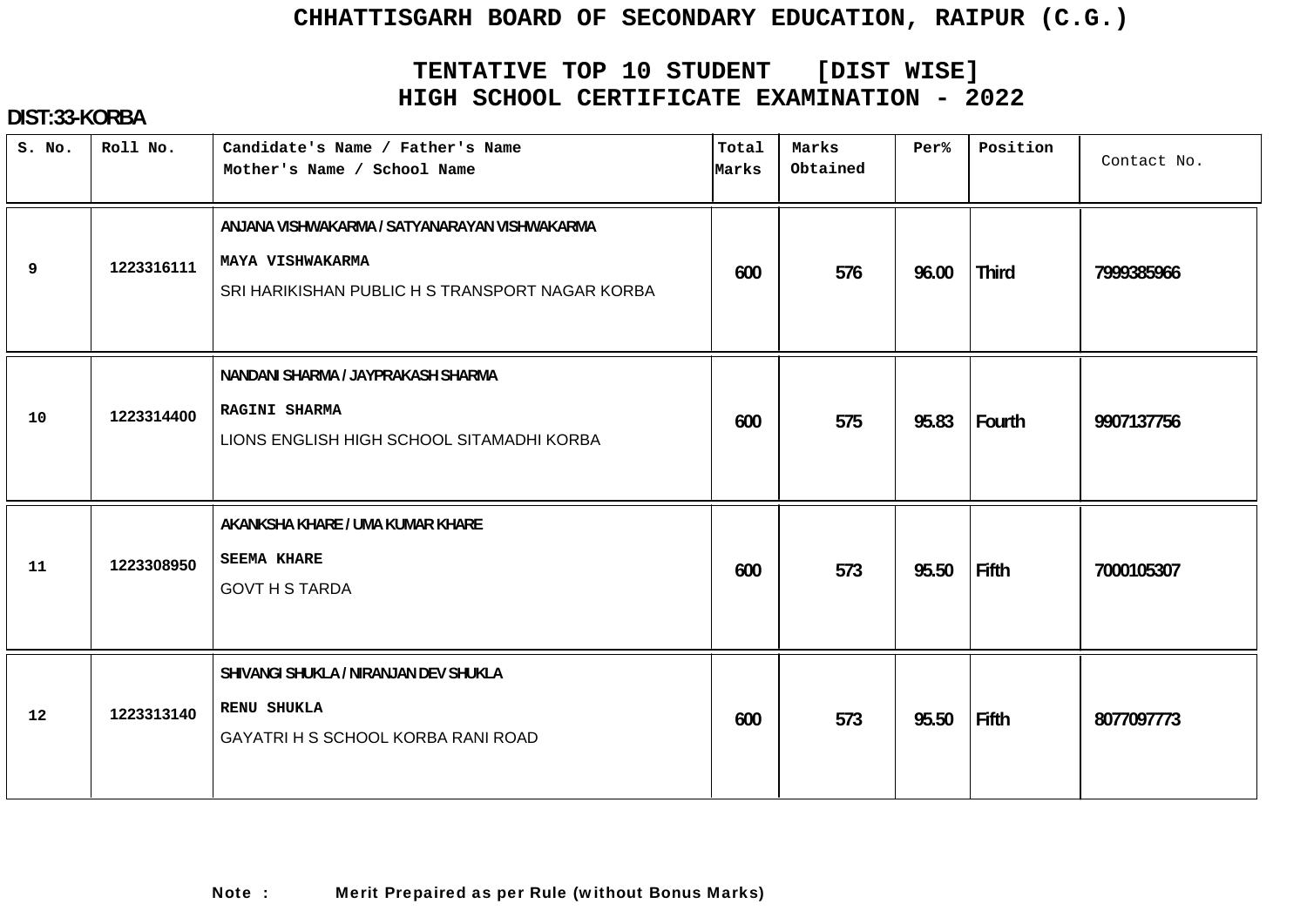# CHHATTISGARH BOARD OF SECONDARY EDUCATION, RAIPUR (C.G.)

## TENTATIVE TOP 10 STUDENT [DIST WISE]
## HIGH SCHOOL CERTIFICATE EXAMINATION - 2022

**DIST:33-KORBA**

| S. No. | Roll No. | Candidate's Name / Father's Name<br>Mother's Name / School Name | Total Marks | Marks Obtained | Per% | Position | Contact No. |
|---|---|---|---|---|---|---|---|
| 9 | 1223316111 | ANJANA VISHWAKARMA / SATYANARAYAN VISHWAKARMA<br>MAYA VISHWAKARMA<br>SRI HARIKISHAN PUBLIC H S TRANSPORT NAGAR KORBA | 600 | 576 | 96.00 | Third | 7999385966 |
| 10 | 1223314400 | NANDANI SHARMA / JAYPRAKASH SHARMA<br>RAGINI SHARMA<br>LIONS ENGLISH HIGH SCHOOL SITAMADHI KORBA | 600 | 575 | 95.83 | Fourth | 9907137756 |
| 11 | 1223308950 | AKANKSHA KHARE / UMA KUMAR KHARE<br>SEEMA KHARE<br>GOVT H S TARDA | 600 | 573 | 95.50 | Fifth | 7000105307 |
| 12 | 1223313140 | SHIVANGI SHUKLA / NIRANJAN DEV SHUKLA<br>RENU SHUKLA<br>GAYATRI H S SCHOOL KORBA RANI ROAD | 600 | 573 | 95.50 | Fifth | 8077097773 |

**Note : Merit Prepaired as per Rule (without Bonus Marks)**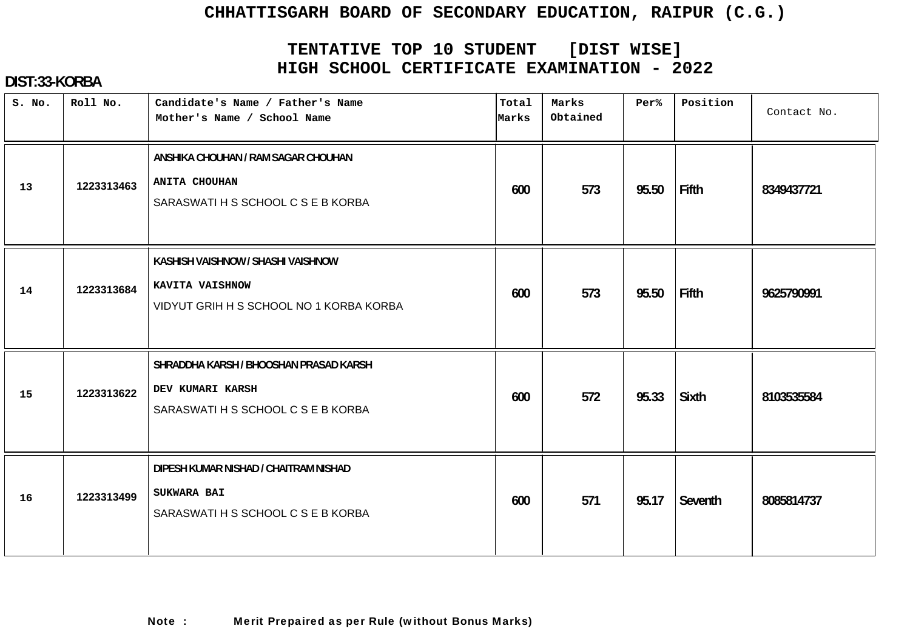# CHHATTISGARH BOARD OF SECONDARY EDUCATION, RAIPUR (C.G.)

## TENTATIVE TOP 10 STUDENT [DIST WISE]
## HIGH SCHOOL CERTIFICATE EXAMINATION - 2022

**DIST:33-KORBA**

| S. No. | Roll No. | Candidate's Name / Father's Name<br>Mother's Name / School Name | Total Marks | Marks Obtained | Per% | Position | Contact No. |
|---|---|---|---|---|---|---|---|
| 13 | 1223313463 | ANSHIKA CHOUHAN / RAM SAGAR CHOUHAN<br>ANITA CHOUHAN<br>SARASWATI H S SCHOOL C S E B KORBA | 600 | 573 | 95.50 | Fifth | 8349437721 |
| 14 | 1223313684 | KASHISH VAISHNOW / SHASHI VAISHNOW<br>KAVITA VAISHNOW<br>VIDYUT GRIH H S SCHOOL NO 1 KORBA KORBA | 600 | 573 | 95.50 | Fifth | 9625790991 |
| 15 | 1223313622 | SHRADDHA KARSH / BHOOSHAN PRASAD KARSH<br>DEV KUMARI KARSH<br>SARASWATI H S SCHOOL C S E B KORBA | 600 | 572 | 95.33 | Sixth | 8103535584 |
| 16 | 1223313499 | DIPESH KUMAR NISHAD / CHAITRAM NISHAD<br>SUKWARA BAI<br>SARASWATI H S SCHOOL C S E B KORBA | 600 | 571 | 95.17 | Seventh | 8085814737 |

**Note : Merit Prepaired as per Rule (without Bonus Marks)**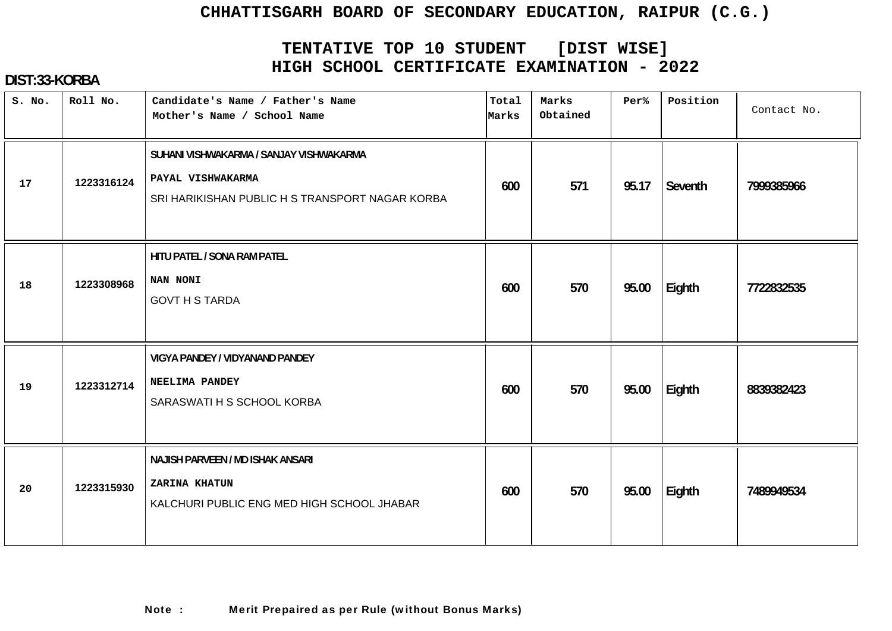# CHHATTISGARH BOARD OF SECONDARY EDUCATION, RAIPUR (C.G.)

## TENTATIVE TOP 10 STUDENT [DIST WISE]
## HIGH SCHOOL CERTIFICATE EXAMINATION - 2022

**DIST:33-KORBA**

| S. No. | Roll No. | Candidate's Name / Father's Name<br>Mother's Name / School Name | Total Marks | Marks Obtained | Per% | Position | Contact No. |
|---|---|---|---|---|---|---|---|
| 17 | 1223316124 | SUHANI VISHWAKARMA / SANJAY VISHWAKARMA<br>PAYAL VISHWAKARMA<br>SRI HARIKISHAN PUBLIC H S TRANSPORT NAGAR KORBA | 600 | 571 | 95.17 | Seventh | 7999385966 |
| 18 | 1223308968 | HITU PATEL / SONA RAM PATEL<br>NAN NONI<br>GOVT H S TARDA | 600 | 570 | 95.00 | Eighth | 7722832535 |
| 19 | 1223312714 | VIGYA PANDEY / VIDYANAND PANDEY<br>NEELIMA PANDEY<br>SARASWATI H S SCHOOL KORBA | 600 | 570 | 95.00 | Eighth | 8839382423 |
| 20 | 1223315930 | NAJISH PARVEEN / MD ISHAK ANSARI<br>ZARINA KHATUN<br>KALCHURI PUBLIC ENG MED HIGH SCHOOL JHABAR | 600 | 570 | 95.00 | Eighth | 7489949534 |

**Note : Merit Prepaired as per Rule (without Bonus Marks)**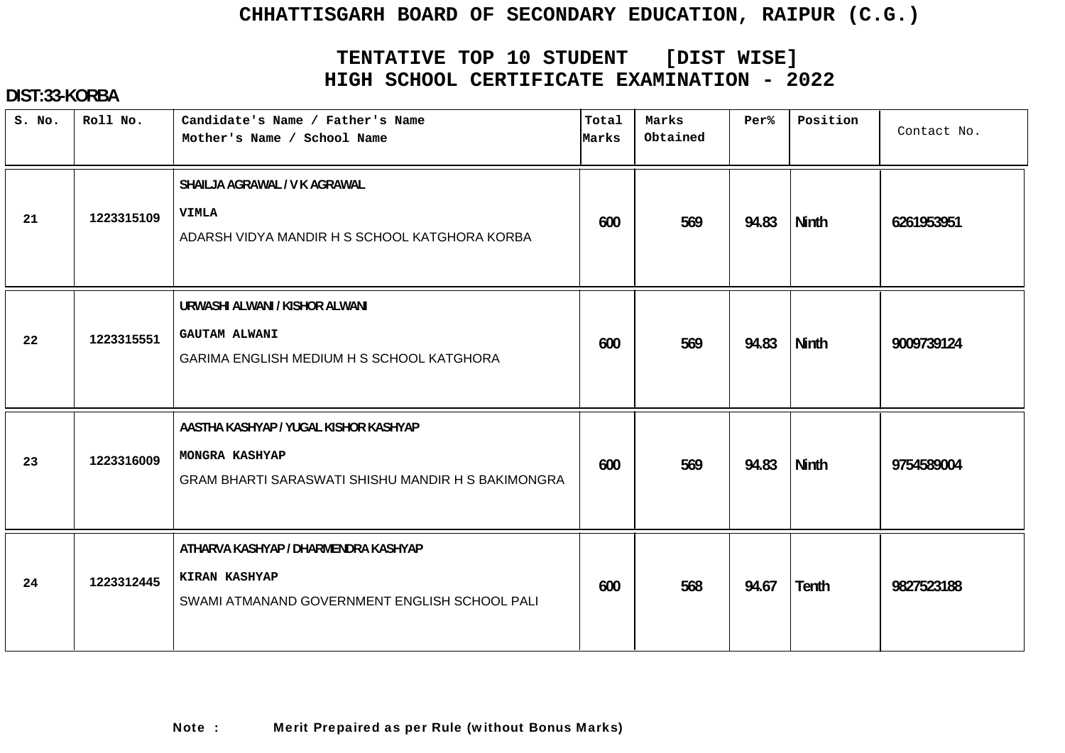# CHHATTISGARH BOARD OF SECONDARY EDUCATION, RAIPUR (C.G.)

## TENTATIVE TOP 10 STUDENT [DIST WISE]
## HIGH SCHOOL CERTIFICATE EXAMINATION - 2022

**DIST:33-KORBA**

| S. No. | Roll No. | Candidate's Name / Father's Name<br>Mother's Name / School Name | Total Marks | Marks Obtained | Per% | Position | Contact No. |
|---|---|---|---|---|---|---|---|
| 21 | 1223315109 | SHAILJA AGRAWAL / V K AGRAWAL<br>VIMLA<br>ADARSH VIDYA MANDIR H S SCHOOL KATGHORA KORBA | 600 | 569 | 94.83 | Ninth | 6261953951 |
| 22 | 1223315551 | URWASHI ALWANI / KISHOR ALWANI<br>GAUTAM ALWANI<br>GARIMA ENGLISH MEDIUM H S SCHOOL KATGHORA | 600 | 569 | 94.83 | Ninth | 9009739124 |
| 23 | 1223316009 | AASTHA KASHYAP / YUGAL KISHOR KASHYAP<br>MONGRA KASHYAP<br>GRAM BHARTI SARASWATI SHISHU MANDIR H S BAKIMONGRA | 600 | 569 | 94.83 | Ninth | 9754589004 |
| 24 | 1223312445 | ATHARVA KASHYAP / DHARMENDRA KASHYAP<br>KIRAN KASHYAP<br>SWAMI ATMANAND GOVERNMENT ENGLISH SCHOOL PALI | 600 | 568 | 94.67 | Tenth | 9827523188 |

**Note : Merit Prepaired as per Rule (without Bonus Marks)**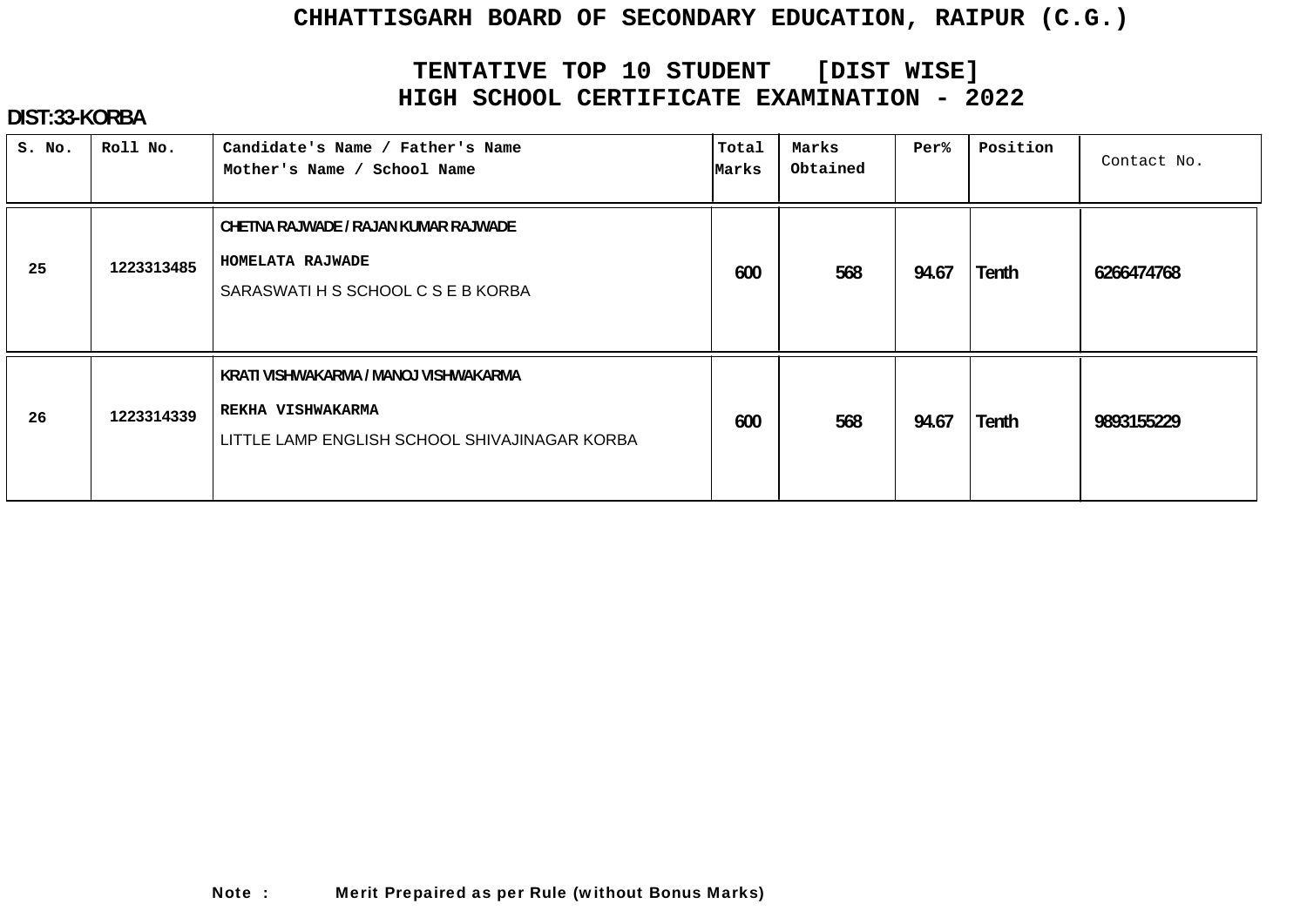# CHHATTISGARH BOARD OF SECONDARY EDUCATION, RAIPUR (C.G.)

## TENTATIVE TOP 10 STUDENT [DIST WISE]
## HIGH SCHOOL CERTIFICATE EXAMINATION - 2022

**DIST:33-KORBA**

| S. No. | Roll No. | Candidate's Name / Father's Name<br>Mother's Name / School Name | Total Marks | Marks Obtained | Per% | Position | Contact No. |
|---|---|---|---|---|---|---|---|
| 25 | 1223313485 | CHETNA RAJWADE / RAJAN KUMAR RAJWADE<br>HOMELATA RAJWADE<br>SARASWATI H S SCHOOL C S E B KORBA | 600 | 568 | 94.67 | Tenth | 6266474768 |
| 26 | 1223314339 | KRATI VISHWAKARMA / MANOJ VISHWAKARMA<br>REKHA VISHWAKARMA<br>LITTLE LAMP ENGLISH SCHOOL SHIVAJINAGAR KORBA | 600 | 568 | 94.67 | Tenth | 9893155229 |

**Note : Merit Prepaired as per Rule (without Bonus Marks)**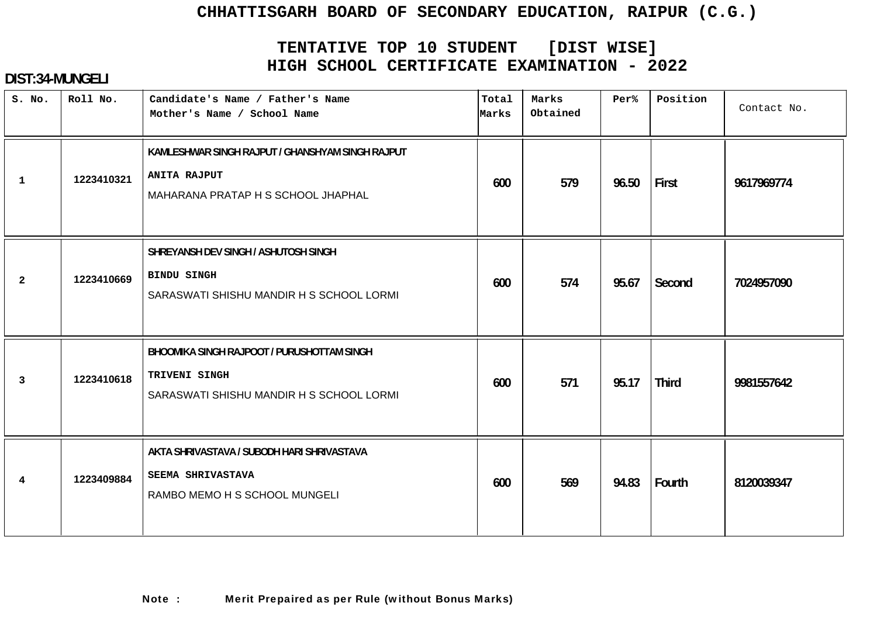# CHHATTISGARH BOARD OF SECONDARY EDUCATION, RAIPUR (C.G.)

## TENTATIVE TOP 10 STUDENT [DIST WISE]
## HIGH SCHOOL CERTIFICATE EXAMINATION - 2022

**DIST:34-MUNGELI**

| S. No. | Roll No. | Candidate's Name / Father's Name<br>Mother's Name / School Name | Total Marks | Marks Obtained | Per% | Position | Contact No. |
|---|---|---|---|---|---|---|---|
| 1 | 1223410321 | KAMLESHWAR SINGH RAJPUT / GHANSHYAM SINGH RAJPUT<br>ANITA RAJPUT<br>MAHARANA PRATAP H S SCHOOL JHAPHAL | 600 | 579 | 96.50 | First | 9617969774 |
| 2 | 1223410669 | SHREYANSH DEV SINGH / ASHUTOSH SINGH<br>BINDU SINGH<br>SARASWATI SHISHU MANDIR H S SCHOOL LORMI | 600 | 574 | 95.67 | Second | 7024957090 |
| 3 | 1223410618 | BHOOMIKA SINGH RAJPOOT / PURUSHOTTAM SINGH<br>TRIVENI SINGH<br>SARASWATI SHISHU MANDIR H S SCHOOL LORMI | 600 | 571 | 95.17 | Third | 9981557642 |
| 4 | 1223409884 | AKTA SHRIVASTAVA / SUBODH HARI SHRIVASTAVA<br>SEEMA SHRIVASTAVA<br>RAMBO MEMO H S SCHOOL MUNGELI | 600 | 569 | 94.83 | Fourth | 8120039347 |

**Note :** Merit Prepaired as per Rule (without Bonus Marks)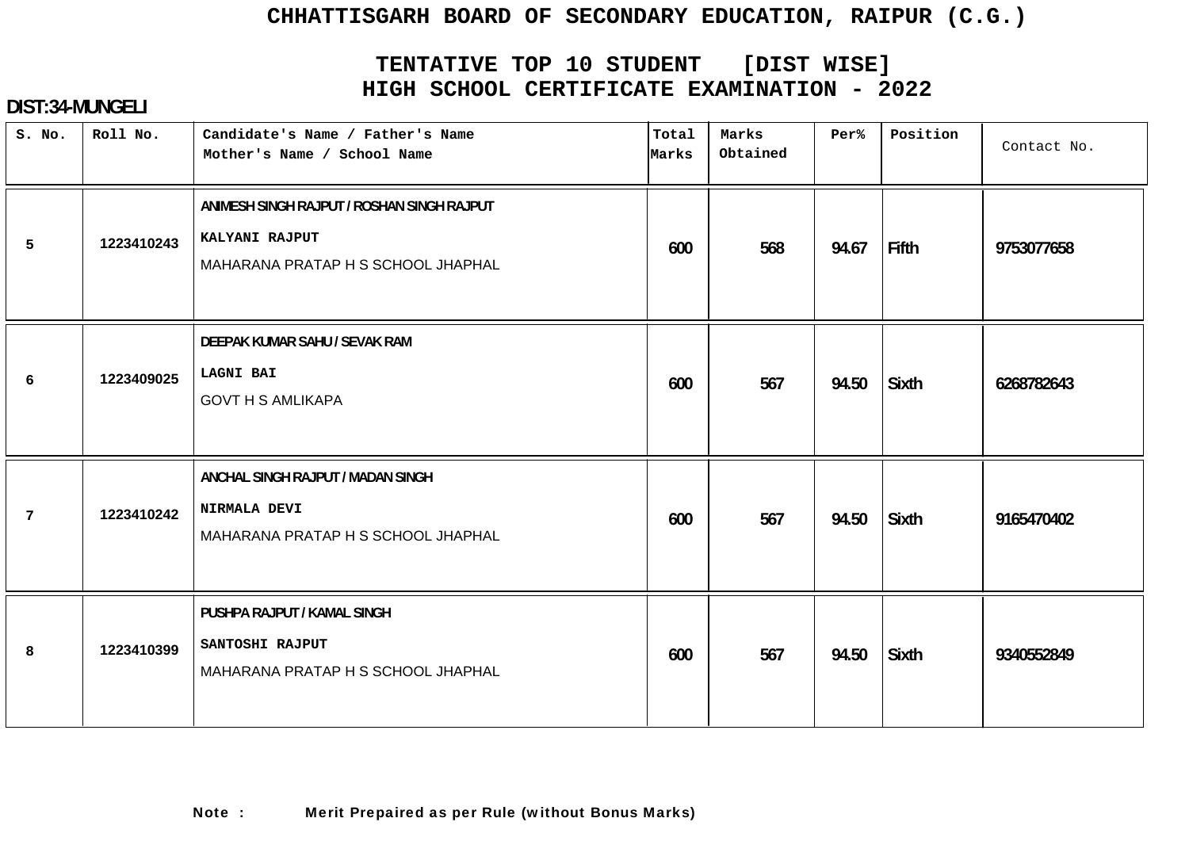# CHHATTISGARH BOARD OF SECONDARY EDUCATION, RAIPUR (C.G.)

## TENTATIVE TOP 10 STUDENT [DIST WISE]
## HIGH SCHOOL CERTIFICATE EXAMINATION - 2022

**DIST:34-MUNGELI**

| S. No. | Roll No. | Candidate's Name / Father's Name<br>Mother's Name / School Name | Total Marks | Marks Obtained | Per% | Position | Contact No. |
|---|---|---|---|---|---|---|---|
| 5 | 1223410243 | ANIMESH SINGH RAJPUT / ROSHAN SINGH RAJPUT<br>KALYANI RAJPUT<br>MAHARANA PRATAP H S SCHOOL JHAPHAL | 600 | 568 | 94.67 | Fifth | 9753077658 |
| 6 | 1223409025 | DEEPAK KUMAR SAHU / SEVAK RAM<br>LAGNI BAI<br>GOVT H S AMLIKAPA | 600 | 567 | 94.50 | Sixth | 6268782643 |
| 7 | 1223410242 | ANCHAL SINGH RAJPUT / MADAN SINGH<br>NIRMALA DEVI<br>MAHARANA PRATAP H S SCHOOL JHAPHAL | 600 | 567 | 94.50 | Sixth | 9165470402 |
| 8 | 1223410399 | PUSHPA RAJPUT / KAMAL SINGH<br>SANTOSHI RAJPUT<br>MAHARANA PRATAP H S SCHOOL JHAPHAL | 600 | 567 | 94.50 | Sixth | 9340552849 |

**Note : Merit Prepaired as per Rule (without Bonus Marks)**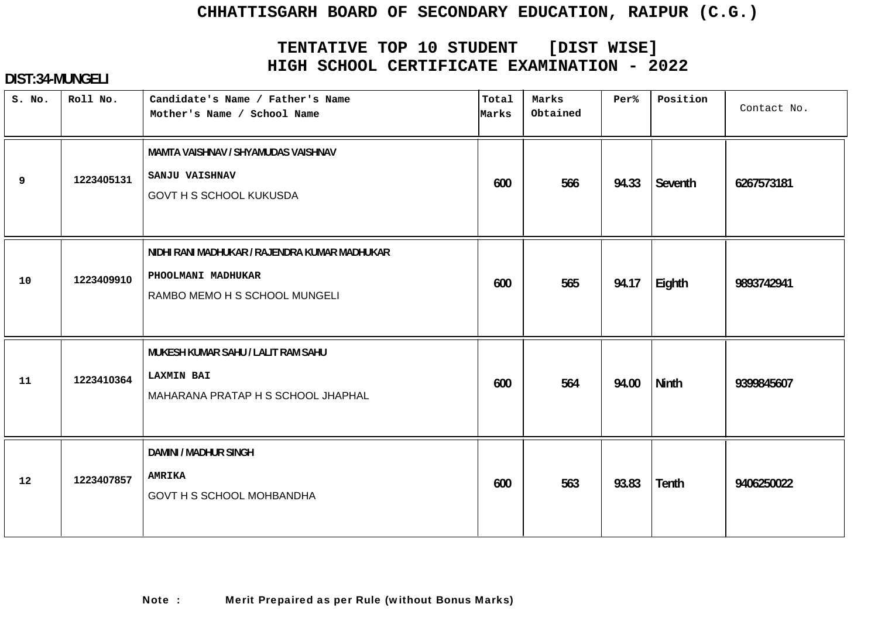# CHHATTISGARH BOARD OF SECONDARY EDUCATION, RAIPUR (C.G.)

## TENTATIVE TOP 10 STUDENT [DIST WISE]
## HIGH SCHOOL CERTIFICATE EXAMINATION - 2022

**DIST:34-MUNGELI**

| S. No. | Roll No. | Candidate's Name / Father's Name<br>Mother's Name / School Name | Total Marks | Marks Obtained | Per% | Position | Contact No. |
|---|---|---|---|---|---|---|---|
| 9 | 1223405131 | MAMTA VAISHNAV / SHYAMUDAS VAISHNAV<br>SANJU VAISHNAV<br>GOVT H S SCHOOL KUKUSDA | 600 | 566 | 94.33 | Seventh | 6267573181 |
| 10 | 1223409910 | NIDHI RANI MADHUKAR / RAJENDRA KUMAR MADHUKAR<br>PHOOLMANI MADHUKAR<br>RAMBO MEMO H S SCHOOL MUNGELI | 600 | 565 | 94.17 | Eighth | 9893742941 |
| 11 | 1223410364 | MUKESH KUMAR SAHU / LALIT RAM SAHU<br>LAXMIN BAI<br>MAHARANA PRATAP H S SCHOOL JHAPHAL | 600 | 564 | 94.00 | Ninth | 9399845607 |
| 12 | 1223407857 | DAMINI / MADHUR SINGH<br>AMRIKA<br>GOVT H S SCHOOL MOHBANDHA | 600 | 563 | 93.83 | Tenth | 9406250022 |

**Note : Merit Prepaired as per Rule (without Bonus Marks)**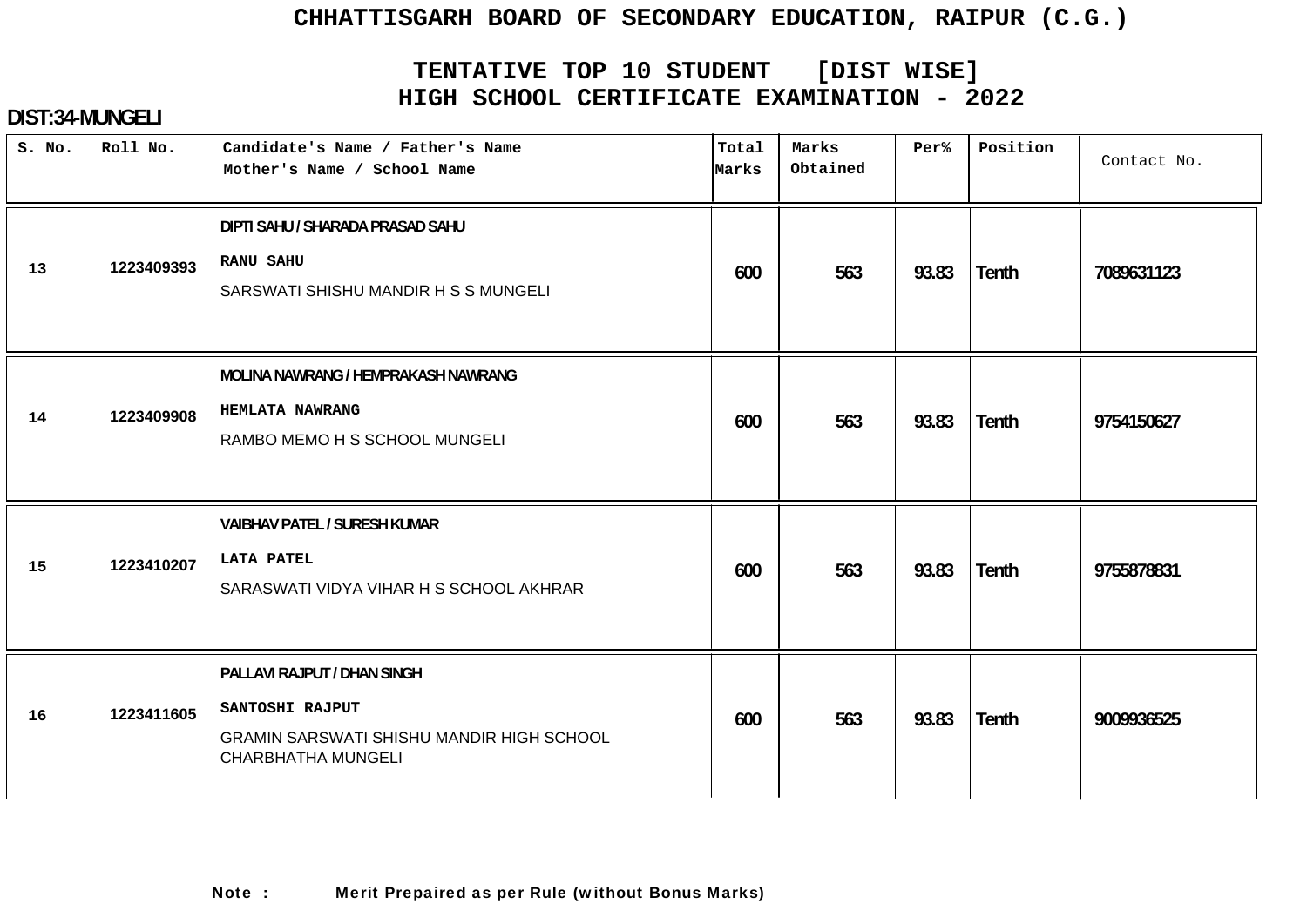# CHHATTISGARH BOARD OF SECONDARY EDUCATION, RAIPUR (C.G.)

## TENTATIVE TOP 10 STUDENT [DIST WISE]
## HIGH SCHOOL CERTIFICATE EXAMINATION - 2022

**DIST:34-MUNGELI**

| S. No. | Roll No. | Candidate's Name / Father's Name<br>Mother's Name / School Name | Total Marks | Marks Obtained | Per% | Position | Contact No. |
|---|---|---|---|---|---|---|---|
| 13 | 1223409393 | DIPTI SAHU / SHARADA PRASAD SAHU<br>RANU SAHU<br>SARSWATI SHISHU MANDIR H S S MUNGELI | 600 | 563 | 93.83 | Tenth | 7089631123 |
| 14 | 1223409908 | MOLINA NAWRANG / HEMPRAKASH NAWRANG<br>HEMLATA NAWRANG<br>RAMBO MEMO H S SCHOOL MUNGELI | 600 | 563 | 93.83 | Tenth | 9754150627 |
| 15 | 1223410207 | VAIBHAV PATEL / SURESH KUMAR<br>LATA PATEL<br>SARASWATI VIDYA VIHAR H S SCHOOL AKHRAR | 600 | 563 | 93.83 | Tenth | 9755878831 |
| 16 | 1223411605 | PALLAVI RAJPUT / DHAN SINGH<br>SANTOSHI RAJPUT<br>GRAMIN SARSWATI SHISHU MANDIR HIGH SCHOOL CHARBHATHA MUNGELI | 600 | 563 | 93.83 | Tenth | 9009936525 |

**Note : Merit Prepaired as per Rule (without Bonus Marks)**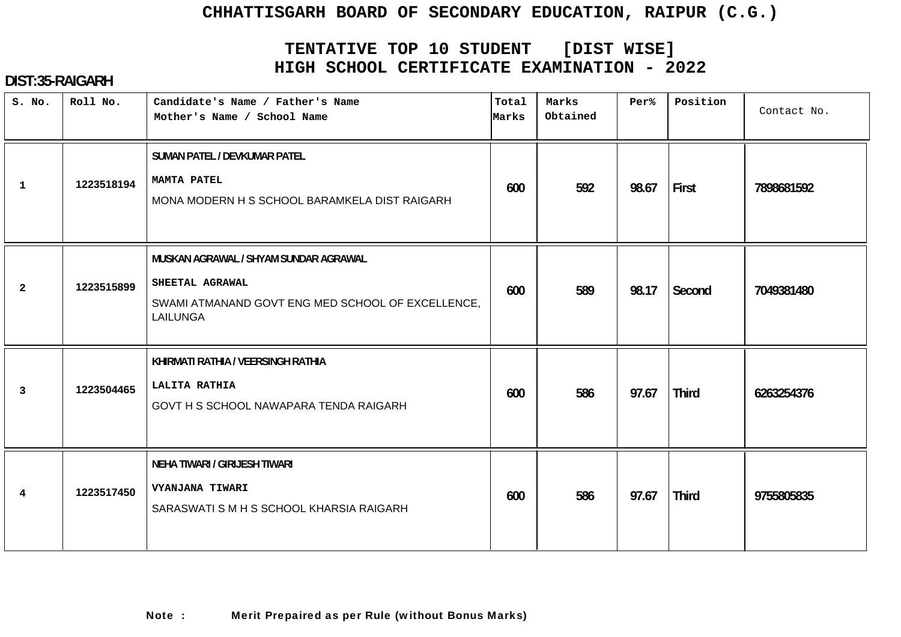# CHHATTISGARH BOARD OF SECONDARY EDUCATION, RAIPUR (C.G.)

## TENTATIVE TOP 10 STUDENT [DIST WISE]
## HIGH SCHOOL CERTIFICATE EXAMINATION - 2022

**DIST:35-RAIGARH**

| S. No. | Roll No. | Candidate's Name / Father's Name<br>Mother's Name / School Name | Total Marks | Marks Obtained | Per% | Position | Contact No. |
|---|---|---|---|---|---|---|---|
| 1 | 1223518194 | SUMAN PATEL / DEVKUMAR PATEL<br>MAMTA PATEL<br>MONA MODERN H S SCHOOL BARAMKELA DIST RAIGARH | 600 | 592 | 98.67 | First | 7898681592 |
| 2 | 1223515899 | MUSKAN AGRAWAL / SHYAM SUNDAR AGRAWAL<br>SHEETAL AGRAWAL<br>SWAMI ATMANAND GOVT ENG MED SCHOOL OF EXCELLENCE, LAILUNGA | 600 | 589 | 98.17 | Second | 7049381480 |
| 3 | 1223504465 | KHIRMATI RATHIA / VEERSINGH RATHIA<br>LALITA RATHIA<br>GOVT H S SCHOOL NAWAPARA TENDA RAIGARH | 600 | 586 | 97.67 | Third | 6263254376 |
| 4 | 1223517450 | NEHA TIWARI / GIRIJESH TIWARI<br>VYANJANA TIWARI<br>SARASWATI S M H S SCHOOL KHARSIA RAIGARH | 600 | 586 | 97.67 | Third | 9755805835 |

**Note : Merit Prepaired as per Rule (without Bonus Marks)**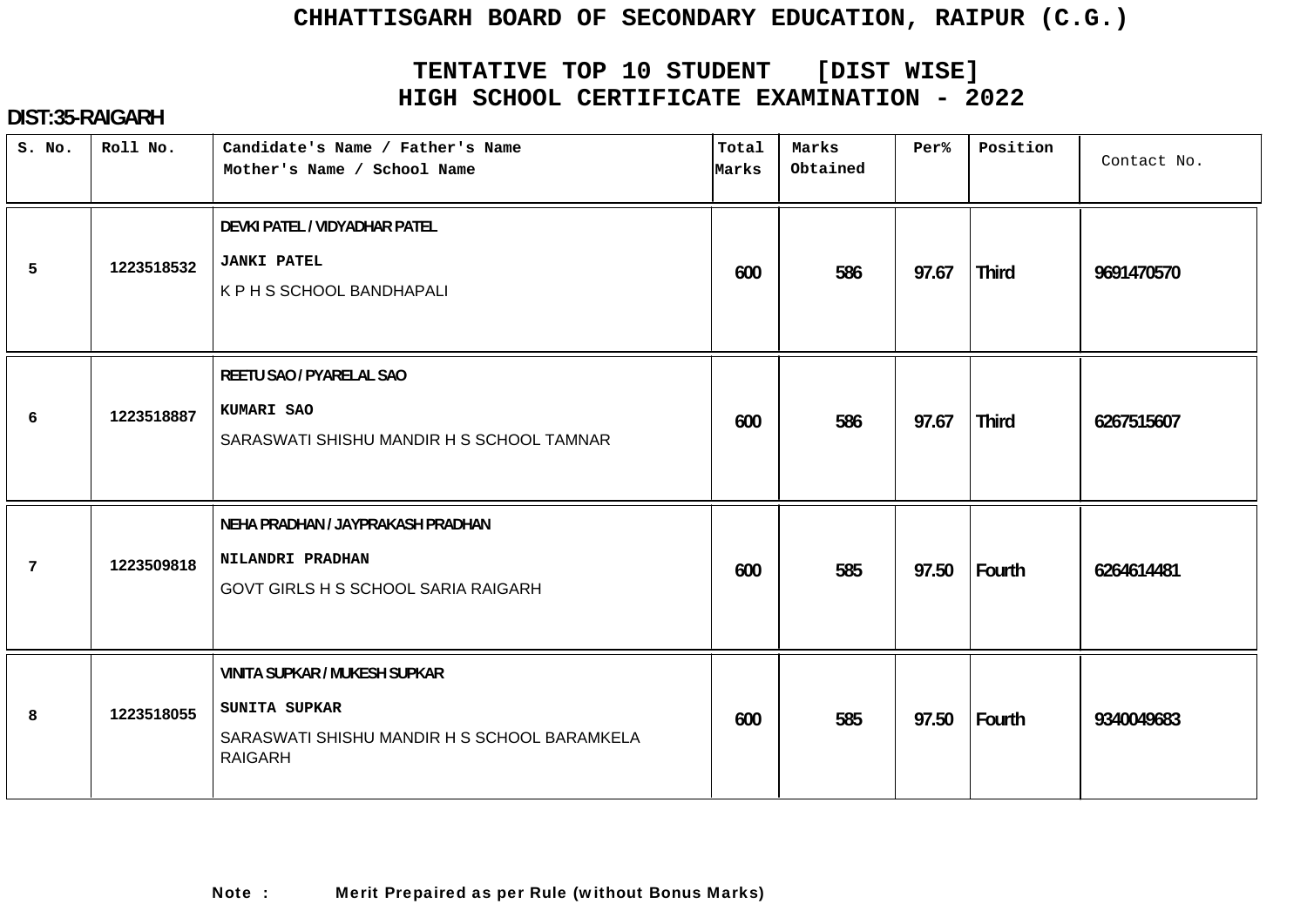# CHHATTISGARH BOARD OF SECONDARY EDUCATION, RAIPUR (C.G.)

## TENTATIVE TOP 10 STUDENT [DIST WISE]
## HIGH SCHOOL CERTIFICATE EXAMINATION - 2022

**DIST:35-RAIGARH**

| S. No. | Roll No. | Candidate's Name / Father's Name<br>Mother's Name / School Name | Total Marks | Marks Obtained | Per% | Position | Contact No. |
|---|---|---|---|---|---|---|---|
| 5 | 1223518532 | DEVKI PATEL / VIDYADHAR PATEL<br>JANKI PATEL<br>K P H S SCHOOL BANDHAPALI | 600 | 586 | 97.67 | Third | 9691470570 |
| 6 | 1223518887 | REETU SAO / PYARELAL SAO<br>KUMARI SAO<br>SARASWATI SHISHU MANDIR H S SCHOOL TAMNAR | 600 | 586 | 97.67 | Third | 6267515607 |
| 7 | 1223509818 | NEHA PRADHAN / JAYPRAKASH PRADHAN<br>NILANDRI PRADHAN<br>GOVT GIRLS H S SCHOOL SARIA RAIGARH | 600 | 585 | 97.50 | Fourth | 6264614481 |
| 8 | 1223518055 | VINITA SUPKAR / MUKESH SUPKAR<br>SUNITA SUPKAR<br>SARASWATI SHISHU MANDIR H S SCHOOL BARAMKELA RAIGARH | 600 | 585 | 97.50 | Fourth | 9340049683 |

**Note : Merit Prepaired as per Rule (without Bonus Marks)**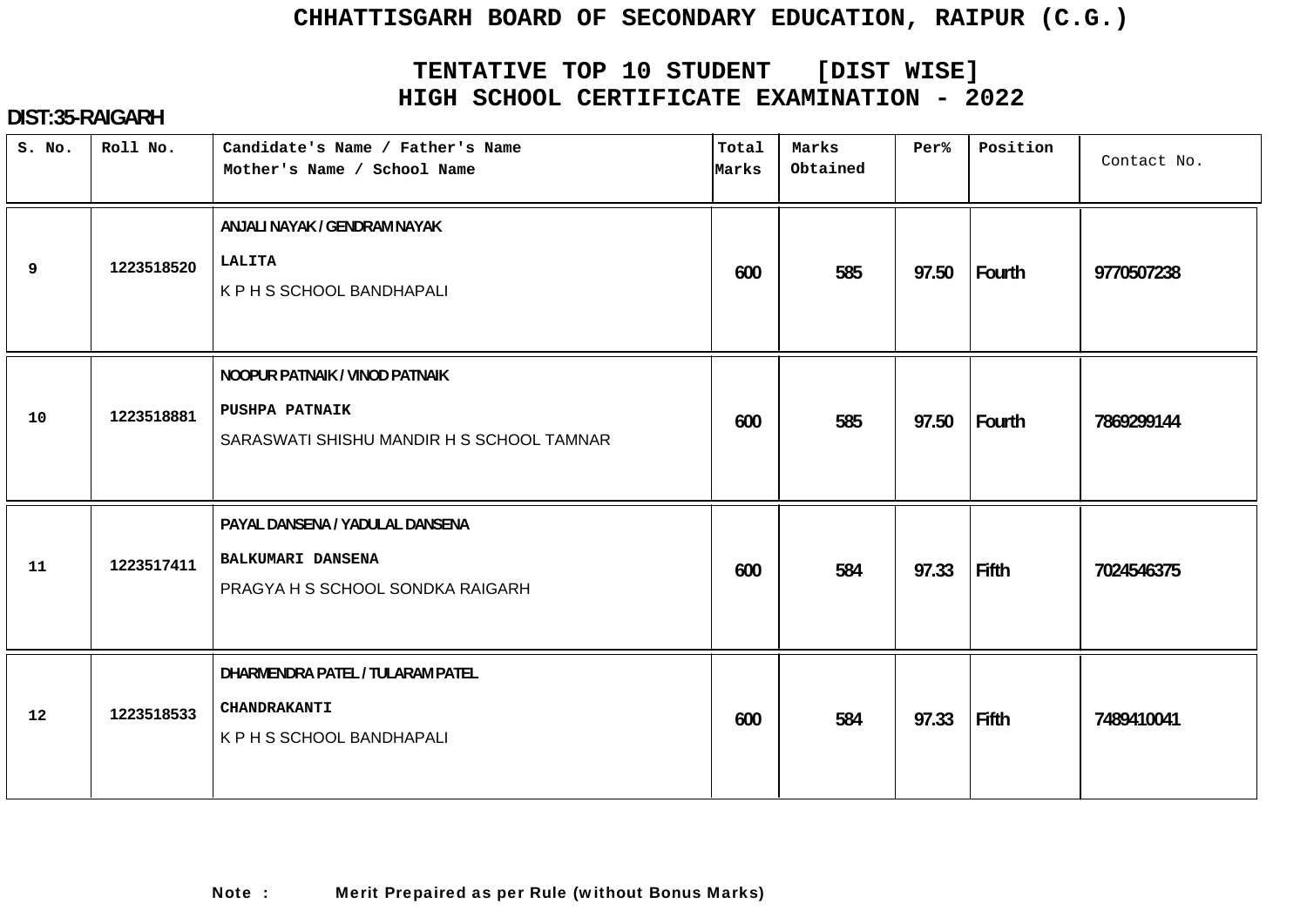# CHHATTISGARH BOARD OF SECONDARY EDUCATION, RAIPUR (C.G.)

## TENTATIVE TOP 10 STUDENT [DIST WISE]
## HIGH SCHOOL CERTIFICATE EXAMINATION - 2022

**DIST:35-RAIGARH**

| S. No. | Roll No. | Candidate's Name / Father's Name<br>Mother's Name / School Name | Total Marks | Marks Obtained | Per% | Position | Contact No. |
|---|---|---|---|---|---|---|---|
| 9 | 1223518520 | ANJALI NAYAK / GENDRAM NAYAK<br>LALITA<br>K P H S SCHOOL BANDHAPALI | 600 | 585 | 97.50 | Fourth | 9770507238 |
| 10 | 1223518881 | NOOPUR PATNAIK / VINOD PATNAIK<br>PUSHPA PATNAIK<br>SARASWATI SHISHU MANDIR H S SCHOOL TAMNAR | 600 | 585 | 97.50 | Fourth | 7869299144 |
| 11 | 1223517411 | PAYAL DANSENA / YADULAL DANSENA<br>BALKUMARI DANSENA<br>PRAGYA H S SCHOOL SONDKA RAIGARH | 600 | 584 | 97.33 | Fifth | 7024546375 |
| 12 | 1223518533 | DHARMENDRA PATEL / TULARAM PATEL<br>CHANDRAKANTI<br>K P H S SCHOOL BANDHAPALI | 600 | 584 | 97.33 | Fifth | 7489410041 |

**Note : Merit Prepaired as per Rule (without Bonus Marks)**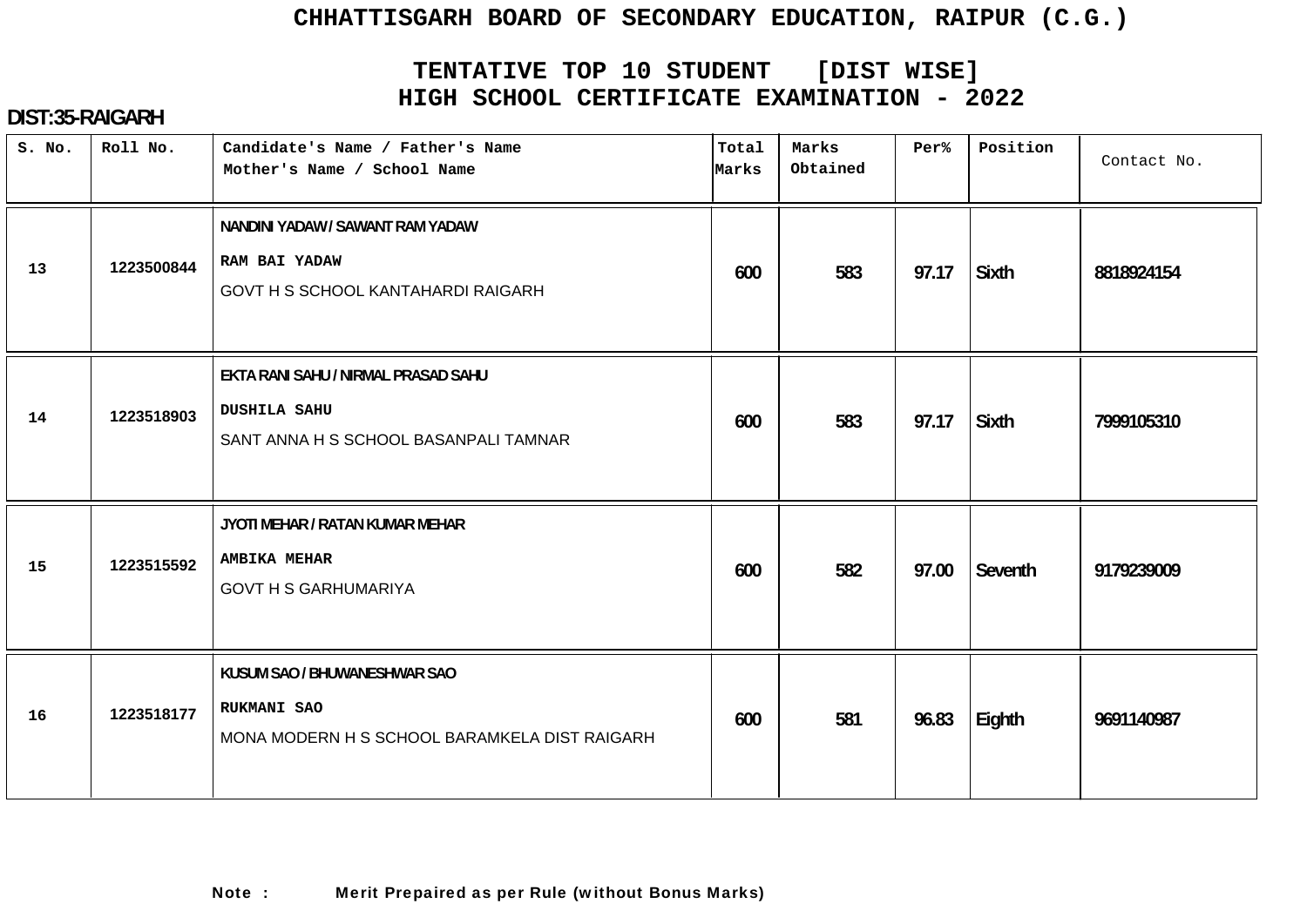# CHHATTISGARH BOARD OF SECONDARY EDUCATION, RAIPUR (C.G.)

## TENTATIVE TOP 10 STUDENT [DIST WISE]
## HIGH SCHOOL CERTIFICATE EXAMINATION - 2022

**DIST:35-RAIGARH**

| S. No. | Roll No. | Candidate's Name / Father's Name<br>Mother's Name / School Name | Total Marks | Marks Obtained | Per% | Position | Contact No. |
|---|---|---|---|---|---|---|---|
| 13 | 1223500844 | NANDINI YADAW / SAWANT RAM YADAW<br>RAM BAI YADAW<br>GOVT H S SCHOOL KANTAHARDI RAIGARH | 600 | 583 | 97.17 | Sixth | 8818924154 |
| 14 | 1223518903 | EKTA RANI SAHU / NIRMAL PRASAD SAHU<br>DUSHILA SAHU<br>SANT ANNA H S SCHOOL BASANPALI TAMNAR | 600 | 583 | 97.17 | Sixth | 7999105310 |
| 15 | 1223515592 | JYOTI MEHAR / RATAN KUMAR MEHAR<br>AMBIKA MEHAR<br>GOVT H S GARHUMARIYA | 600 | 582 | 97.00 | Seventh | 9179239009 |
| 16 | 1223518177 | KUSUM SAO / BHUWANESHWAR SAO<br>RUKMANI SAO<br>MONA MODERN H S SCHOOL BARAMKELA DIST RAIGARH | 600 | 581 | 96.83 | Eighth | 9691140987 |

**Note : Merit Prepaired as per Rule (without Bonus Marks)**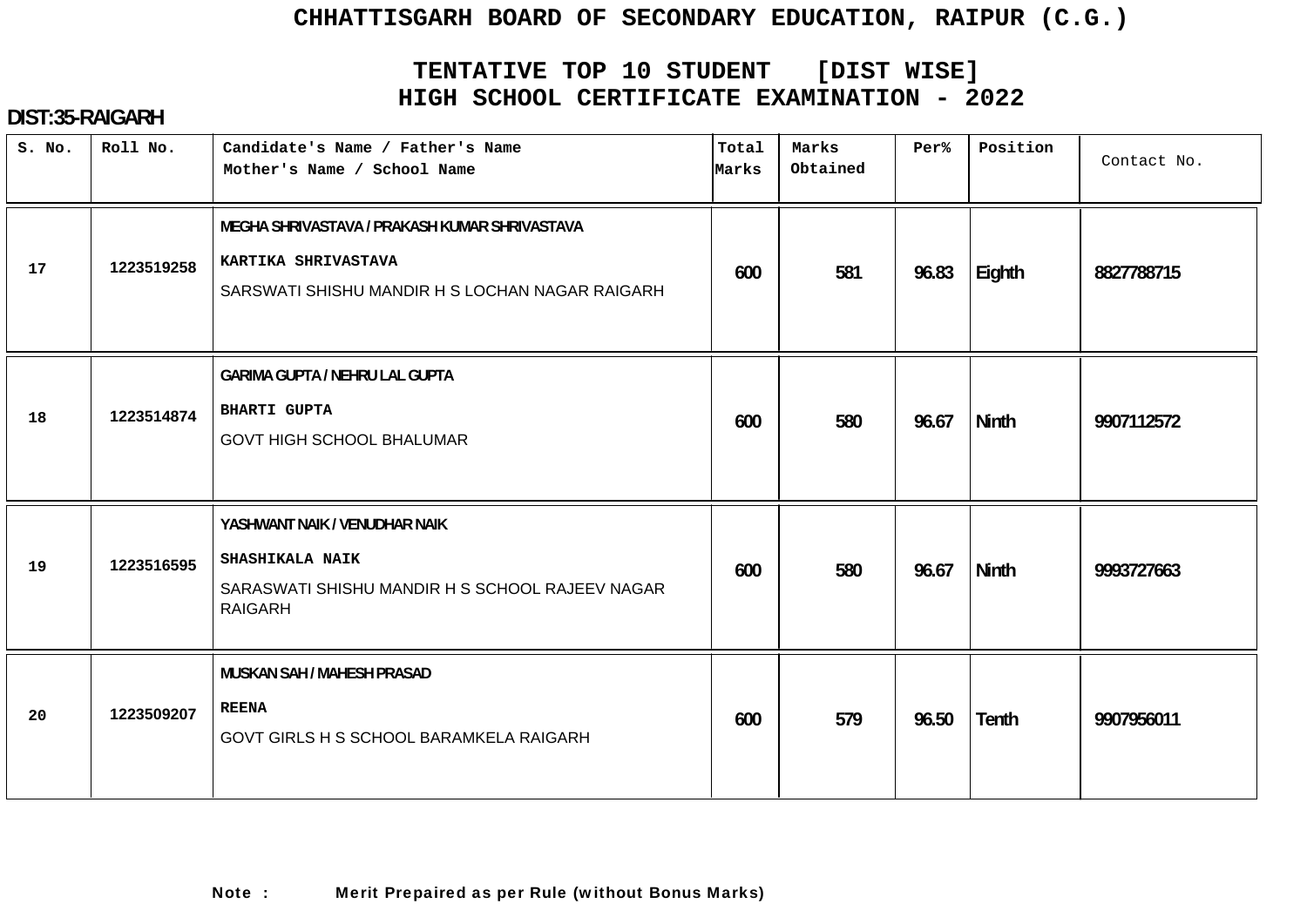# CHHATTISGARH BOARD OF SECONDARY EDUCATION, RAIPUR (C.G.)

## TENTATIVE TOP 10 STUDENT [DIST WISE]
## HIGH SCHOOL CERTIFICATE EXAMINATION - 2022

**DIST:35-RAIGARH**

| S. No. | Roll No. | Candidate's Name / Father's Name<br>Mother's Name / School Name | Total Marks | Marks Obtained | Per% | Position | Contact No. |
|---|---|---|---|---|---|---|---|
| 17 | 1223519258 | MEGHA SHRIVASTAVA / PRAKASH KUMAR SHRIVASTAVA<br>KARTIKA SHRIVASTAVA<br>SARSWATI SHISHU MANDIR H S LOCHAN NAGAR RAIGARH | 600 | 581 | 96.83 | Eighth | 8827788715 |
| 18 | 1223514874 | GARIMA GUPTA / NEHRU LAL GUPTA<br>BHARTI GUPTA<br>GOVT HIGH SCHOOL BHALUMAR | 600 | 580 | 96.67 | Ninth | 9907112572 |
| 19 | 1223516595 | YASHWANT NAIK / VENUDHAR NAIK<br>SHASHIKALA NAIK<br>SARASWATI SHISHU MANDIR H S SCHOOL RAJEEV NAGAR RAIGARH | 600 | 580 | 96.67 | Ninth | 9993727663 |
| 20 | 1223509207 | MUSKAN SAH / MAHESH PRASAD<br>REENA<br>GOVT GIRLS H S SCHOOL BARAMKELA RAIGARH | 600 | 579 | 96.50 | Tenth | 9907956011 |

**Note : Merit Prepaired as per Rule (without Bonus Marks)**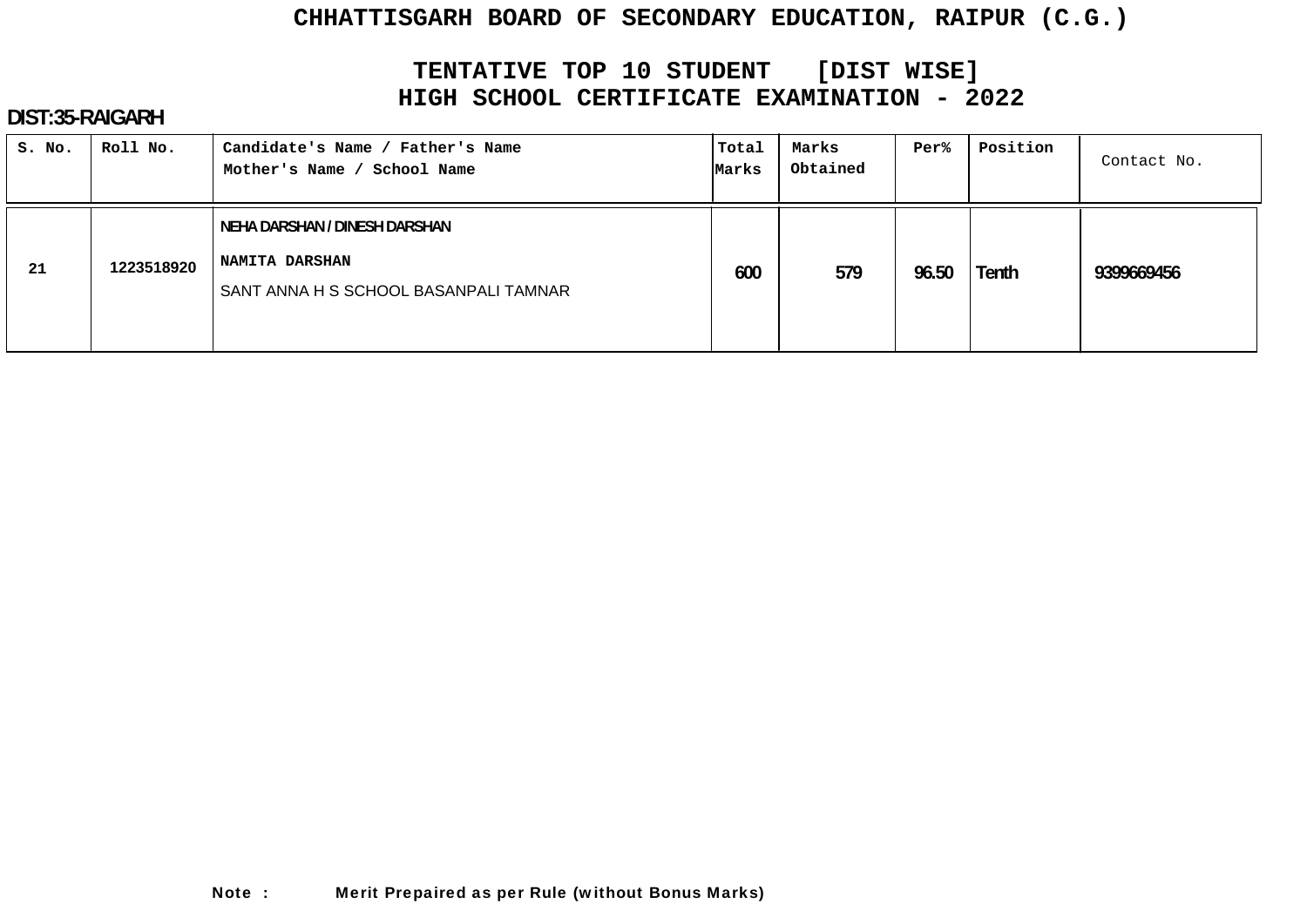# CHHATTISGARH BOARD OF SECONDARY EDUCATION, RAIPUR (C.G.)

## TENTATIVE TOP 10 STUDENT [DIST WISE]
## HIGH SCHOOL CERTIFICATE EXAMINATION - 2022

**DIST:35-RAIGARH**

| S. No. | Roll No. | Candidate's Name / Father's Name<br>Mother's Name / School Name | Total Marks | Marks Obtained | Per% | Position | Contact No. |
|---|---|---|---|---|---|---|---|
| 21 | 1223518920 | NEHA DARSHAN / DINESH DARSHAN<br>NAMITA DARSHAN<br>SANT ANNA H S SCHOOL BASANPALI TAMNAR | 600 | 579 | 96.50 | Tenth | 9399669456 |

**Note : Merit Prepaired as per Rule (without Bonus Marks)**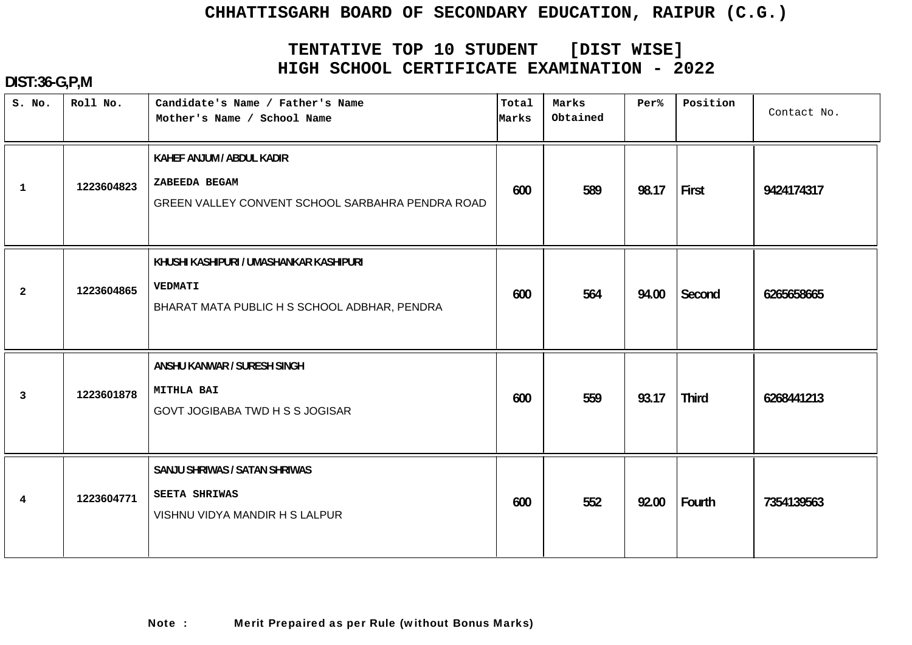# CHHATTISGARH BOARD OF SECONDARY EDUCATION, RAIPUR (C.G.)

## TENTATIVE TOP 10 STUDENT [DIST WISE]
## HIGH SCHOOL CERTIFICATE EXAMINATION - 2022

**DIST:36-G,P,M**

| S. No. | Roll No. | Candidate's Name / Father's Name<br>Mother's Name / School Name | Total Marks | Marks Obtained | Per% | Position | Contact No. |
|---|---|---|---|---|---|---|---|
| 1 | 1223604823 | KAHEF ANJUM / ABDUL KADIR<br>ZABEEDA BEGAM<br>GREEN VALLEY CONVENT SCHOOL SARBAHRA PENDRA ROAD | 600 | 589 | 98.17 | First | 9424174317 |
| 2 | 1223604865 | KHUSHI KASHIPURI / UMASHANKAR KASHIPURI<br>VEDMATI<br>BHARAT MATA PUBLIC H S SCHOOL ADBHAR, PENDRA | 600 | 564 | 94.00 | Second | 6265658665 |
| 3 | 1223601878 | ANSHU KANWAR / SURESH SINGH<br>MITHLA BAI<br>GOVT JOGIBABA TWD H S S JOGISAR | 600 | 559 | 93.17 | Third | 6268441213 |
| 4 | 1223604771 | SANJU SHRIWAS / SATAN SHRIWAS<br>SEETA SHRIWAS<br>VISHNU VIDYA MANDIR H S LALPUR | 600 | 552 | 92.00 | Fourth | 7354139563 |

**Note :** Merit Prepaired as per Rule (without Bonus Marks)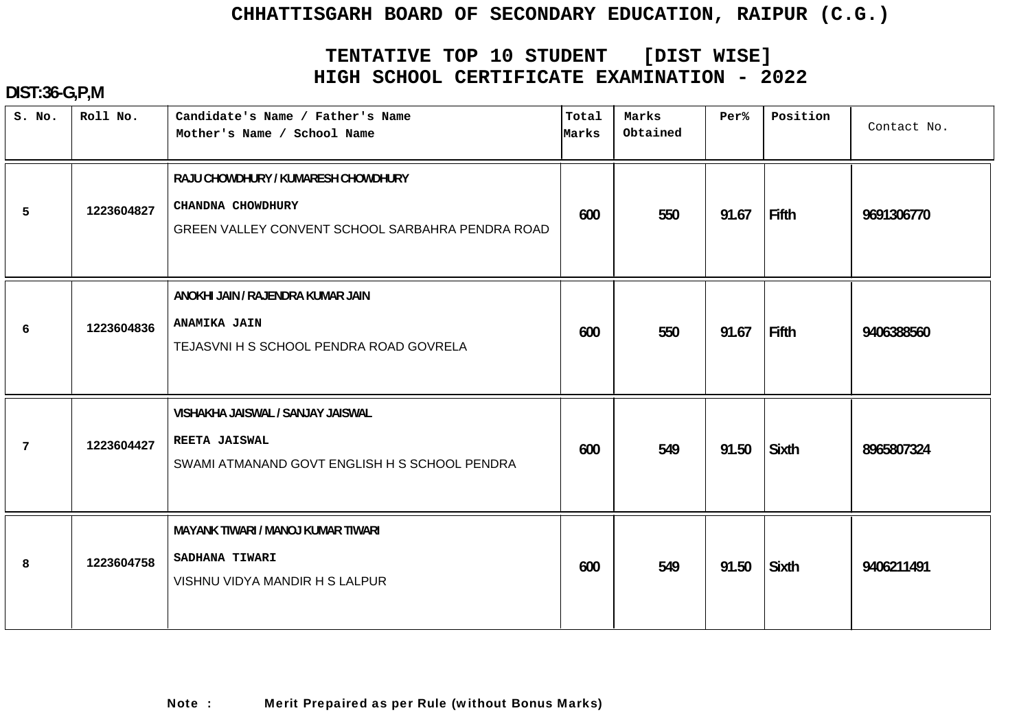# CHHATTISGARH BOARD OF SECONDARY EDUCATION, RAIPUR (C.G.)

## TENTATIVE TOP 10 STUDENT [DIST WISE]
## HIGH SCHOOL CERTIFICATE EXAMINATION - 2022

**DIST:36-G,P,M**

| S. No. | Roll No. | Candidate's Name / Father's Name<br>Mother's Name / School Name | Total Marks | Marks Obtained | Per% | Position | Contact No. |
|---|---|---|---|---|---|---|---|
| 5 | 1223604827 | RAJU CHOWDHURY / KUMARESH CHOWDHURY<br>CHANDNA CHOWDHURY<br>GREEN VALLEY CONVENT SCHOOL SARBAHRA PENDRA ROAD | 600 | 550 | 91.67 | Fifth | 9691306770 |
| 6 | 1223604836 | ANOKHI JAIN / RAJENDRA KUMAR JAIN<br>ANAMIKA JAIN<br>TEJASVNI H S SCHOOL PENDRA ROAD GOVRELA | 600 | 550 | 91.67 | Fifth | 9406388560 |
| 7 | 1223604427 | VISHAKHA JAISWAL / SANJAY JAISWAL<br>REETA JAISWAL<br>SWAMI ATMANAND GOVT ENGLISH H S SCHOOL PENDRA | 600 | 549 | 91.50 | Sixth | 8965807324 |
| 8 | 1223604758 | MAYANK TIWARI / MANOJ KUMAR TIWARI<br>SADHANA TIWARI<br>VISHNU VIDYA MANDIR H S LALPUR | 600 | 549 | 91.50 | Sixth | 9406211491 |

**Note : Merit Prepaired as per Rule (without Bonus Marks)**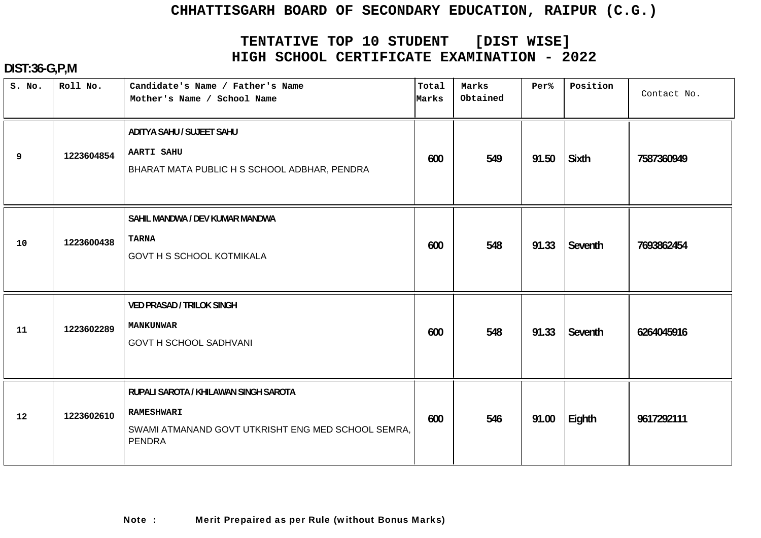# CHHATTISGARH BOARD OF SECONDARY EDUCATION, RAIPUR (C.G.)

## TENTATIVE TOP 10 STUDENT [DIST WISE]
## HIGH SCHOOL CERTIFICATE EXAMINATION - 2022

**DIST:36-G,P,M**

| S. No. | Roll No. | Candidate's Name / Father's Name<br>Mother's Name / School Name | Total Marks | Marks Obtained | Per% | Position | Contact No. |
|---|---|---|---|---|---|---|---|
| 9 | 1223604854 | ADITYA SAHU / SUJEET SAHU<br>AARTI SAHU<br>BHARAT MATA PUBLIC H S SCHOOL ADBHAR, PENDRA | 600 | 549 | 91.50 | Sixth | 7587360949 |
| 10 | 1223600438 | SAHIL MANDWA / DEV KUMAR MANDWA<br>TARNA<br>GOVT H S SCHOOL KOTMIKALA | 600 | 548 | 91.33 | Seventh | 7693862454 |
| 11 | 1223602289 | VED PRASAD / TRILOK SINGH<br>MANKUNWAR<br>GOVT H SCHOOL SADHVANI | 600 | 548 | 91.33 | Seventh | 6264045916 |
| 12 | 1223602610 | RUPALI SAROTA / KHILAWAN SINGH SAROTA<br>RAMESHWARI<br>SWAMI ATMANAND GOVT UTKRISHT ENG MED SCHOOL SEMRA, PENDRA | 600 | 546 | 91.00 | Eighth | 9617292111 |

**Note : Merit Prepaired as per Rule (without Bonus Marks)**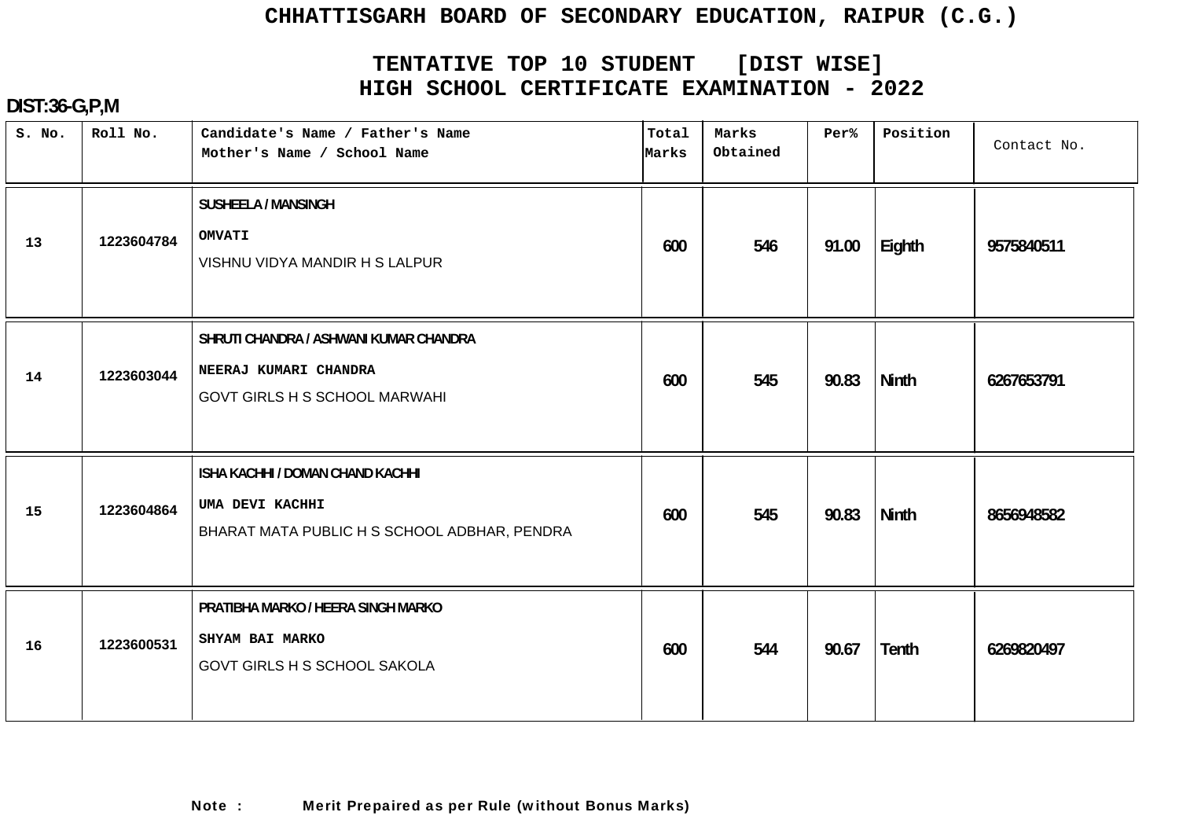# CHHATTISGARH BOARD OF SECONDARY EDUCATION, RAIPUR (C.G.)

## TENTATIVE TOP 10 STUDENT [DIST WISE]
## HIGH SCHOOL CERTIFICATE EXAMINATION - 2022

**DIST:36-G,P,M**

| S. No. | Roll No. | Candidate's Name / Father's Name<br>Mother's Name / School Name | Total Marks | Marks Obtained | Per% | Position | Contact No. |
|---|---|---|---|---|---|---|---|
| 13 | 1223604784 | SUSHEELA / MANSINGH<br>OMVATI<br>VISHNU VIDYA MANDIR H S LALPUR | 600 | 546 | 91.00 | Eighth | 9575840511 |
| 14 | 1223603044 | SHRUTI CHANDRA / ASHWANI KUMAR CHANDRA<br>NEERAJ KUMARI CHANDRA<br>GOVT GIRLS H S SCHOOL MARWAHI | 600 | 545 | 90.83 | Ninth | 6267653791 |
| 15 | 1223604864 | ISHA KACHHI / DOMAN CHAND KACHHI<br>UMA DEVI KACHHI<br>BHARAT MATA PUBLIC H S SCHOOL ADBHAR, PENDRA | 600 | 545 | 90.83 | Ninth | 8656948582 |
| 16 | 1223600531 | PRATIBHA MARKO / HEERA SINGH MARKO<br>SHYAM BAI MARKO<br>GOVT GIRLS H S SCHOOL SAKOLA | 600 | 544 | 90.67 | Tenth | 6269820497 |

**Note : Merit Prepaired as per Rule (without Bonus Marks)**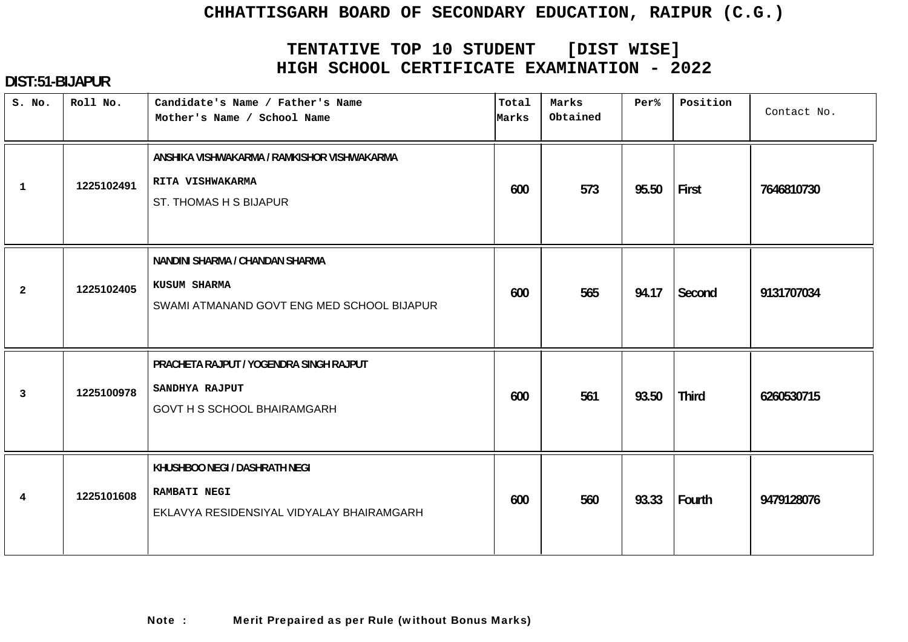# CHHATTISGARH BOARD OF SECONDARY EDUCATION, RAIPUR (C.G.)

## TENTATIVE TOP 10 STUDENT [DIST WISE]
## HIGH SCHOOL CERTIFICATE EXAMINATION - 2022

**DIST:51-BIJAPUR**

| S. No. | Roll No. | Candidate's Name / Father's Name<br>Mother's Name / School Name | Total Marks | Marks Obtained | Per% | Position | Contact No. |
|---|---|---|---|---|---|---|---|
| 1 | 1225102491 | ANSHIKA VISHWAKARMA / RAMKISHOR VISHWAKARMA<br>RITA VISHWAKARMA<br>ST. THOMAS H S BIJAPUR | 600 | 573 | 95.50 | First | 7646810730 |
| 2 | 1225102405 | NANDINI SHARMA / CHANDAN SHARMA<br>KUSUM SHARMA<br>SWAMI ATMANAND GOVT ENG MED SCHOOL BIJAPUR | 600 | 565 | 94.17 | Second | 9131707034 |
| 3 | 1225100978 | PRACHETA RAJPUT / YOGENDRA SINGH RAJPUT<br>SANDHYA RAJPUT<br>GOVT H S SCHOOL BHAIRAMGARH | 600 | 561 | 93.50 | Third | 6260530715 |
| 4 | 1225101608 | KHUSHBOO NEGI / DASHRATH NEGI<br>RAMBATI NEGI<br>EKLAVYA RESIDENSIYAL VIDYALAY BHAIRAMGARH | 600 | 560 | 93.33 | Fourth | 9479128076 |

**Note :** Merit Prepaired as per Rule (without Bonus Marks)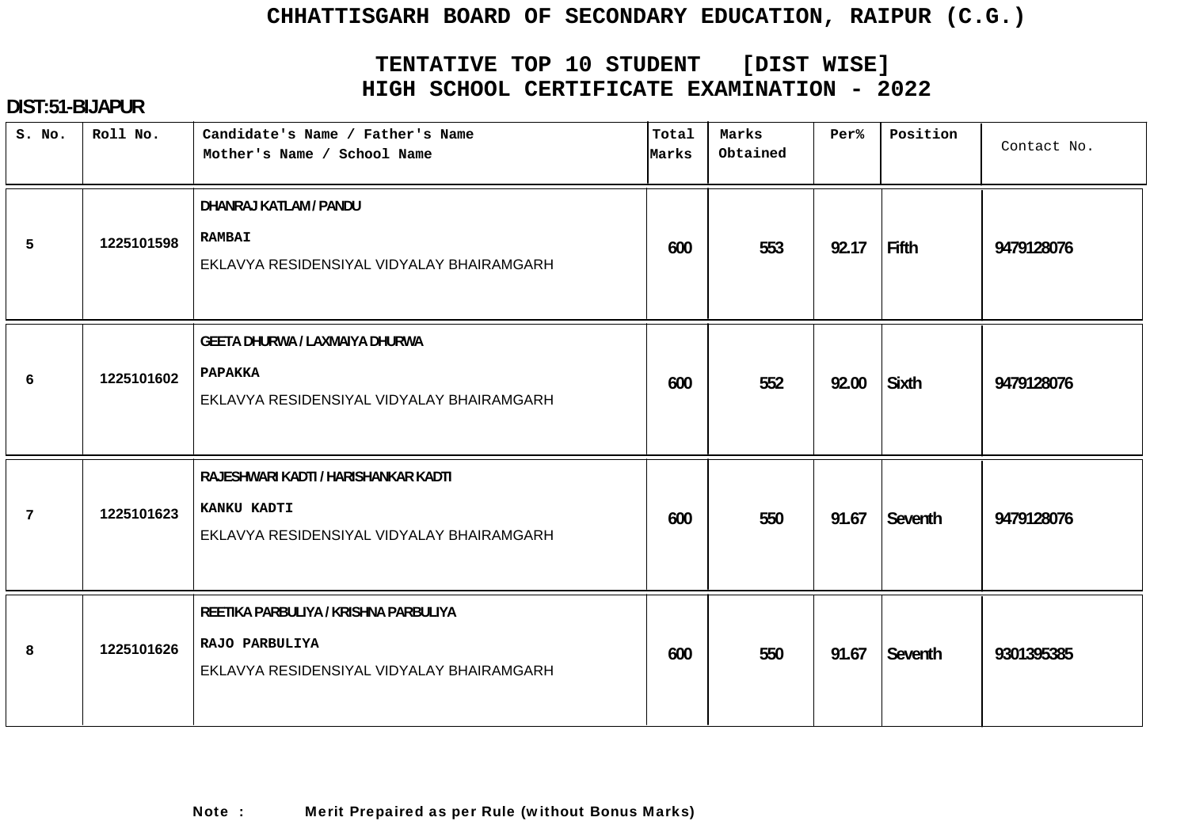# CHHATTISGARH BOARD OF SECONDARY EDUCATION, RAIPUR (C.G.)

## TENTATIVE TOP 10 STUDENT [DIST WISE]
## HIGH SCHOOL CERTIFICATE EXAMINATION - 2022

**DIST:51-BIJAPUR**

| S. No. | Roll No. | Candidate's Name / Father's Name<br>Mother's Name / School Name | Total Marks | Marks Obtained | Per% | Position | Contact No. |
|---|---|---|---|---|---|---|---|
| 5 | 1225101598 | DHANRAJ KATLAM / PANDU<br>RAMBAI<br>EKLAVYA RESIDENSIYAL VIDYALAY BHAIRAMGARH | 600 | 553 | 92.17 | Fifth | 9479128076 |
| 6 | 1225101602 | GEETA DHURWA / LAXMAIYA DHURWA<br>PAPAKKA<br>EKLAVYA RESIDENSIYAL VIDYALAY BHAIRAMGARH | 600 | 552 | 92.00 | Sixth | 9479128076 |
| 7 | 1225101623 | RAJESHWARI KADTI / HARISHANKAR KADTI<br>KANKU KADTI<br>EKLAVYA RESIDENSIYAL VIDYALAY BHAIRAMGARH | 600 | 550 | 91.67 | Seventh | 9479128076 |
| 8 | 1225101626 | REETIKA PARBULIYA / KRISHNA PARBULIYA<br>RAJO PARBULIYA<br>EKLAVYA RESIDENSIYAL VIDYALAY BHAIRAMGARH | 600 | 550 | 91.67 | Seventh | 9301395385 |

**Note :** Merit Prepaired as per Rule (without Bonus Marks)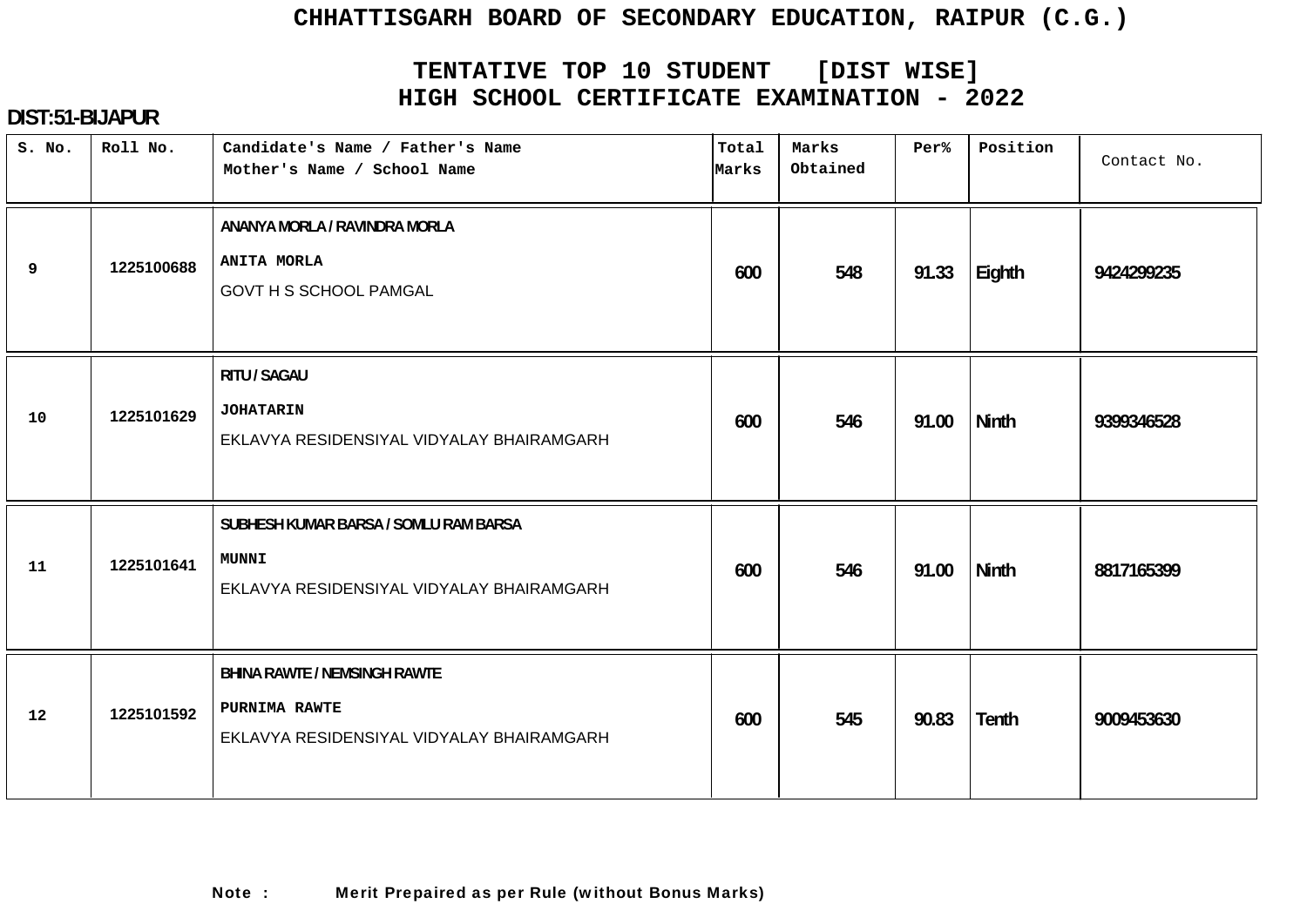# CHHATTISGARH BOARD OF SECONDARY EDUCATION, RAIPUR (C.G.)

## TENTATIVE TOP 10 STUDENT [DIST WISE]
## HIGH SCHOOL CERTIFICATE EXAMINATION - 2022

**DIST:51-BIJAPUR**

| S. No. | Roll No. | Candidate's Name / Father's Name<br>Mother's Name / School Name | Total Marks | Marks Obtained | Per% | Position | Contact No. |
|---|---|---|---|---|---|---|---|
| 9 | 1225100688 | ANANYA MORLA / RAVINDRA MORLA<br>ANITA MORLA<br>GOVT H S SCHOOL PAMGAL | 600 | 548 | 91.33 | Eighth | 9424299235 |
| 10 | 1225101629 | RITU / SAGAU<br>JOHATARIN<br>EKLAVYA RESIDENSIYAL VIDYALAY BHAIRAMGARH | 600 | 546 | 91.00 | Ninth | 9399346528 |
| 11 | 1225101641 | SUBHESH KUMAR BARSA / SOMLU RAM BARSA<br>MUNNI<br>EKLAVYA RESIDENSIYAL VIDYALAY BHAIRAMGARH | 600 | 546 | 91.00 | Ninth | 8817165399 |
| 12 | 1225101592 | BHINA RAWTE / NEMSINGH RAWTE<br>PURNIMA RAWTE<br>EKLAVYA RESIDENSIYAL VIDYALAY BHAIRAMGARH | 600 | 545 | 90.83 | Tenth | 9009453630 |

**Note :** **Merit Prepaired as per Rule (without Bonus Marks)**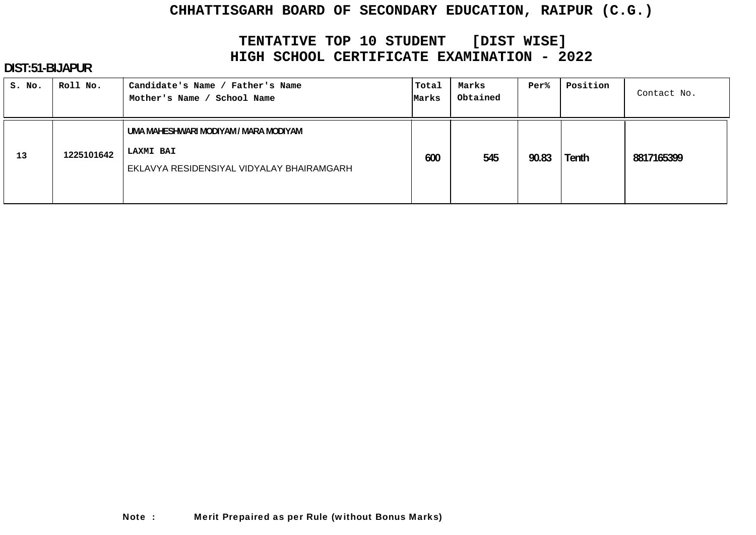# CHHATTISGARH BOARD OF SECONDARY EDUCATION, RAIPUR (C.G.)

## TENTATIVE TOP 10 STUDENT [DIST WISE]
## HIGH SCHOOL CERTIFICATE EXAMINATION - 2022

**DIST:51-BIJAPUR**

| S. No. | Roll No. | Candidate's Name / Father's Name<br>Mother's Name / School Name | Total Marks | Marks Obtained | Per% | Position | Contact No. |
|---|---|---|---|---|---|---|---|
| 13 | 1225101642 | UMA MAHESHWARI MODIYAM / MARA MODIYAM<br>LAXMI BAI<br>EKLAVYA RESIDENSIYAL VIDYALAY BHAIRAMGARH | 600 | 545 | 90.83 | Tenth | 8817165399 |

**Note : Merit Prepaired as per Rule (without Bonus Marks)**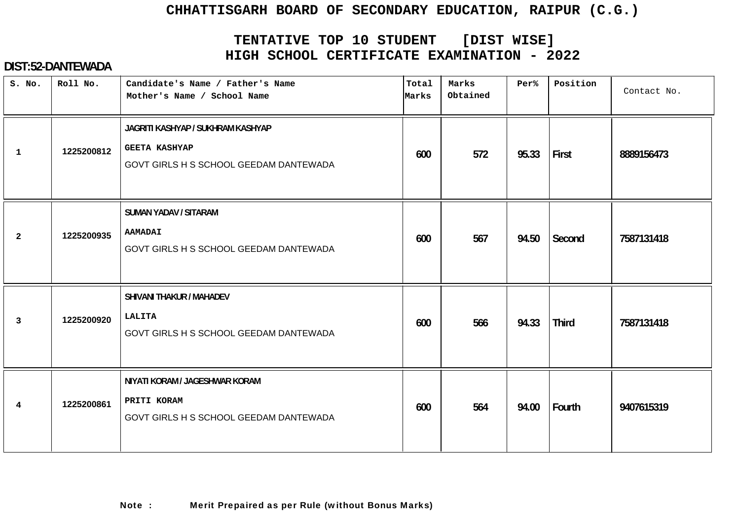# CHHATTISGARH BOARD OF SECONDARY EDUCATION, RAIPUR (C.G.)

## TENTATIVE TOP 10 STUDENT [DIST WISE]
## HIGH SCHOOL CERTIFICATE EXAMINATION - 2022

**DIST:52-DANTEWADA**

| S. No. | Roll No. | Candidate's Name / Father's Name<br>Mother's Name / School Name | Total Marks | Marks Obtained | Per% | Position | Contact No. |
|---|---|---|---|---|---|---|---|
| 1 | 1225200812 | JAGRITI KASHYAP / SUKHRAM KASHYAP<br>GEETA KASHYAP<br>GOVT GIRLS H S SCHOOL GEEDAM DANTEWADA | 600 | 572 | 95.33 | First | 8889156473 |
| 2 | 1225200935 | SUMAN YADAV / SITARAM<br>AAMADAI<br>GOVT GIRLS H S SCHOOL GEEDAM DANTEWADA | 600 | 567 | 94.50 | Second | 7587131418 |
| 3 | 1225200920 | SHIVANI THAKUR / MAHADEV<br>LALITA<br>GOVT GIRLS H S SCHOOL GEEDAM DANTEWADA | 600 | 566 | 94.33 | Third | 7587131418 |
| 4 | 1225200861 | NIYATI KORAM / JAGESHWAR KORAM<br>PRITI KORAM<br>GOVT GIRLS H S SCHOOL GEEDAM DANTEWADA | 600 | 564 | 94.00 | Fourth | 9407615319 |

**Note : Merit Prepaired as per Rule (without Bonus Marks)**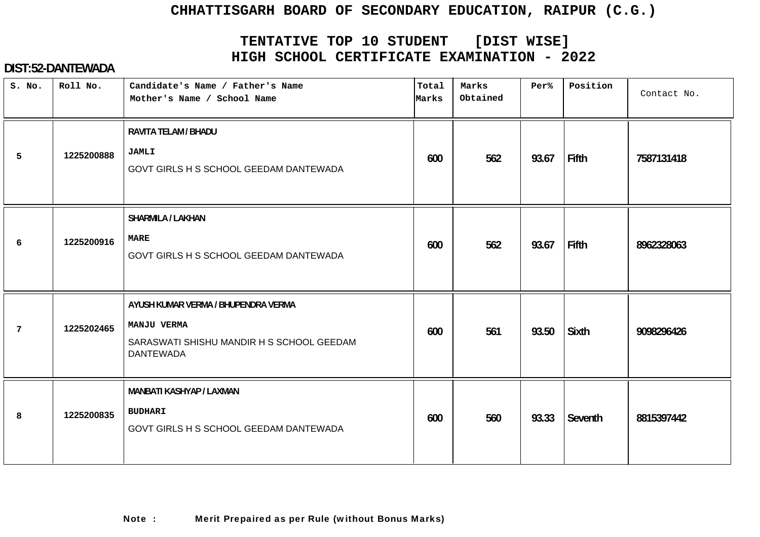# CHHATTISGARH BOARD OF SECONDARY EDUCATION, RAIPUR (C.G.)

## TENTATIVE TOP 10 STUDENT [DIST WISE]
## HIGH SCHOOL CERTIFICATE EXAMINATION - 2022

**DIST:52-DANTEWADA**

| S. No. | Roll No. | Candidate's Name / Father's Name<br>Mother's Name / School Name | Total Marks | Marks Obtained | Per% | Position | Contact No. |
|---|---|---|---|---|---|---|---|
| 5 | 1225200888 | RAVITA TELAM / BHADU<br>JAMLI<br>GOVT GIRLS H S SCHOOL GEEDAM DANTEWADA | 600 | 562 | 93.67 | Fifth | 7587131418 |
| 6 | 1225200916 | SHARMILA / LAKHAN<br>MARE<br>GOVT GIRLS H S SCHOOL GEEDAM DANTEWADA | 600 | 562 | 93.67 | Fifth | 8962328063 |
| 7 | 1225202465 | AYUSH KUMAR VERMA / BHUPENDRA VERMA<br>MANJU VERMA<br>SARASWATI SHISHU MANDIR H S SCHOOL GEEDAM DANTEWADA | 600 | 561 | 93.50 | Sixth | 9098296426 |
| 8 | 1225200835 | MANBATI KASHYAP / LAXMAN<br>BUDHARI<br>GOVT GIRLS H S SCHOOL GEEDAM DANTEWADA | 600 | 560 | 93.33 | Seventh | 8815397442 |

**Note :** Merit Prepaired as per Rule (without Bonus Marks)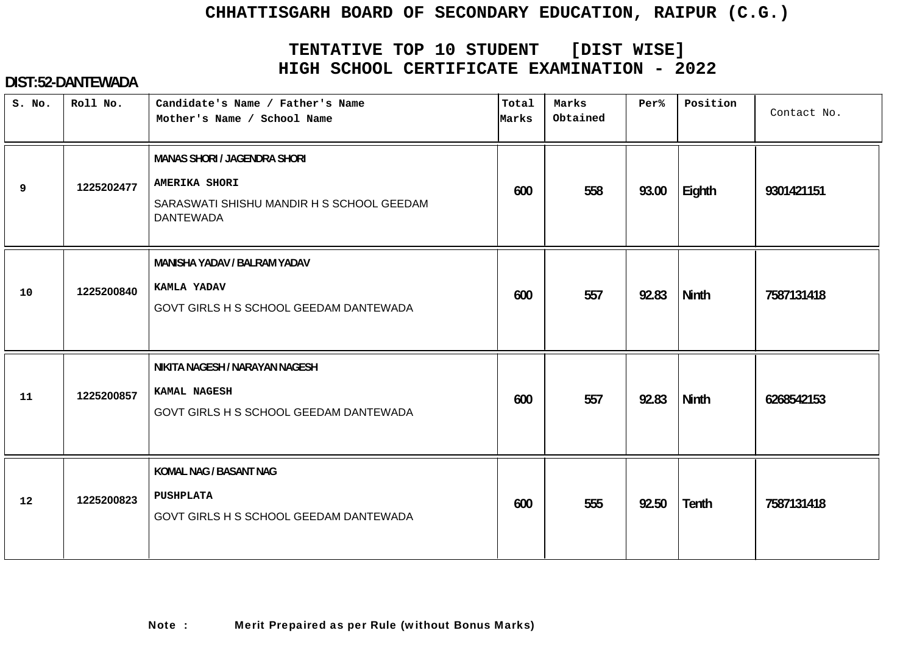# CHHATTISGARH BOARD OF SECONDARY EDUCATION, RAIPUR (C.G.)

## TENTATIVE TOP 10 STUDENT [DIST WISE]
## HIGH SCHOOL CERTIFICATE EXAMINATION - 2022

**DIST:52-DANTEWADA**

| S. No. | Roll No. | Candidate's Name / Father's Name<br>Mother's Name / School Name | Total Marks | Marks Obtained | Per% | Position | Contact No. |
|---|---|---|---|---|---|---|---|
| 9 | 1225202477 | MANAS SHORI / JAGENDRA SHORI<br>AMERIKA SHORI<br>SARASWATI SHISHU MANDIR H S SCHOOL GEEDAM DANTEWADA | 600 | 558 | 93.00 | Eighth | 9301421151 |
| 10 | 1225200840 | MANISHA YADAV / BALRAM YADAV<br>KAMLA YADAV<br>GOVT GIRLS H S SCHOOL GEEDAM DANTEWADA | 600 | 557 | 92.83 | Ninth | 7587131418 |
| 11 | 1225200857 | NIKITA NAGESH / NARAYAN NAGESH<br>KAMAL NAGESH<br>GOVT GIRLS H S SCHOOL GEEDAM DANTEWADA | 600 | 557 | 92.83 | Ninth | 6268542153 |
| 12 | 1225200823 | KOMAL NAG / BASANT NAG<br>PUSHPLATA<br>GOVT GIRLS H S SCHOOL GEEDAM DANTEWADA | 600 | 555 | 92.50 | Tenth | 7587131418 |

**Note :** Merit Prepaired as per Rule (without Bonus Marks)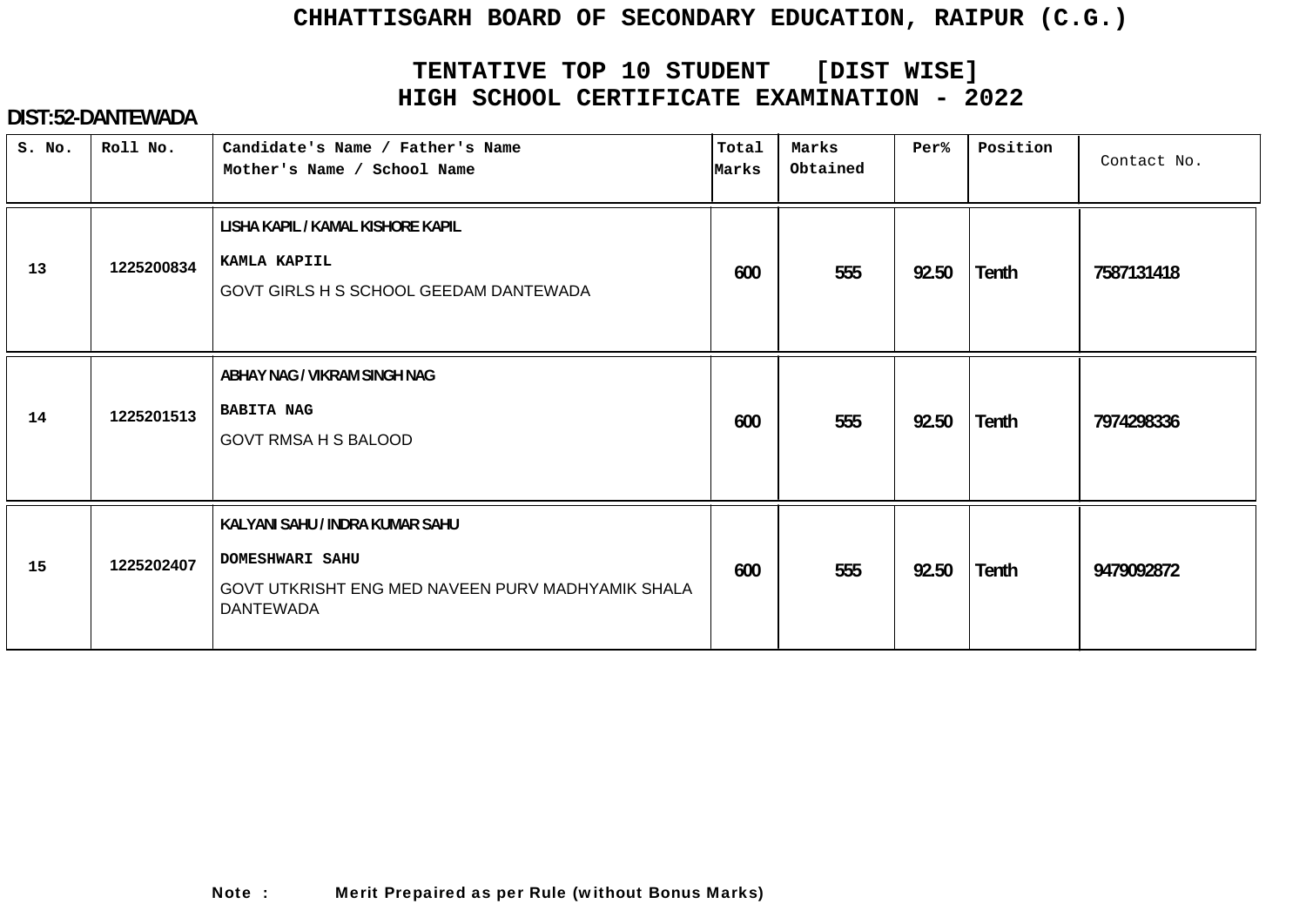# CHHATTISGARH BOARD OF SECONDARY EDUCATION, RAIPUR (C.G.)

## TENTATIVE TOP 10 STUDENT [DIST WISE]
## HIGH SCHOOL CERTIFICATE EXAMINATION - 2022

**DIST:52-DANTEWADA**

| S. No. | Roll No. | Candidate's Name / Father's Name<br>Mother's Name / School Name | Total Marks | Marks Obtained | Per% | Position | Contact No. |
|---|---|---|---|---|---|---|---|
| 13 | 1225200834 | LISHA KAPIL / KAMAL KISHORE KAPIL<br>KAMLA KAPIIL<br>GOVT GIRLS H S SCHOOL GEEDAM DANTEWADA | 600 | 555 | 92.50 | Tenth | 7587131418 |
| 14 | 1225201513 | ABHAY NAG / VIKRAM SINGH NAG<br>BABITA NAG<br>GOVT RMSA H S BALOOD | 600 | 555 | 92.50 | Tenth | 7974298336 |
| 15 | 1225202407 | KALYANI SAHU / INDRA KUMAR SAHU<br>DOMESHWARI SAHU<br>GOVT UTKRISHT ENG MED NAVEEN PURV MADHYAMIK SHALA DANTEWADA | 600 | 555 | 92.50 | Tenth | 9479092872 |

**Note : Merit Prepaired as per Rule (without Bonus Marks)**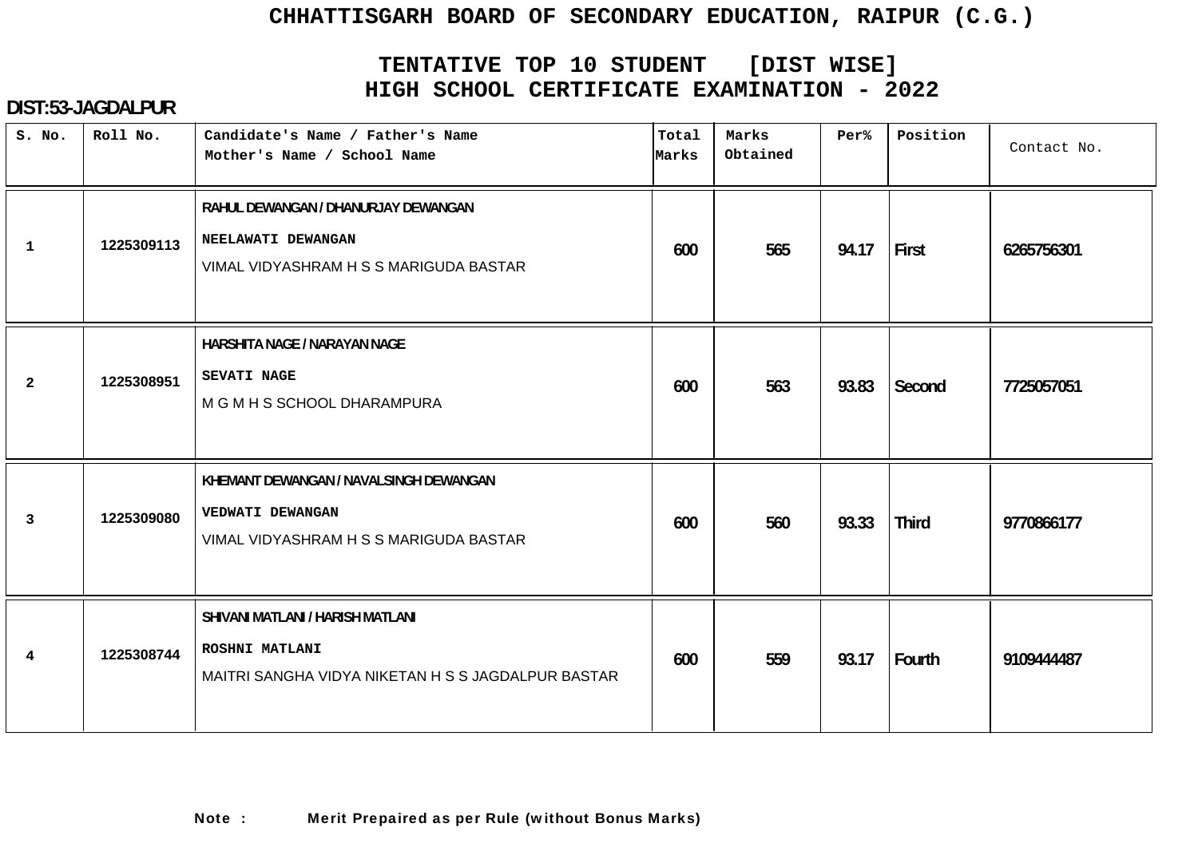# CHHATTISGARH BOARD OF SECONDARY EDUCATION, RAIPUR (C.G.)

## TENTATIVE TOP 10 STUDENT [DIST WISE]
## HIGH SCHOOL CERTIFICATE EXAMINATION - 2022

**DIST:53-JAGDALPUR**

| S. No. | Roll No. | Candidate's Name / Father's Name<br>Mother's Name / School Name | Total Marks | Marks Obtained | Per% | Position | Contact No. |
|---|---|---|---|---|---|---|---|
| 1 | 1225309113 | RAHUL DEWANGAN / DHANURJAY DEWANGAN<br>NEELAWATI DEWANGAN<br>VIMAL VIDYASHRAM H S S MARIGUDA BASTAR | 600 | 565 | 94.17 | First | 6265756301 |
| 2 | 1225308951 | HARSHITA NAGE / NARAYAN NAGE<br>SEVATI NAGE<br>M G M H S SCHOOL DHARAMPURA | 600 | 563 | 93.83 | Second | 7725057051 |
| 3 | 1225309080 | KHEMANT DEWANGAN / NAVALSINGH DEWANGAN<br>VEDWATI DEWANGAN<br>VIMAL VIDYASHRAM H S S MARIGUDA BASTAR | 600 | 560 | 93.33 | Third | 9770866177 |
| 4 | 1225308744 | SHIVANI MATLANI / HARISH MATLANI<br>ROSHNI MATLANI<br>MAITRI SANGHA VIDYA NIKETAN H S S JAGDALPUR BASTAR | 600 | 559 | 93.17 | Fourth | 9109444487 |

**Note : Merit Prepaired as per Rule (without Bonus Marks)**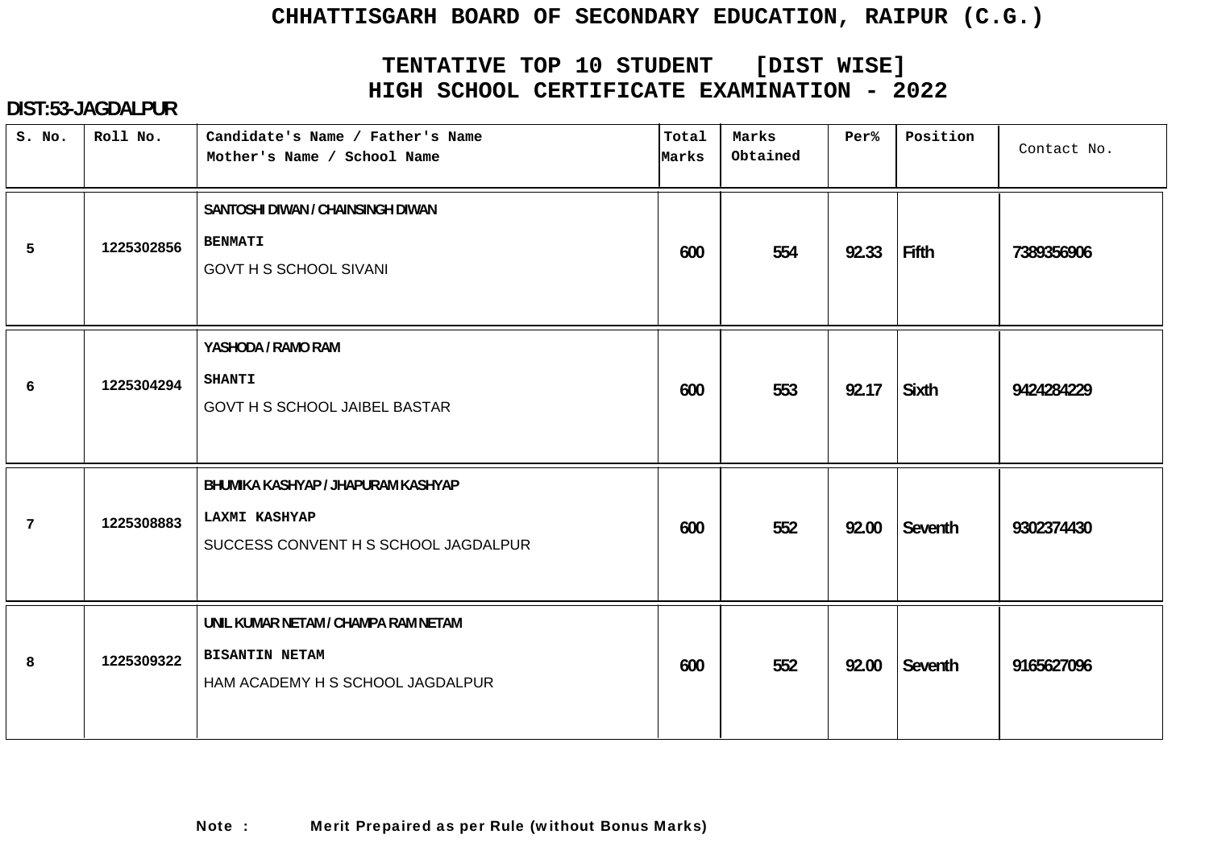# CHHATTISGARH BOARD OF SECONDARY EDUCATION, RAIPUR (C.G.)

## TENTATIVE TOP 10 STUDENT [DIST WISE]
## HIGH SCHOOL CERTIFICATE EXAMINATION - 2022

**DIST:53-JAGDALPUR**

| S. No. | Roll No. | Candidate's Name / Father's Name<br>Mother's Name / School Name | Total Marks | Marks Obtained | Per% | Position | Contact No. |
|---|---|---|---|---|---|---|---|
| 5 | 1225302856 | SANTOSHI DIWAN / CHAINSINGH DIWAN<br>BENMATI<br>GOVT H S SCHOOL SIVANI | 600 | 554 | 92.33 | Fifth | 7389356906 |
| 6 | 1225304294 | YASHODA / RAMO RAM<br>SHANTI<br>GOVT H S SCHOOL JAIBEL BASTAR | 600 | 553 | 92.17 | Sixth | 9424284229 |
| 7 | 1225308883 | BHUMIKA KASHYAP / JHAPURAM KASHYAP<br>LAXMI KASHYAP<br>SUCCESS CONVENT H S SCHOOL JAGDALPUR | 600 | 552 | 92.00 | Seventh | 9302374430 |
| 8 | 1225309322 | UNIL KUMAR NETAM / CHAMPA RAM NETAM<br>BISANTIN NETAM<br>HAM ACADEMY H S SCHOOL JAGDALPUR | 600 | 552 | 92.00 | Seventh | 9165627096 |

**Note :** Merit Prepaired as per Rule (without Bonus Marks)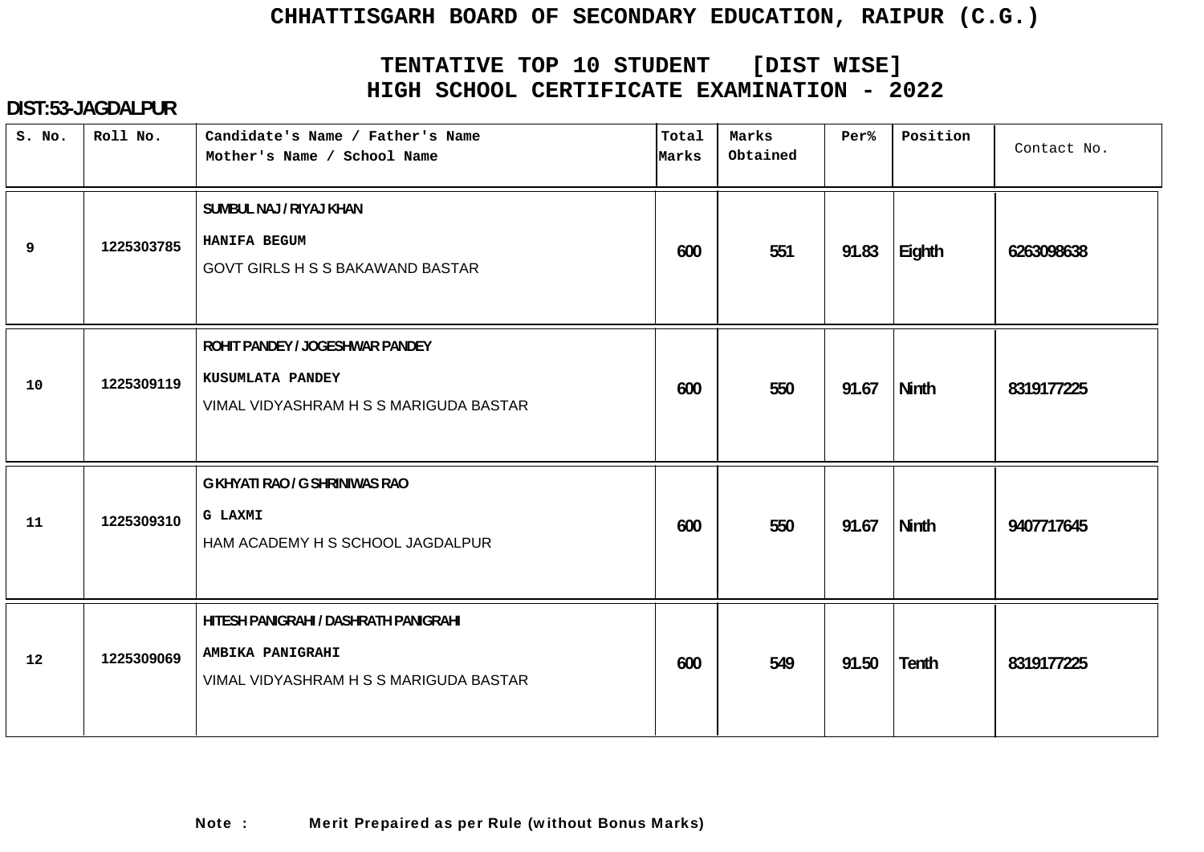# CHHATTISGARH BOARD OF SECONDARY EDUCATION, RAIPUR (C.G.)

## TENTATIVE TOP 10 STUDENT [DIST WISE]
## HIGH SCHOOL CERTIFICATE EXAMINATION - 2022

**DIST:53-JAGDALPUR**

| S. No. | Roll No. | Candidate's Name / Father's Name<br>Mother's Name / School Name | Total Marks | Marks Obtained | Per% | Position | Contact No. |
|---|---|---|---|---|---|---|---|
| 9 | 1225303785 | SUMBUL NAJ / RIYAJ KHAN<br>HANIFA BEGUM<br>GOVT GIRLS H S S BAKAWAND BASTAR | 600 | 551 | 91.83 | Eighth | 6263098638 |
| 10 | 1225309119 | ROHIT PANDEY / JOGESHWAR PANDEY<br>KUSUMLATA PANDEY<br>VIMAL VIDYASHRAM H S S MARIGUDA BASTAR | 600 | 550 | 91.67 | Ninth | 8319177225 |
| 11 | 1225309310 | G KHYATI RAO / G SHRINIWAS RAO<br>G LAXMI<br>HAM ACADEMY H S SCHOOL JAGDALPUR | 600 | 550 | 91.67 | Ninth | 9407717645 |
| 12 | 1225309069 | HITESH PANIGRAHI / DASHRATH PANIGRAHI<br>AMBIKA PANIGRAHI<br>VIMAL VIDYASHRAM H S S MARIGUDA BASTAR | 600 | 549 | 91.50 | Tenth | 8319177225 |

**Note :** Merit Prepaired as per Rule (without Bonus Marks)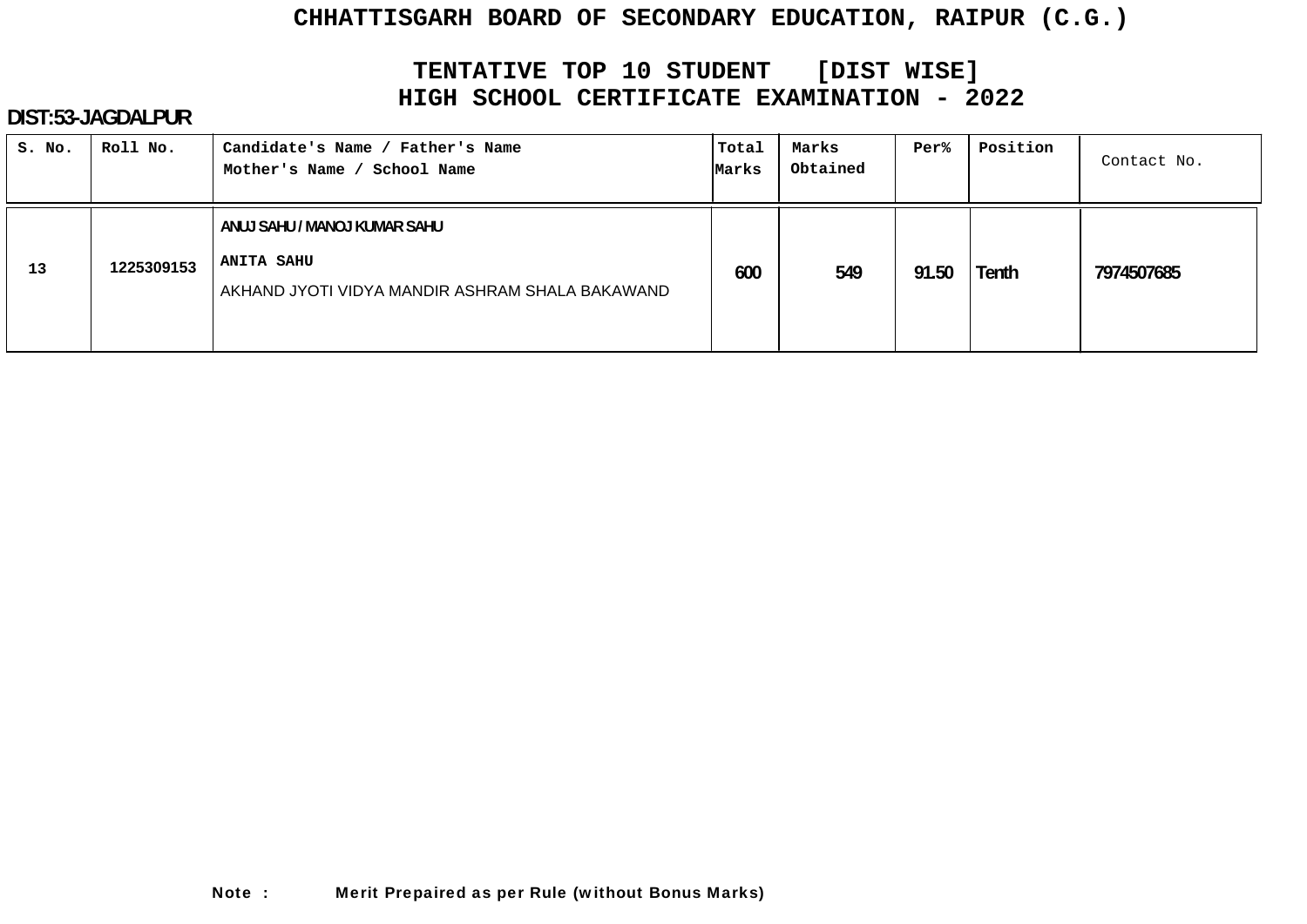# CHHATTISGARH BOARD OF SECONDARY EDUCATION, RAIPUR (C.G.)

## TENTATIVE TOP 10 STUDENT [DIST WISE]
## HIGH SCHOOL CERTIFICATE EXAMINATION - 2022

**DIST:53-JAGDALPUR**

| S. No. | Roll No. | Candidate's Name / Father's Name<br>Mother's Name / School Name | Total Marks | Marks Obtained | Per% | Position | Contact No. |
|---|---|---|---|---|---|---|---|
| 13 | 1225309153 | ANUJ SAHU / MANOJ KUMAR SAHU<br>ANITA SAHU<br>AKHAND JYOTI VIDYA MANDIR ASHRAM SHALA BAKAWAND | 600 | 549 | 91.50 | Tenth | 7974507685 |

**Note : Merit Prepaired as per Rule (without Bonus Marks)**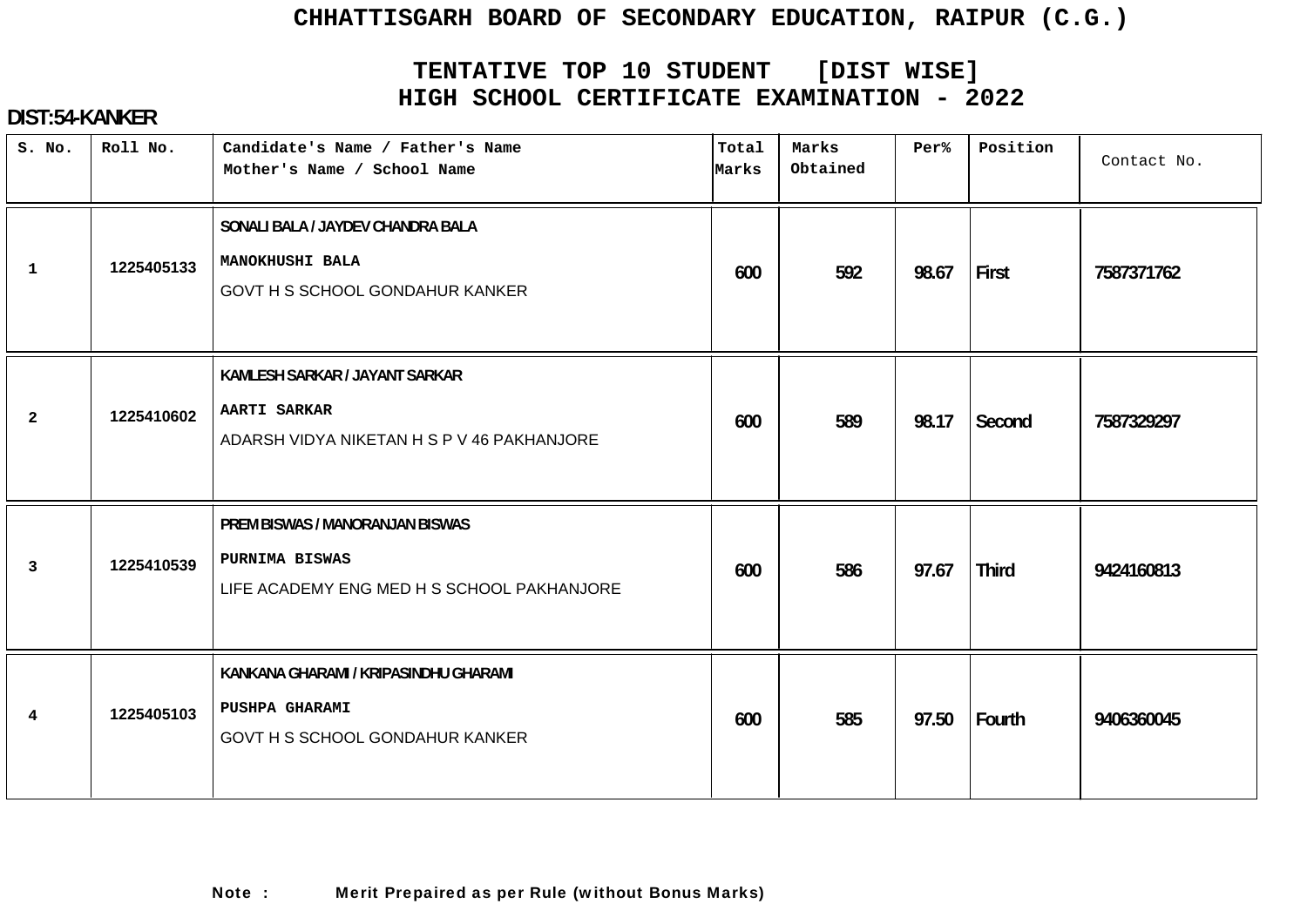# CHHATTISGARH BOARD OF SECONDARY EDUCATION, RAIPUR (C.G.)

## TENTATIVE TOP 10 STUDENT [DIST WISE]
## HIGH SCHOOL CERTIFICATE EXAMINATION - 2022

**DIST:54-KANKER**

| S. No. | Roll No. | Candidate's Name / Father's Name<br>Mother's Name / School Name | Total Marks | Marks Obtained | Per% | Position | Contact No. |
|---|---|---|---|---|---|---|---|
| 1 | 1225405133 | SONALI BALA / JAYDEV CHANDRA BALA<br>MANOKHUSHI BALA<br>GOVT H S SCHOOL GONDAHUR KANKER | 600 | 592 | 98.67 | First | 7587371762 |
| 2 | 1225410602 | KAMLESH SARKAR / JAYANT SARKAR<br>AARTI SARKAR<br>ADARSH VIDYA NIKETAN H S P V 46 PAKHANJORE | 600 | 589 | 98.17 | Second | 7587329297 |
| 3 | 1225410539 | PREM BISWAS / MANORANJAN BISWAS<br>PURNIMA BISWAS<br>LIFE ACADEMY ENG MED H S SCHOOL PAKHANJORE | 600 | 586 | 97.67 | Third | 9424160813 |
| 4 | 1225405103 | KANKANA GHARAMI / KRIPASINDHU GHARAMI<br>PUSHPA GHARAMI<br>GOVT H S SCHOOL GONDAHUR KANKER | 600 | 585 | 97.50 | Fourth | 9406360045 |

**Note :** **Merit Prepaired as per Rule (without Bonus Marks)**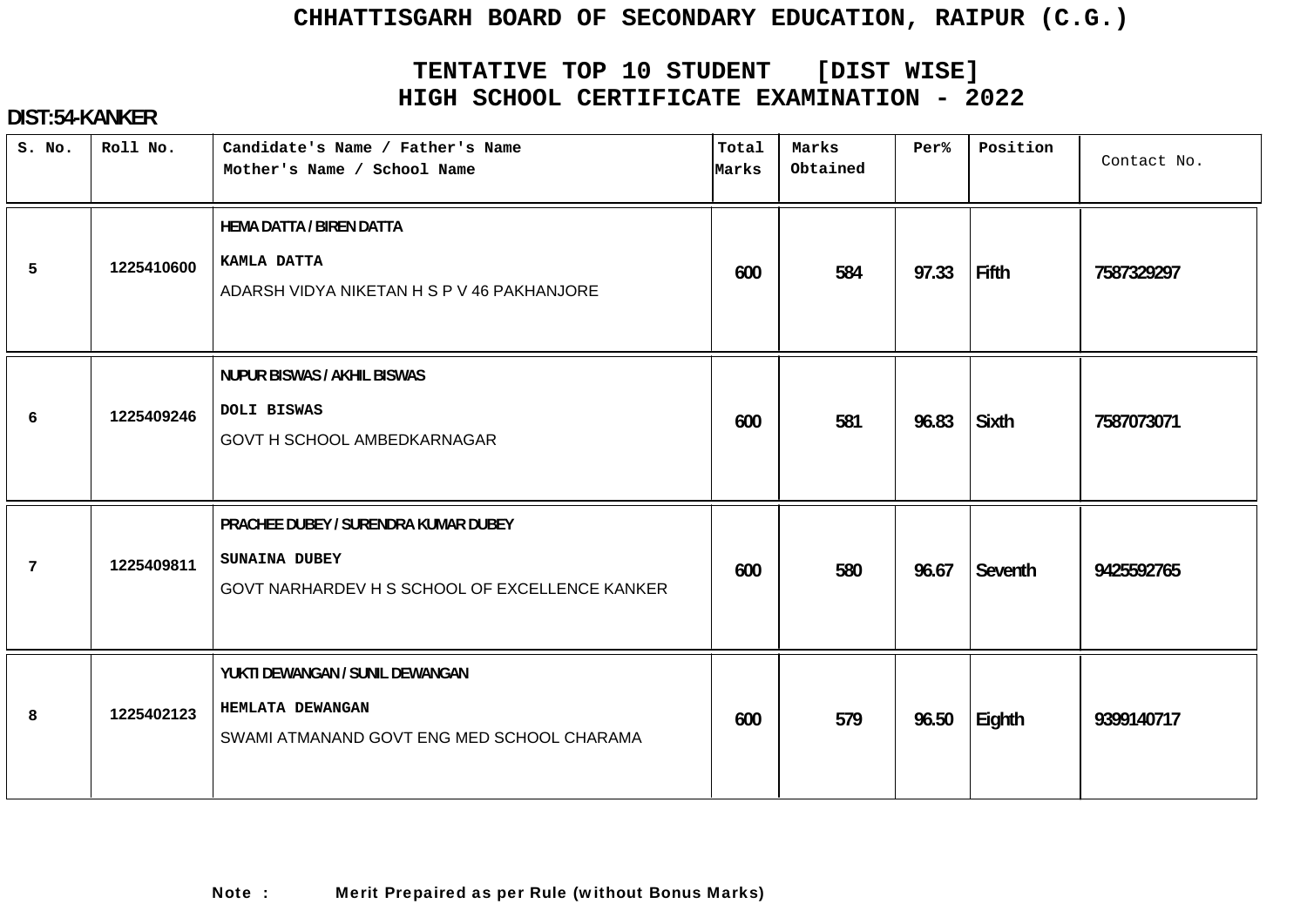# CHHATTISGARH BOARD OF SECONDARY EDUCATION, RAIPUR (C.G.)

## TENTATIVE TOP 10 STUDENT [DIST WISE]
## HIGH SCHOOL CERTIFICATE EXAMINATION - 2022

**DIST:54-KANKER**

| S. No. | Roll No. | Candidate's Name / Father's Name<br>Mother's Name / School Name | Total Marks | Marks Obtained | Per% | Position | Contact No. |
|---|---|---|---|---|---|---|---|
| 5 | 1225410600 | HEMA DATTA / BIREN DATTA<br>KAMLA DATTA<br>ADARSH VIDYA NIKETAN H S P V 46 PAKHANJORE | 600 | 584 | 97.33 | Fifth | 7587329297 |
| 6 | 1225409246 | NUPUR BISWAS / AKHIL BISWAS<br>DOLI BISWAS<br>GOVT H SCHOOL AMBEDKARNAGAR | 600 | 581 | 96.83 | Sixth | 7587073071 |
| 7 | 1225409811 | PRACHEE DUBEY / SURENDRA KUMAR DUBEY<br>SUNAINA DUBEY<br>GOVT NARHARDEV H S SCHOOL OF EXCELLENCE KANKER | 600 | 580 | 96.67 | Seventh | 9425592765 |
| 8 | 1225402123 | YUKTI DEWANGAN / SUNIL DEWANGAN<br>HEMLATA DEWANGAN<br>SWAMI ATMANAND GOVT ENG MED SCHOOL CHARAMA | 600 | 579 | 96.50 | Eighth | 9399140717 |

**Note : Merit Prepaired as per Rule (without Bonus Marks)**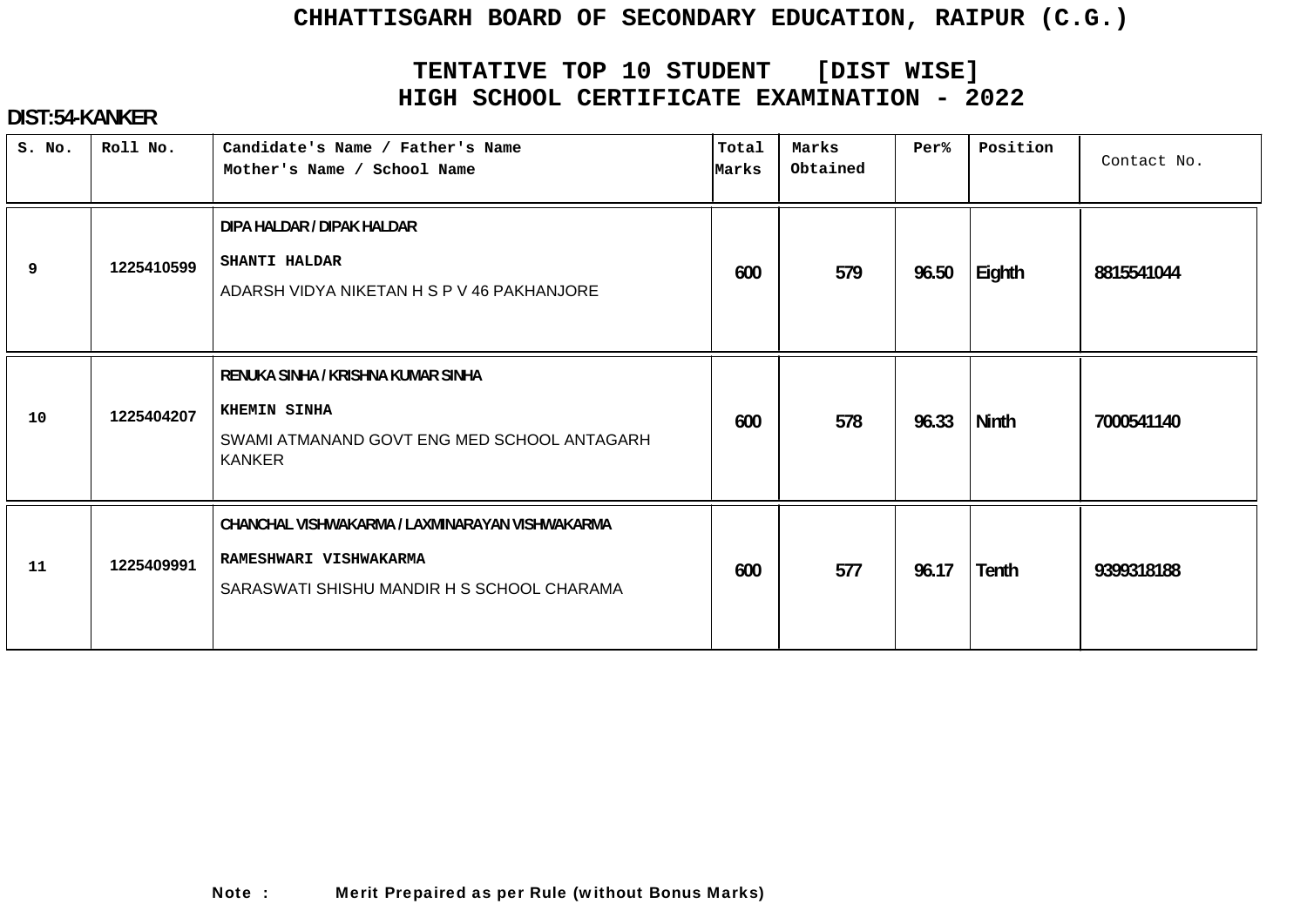# CHHATTISGARH BOARD OF SECONDARY EDUCATION, RAIPUR (C.G.)

## TENTATIVE TOP 10 STUDENT [DIST WISE]
## HIGH SCHOOL CERTIFICATE EXAMINATION - 2022

**DIST:54-KANKER**

| S. No. | Roll No. | Candidate's Name / Father's Name<br>Mother's Name / School Name | Total Marks | Marks Obtained | Per% | Position | Contact No. |
|---|---|---|---|---|---|---|---|
| 9 | 1225410599 | DIPA HALDAR / DIPAK HALDAR<br>SHANTI HALDAR<br>ADARSH VIDYA NIKETAN H S P V 46 PAKHANJORE | 600 | 579 | 96.50 | Eighth | 8815541044 |
| 10 | 1225404207 | RENUKA SINHA / KRISHNA KUMAR SINHA<br>KHEMIN SINHA<br>SWAMI ATMANAND GOVT ENG MED SCHOOL ANTAGARH KANKER | 600 | 578 | 96.33 | Ninth | 7000541140 |
| 11 | 1225409991 | CHANCHAL VISHWAKARMA / LAXMINARAYAN VISHWAKARMA<br>RAMESHWARI VISHWAKARMA<br>SARASWATI SHISHU MANDIR H S SCHOOL CHARAMA | 600 | 577 | 96.17 | Tenth | 9399318188 |

**Note :** **Merit Prepaired as per Rule (without Bonus Marks)**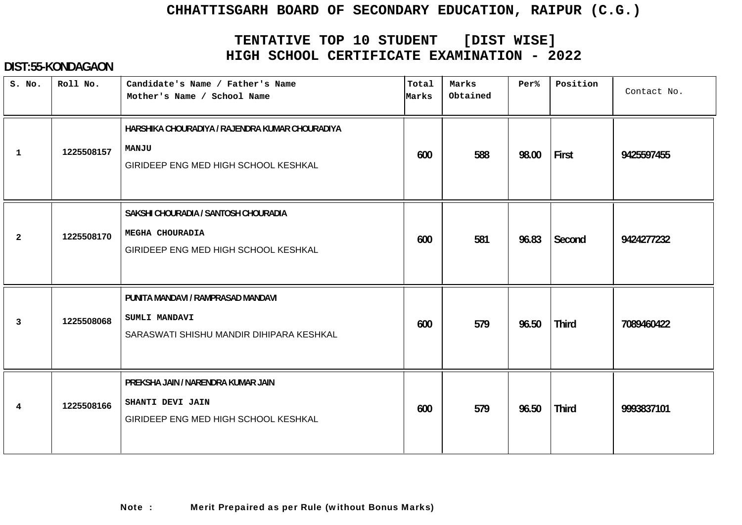# CHHATTISGARH BOARD OF SECONDARY EDUCATION, RAIPUR (C.G.)

## TENTATIVE TOP 10 STUDENT [DIST WISE]
## HIGH SCHOOL CERTIFICATE EXAMINATION - 2022

**DIST:55-KONDAGAON**

| S. No. | Roll No. | Candidate's Name / Father's Name<br>Mother's Name / School Name | Total Marks | Marks Obtained | Per% | Position | Contact No. |
|---|---|---|---|---|---|---|---|
| 1 | 1225508157 | HARSHIKA CHOURADIYA / RAJENDRA KUMAR CHOURADIYA<br>MANJU<br>GIRIDEEP ENG MED HIGH SCHOOL KESHKAL | 600 | 588 | 98.00 | First | 9425597455 |
| 2 | 1225508170 | SAKSHI CHOURADIA / SANTOSH CHOURADIA<br>MEGHA CHOURADIA<br>GIRIDEEP ENG MED HIGH SCHOOL KESHKAL | 600 | 581 | 96.83 | Second | 9424277232 |
| 3 | 1225508068 | PUNITA MANDAVI / RAMPRASAD MANDAVI<br>SUMLI MANDAVI<br>SARASWATI SHISHU MANDIR DIHIPARA KESHKAL | 600 | 579 | 96.50 | Third | 7089460422 |
| 4 | 1225508166 | PREKSHA JAIN / NARENDRA KUMAR JAIN<br>SHANTI DEVI JAIN<br>GIRIDEEP ENG MED HIGH SCHOOL KESHKAL | 600 | 579 | 96.50 | Third | 9993837101 |

**Note : Merit Prepaired as per Rule (without Bonus Marks)**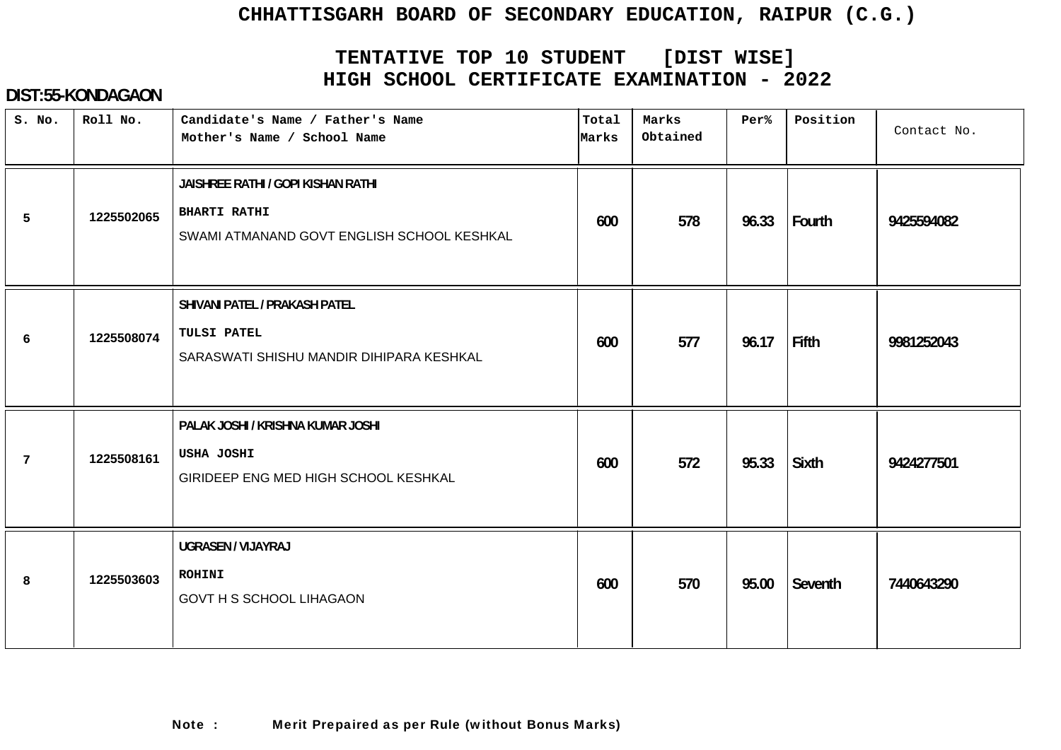# CHHATTISGARH BOARD OF SECONDARY EDUCATION, RAIPUR (C.G.)

## TENTATIVE TOP 10 STUDENT [DIST WISE]
## HIGH SCHOOL CERTIFICATE EXAMINATION - 2022

**DIST:55-KONDAGAON**

| S. No. | Roll No. | Candidate's Name / Father's Name<br>Mother's Name / School Name | Total Marks | Marks Obtained | Per% | Position | Contact No. |
|---|---|---|---|---|---|---|---|
| 5 | 1225502065 | JAISHREE RATHI / GOPI KISHAN RATHI<br>BHARTI RATHI<br>SWAMI ATMANAND GOVT ENGLISH SCHOOL KESHKAL | 600 | 578 | 96.33 | Fourth | 9425594082 |
| 6 | 1225508074 | SHIVANI PATEL / PRAKASH PATEL<br>TULSI PATEL<br>SARASWATI SHISHU MANDIR DIHIPARA KESHKAL | 600 | 577 | 96.17 | Fifth | 9981252043 |
| 7 | 1225508161 | PALAK JOSHI / KRISHNA KUMAR JOSHI<br>USHA JOSHI<br>GIRIDEEP ENG MED HIGH SCHOOL KESHKAL | 600 | 572 | 95.33 | Sixth | 9424277501 |
| 8 | 1225503603 | UGRASEN / VIJAYRAJ<br>ROHINI<br>GOVT H S SCHOOL LIHAGAON | 600 | 570 | 95.00 | Seventh | 7440643290 |

**Note : Merit Prepaired as per Rule (without Bonus Marks)**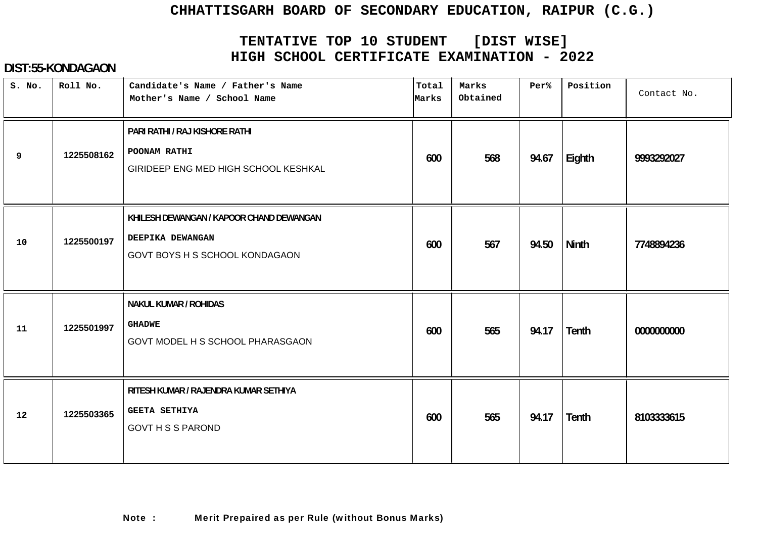# CHHATTISGARH BOARD OF SECONDARY EDUCATION, RAIPUR (C.G.)

## TENTATIVE TOP 10 STUDENT [DIST WISE]
## HIGH SCHOOL CERTIFICATE EXAMINATION - 2022

**DIST:55-KONDAGAON**

| S. No. | Roll No. | Candidate's Name / Father's Name<br>Mother's Name / School Name | Total Marks | Marks Obtained | Per% | Position | Contact No. |
|---|---|---|---|---|---|---|---|
| 9 | 1225508162 | PARI RATHI / RAJ KISHORE RATHI<br>POONAM RATHI<br>GIRIDEEP ENG MED HIGH SCHOOL KESHKAL | 600 | 568 | 94.67 | Eighth | 9993292027 |
| 10 | 1225500197 | KHILESH DEWANGAN / KAPOOR CHAND DEWANGAN<br>DEEPIKA DEWANGAN<br>GOVT BOYS H S SCHOOL KONDAGAON | 600 | 567 | 94.50 | Ninth | 7748894236 |
| 11 | 1225501997 | NAKUL KUMAR / ROHIDAS<br>GHADWE<br>GOVT MODEL H S SCHOOL PHARASGAON | 600 | 565 | 94.17 | Tenth | 0000000000 |
| 12 | 1225503365 | RITESH KUMAR / RAJENDRA KUMAR SETHIYA<br>GEETA SETHIYA<br>GOVT H S S PAROND | 600 | 565 | 94.17 | Tenth | 8103333615 |

**Note : Merit Prepaired as per Rule (without Bonus Marks)**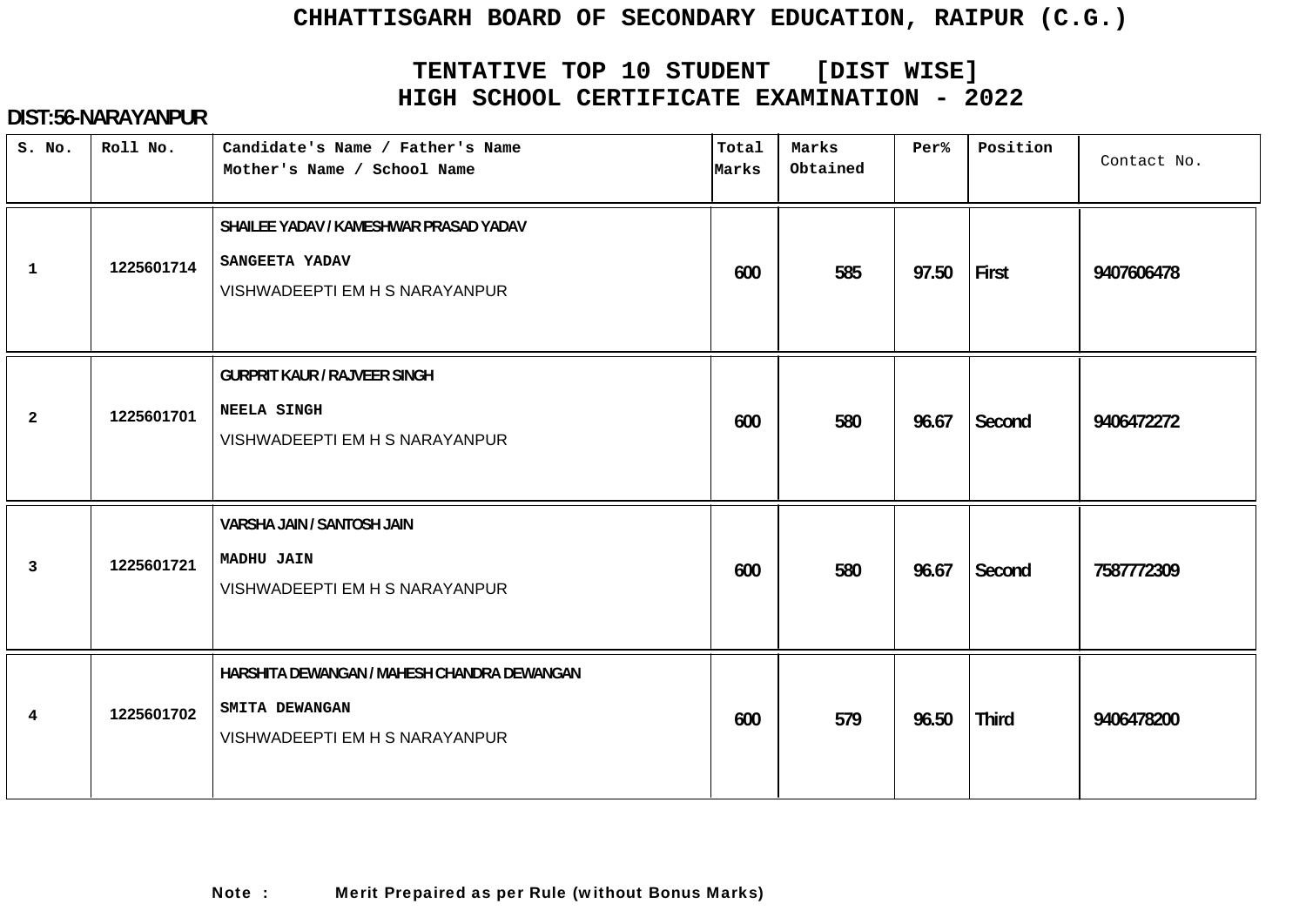# CHHATTISGARH BOARD OF SECONDARY EDUCATION, RAIPUR (C.G.)

## TENTATIVE TOP 10 STUDENT [DIST WISE]
## HIGH SCHOOL CERTIFICATE EXAMINATION - 2022

**DIST:56-NARAYANPUR**

| S. No. | Roll No. | Candidate's Name / Father's Name<br>Mother's Name / School Name | Total Marks | Marks Obtained | Per% | Position | Contact No. |
|---|---|---|---|---|---|---|---|
| 1 | 1225601714 | SHAILEE YADAV / KAMESHWAR PRASAD YADAV<br>SANGEETA YADAV<br>VISHWADEEPTI EM H S NARAYANPUR | 600 | 585 | 97.50 | First | 9407606478 |
| 2 | 1225601701 | GURPRIT KAUR / RAJVEER SINGH<br>NEELA SINGH<br>VISHWADEEPTI EM H S NARAYANPUR | 600 | 580 | 96.67 | Second | 9406472272 |
| 3 | 1225601721 | VARSHA JAIN / SANTOSH JAIN<br>MADHU JAIN<br>VISHWADEEPTI EM H S NARAYANPUR | 600 | 580 | 96.67 | Second | 7587772309 |
| 4 | 1225601702 | HARSHITA DEWANGAN / MAHESH CHANDRA DEWANGAN<br>SMITA DEWANGAN<br>VISHWADEEPTI EM H S NARAYANPUR | 600 | 579 | 96.50 | Third | 9406478200 |

**Note : Merit Prepaired as per Rule (without Bonus Marks)**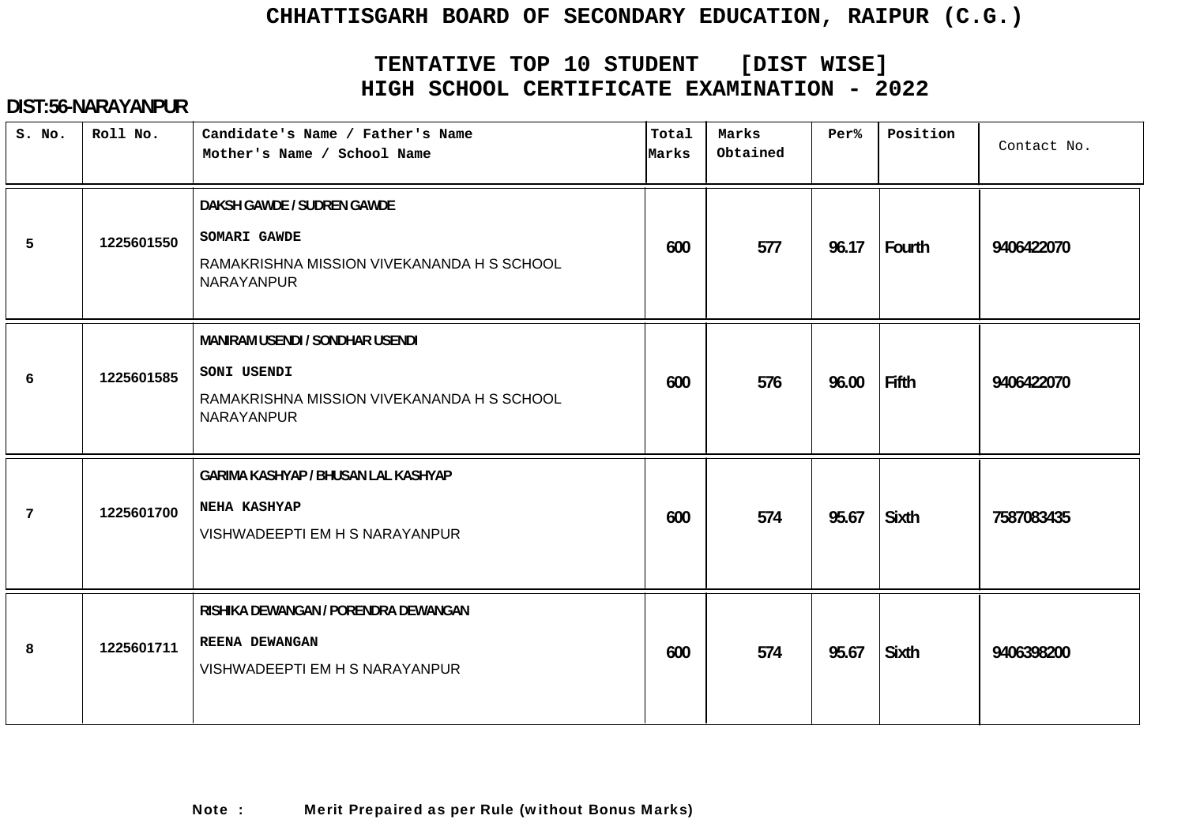# CHHATTISGARH BOARD OF SECONDARY EDUCATION, RAIPUR (C.G.)

## TENTATIVE TOP 10 STUDENT [DIST WISE]
## HIGH SCHOOL CERTIFICATE EXAMINATION - 2022

**DIST:56-NARAYANPUR**

| S. No. | Roll No. | Candidate's Name / Father's Name<br>Mother's Name / School Name | Total Marks | Marks Obtained | Per% | Position | Contact No. |
|---|---|---|---|---|---|---|---|
| 5 | 1225601550 | DAKSH GAWDE / SUDREN GAWDE<br>SOMARI GAWDE<br>RAMAKRISHNA MISSION VIVEKANANDA H S SCHOOL NARAYANPUR | 600 | 577 | 96.17 | Fourth | 9406422070 |
| 6 | 1225601585 | MANIRAM USENDI / SONDHAR USENDI<br>SONI USENDI<br>RAMAKRISHNA MISSION VIVEKANANDA H S SCHOOL NARAYANPUR | 600 | 576 | 96.00 | Fifth | 9406422070 |
| 7 | 1225601700 | GARIMA KASHYAP / BHUSAN LAL KASHYAP<br>NEHA KASHYAP<br>VISHWADEEPTI EM H S NARAYANPUR | 600 | 574 | 95.67 | Sixth | 7587083435 |
| 8 | 1225601711 | RISHIKA DEWANGAN / PORENDRA DEWANGAN<br>REENA DEWANGAN<br>VISHWADEEPTI EM H S NARAYANPUR | 600 | 574 | 95.67 | Sixth | 9406398200 |

**Note : Merit Prepaired as per Rule (without Bonus Marks)**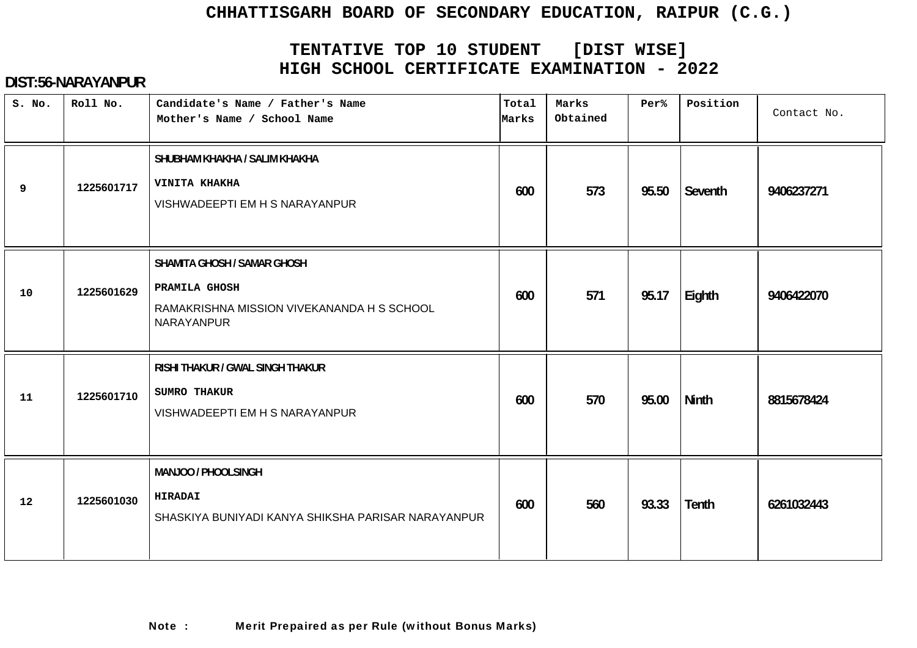# CHHATTISGARH BOARD OF SECONDARY EDUCATION, RAIPUR (C.G.)

## TENTATIVE TOP 10 STUDENT [DIST WISE]
## HIGH SCHOOL CERTIFICATE EXAMINATION - 2022

**DIST:56-NARAYANPUR**

| S. No. | Roll No. | Candidate's Name / Father's Name<br>Mother's Name / School Name | Total Marks | Marks Obtained | Per% | Position | Contact No. |
|---|---|---|---|---|---|---|---|
| 9 | 1225601717 | SHUBHAM KHAKHA / SALIM KHAKHA<br>VINITA KHAKHA<br>VISHWADEEPTI EM H S NARAYANPUR | 600 | 573 | 95.50 | Seventh | 9406237271 |
| 10 | 1225601629 | SHAMITA GHOSH / SAMAR GHOSH<br>PRAMILA GHOSH<br>RAMAKRISHNA MISSION VIVEKANANDA H S SCHOOL NARAYANPUR | 600 | 571 | 95.17 | Eighth | 9406422070 |
| 11 | 1225601710 | RISHI THAKUR / GWAL SINGH THAKUR<br>SUMRO THAKUR<br>VISHWADEEPTI EM H S NARAYANPUR | 600 | 570 | 95.00 | Ninth | 8815678424 |
| 12 | 1225601030 | MANJOO / PHOOLSINGH<br>HIRADAI<br>SHASKIYA BUNIYADI KANYA SHIKSHA PARISAR NARAYANPUR | 600 | 560 | 93.33 | Tenth | 6261032443 |

**Note : Merit Prepaired as per Rule (without Bonus Marks)**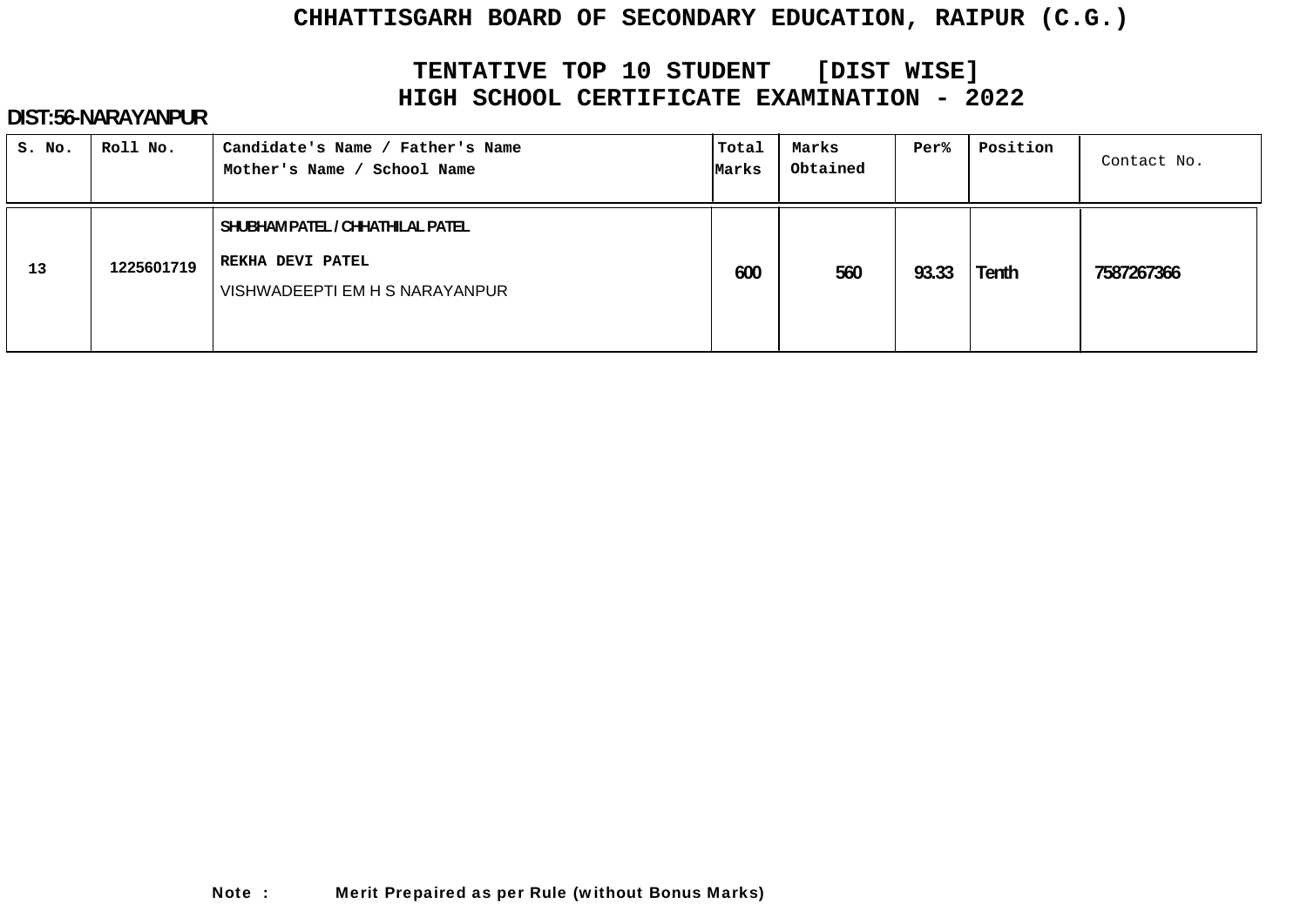# CHHATTISGARH BOARD OF SECONDARY EDUCATION, RAIPUR (C.G.)

## TENTATIVE TOP 10 STUDENT [DIST WISE]
## HIGH SCHOOL CERTIFICATE EXAMINATION - 2022

**DIST:56-NARAYANPUR**

| S. No. | Roll No. | Candidate's Name / Father's Name<br>Mother's Name / School Name | Total Marks | Marks Obtained | Per% | Position | Contact No. |
|---|---|---|---|---|---|---|---|
| 13 | 1225601719 | SHUBHAM PATEL / CHHATHILAL PATEL<br>REKHA DEVI PATEL<br>VISHWADEEPTI EM H S NARAYANPUR | 600 | 560 | 93.33 | Tenth | 7587267366 |

**Note :** Merit Prepaired as per Rule (without Bonus Marks)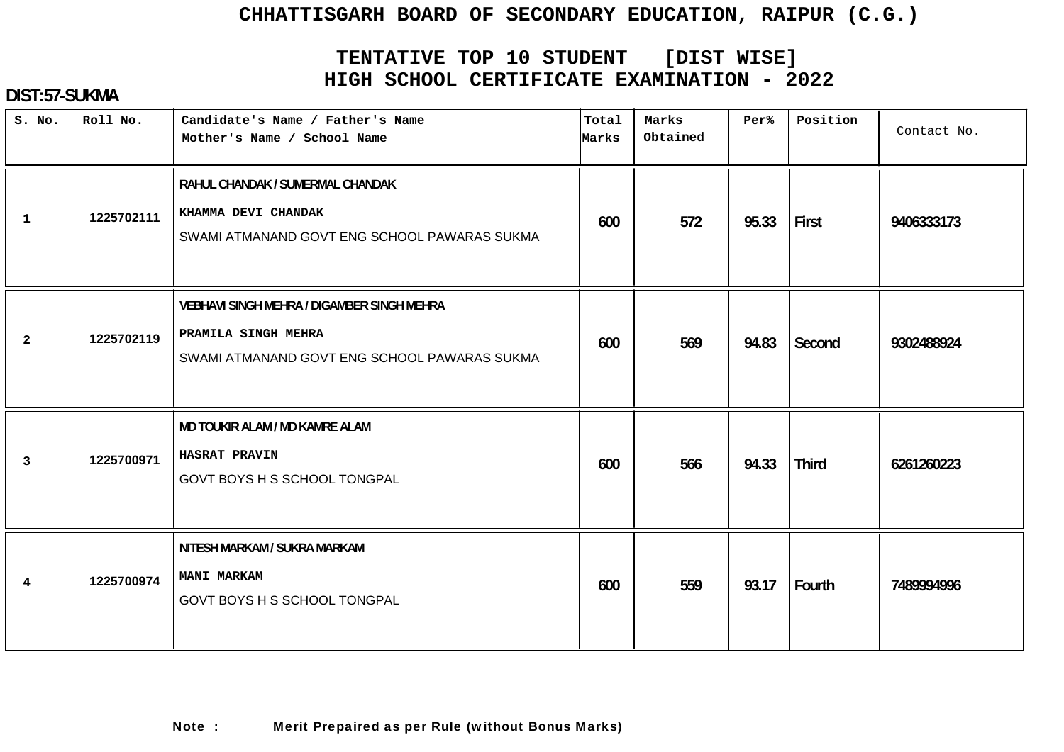# CHHATTISGARH BOARD OF SECONDARY EDUCATION, RAIPUR (C.G.)

## TENTATIVE TOP 10 STUDENT [DIST WISE]
## HIGH SCHOOL CERTIFICATE EXAMINATION - 2022

**DIST:57-SUKMA**

| S. No. | Roll No. | Candidate's Name / Father's Name<br>Mother's Name / School Name | Total Marks | Marks Obtained | Per% | Position | Contact No. |
|---|---|---|---|---|---|---|---|
| 1 | 1225702111 | RAHUL CHANDAK / SUMERMAL CHANDAK<br>KHAMMA DEVI CHANDAK<br>SWAMI ATMANAND GOVT ENG SCHOOL PAWARAS SUKMA | 600 | 572 | 95.33 | First | 9406333173 |
| 2 | 1225702119 | VEBHAVI SINGH MEHRA / DIGAMBER SINGH MEHRA<br>PRAMILA SINGH MEHRA<br>SWAMI ATMANAND GOVT ENG SCHOOL PAWARAS SUKMA | 600 | 569 | 94.83 | Second | 9302488924 |
| 3 | 1225700971 | MD TOUKIR ALAM / MD KAMRE ALAM<br>HASRAT PRAVIN<br>GOVT BOYS H S SCHOOL TONGPAL | 600 | 566 | 94.33 | Third | 6261260223 |
| 4 | 1225700974 | NITESH MARKAM / SUKRA MARKAM<br>MANI MARKAM<br>GOVT BOYS H S SCHOOL TONGPAL | 600 | 559 | 93.17 | Fourth | 7489994996 |

**Note : Merit Prepaired as per Rule (without Bonus Marks)**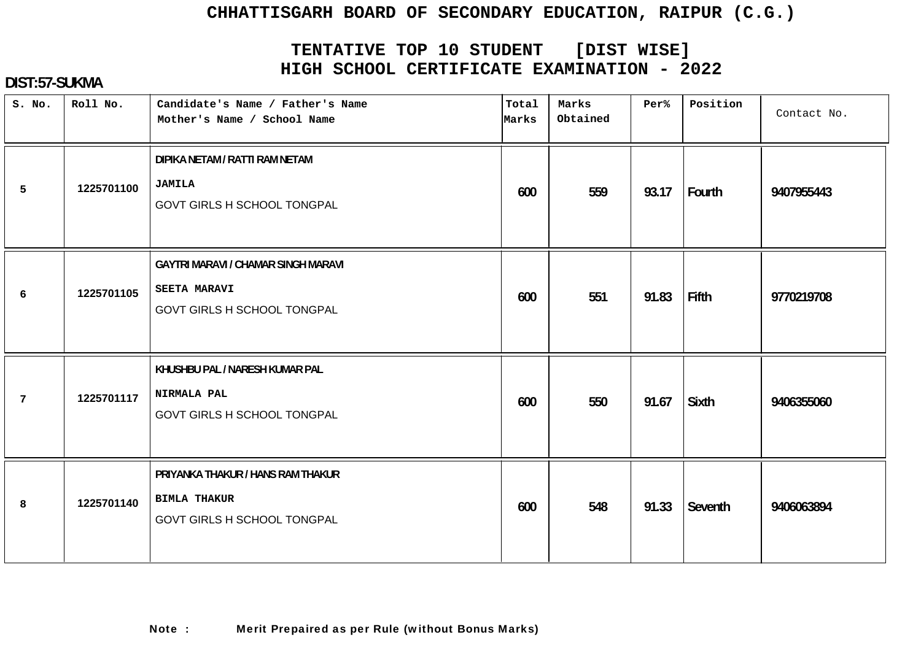# CHHATTISGARH BOARD OF SECONDARY EDUCATION, RAIPUR (C.G.)

## TENTATIVE TOP 10 STUDENT [DIST WISE]
## HIGH SCHOOL CERTIFICATE EXAMINATION - 2022

**DIST:57-SUKMA**

| S. No. | Roll No. | Candidate's Name / Father's Name<br>Mother's Name / School Name | Total Marks | Marks Obtained | Per% | Position | Contact No. |
|---|---|---|---|---|---|---|---|
| 5 | 1225701100 | DIPIKA NETAM / RATTI RAM NETAM<br>JAMILA<br>GOVT GIRLS H SCHOOL TONGPAL | 600 | 559 | 93.17 | Fourth | 9407955443 |
| 6 | 1225701105 | GAYTRI MARAVI / CHAMAR SINGH MARAVI<br>SEETA MARAVI<br>GOVT GIRLS H SCHOOL TONGPAL | 600 | 551 | 91.83 | Fifth | 9770219708 |
| 7 | 1225701117 | KHUSHBU PAL / NARESH KUMAR PAL<br>NIRMALA PAL<br>GOVT GIRLS H SCHOOL TONGPAL | 600 | 550 | 91.67 | Sixth | 9406355060 |
| 8 | 1225701140 | PRIYANKA THAKUR / HANS RAM THAKUR<br>BIMLA THAKUR<br>GOVT GIRLS H SCHOOL TONGPAL | 600 | 548 | 91.33 | Seventh | 9406063894 |

**Note :** Merit Prepaired as per Rule (without Bonus Marks)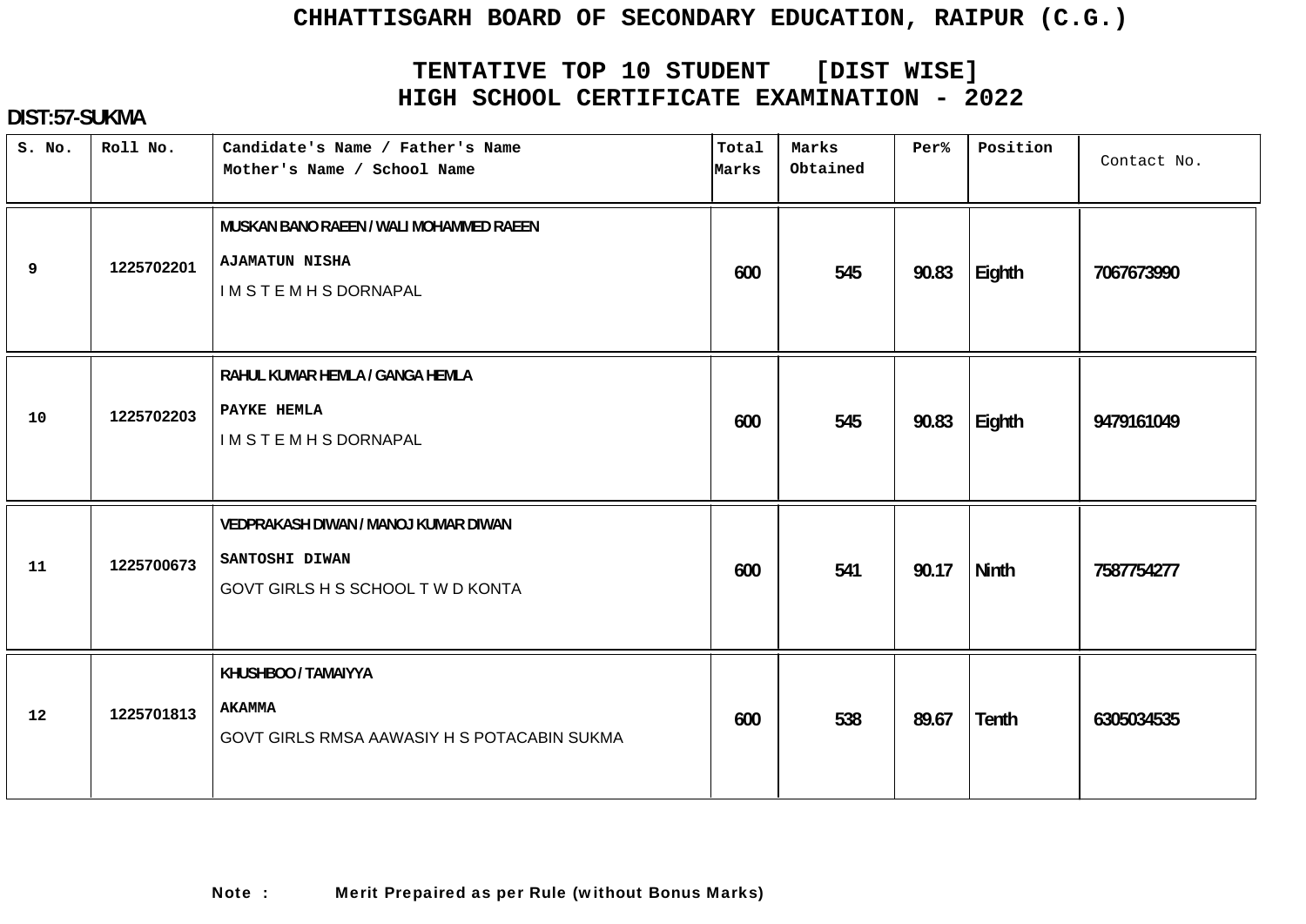# CHHATTISGARH BOARD OF SECONDARY EDUCATION, RAIPUR (C.G.)

## TENTATIVE TOP 10 STUDENT [DIST WISE]
## HIGH SCHOOL CERTIFICATE EXAMINATION - 2022

**DIST:57-SUKMA**

| S. No. | Roll No. | Candidate's Name / Father's Name<br>Mother's Name / School Name | Total Marks | Marks Obtained | Per% | Position | Contact No. |
|---|---|---|---|---|---|---|---|
| 9 | 1225702201 | MUSKAN BANO RAEEN / WALI MOHAMMED RAEEN<br>AJAMATUN NISHA<br>I M S T E M H S DORNAPAL | 600 | 545 | 90.83 | Eighth | 7067673990 |
| 10 | 1225702203 | RAHUL KUMAR HEMLA / GANGA HEMLA<br>PAYKE HEMLA<br>I M S T E M H S DORNAPAL | 600 | 545 | 90.83 | Eighth | 9479161049 |
| 11 | 1225700673 | VEDPRAKASH DIWAN / MANOJ KUMAR DIWAN<br>SANTOSHI DIWAN<br>GOVT GIRLS H S SCHOOL T W D KONTA | 600 | 541 | 90.17 | Ninth | 7587754277 |
| 12 | 1225701813 | KHUSHBOO / TAMAIYYA<br>AKAMMA<br>GOVT GIRLS RMSA AAWASIY H S POTACABIN SUKMA | 600 | 538 | 89.67 | Tenth | 6305034535 |

**Note : Merit Prepaired as per Rule (without Bonus Marks)**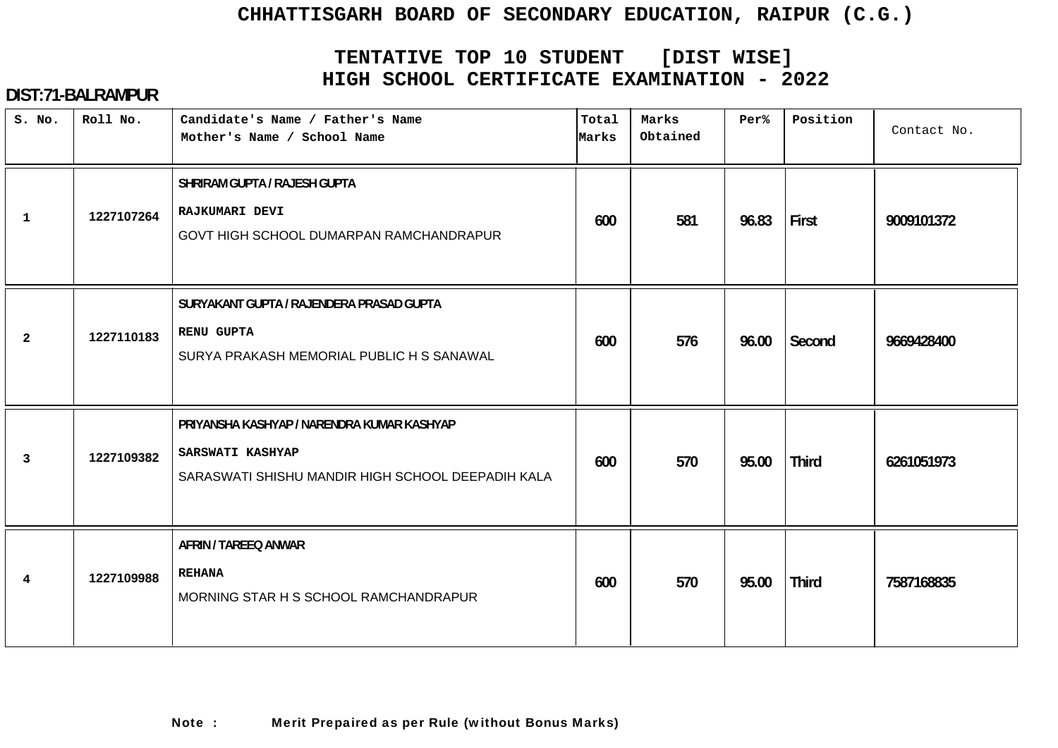# CHHATTISGARH BOARD OF SECONDARY EDUCATION, RAIPUR (C.G.)

## TENTATIVE TOP 10 STUDENT [DIST WISE]
## HIGH SCHOOL CERTIFICATE EXAMINATION - 2022

**DIST:71-BALRAMPUR**

| S. No. | Roll No. | Candidate's Name / Father's Name<br>Mother's Name / School Name | Total Marks | Marks Obtained | Per% | Position | Contact No. |
|---|---|---|---|---|---|---|---|
| 1 | 1227107264 | SHRIRAM GUPTA / RAJESH GUPTA<br>RAJKUMARI DEVI<br>GOVT HIGH SCHOOL DUMARPAN RAMCHANDRAPUR | 600 | 581 | 96.83 | First | 9009101372 |
| 2 | 1227110183 | SURYAKANT GUPTA / RAJENDERA PRASAD GUPTA<br>RENU GUPTA<br>SURYA PRAKASH MEMORIAL PUBLIC H S SANAWAL | 600 | 576 | 96.00 | Second | 9669428400 |
| 3 | 1227109382 | PRIYANSHA KASHYAP / NARENDRA KUMAR KASHYAP<br>SARSWATI KASHYAP<br>SARASWATI SHISHU MANDIR HIGH SCHOOL DEEPADIH KALA | 600 | 570 | 95.00 | Third | 6261051973 |
| 4 | 1227109988 | AFRIN / TAREEQ ANWAR<br>REHANA<br>MORNING STAR H S SCHOOL RAMCHANDRAPUR | 600 | 570 | 95.00 | Third | 7587168835 |

**Note : Merit Prepaired as per Rule (without Bonus Marks)**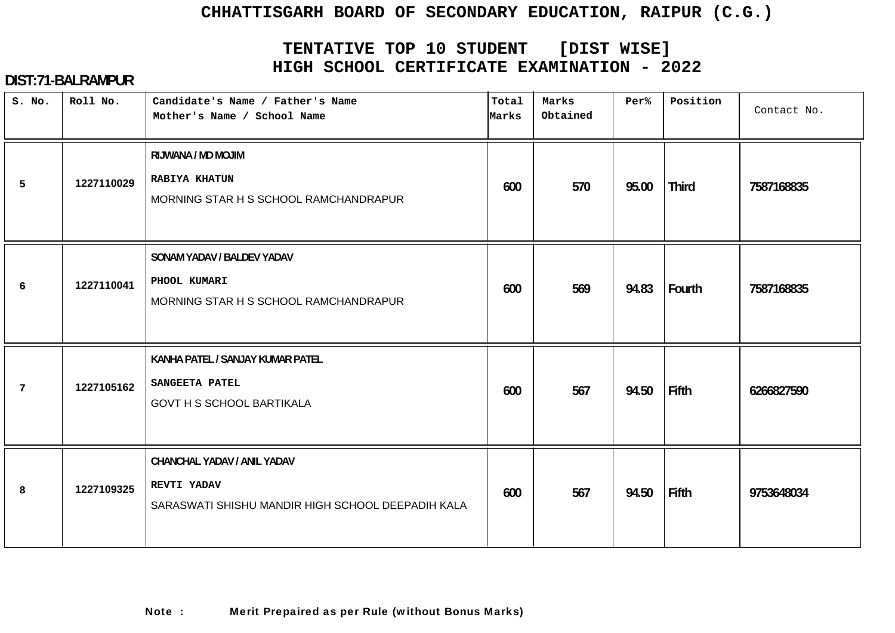# CHHATTISGARH BOARD OF SECONDARY EDUCATION, RAIPUR (C.G.)

## TENTATIVE TOP 10 STUDENT [DIST WISE]
## HIGH SCHOOL CERTIFICATE EXAMINATION - 2022

**DIST:71-BALRAMPUR**

| S. No. | Roll No. | Candidate's Name / Father's Name<br>Mother's Name / School Name | Total Marks | Marks Obtained | Per% | Position | Contact No. |
|---|---|---|---|---|---|---|---|
| 5 | 1227110029 | RIJWANA / MD MOJIM<br>RABIYA KHATUN<br>MORNING STAR H S SCHOOL RAMCHANDRAPUR | 600 | 570 | 95.00 | Third | 7587168835 |
| 6 | 1227110041 | SONAM YADAV / BALDEV YADAV<br>PHOOL KUMARI<br>MORNING STAR H S SCHOOL RAMCHANDRAPUR | 600 | 569 | 94.83 | Fourth | 7587168835 |
| 7 | 1227105162 | KANHA PATEL / SANJAY KUMAR PATEL<br>SANGEETA PATEL<br>GOVT H S SCHOOL BARTIKALA | 600 | 567 | 94.50 | Fifth | 6266827590 |
| 8 | 1227109325 | CHANCHAL YADAV / ANIL YADAV<br>REVTI YADAV<br>SARASWATI SHISHU MANDIR HIGH SCHOOL DEEPADIH KALA | 600 | 567 | 94.50 | Fifth | 9753648034 |

**Note : Merit Prepaired as per Rule (without Bonus Marks)**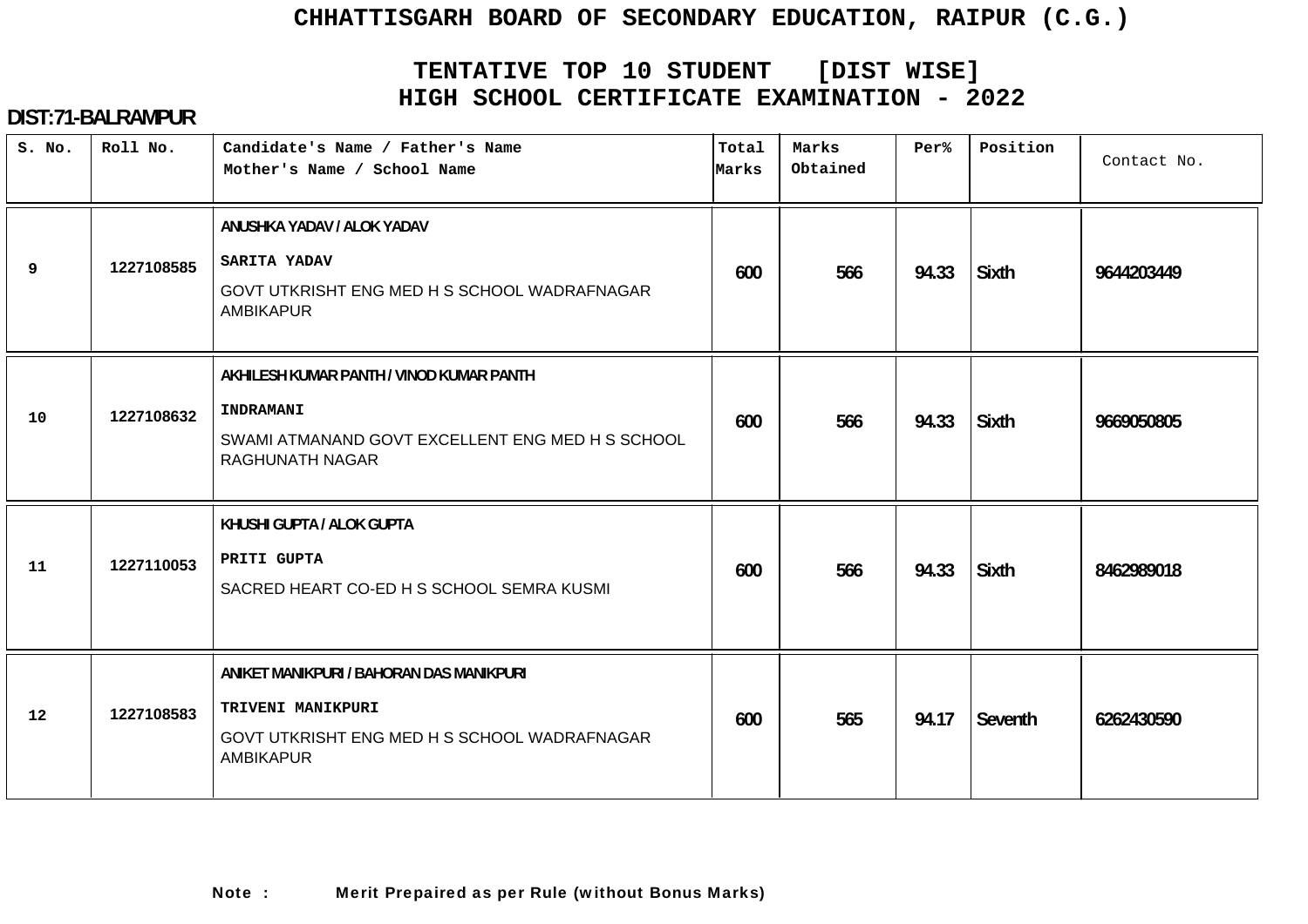# CHHATTISGARH BOARD OF SECONDARY EDUCATION, RAIPUR (C.G.)

## TENTATIVE TOP 10 STUDENT [DIST WISE]
## HIGH SCHOOL CERTIFICATE EXAMINATION - 2022

**DIST:71-BALRAMPUR**

| S. No. | Roll No. | Candidate's Name / Father's Name<br>Mother's Name / School Name | Total Marks | Marks Obtained | Per% | Position | Contact No. |
|---|---|---|---|---|---|---|---|
| 9 | 1227108585 | ANUSHKA YADAV / ALOK YADAV<br>SARITA YADAV<br>GOVT UTKRISHT ENG MED H S SCHOOL WADRAFNAGAR AMBIKAPUR | 600 | 566 | 94.33 | Sixth | 9644203449 |
| 10 | 1227108632 | AKHILESH KUMAR PANTH / VINOD KUMAR PANTH<br>INDRAMANI<br>SWAMI ATMANAND GOVT EXCELLENT ENG MED H S SCHOOL RAGHUNATH NAGAR | 600 | 566 | 94.33 | Sixth | 9669050805 |
| 11 | 1227110053 | KHUSHI GUPTA / ALOK GUPTA<br>PRITI GUPTA<br>SACRED HEART CO-ED H S SCHOOL SEMRA KUSMI | 600 | 566 | 94.33 | Sixth | 8462989018 |
| 12 | 1227108583 | ANIKET MANIKPURI / BAHORAN DAS MANIKPURI<br>TRIVENI MANIKPURI<br>GOVT UTKRISHT ENG MED H S SCHOOL WADRAFNAGAR AMBIKAPUR | 600 | 565 | 94.17 | Seventh | 6262430590 |

**Note : Merit Prepaired as per Rule (without Bonus Marks)**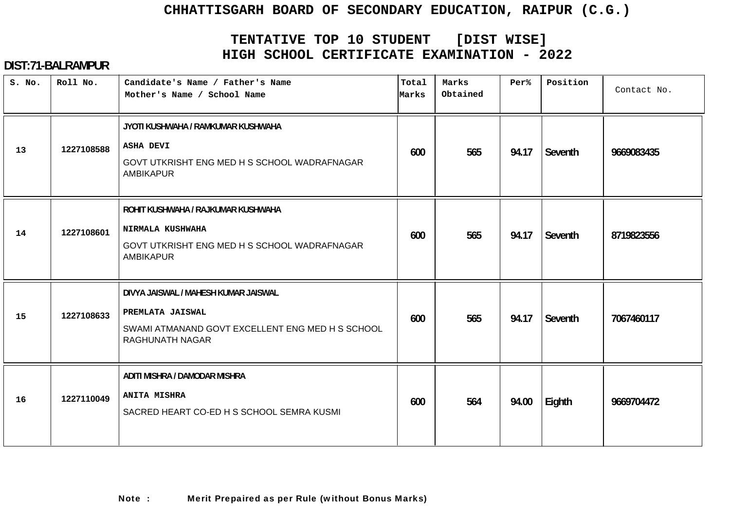# CHHATTISGARH BOARD OF SECONDARY EDUCATION, RAIPUR (C.G.)

## TENTATIVE TOP 10 STUDENT [DIST WISE]
## HIGH SCHOOL CERTIFICATE EXAMINATION - 2022

**DIST:71-BALRAMPUR**

| S. No. | Roll No. | Candidate's Name / Father's Name<br>Mother's Name / School Name | Total Marks | Marks Obtained | Per% | Position | Contact No. |
|---|---|---|---|---|---|---|---|
| 13 | 1227108588 | JYOTI KUSHWAHA / RAMKUMAR KUSHWAHA<br>ASHA DEVI<br>GOVT UTKRISHT ENG MED H S SCHOOL WADRAFNAGAR AMBIKAPUR | 600 | 565 | 94.17 | Seventh | 9669083435 |
| 14 | 1227108601 | ROHIT KUSHWAHA / RAJKUMAR KUSHWAHA<br>NIRMALA KUSHWAHA<br>GOVT UTKRISHT ENG MED H S SCHOOL WADRAFNAGAR AMBIKAPUR | 600 | 565 | 94.17 | Seventh | 8719823556 |
| 15 | 1227108633 | DIVYA JAISWAL / MAHESH KUMAR JAISWAL<br>PREMLATA JAISWAL<br>SWAMI ATMANAND GOVT EXCELLENT ENG MED H S SCHOOL RAGHUNATH NAGAR | 600 | 565 | 94.17 | Seventh | 7067460117 |
| 16 | 1227110049 | ADITI MISHRA / DAMODAR MISHRA<br>ANITA MISHRA<br>SACRED HEART CO-ED H S SCHOOL SEMRA KUSMI | 600 | 564 | 94.00 | Eighth | 9669704472 |

**Note : Merit Prepaired as per Rule (without Bonus Marks)**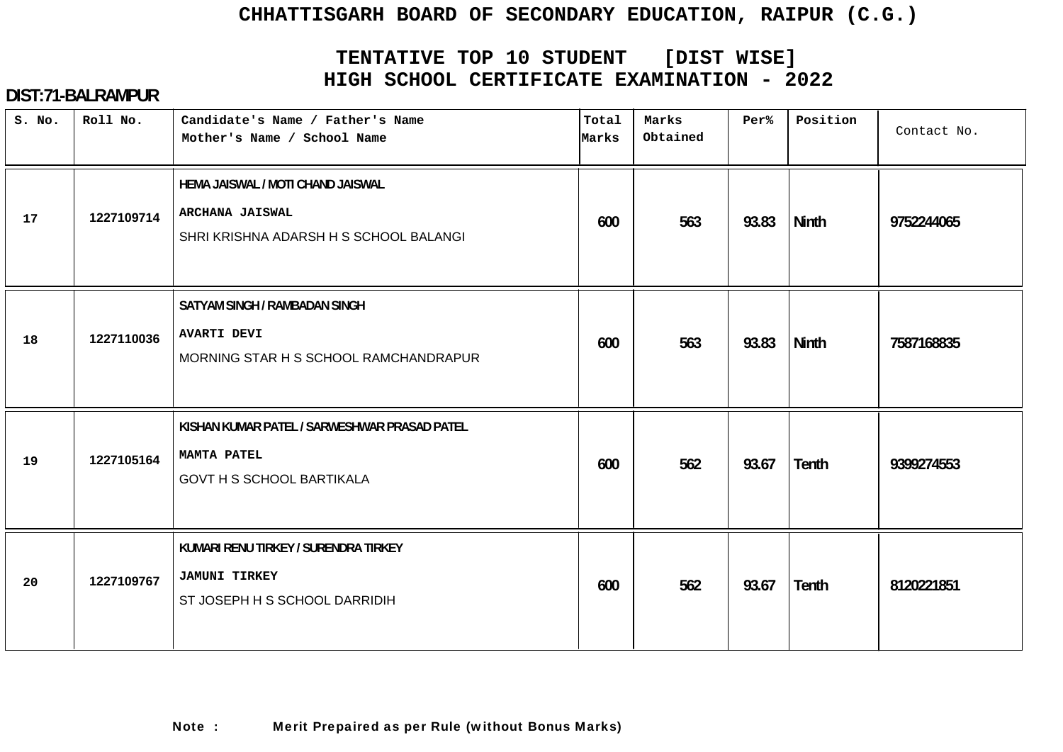# CHHATTISGARH BOARD OF SECONDARY EDUCATION, RAIPUR (C.G.)

## TENTATIVE TOP 10 STUDENT [DIST WISE]
## HIGH SCHOOL CERTIFICATE EXAMINATION - 2022

**DIST:71-BALRAMPUR**

| S. No. | Roll No. | Candidate's Name / Father's Name<br>Mother's Name / School Name | Total Marks | Marks Obtained | Per% | Position | Contact No. |
|---|---|---|---|---|---|---|---|
| 17 | 1227109714 | HEMA JAISWAL / MOTI CHAND JAISWAL<br>ARCHANA JAISWAL<br>SHRI KRISHNA ADARSH H S SCHOOL BALANGI | 600 | 563 | 93.83 | Ninth | 9752244065 |
| 18 | 1227110036 | SATYAM SINGH / RAMBADAN SINGH<br>AVARTI DEVI<br>MORNING STAR H S SCHOOL RAMCHANDRAPUR | 600 | 563 | 93.83 | Ninth | 7587168835 |
| 19 | 1227105164 | KISHAN KUMAR PATEL / SARWESHWAR PRASAD PATEL<br>MAMTA PATEL<br>GOVT H S SCHOOL BARTIKALA | 600 | 562 | 93.67 | Tenth | 9399274553 |
| 20 | 1227109767 | KUMARI RENU TIRKEY / SURENDRA TIRKEY<br>JAMUNI TIRKEY<br>ST JOSEPH H S SCHOOL DARRIDIH | 600 | 562 | 93.67 | Tenth | 8120221851 |

**Note : Merit Prepaired as per Rule (without Bonus Marks)**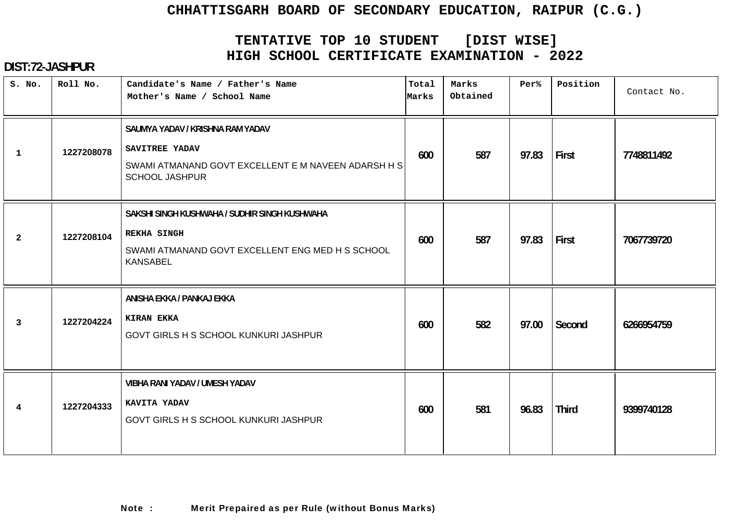# CHHATTISGARH BOARD OF SECONDARY EDUCATION, RAIPUR (C.G.)

## TENTATIVE TOP 10 STUDENT [DIST WISE]
## HIGH SCHOOL CERTIFICATE EXAMINATION - 2022

**DIST:72-JASHPUR**

| S. No. | Roll No. | Candidate's Name / Father's Name<br>Mother's Name / School Name | Total Marks | Marks Obtained | Per% | Position | Contact No. |
|---|---|---|---|---|---|---|---|
| 1 | 1227208078 | SAUMYA YADAV / KRISHNA RAM YADAV<br>SAVITREE YADAV<br>SWAMI ATMANAND GOVT EXCELLENT E M NAVEEN ADARSH H S SCHOOL JASHPUR | 600 | 587 | 97.83 | First | 7748811492 |
| 2 | 1227208104 | SAKSHI SINGH KUSHWAHA / SUDHIR SINGH KUSHWAHA<br>REKHA SINGH<br>SWAMI ATMANAND GOVT EXCELLENT ENG MED H S SCHOOL KANSABEL | 600 | 587 | 97.83 | First | 7067739720 |
| 3 | 1227204224 | ANISHA EKKA / PANKAJ EKKA<br>KIRAN EKKA<br>GOVT GIRLS H S SCHOOL KUNKURI JASHPUR | 600 | 582 | 97.00 | Second | 6266954759 |
| 4 | 1227204333 | VIBHA RANI YADAV / UMESH YADAV<br>KAVITA YADAV<br>GOVT GIRLS H S SCHOOL KUNKURI JASHPUR | 600 | 581 | 96.83 | Third | 9399740128 |

**Note : Merit Prepaired as per Rule (without Bonus Marks)**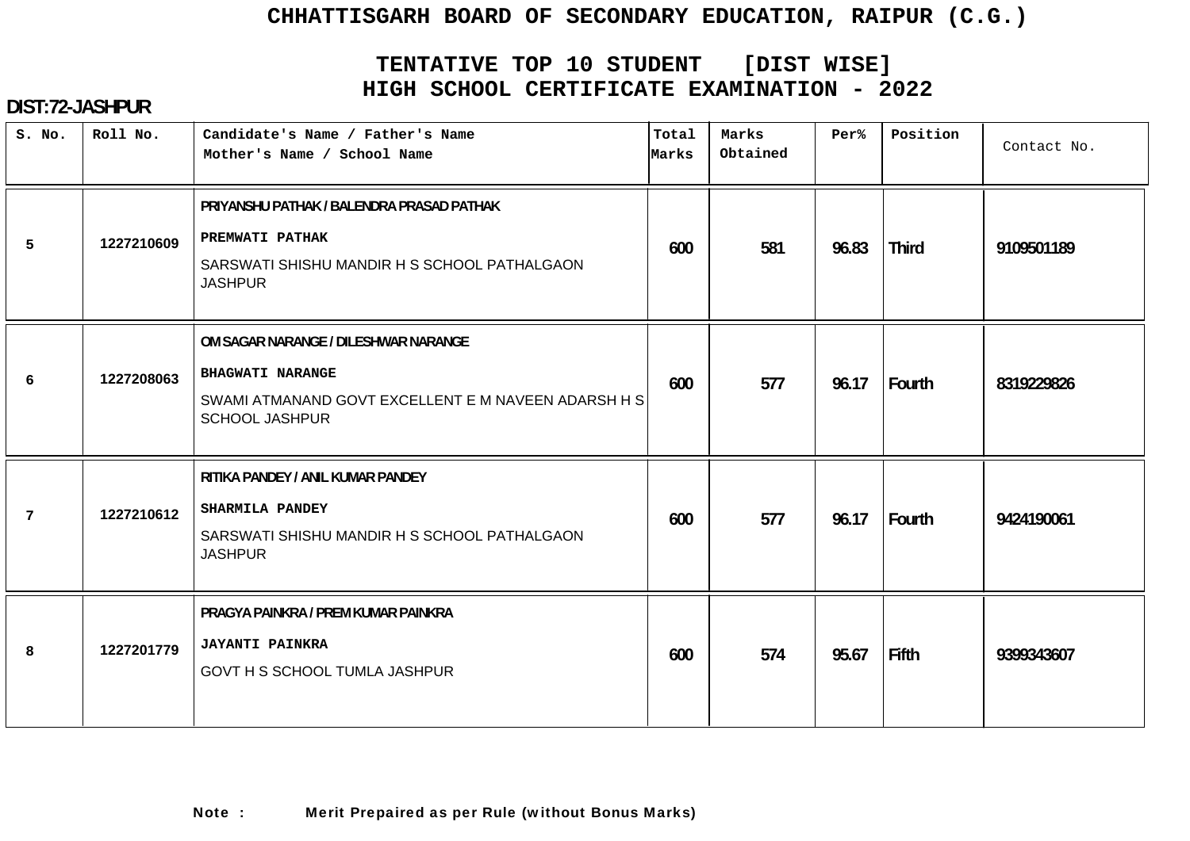# CHHATTISGARH BOARD OF SECONDARY EDUCATION, RAIPUR (C.G.)

## TENTATIVE TOP 10 STUDENT [DIST WISE]
## HIGH SCHOOL CERTIFICATE EXAMINATION - 2022

**DIST:72-JASHPUR**

| S. No. | Roll No. | Candidate's Name / Father's Name<br>Mother's Name / School Name | Total Marks | Marks Obtained | Per% | Position | Contact No. |
|---|---|---|---|---|---|---|---|
| 5 | 1227210609 | PRIYANSHU PATHAK / BALENDRA PRASAD PATHAK<br>PREMWATI PATHAK<br>SARSWATI SHISHU MANDIR H S SCHOOL PATHALGAON JASHPUR | 600 | 581 | 96.83 | Third | 9109501189 |
| 6 | 1227208063 | OM SAGAR NARANGE / DILESHWAR NARANGE<br>BHAGWATI NARANGE<br>SWAMI ATMANAND GOVT EXCELLENT E M NAVEEN ADARSH H S SCHOOL JASHPUR | 600 | 577 | 96.17 | Fourth | 8319229826 |
| 7 | 1227210612 | RITIKA PANDEY / ANIL KUMAR PANDEY<br>SHARMILA PANDEY<br>SARSWATI SHISHU MANDIR H S SCHOOL PATHALGAON JASHPUR | 600 | 577 | 96.17 | Fourth | 9424190061 |
| 8 | 1227201779 | PRAGYA PAINKRA / PREM KUMAR PAINKRA<br>JAYANTI PAINKRA<br>GOVT H S SCHOOL TUMLA JASHPUR | 600 | 574 | 95.67 | Fifth | 9399343607 |

**Note : Merit Prepaired as per Rule (without Bonus Marks)**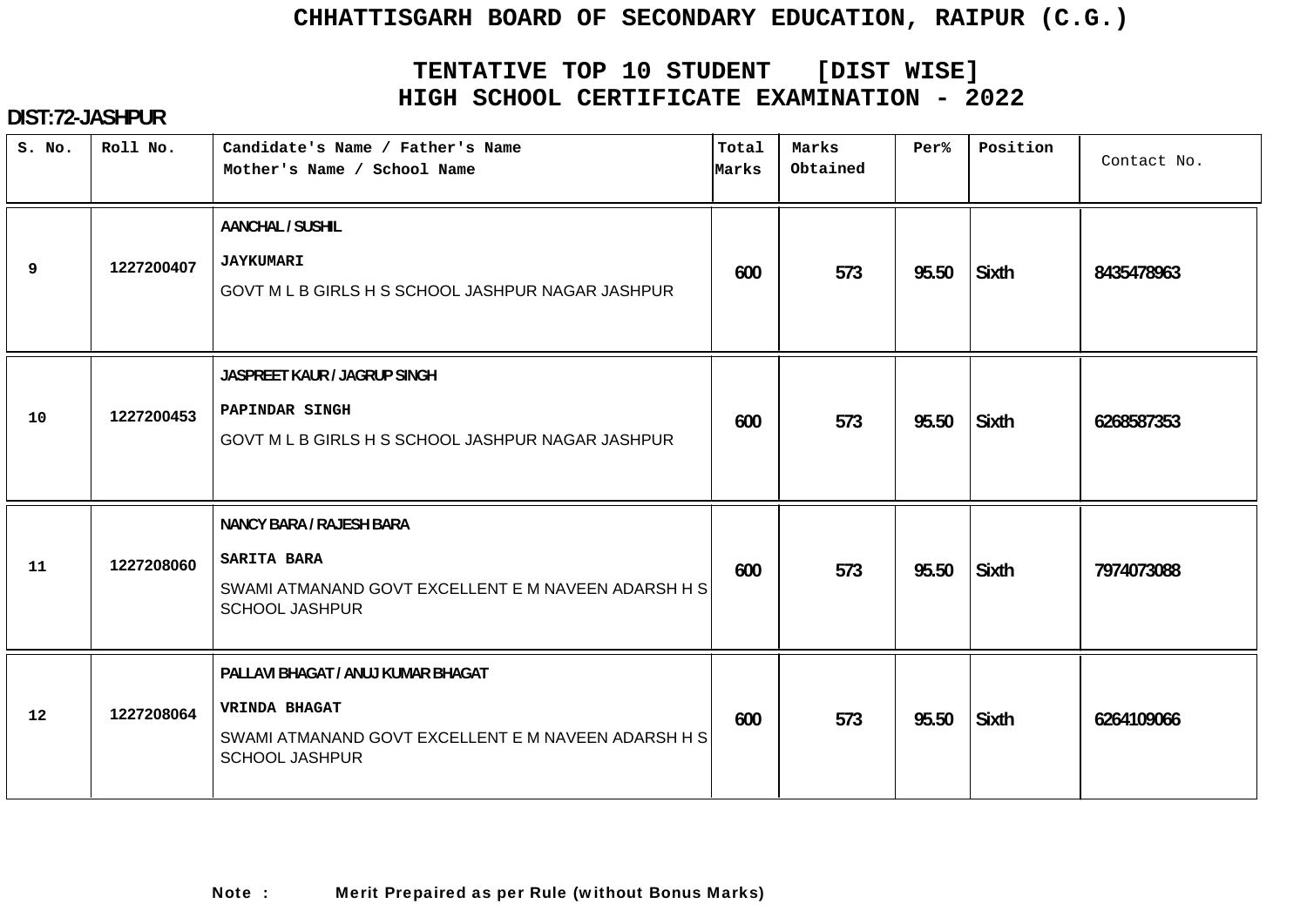# CHHATTISGARH BOARD OF SECONDARY EDUCATION, RAIPUR (C.G.)

## TENTATIVE TOP 10 STUDENT [DIST WISE]
## HIGH SCHOOL CERTIFICATE EXAMINATION - 2022

**DIST:72-JASHPUR**

| S. No. | Roll No. | Candidate's Name / Father's Name<br>Mother's Name / School Name | Total Marks | Marks Obtained | Per% | Position | Contact No. |
|---|---|---|---|---|---|---|---|
| 9 | 1227200407 | AANCHAL / SUSHIL<br>JAYKUMARI<br>GOVT M L B GIRLS H S SCHOOL JASHPUR NAGAR JASHPUR | 600 | 573 | 95.50 | Sixth | 8435478963 |
| 10 | 1227200453 | JASPREET KAUR / JAGRUP SINGH<br>PAPINDAR SINGH<br>GOVT M L B GIRLS H S SCHOOL JASHPUR NAGAR JASHPUR | 600 | 573 | 95.50 | Sixth | 6268587353 |
| 11 | 1227208060 | NANCY BARA / RAJESH BARA<br>SARITA BARA<br>SWAMI ATMANAND GOVT EXCELLENT E M NAVEEN ADARSH H S SCHOOL JASHPUR | 600 | 573 | 95.50 | Sixth | 7974073088 |
| 12 | 1227208064 | PALLAVI BHAGAT / ANUJ KUMAR BHAGAT<br>VRINDA BHAGAT<br>SWAMI ATMANAND GOVT EXCELLENT E M NAVEEN ADARSH H S SCHOOL JASHPUR | 600 | 573 | 95.50 | Sixth | 6264109066 |

**Note : Merit Prepaired as per Rule (without Bonus Marks)**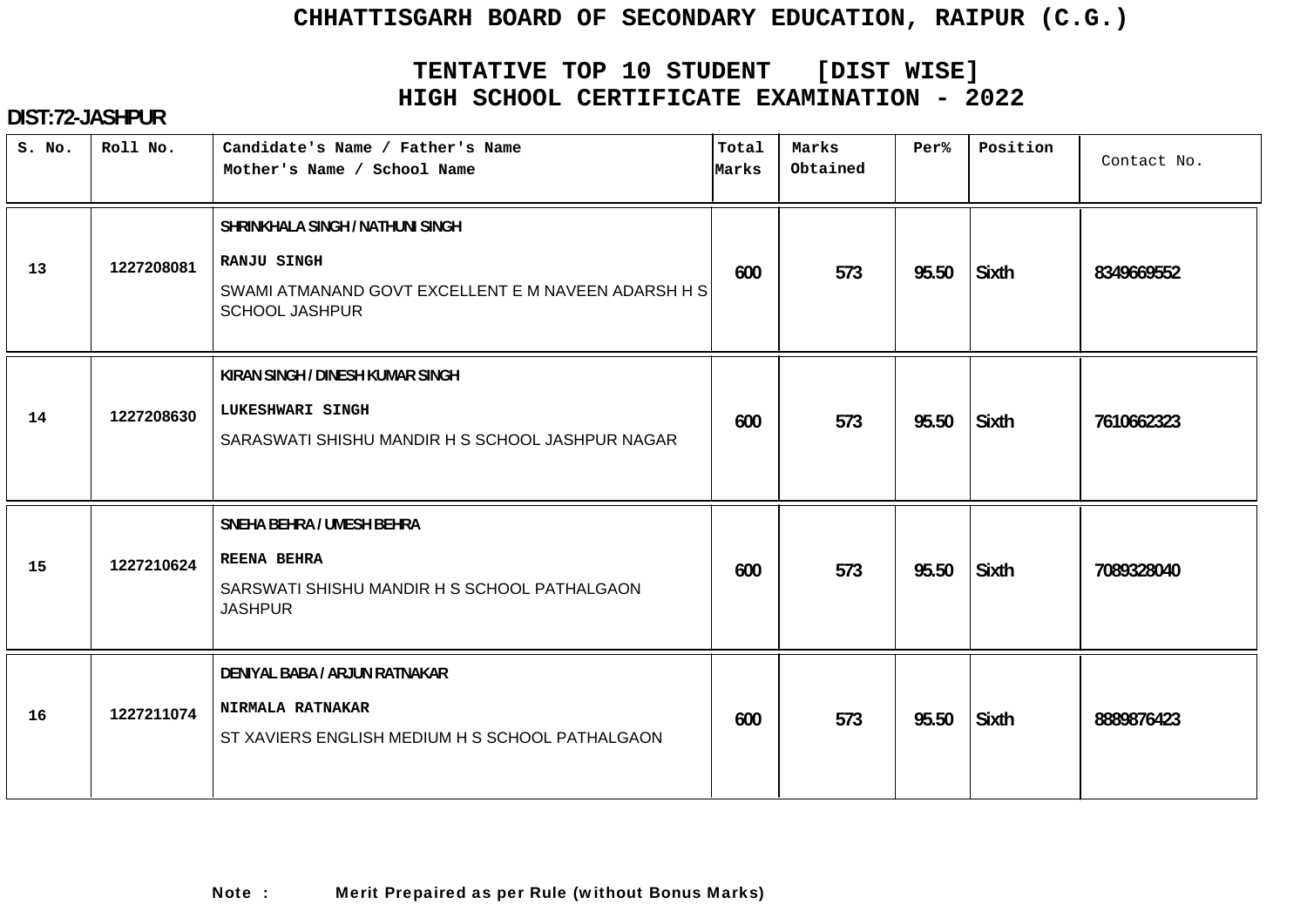# CHHATTISGARH BOARD OF SECONDARY EDUCATION, RAIPUR (C.G.)

## TENTATIVE TOP 10 STUDENT [DIST WISE]
## HIGH SCHOOL CERTIFICATE EXAMINATION - 2022

**DIST:72-JASHPUR**

| S. No. | Roll No. | Candidate's Name / Father's Name<br>Mother's Name / School Name | Total Marks | Marks Obtained | Per% | Position | Contact No. |
|---|---|---|---|---|---|---|---|
| 13 | 1227208081 | SHRINKHALA SINGH / NATHUNI SINGH<br>RANJU SINGH<br>SWAMI ATMANAND GOVT EXCELLENT E M NAVEEN ADARSH H S SCHOOL JASHPUR | 600 | 573 | 95.50 | Sixth | 8349669552 |
| 14 | 1227208630 | KIRAN SINGH / DINESH KUMAR SINGH<br>LUKESHWARI SINGH<br>SARASWATI SHISHU MANDIR H S SCHOOL JASHPUR NAGAR | 600 | 573 | 95.50 | Sixth | 7610662323 |
| 15 | 1227210624 | SNEHA BEHRA / UMESH BEHRA<br>REENA BEHRA<br>SARSWATI SHISHU MANDIR H S SCHOOL PATHALGAON JASHPUR | 600 | 573 | 95.50 | Sixth | 7089328040 |
| 16 | 1227211074 | DENIYAL BABA / ARJUN RATNAKAR<br>NIRMALA RATNAKAR<br>ST XAVIERS ENGLISH MEDIUM H S SCHOOL PATHALGAON | 600 | 573 | 95.50 | Sixth | 8889876423 |

**Note : Merit Prepaired as per Rule (without Bonus Marks)**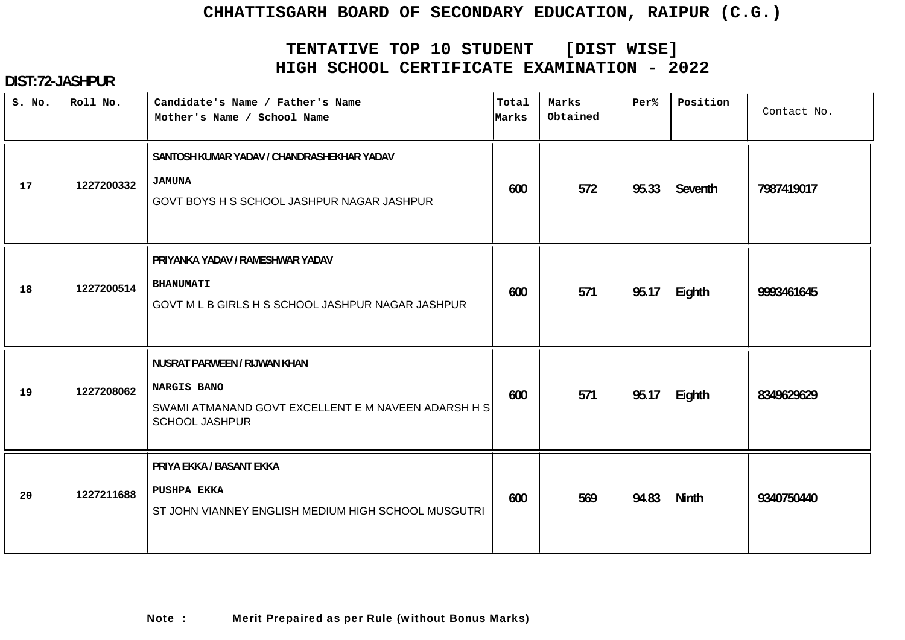# CHHATTISGARH BOARD OF SECONDARY EDUCATION, RAIPUR (C.G.)

## TENTATIVE TOP 10 STUDENT [DIST WISE]
## HIGH SCHOOL CERTIFICATE EXAMINATION - 2022

**DIST:72-JASHPUR**

| S. No. | Roll No. | Candidate's Name / Father's Name<br>Mother's Name / School Name | Total Marks | Marks Obtained | Per% | Position | Contact No. |
|---|---|---|---|---|---|---|---|
| 17 | 1227200332 | SANTOSH KUMAR YADAV / CHANDRASHEKHAR YADAV<br>JAMUNA<br>GOVT BOYS H S SCHOOL JASHPUR NAGAR JASHPUR | 600 | 572 | 95.33 | Seventh | 7987419017 |
| 18 | 1227200514 | PRIYANKA YADAV / RAMESHWAR YADAV<br>BHANUMATI<br>GOVT M L B GIRLS H S SCHOOL JASHPUR NAGAR JASHPUR | 600 | 571 | 95.17 | Eighth | 9993461645 |
| 19 | 1227208062 | NUSRAT PARWEEN / RIJWAN KHAN<br>NARGIS BANO<br>SWAMI ATMANAND GOVT EXCELLENT E M NAVEEN ADARSH H S SCHOOL JASHPUR | 600 | 571 | 95.17 | Eighth | 8349629629 |
| 20 | 1227211688 | PRIYA EKKA / BASANT EKKA<br>PUSHPA EKKA<br>ST JOHN VIANNEY ENGLISH MEDIUM HIGH SCHOOL MUSGUTRI | 600 | 569 | 94.83 | Ninth | 9340750440 |

**Note : Merit Prepaired as per Rule (without Bonus Marks)**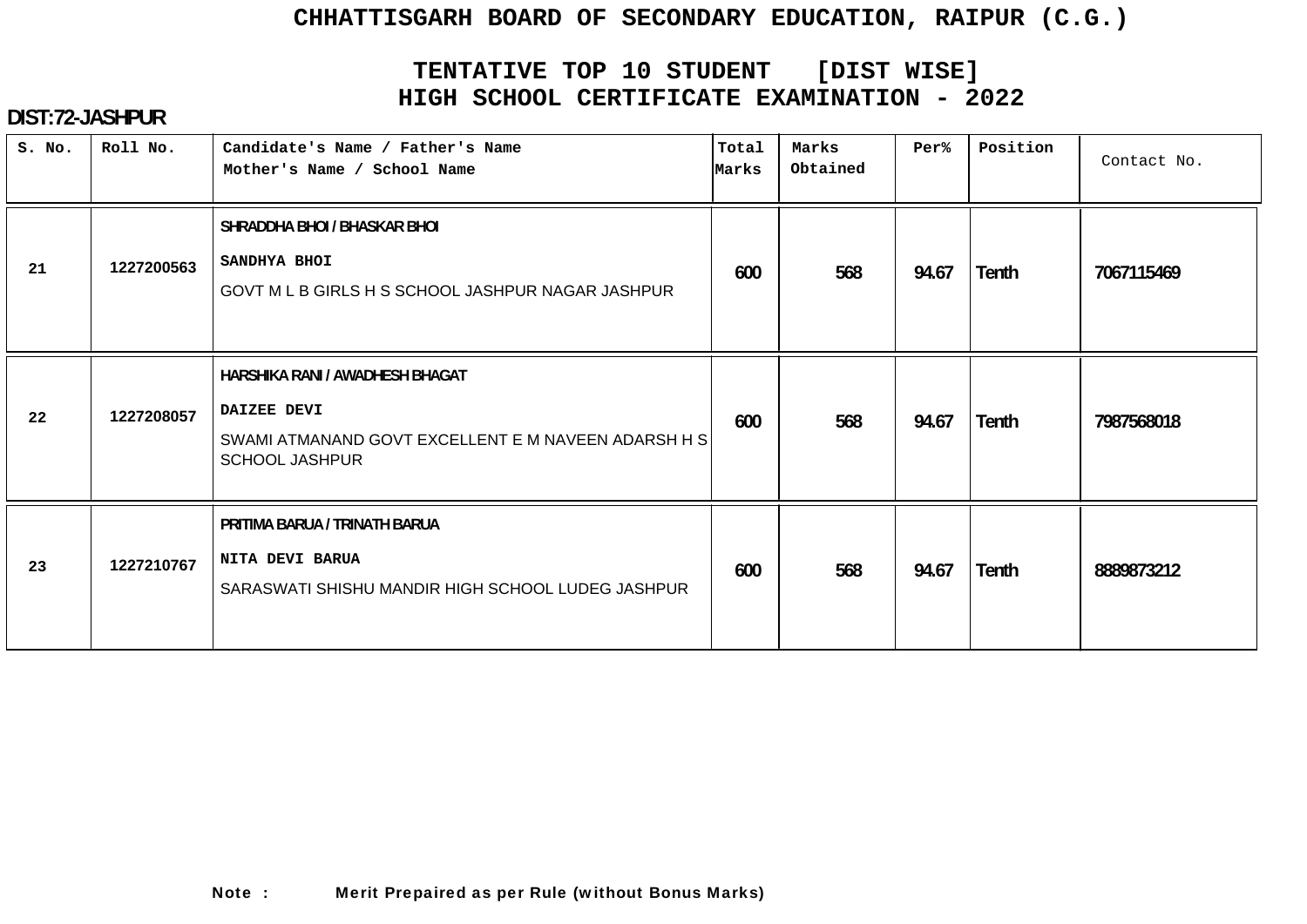# CHHATTISGARH BOARD OF SECONDARY EDUCATION, RAIPUR (C.G.)

## TENTATIVE TOP 10 STUDENT [DIST WISE]
## HIGH SCHOOL CERTIFICATE EXAMINATION - 2022

**DIST:72-JASHPUR**

| S. No. | Roll No. | Candidate's Name / Father's Name<br>Mother's Name / School Name | Total Marks | Marks Obtained | Per% | Position | Contact No. |
|---|---|---|---|---|---|---|---|
| 21 | 1227200563 | SHRADDHA BHOI / BHASKAR BHOI<br>SANDHYA BHOI<br>GOVT M L B GIRLS H S SCHOOL JASHPUR NAGAR JASHPUR | 600 | 568 | 94.67 | Tenth | 7067115469 |
| 22 | 1227208057 | HARSHIKA RANI / AWADHESH BHAGAT<br>DAIZEE DEVI<br>SWAMI ATMANAND GOVT EXCELLENT E M NAVEEN ADARSH H S SCHOOL JASHPUR | 600 | 568 | 94.67 | Tenth | 7987568018 |
| 23 | 1227210767 | PRITIMA BARUA / TRINATH BARUA<br>NITA DEVI BARUA<br>SARASWATI SHISHU MANDIR HIGH SCHOOL LUDEG JASHPUR | 600 | 568 | 94.67 | Tenth | 8889873212 |

**Note :** Merit Prepaired as per Rule (without Bonus Marks)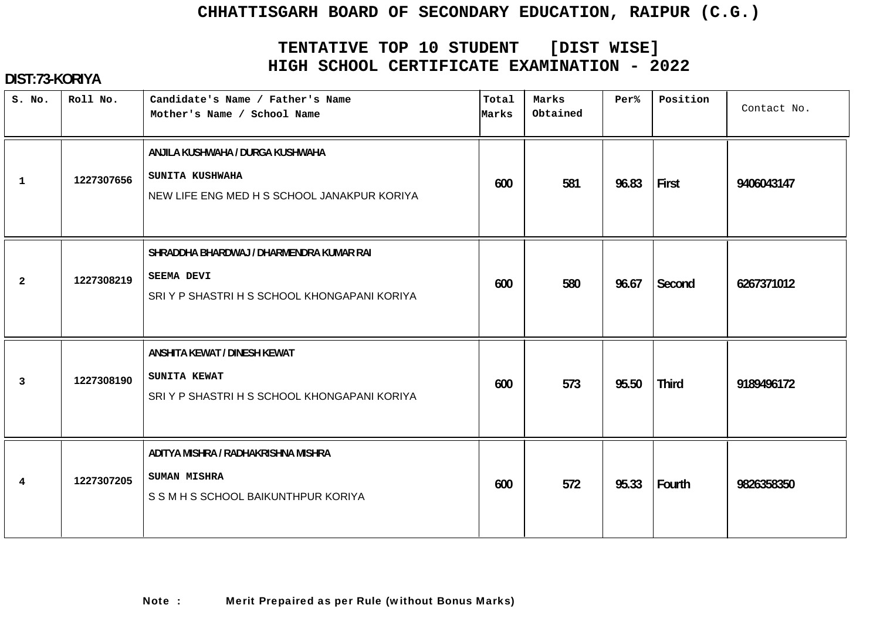# CHHATTISGARH BOARD OF SECONDARY EDUCATION, RAIPUR (C.G.)

## TENTATIVE TOP 10 STUDENT [DIST WISE]
## HIGH SCHOOL CERTIFICATE EXAMINATION - 2022

**DIST:73-KORIYA**

| S. No. | Roll No. | Candidate's Name / Father's Name<br>Mother's Name / School Name | Total Marks | Marks Obtained | Per% | Position | Contact No. |
|---|---|---|---|---|---|---|---|
| 1 | 1227307656 | ANJILA KUSHWAHA / DURGA KUSHWAHA<br>SUNITA KUSHWAHA<br>NEW LIFE ENG MED H S SCHOOL JANAKPUR KORIYA | 600 | 581 | 96.83 | First | 9406043147 |
| 2 | 1227308219 | SHRADDHA BHARDWAJ / DHARMENDRA KUMAR RAI<br>SEEMA DEVI<br>SRI Y P SHASTRI H S SCHOOL KHONGAPANI KORIYA | 600 | 580 | 96.67 | Second | 6267371012 |
| 3 | 1227308190 | ANSHITA KEWAT / DINESH KEWAT<br>SUNITA KEWAT<br>SRI Y P SHASTRI H S SCHOOL KHONGAPANI KORIYA | 600 | 573 | 95.50 | Third | 9189496172 |
| 4 | 1227307205 | ADITYA MISHRA / RADHAKRISHNA MISHRA<br>SUMAN MISHRA<br>S S M H S SCHOOL BAIKUNTHPUR KORIYA | 600 | 572 | 95.33 | Fourth | 9826358350 |

**Note : Merit Prepaired as per Rule (without Bonus Marks)**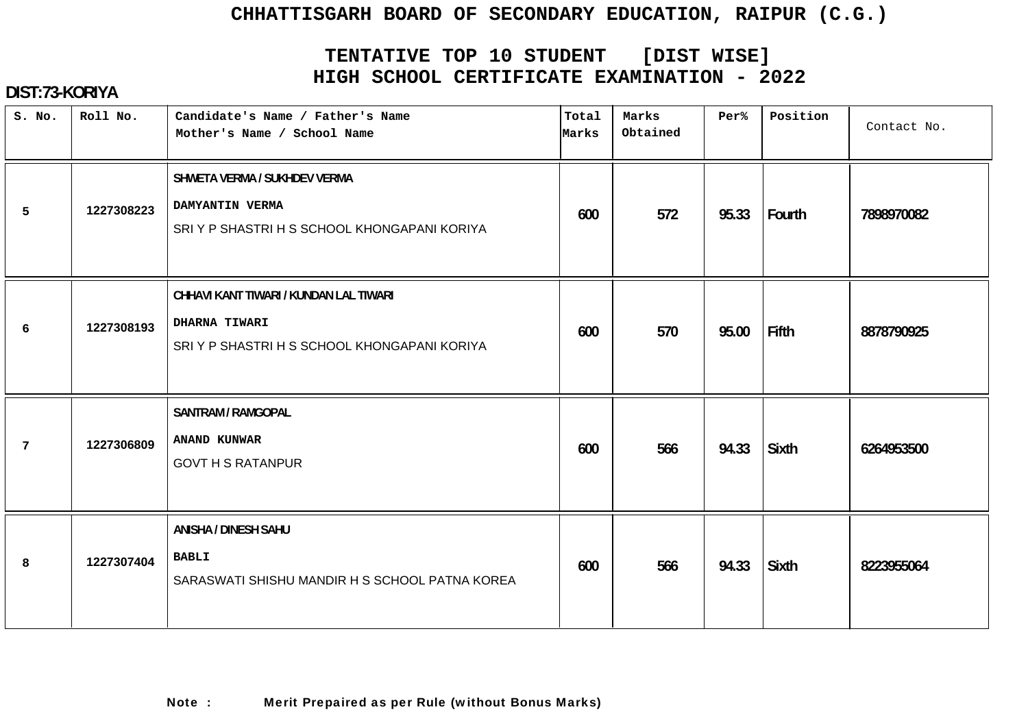# CHHATTISGARH BOARD OF SECONDARY EDUCATION, RAIPUR (C.G.)

## TENTATIVE TOP 10 STUDENT [DIST WISE]
## HIGH SCHOOL CERTIFICATE EXAMINATION - 2022

**DIST:73-KORIYA**

| S. No. | Roll No. | Candidate's Name / Father's Name<br>Mother's Name / School Name | Total Marks | Marks Obtained | Per% | Position | Contact No. |
|---|---|---|---|---|---|---|---|
| 5 | 1227308223 | SHWETA VERMA / SUKHDEV VERMA<br>DAMYANTIN VERMA<br>SRI Y P SHASTRI H S SCHOOL KHONGAPANI KORIYA | 600 | 572 | 95.33 | Fourth | 7898970082 |
| 6 | 1227308193 | CHHAVI KANT TIWARI / KUNDAN LAL TIWARI<br>DHARNA TIWARI<br>SRI Y P SHASTRI H S SCHOOL KHONGAPANI KORIYA | 600 | 570 | 95.00 | Fifth | 8878790925 |
| 7 | 1227306809 | SANTRAM / RAMGOPAL<br>ANAND KUNWAR<br>GOVT H S RATANPUR | 600 | 566 | 94.33 | Sixth | 6264953500 |
| 8 | 1227307404 | ANISHA / DINESH SAHU<br>BABLI<br>SARASWATI SHISHU MANDIR H S SCHOOL PATNA KOREA | 600 | 566 | 94.33 | Sixth | 8223955064 |

**Note : Merit Prepaired as per Rule (without Bonus Marks)**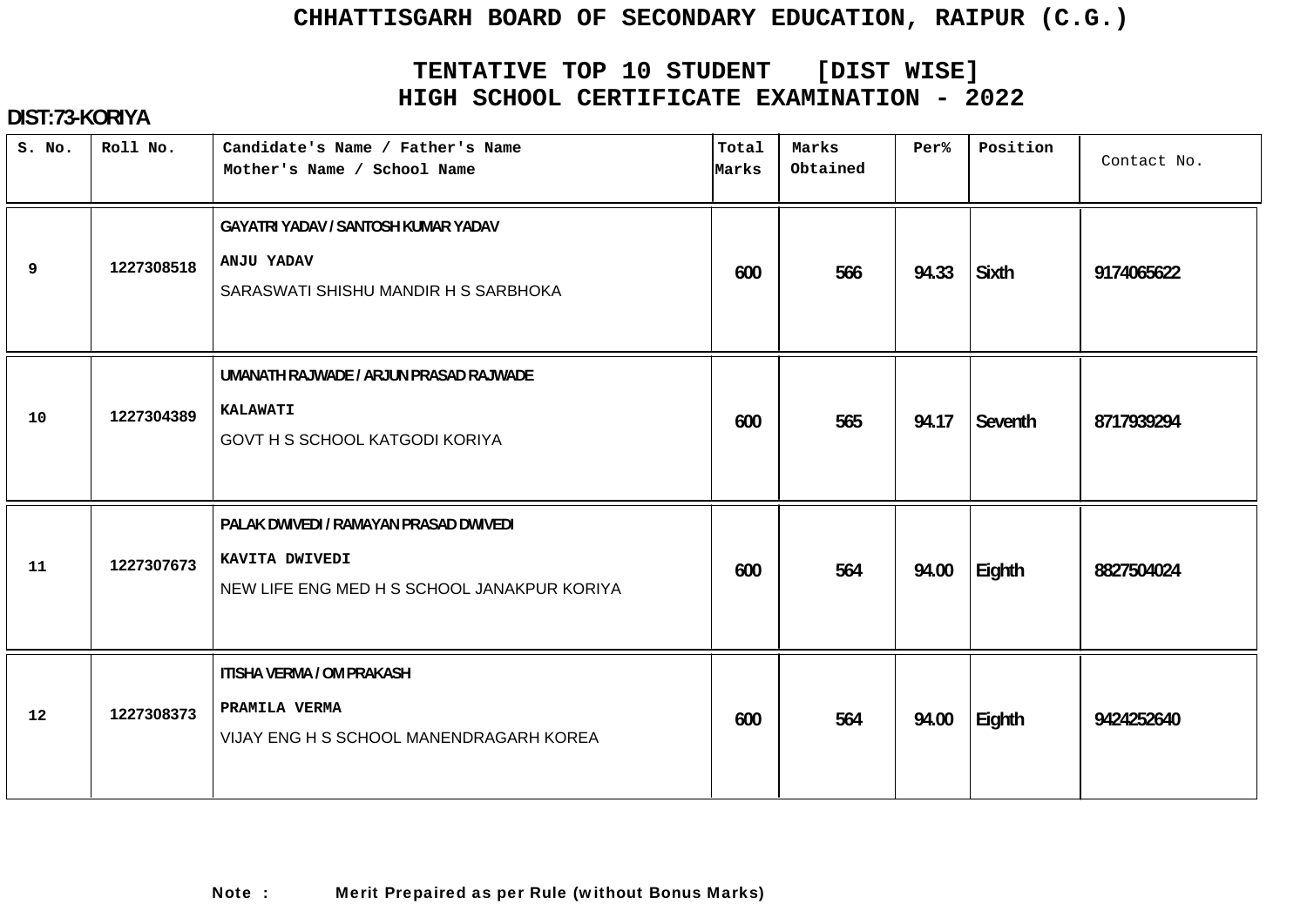# CHHATTISGARH BOARD OF SECONDARY EDUCATION, RAIPUR (C.G.)

## TENTATIVE TOP 10 STUDENT [DIST WISE]
## HIGH SCHOOL CERTIFICATE EXAMINATION - 2022

**DIST:73-KORIYA**

| S. No. | Roll No. | Candidate's Name / Father's Name<br>Mother's Name / School Name | Total Marks | Marks Obtained | Per% | Position | Contact No. |
|---|---|---|---|---|---|---|---|
| 9 | 1227308518 | GAYATRI YADAV / SANTOSH KUMAR YADAV<br>ANJU YADAV<br>SARASWATI SHISHU MANDIR H S SARBHOKA | 600 | 566 | 94.33 | Sixth | 9174065622 |
| 10 | 1227304389 | UMANATH RAJWADE / ARJUN PRASAD RAJWADE<br>KALAWATI<br>GOVT H S SCHOOL KATGODI KORIYA | 600 | 565 | 94.17 | Seventh | 8717939294 |
| 11 | 1227307673 | PALAK DWIVEDI / RAMAYAN PRASAD DWIVEDI<br>KAVITA DWIVEDI<br>NEW LIFE ENG MED H S SCHOOL JANAKPUR KORIYA | 600 | 564 | 94.00 | Eighth | 8827504024 |
| 12 | 1227308373 | ITISHA VERMA / OM PRAKASH<br>PRAMILA VERMA<br>VIJAY ENG H S SCHOOL MANENDRAGARH KOREA | 600 | 564 | 94.00 | Eighth | 9424252640 |

**Note : Merit Prepaired as per Rule (without Bonus Marks)**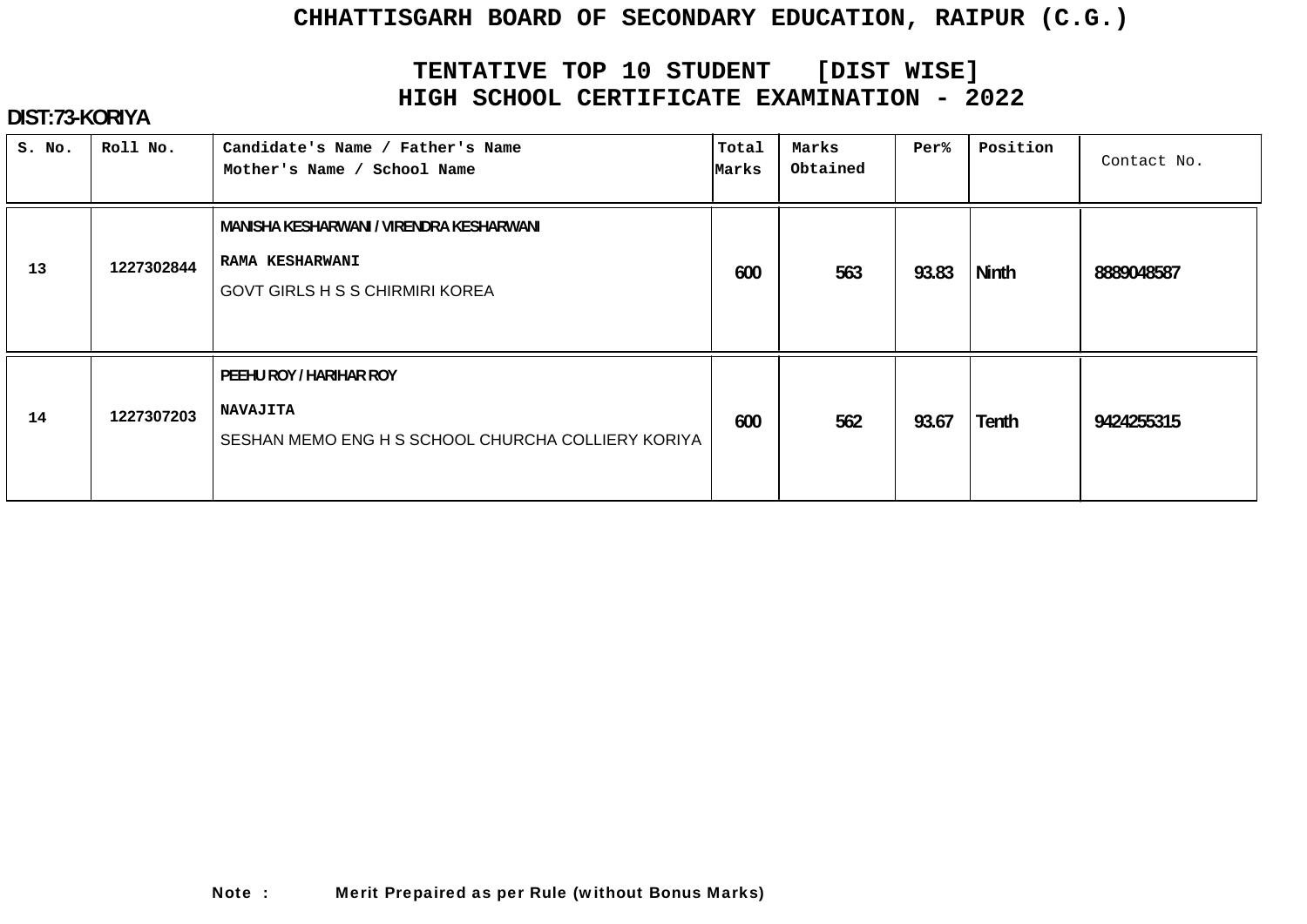# CHHATTISGARH BOARD OF SECONDARY EDUCATION, RAIPUR (C.G.)

## TENTATIVE TOP 10 STUDENT [DIST WISE]
## HIGH SCHOOL CERTIFICATE EXAMINATION - 2022

**DIST:73-KORIYA**

| S. No. | Roll No. | Candidate's Name / Father's Name<br>Mother's Name / School Name | Total Marks | Marks Obtained | Per% | Position | Contact No. |
|---|---|---|---|---|---|---|---|
| 13 | 1227302844 | MANISHA KESHARWANI / VIRENDRA KESHARWANI<br>RAMA KESHARWANI<br>GOVT GIRLS H S S CHIRMIRI KOREA | 600 | 563 | 93.83 | Ninth | 8889048587 |
| 14 | 1227307203 | PEEHU ROY / HARIHAR ROY<br>NAVAJITA<br>SESHAN MEMO ENG H S SCHOOL CHURCHA COLLIERY KORIYA | 600 | 562 | 93.67 | Tenth | 9424255315 |

**Note :** **Merit Prepaired as per Rule (without Bonus Marks)**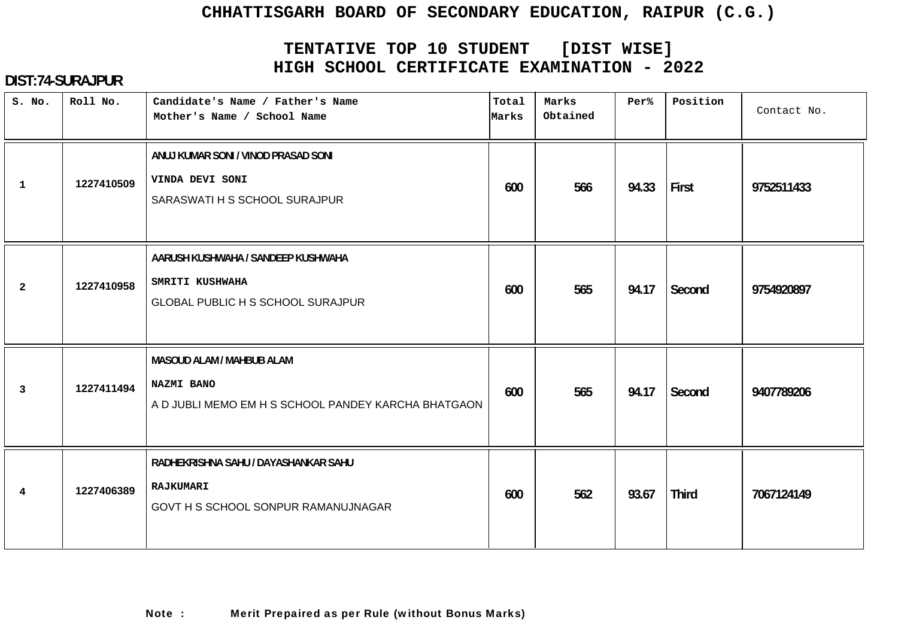# CHHATTISGARH BOARD OF SECONDARY EDUCATION, RAIPUR (C.G.)

## TENTATIVE TOP 10 STUDENT [DIST WISE]
## HIGH SCHOOL CERTIFICATE EXAMINATION - 2022

**DIST:74-SURAJPUR**

| S. No. | Roll No. | Candidate's Name / Father's Name<br>Mother's Name / School Name | Total Marks | Marks Obtained | Per% | Position | Contact No. |
|---|---|---|---|---|---|---|---|
| 1 | 1227410509 | ANUJ KUMAR SONI / VINOD PRASAD SONI<br>VINDA DEVI SONI<br>SARASWATI H S SCHOOL SURAJPUR | 600 | 566 | 94.33 | First | 9752511433 |
| 2 | 1227410958 | AARUSH KUSHWAHA / SANDEEP KUSHWAHA<br>SMRITI KUSHWAHA<br>GLOBAL PUBLIC H S SCHOOL SURAJPUR | 600 | 565 | 94.17 | Second | 9754920897 |
| 3 | 1227411494 | MASOUD ALAM / MAHBUB ALAM<br>NAZMI BANO<br>A D JUBLI MEMO EM H S SCHOOL PANDEY KARCHA BHATGAON | 600 | 565 | 94.17 | Second | 9407789206 |
| 4 | 1227406389 | RADHEKRISHNA SAHU / DAYASHANKAR SAHU<br>RAJKUMARI<br>GOVT H S SCHOOL SONPUR RAMANUJNAGAR | 600 | 562 | 93.67 | Third | 7067124149 |

**Note : Merit Prepaired as per Rule (without Bonus Marks)**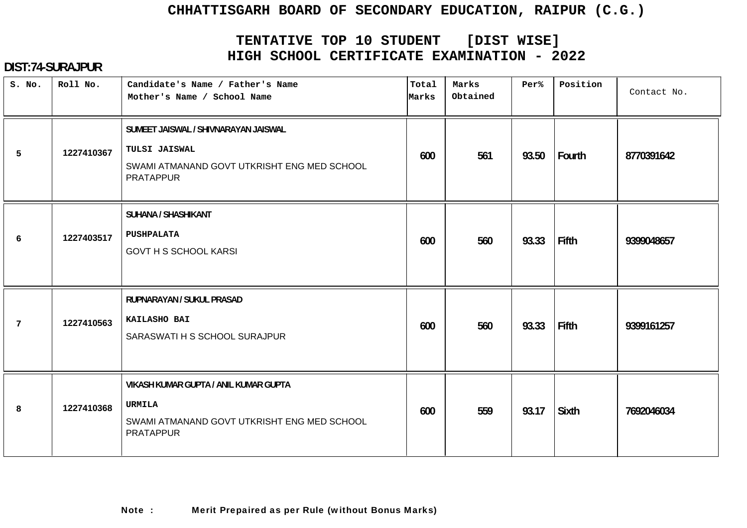# CHHATTISGARH BOARD OF SECONDARY EDUCATION, RAIPUR (C.G.)

## TENTATIVE TOP 10 STUDENT [DIST WISE]
## HIGH SCHOOL CERTIFICATE EXAMINATION - 2022

**DIST:74-SURAJPUR**

| S. No. | Roll No. | Candidate's Name / Father's Name<br>Mother's Name / School Name | Total Marks | Marks Obtained | Per% | Position | Contact No. |
|---|---|---|---|---|---|---|---|
| 5 | 1227410367 | SUMEET JAISWAL / SHIVNARAYAN JAISWAL<br>TULSI JAISWAL<br>SWAMI ATMANAND GOVT UTKRISHT ENG MED SCHOOL PRATAPPUR | 600 | 561 | 93.50 | Fourth | 8770391642 |
| 6 | 1227403517 | SUHANA / SHASHIKANT<br>PUSHPALATA<br>GOVT H S SCHOOL KARSI | 600 | 560 | 93.33 | Fifth | 9399048657 |
| 7 | 1227410563 | RUPNARAYAN / SUKUL PRASAD<br>KAILASHO BAI<br>SARASWATI H S SCHOOL SURAJPUR | 600 | 560 | 93.33 | Fifth | 9399161257 |
| 8 | 1227410368 | VIKASH KUMAR GUPTA / ANIL KUMAR GUPTA<br>URMILA<br>SWAMI ATMANAND GOVT UTKRISHT ENG MED SCHOOL PRATAPPUR | 600 | 559 | 93.17 | Sixth | 7692046034 |

**Note :** **Merit Prepaired as per Rule (without Bonus Marks)**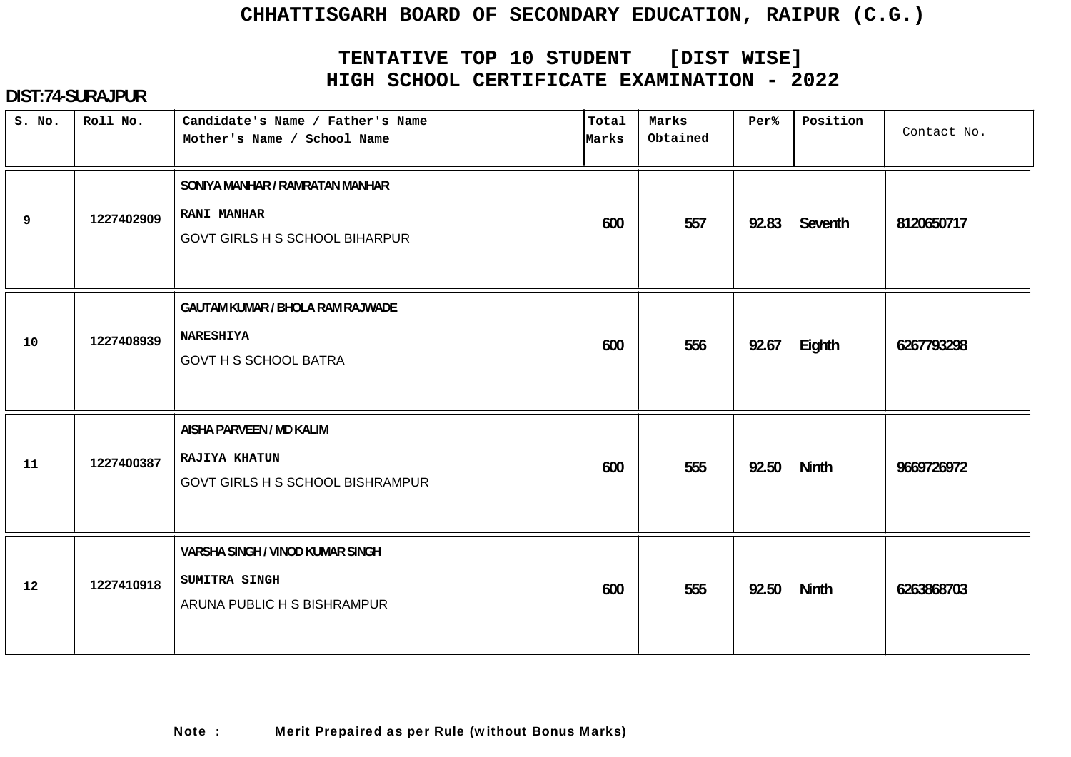# CHHATTISGARH BOARD OF SECONDARY EDUCATION, RAIPUR (C.G.)

## TENTATIVE TOP 10 STUDENT [DIST WISE]
## HIGH SCHOOL CERTIFICATE EXAMINATION - 2022

**DIST:74-SURAJPUR**

| S. No. | Roll No. | Candidate's Name / Father's Name<br>Mother's Name / School Name | Total Marks | Marks Obtained | Per% | Position | Contact No. |
|---|---|---|---|---|---|---|---|
| 9 | 1227402909 | SONIYA MANHAR / RAMRATAN MANHAR<br>RANI MANHAR<br>GOVT GIRLS H S SCHOOL BIHARPUR | 600 | 557 | 92.83 | Seventh | 8120650717 |
| 10 | 1227408939 | GAUTAM KUMAR / BHOLA RAM RAJWADE<br>NARESHIYA<br>GOVT H S SCHOOL BATRA | 600 | 556 | 92.67 | Eighth | 6267793298 |
| 11 | 1227400387 | AISHA PARVEEN / MD KALIM<br>RAJIYA KHATUN<br>GOVT GIRLS H S SCHOOL BISHRAMPUR | 600 | 555 | 92.50 | Ninth | 9669726972 |
| 12 | 1227410918 | VARSHA SINGH / VINOD KUMAR SINGH<br>SUMITRA SINGH<br>ARUNA PUBLIC H S BISHRAMPUR | 600 | 555 | 92.50 | Ninth | 6263868703 |

**Note : Merit Prepaired as per Rule (without Bonus Marks)**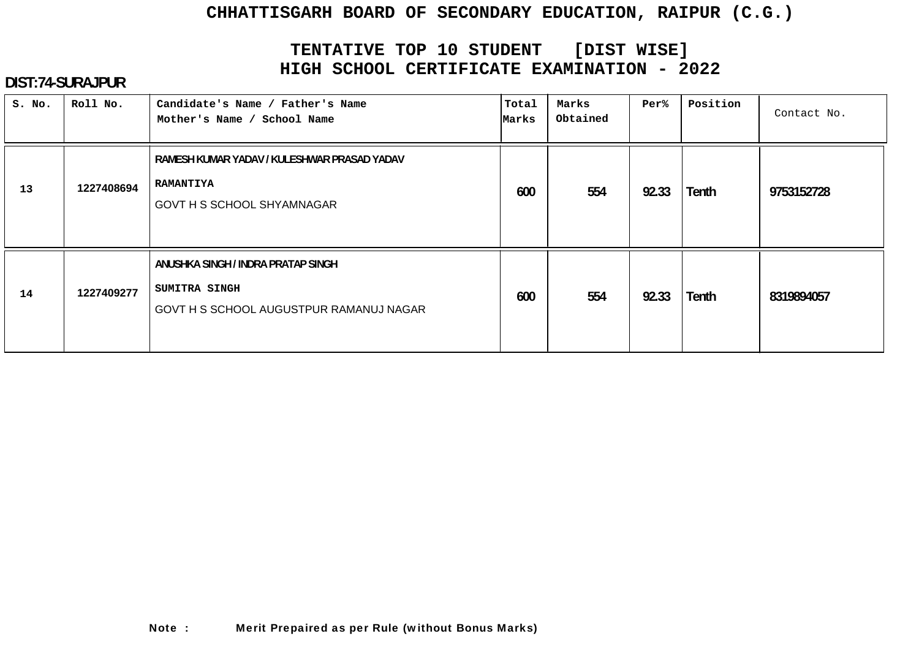# CHHATTISGARH BOARD OF SECONDARY EDUCATION, RAIPUR (C.G.)

## TENTATIVE TOP 10 STUDENT [DIST WISE]
## HIGH SCHOOL CERTIFICATE EXAMINATION - 2022

**DIST:74-SURAJPUR**

| S. No. | Roll No. | Candidate's Name / Father's Name<br>Mother's Name / School Name | Total Marks | Marks Obtained | Per% | Position | Contact No. |
|---|---|---|---|---|---|---|---|
| 13 | 1227408694 | RAMESH KUMAR YADAV / KULESHWAR PRASAD YADAV<br>RAMANTIYA<br>GOVT H S SCHOOL SHYAMNAGAR | 600 | 554 | 92.33 | Tenth | 9753152728 |
| 14 | 1227409277 | ANUSHKA SINGH / INDRA PRATAP SINGH<br>SUMITRA SINGH<br>GOVT H S SCHOOL AUGUSTPUR RAMANUJ NAGAR | 600 | 554 | 92.33 | Tenth | 8319894057 |

**Note : Merit Prepaired as per Rule (without Bonus Marks)**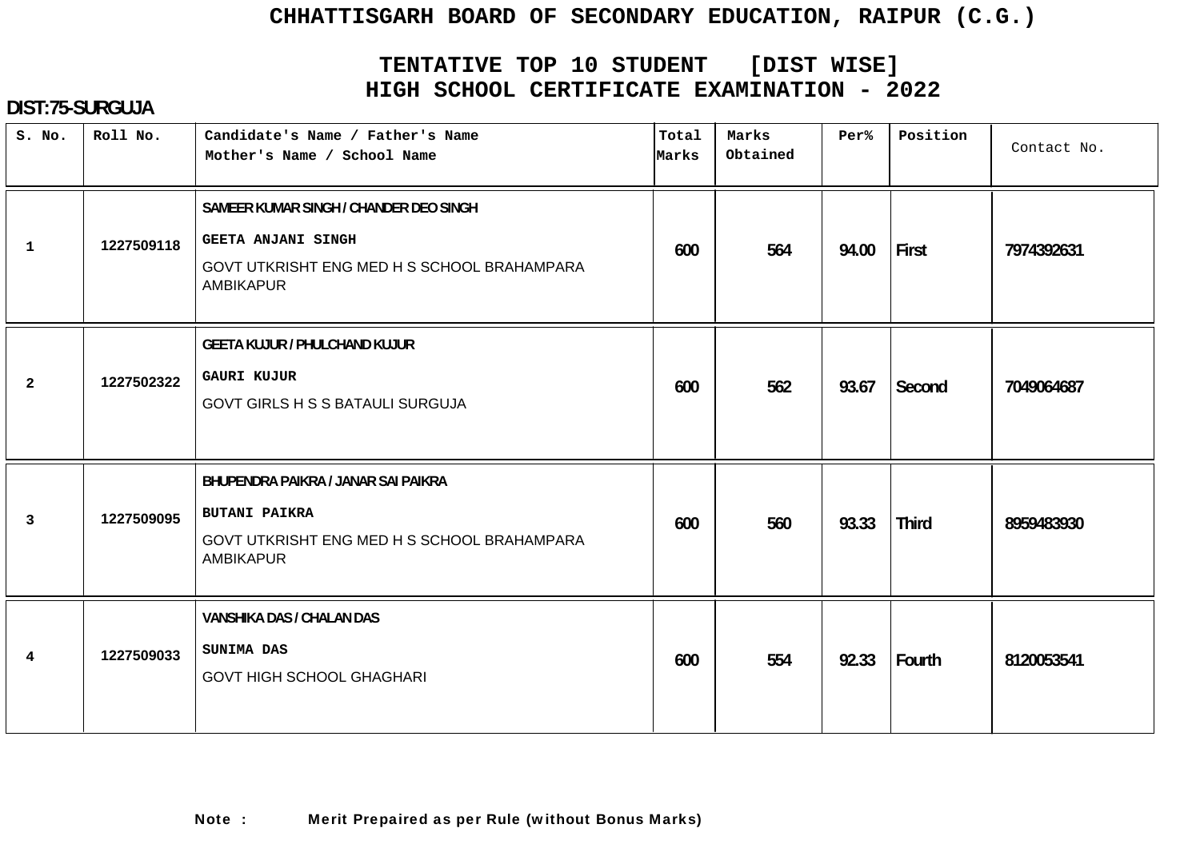# CHHATTISGARH BOARD OF SECONDARY EDUCATION, RAIPUR (C.G.)

## TENTATIVE TOP 10 STUDENT [DIST WISE]
## HIGH SCHOOL CERTIFICATE EXAMINATION - 2022

**DIST:75-SURGUJA**

| S. No. | Roll No. | Candidate's Name / Father's Name<br>Mother's Name / School Name | Total Marks | Marks Obtained | Per% | Position | Contact No. |
|---|---|---|---|---|---|---|---|
| 1 | 1227509118 | SAMEER KUMAR SINGH / CHANDER DEO SINGH<br>GEETA ANJANI SINGH<br>GOVT UTKRISHT ENG MED H S SCHOOL BRAHAMPARA AMBIKAPUR | 600 | 564 | 94.00 | First | 7974392631 |
| 2 | 1227502322 | GEETA KUJUR / PHULCHAND KUJUR<br>GAURI KUJUR<br>GOVT GIRLS H S S BATAULI SURGUJA | 600 | 562 | 93.67 | Second | 7049064687 |
| 3 | 1227509095 | BHUPENDRA PAIKRA / JANAR SAI PAIKRA<br>BUTANI PAIKRA<br>GOVT UTKRISHT ENG MED H S SCHOOL BRAHAMPARA AMBIKAPUR | 600 | 560 | 93.33 | Third | 8959483930 |
| 4 | 1227509033 | VANSHIKA DAS / CHALAN DAS<br>SUNIMA DAS<br>GOVT HIGH SCHOOL GHAGHARI | 600 | 554 | 92.33 | Fourth | 8120053541 |

**Note : Merit Prepaired as per Rule (without Bonus Marks)**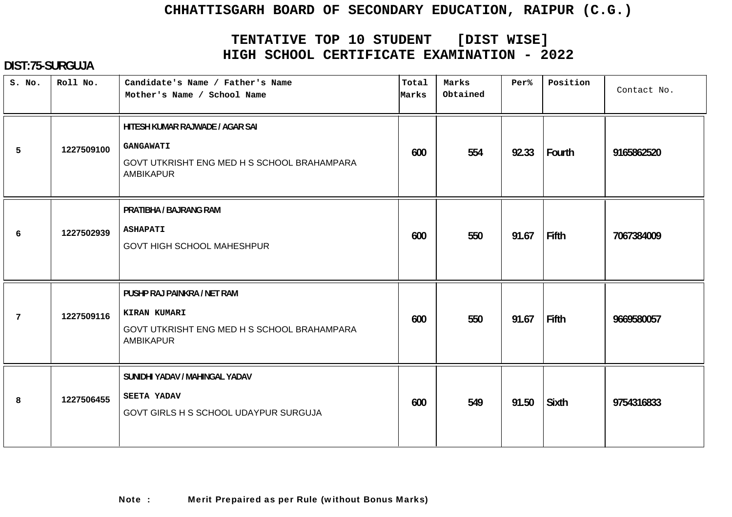# CHHATTISGARH BOARD OF SECONDARY EDUCATION, RAIPUR (C.G.)

## TENTATIVE TOP 10 STUDENT [DIST WISE]
## HIGH SCHOOL CERTIFICATE EXAMINATION - 2022

**DIST:75-SURGUJA**

| S. No. | Roll No. | Candidate's Name / Father's Name<br>Mother's Name / School Name | Total Marks | Marks Obtained | Per% | Position | Contact No. |
|---|---|---|---|---|---|---|---|
| 5 | 1227509100 | HITESH KUMAR RAJWADE / AGAR SAI<br>GANGAWATI<br>GOVT UTKRISHT ENG MED H S SCHOOL BRAHAMPARA AMBIKAPUR | 600 | 554 | 92.33 | Fourth | 9165862520 |
| 6 | 1227502939 | PRATIBHA / BAJRANG RAM<br>ASHAPATI<br>GOVT HIGH SCHOOL MAHESHPUR | 600 | 550 | 91.67 | Fifth | 7067384009 |
| 7 | 1227509116 | PUSHP RAJ PAINKRA / NET RAM<br>KIRAN KUMARI<br>GOVT UTKRISHT ENG MED H S SCHOOL BRAHAMPARA AMBIKAPUR | 600 | 550 | 91.67 | Fifth | 9669580057 |
| 8 | 1227506455 | SUNIDHI YADAV / MAHINGAL YADAV<br>SEETA YADAV<br>GOVT GIRLS H S SCHOOL UDAYPUR SURGUJA | 600 | 549 | 91.50 | Sixth | 9754316833 |

**Note : Merit Prepaired as per Rule (without Bonus Marks)**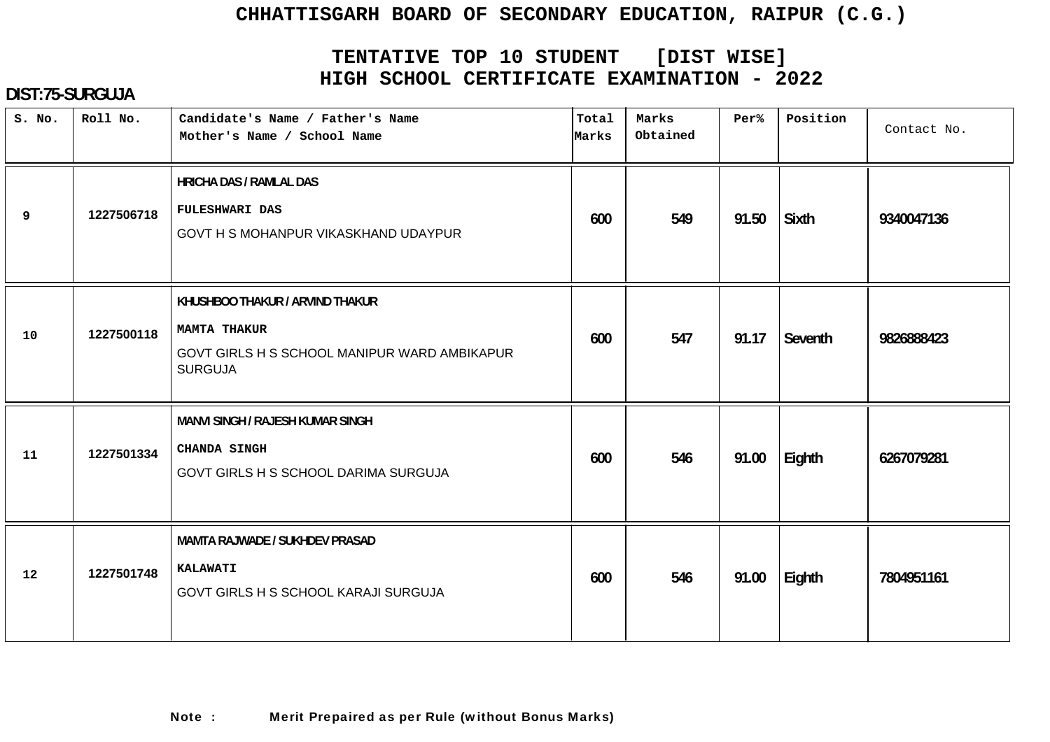# CHHATTISGARH BOARD OF SECONDARY EDUCATION, RAIPUR (C.G.)

## TENTATIVE TOP 10 STUDENT [DIST WISE]
## HIGH SCHOOL CERTIFICATE EXAMINATION - 2022

**DIST:75-SURGUJA**

| S. No. | Roll No. | Candidate's Name / Father's Name<br>Mother's Name / School Name | Total Marks | Marks Obtained | Per% | Position | Contact No. |
|---|---|---|---|---|---|---|---|
| 9 | 1227506718 | HRICHA DAS / RAMLAL DAS<br>FULESHWARI DAS<br>GOVT H S MOHANPUR VIKASKHAND UDAYPUR | 600 | 549 | 91.50 | Sixth | 9340047136 |
| 10 | 1227500118 | KHUSHBOO THAKUR / ARVIND THAKUR<br>MAMTA THAKUR<br>GOVT GIRLS H S SCHOOL MANIPUR WARD AMBIKAPUR SURGUJA | 600 | 547 | 91.17 | Seventh | 9826888423 |
| 11 | 1227501334 | MANVI SINGH / RAJESH KUMAR SINGH<br>CHANDA SINGH<br>GOVT GIRLS H S SCHOOL DARIMA SURGUJA | 600 | 546 | 91.00 | Eighth | 6267079281 |
| 12 | 1227501748 | MAMTA RAJWADE / SUKHDEV PRASAD<br>KALAWATI<br>GOVT GIRLS H S SCHOOL KARAJI SURGUJA | 600 | 546 | 91.00 | Eighth | 7804951161 |

**Note : Merit Prepaired as per Rule (without Bonus Marks)**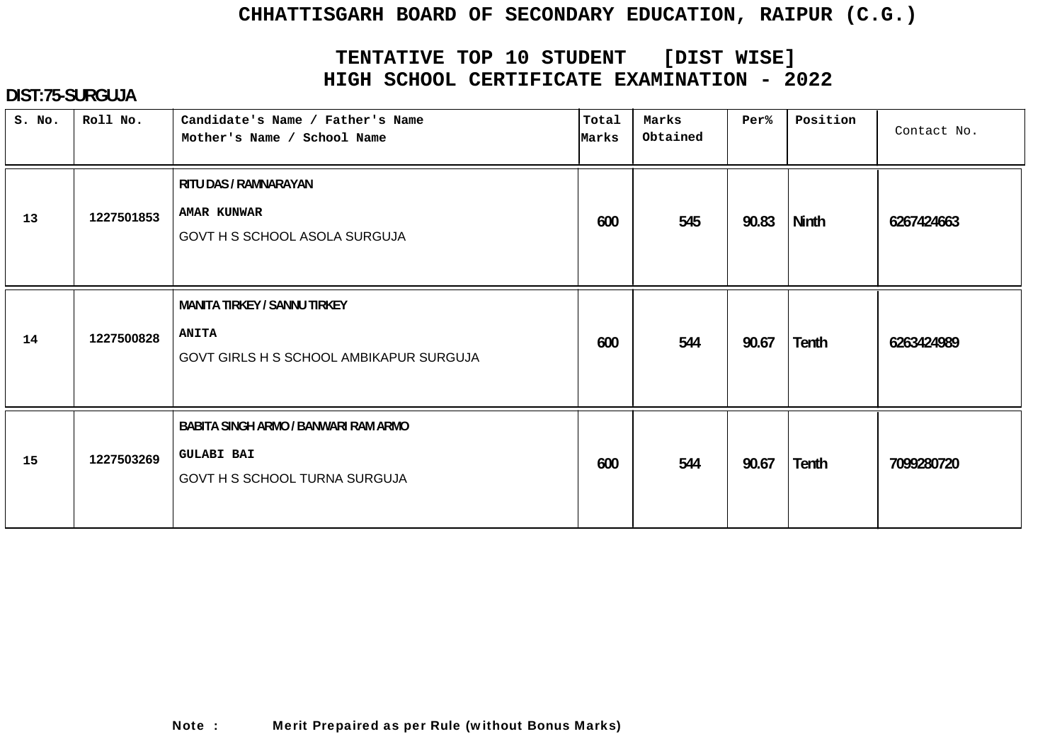# CHHATTISGARH BOARD OF SECONDARY EDUCATION, RAIPUR (C.G.)

## TENTATIVE TOP 10 STUDENT [DIST WISE]
## HIGH SCHOOL CERTIFICATE EXAMINATION - 2022

**DIST:75-SURGUJA**

| S. No. | Roll No. | Candidate's Name / Father's Name<br>Mother's Name / School Name | Total Marks | Marks Obtained | Per% | Position | Contact No. |
|---|---|---|---|---|---|---|---|
| 13 | 1227501853 | RITU DAS / RAMNARAYAN<br>AMAR KUNWAR<br>GOVT H S SCHOOL ASOLA SURGUJA | 600 | 545 | 90.83 | Ninth | 6267424663 |
| 14 | 1227500828 | MANITA TIRKEY / SANNU TIRKEY<br>ANITA<br>GOVT GIRLS H S SCHOOL AMBIKAPUR SURGUJA | 600 | 544 | 90.67 | Tenth | 6263424989 |
| 15 | 1227503269 | BABITA SINGH ARMO / BANWARI RAM ARMO<br>GULABI BAI<br>GOVT H S SCHOOL TURNA SURGUJA | 600 | 544 | 90.67 | Tenth | 7099280720 |

**Note :** **Merit Prepaired as per Rule (without Bonus Marks)**